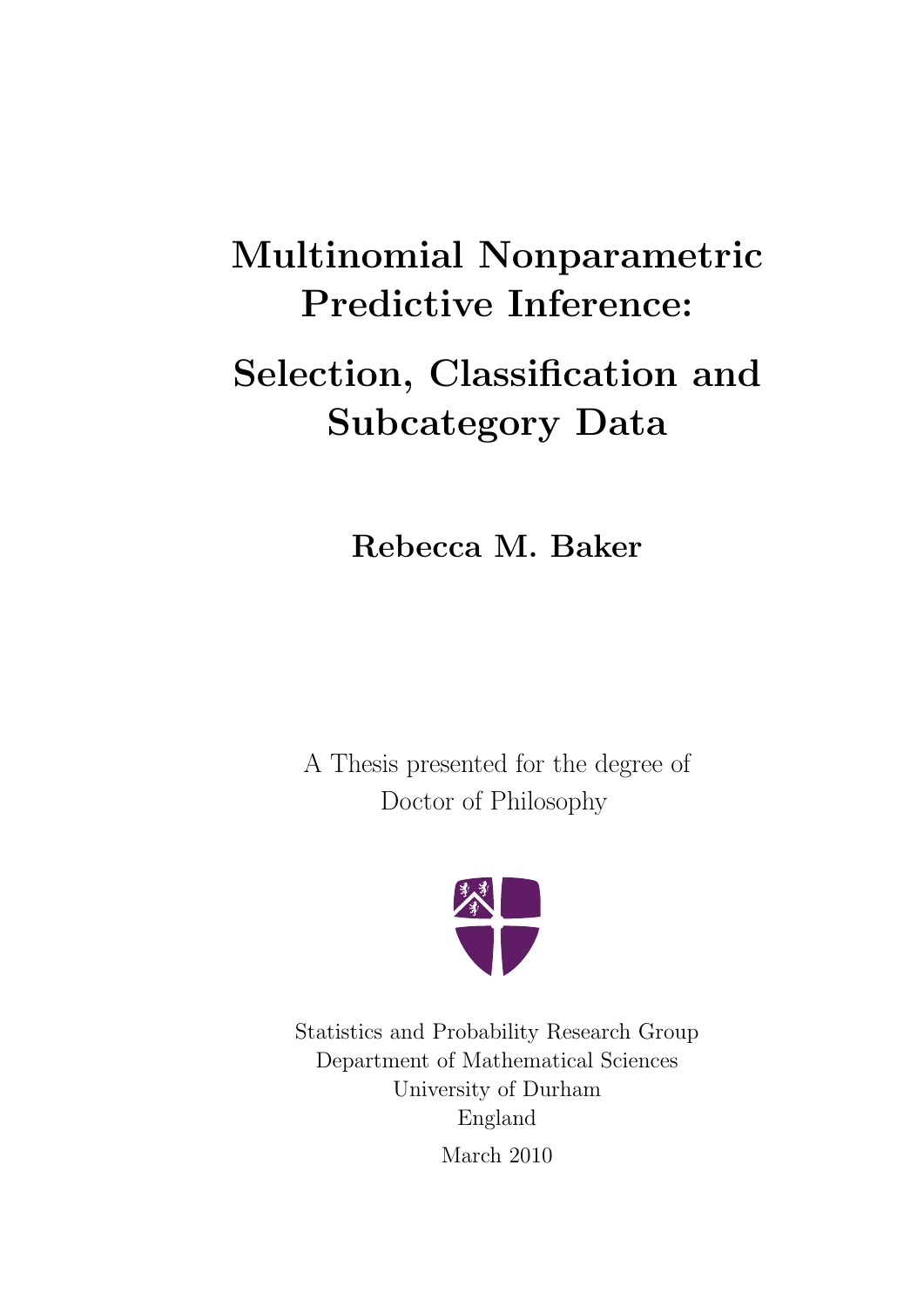# Multinomial Nonparametric Predictive Inference:

# Selection, Classification and Subcategory Data

**Rebecca M. Baker**

A Thesis presented for the degree of
Doctor of Philosophy

Statistics and Probability Research Group
Department of Mathematical Sciences
University of Durham
England

March 2010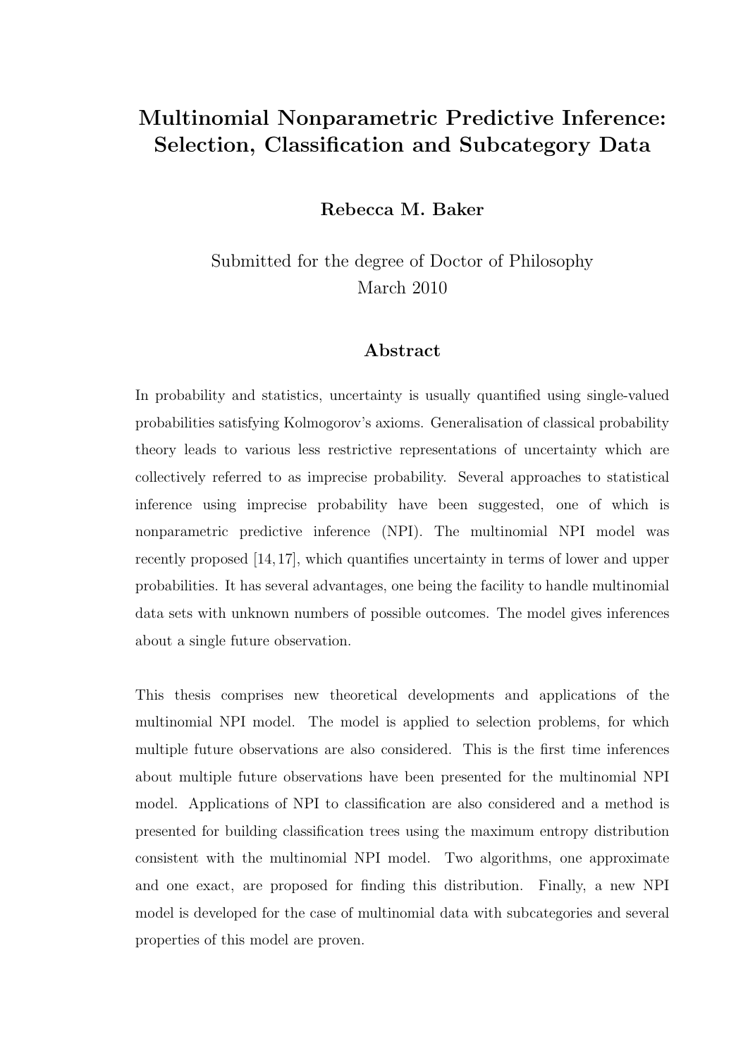# Multinomial Nonparametric Predictive Inference: Selection, Classification and Subcategory Data

**Rebecca M. Baker**

Submitted for the degree of Doctor of Philosophy
March 2010

## Abstract

In probability and statistics, uncertainty is usually quantified using single-valued probabilities satisfying Kolmogorov's axioms. Generalisation of classical probability theory leads to various less restrictive representations of uncertainty which are collectively referred to as imprecise probability. Several approaches to statistical inference using imprecise probability have been suggested, one of which is nonparametric predictive inference (NPI). The multinomial NPI model was recently proposed [14, 17], which quantifies uncertainty in terms of lower and upper probabilities. It has several advantages, one being the facility to handle multinomial data sets with unknown numbers of possible outcomes. The model gives inferences about a single future observation.

This thesis comprises new theoretical developments and applications of the multinomial NPI model. The model is applied to selection problems, for which multiple future observations are also considered. This is the first time inferences about multiple future observations have been presented for the multinomial NPI model. Applications of NPI to classification are also considered and a method is presented for building classification trees using the maximum entropy distribution consistent with the multinomial NPI model. Two algorithms, one approximate and one exact, are proposed for finding this distribution. Finally, a new NPI model is developed for the case of multinomial data with subcategories and several properties of this model are proven.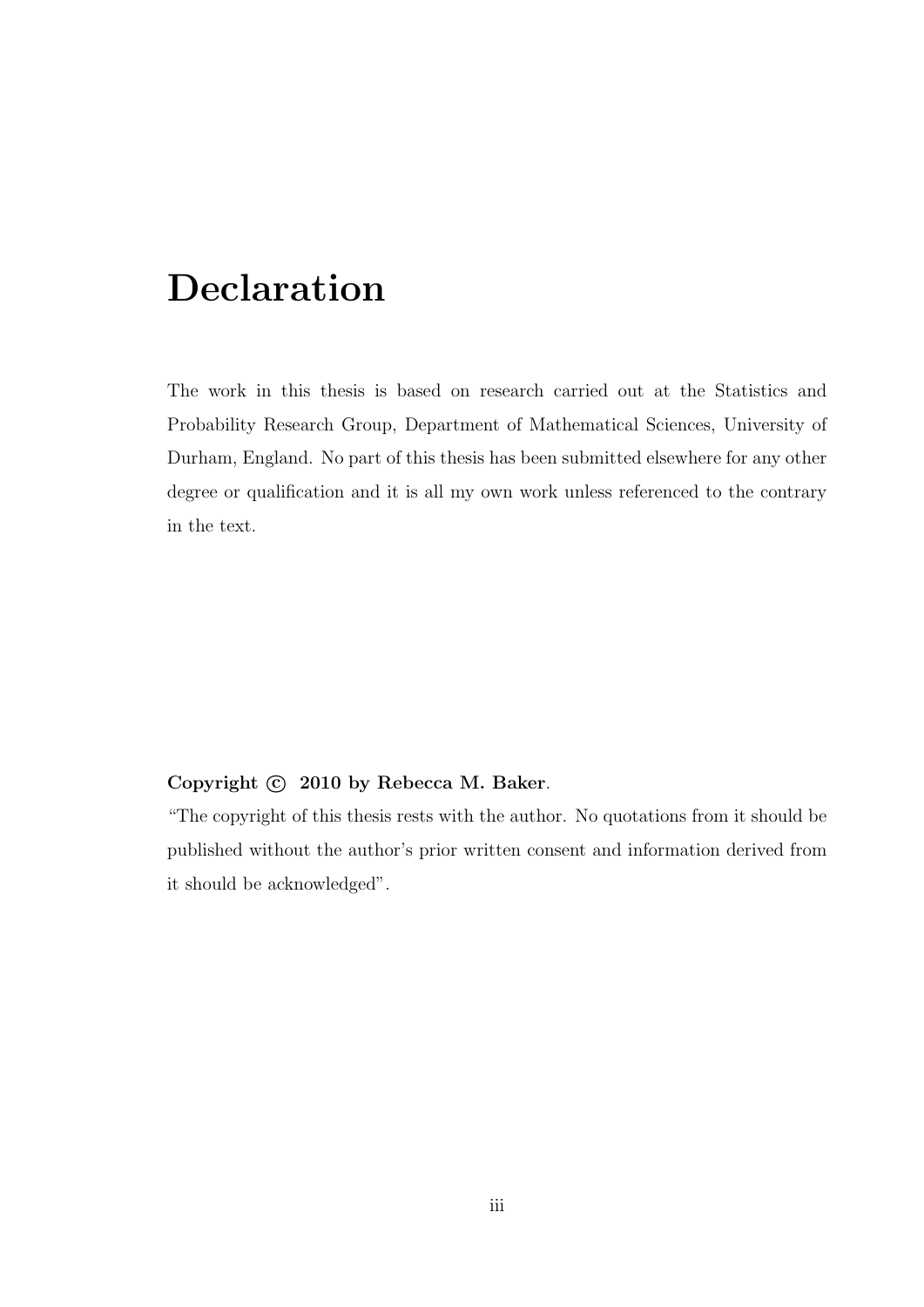# Declaration

The work in this thesis is based on research carried out at the Statistics and Probability Research Group, Department of Mathematical Sciences, University of Durham, England. No part of this thesis has been submitted elsewhere for any other degree or qualification and it is all my own work unless referenced to the contrary in the text.

**Copyright © 2010 by Rebecca M. Baker**.

"The copyright of this thesis rests with the author. No quotations from it should be published without the author's prior written consent and information derived from it should be acknowledged".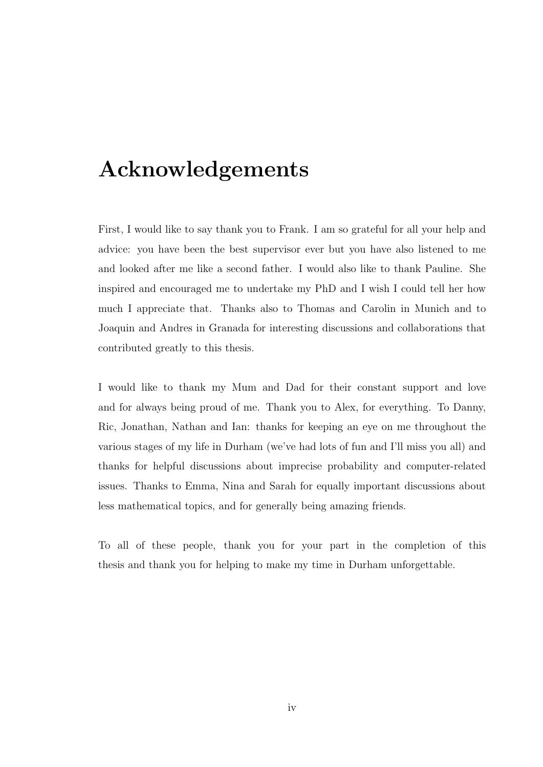# Acknowledgements

First, I would like to say thank you to Frank. I am so grateful for all your help and advice: you have been the best supervisor ever but you have also listened to me and looked after me like a second father. I would also like to thank Pauline. She inspired and encouraged me to undertake my PhD and I wish I could tell her how much I appreciate that. Thanks also to Thomas and Carolin in Munich and to Joaquin and Andres in Granada for interesting discussions and collaborations that contributed greatly to this thesis.

I would like to thank my Mum and Dad for their constant support and love and for always being proud of me. Thank you to Alex, for everything. To Danny, Ric, Jonathan, Nathan and Ian: thanks for keeping an eye on me throughout the various stages of my life in Durham (we've had lots of fun and I'll miss you all) and thanks for helpful discussions about imprecise probability and computer-related issues. Thanks to Emma, Nina and Sarah for equally important discussions about less mathematical topics, and for generally being amazing friends.

To all of these people, thank you for your part in the completion of this thesis and thank you for helping to make my time in Durham unforgettable.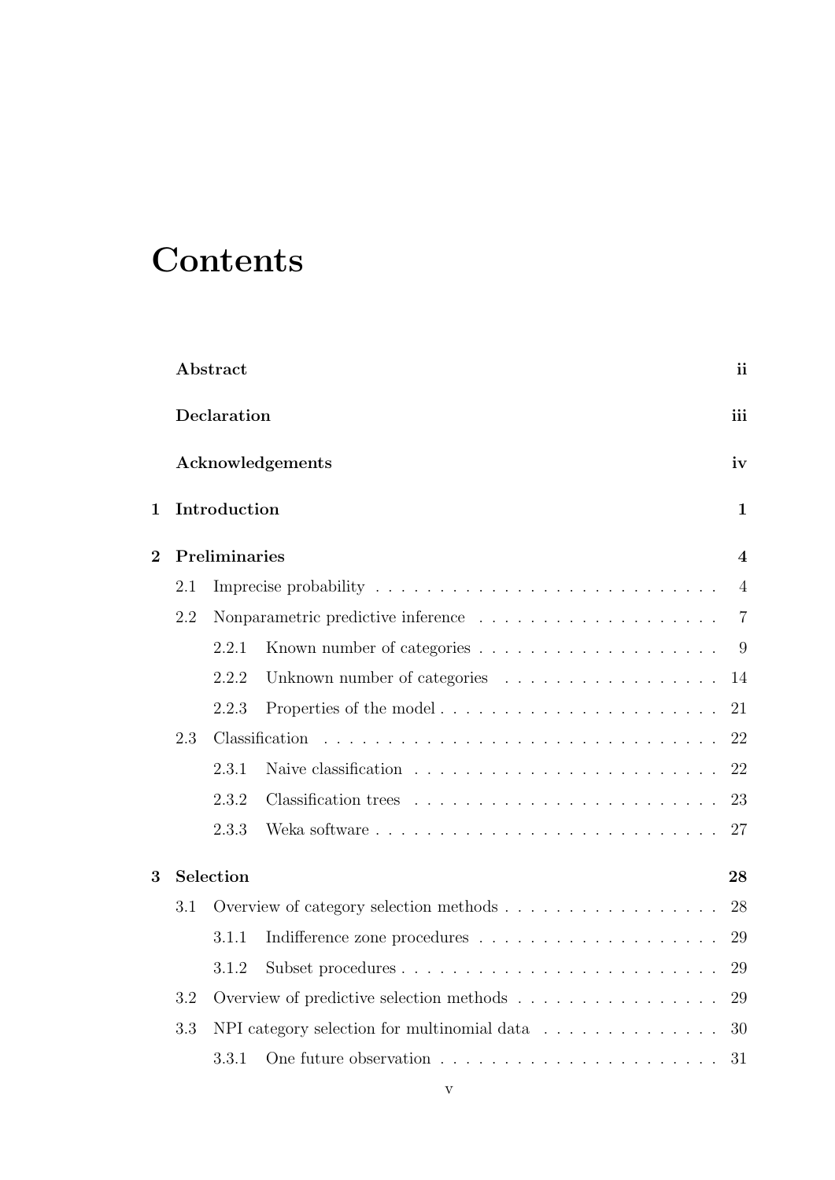# Contents

| | | |
|---|---|---|
| **Abstract** | | **ii** |
| **Declaration** | | **iii** |
| **Acknowledgements** | | **iv** |
| **1 Introduction** | | **1** |
| **2 Preliminaries** | | **4** |
| 2.1 | Imprecise probability | 4 |
| 2.2 | Nonparametric predictive inference | 7 |
| | 2.2.1 Known number of categories | 9 |
| | 2.2.2 Unknown number of categories | 14 |
| | 2.2.3 Properties of the model | 21 |
| 2.3 | Classification | 22 |
| | 2.3.1 Naive classification | 22 |
| | 2.3.2 Classification trees | 23 |
| | 2.3.3 Weka software | 27 |
| **3 Selection** | | **28** |
| 3.1 | Overview of category selection methods | 28 |
| | 3.1.1 Indifference zone procedures | 29 |
| | 3.1.2 Subset procedures | 29 |
| 3.2 | Overview of predictive selection methods | 29 |
| 3.3 | NPI category selection for multinomial data | 30 |
| | 3.3.1 One future observation | 31 |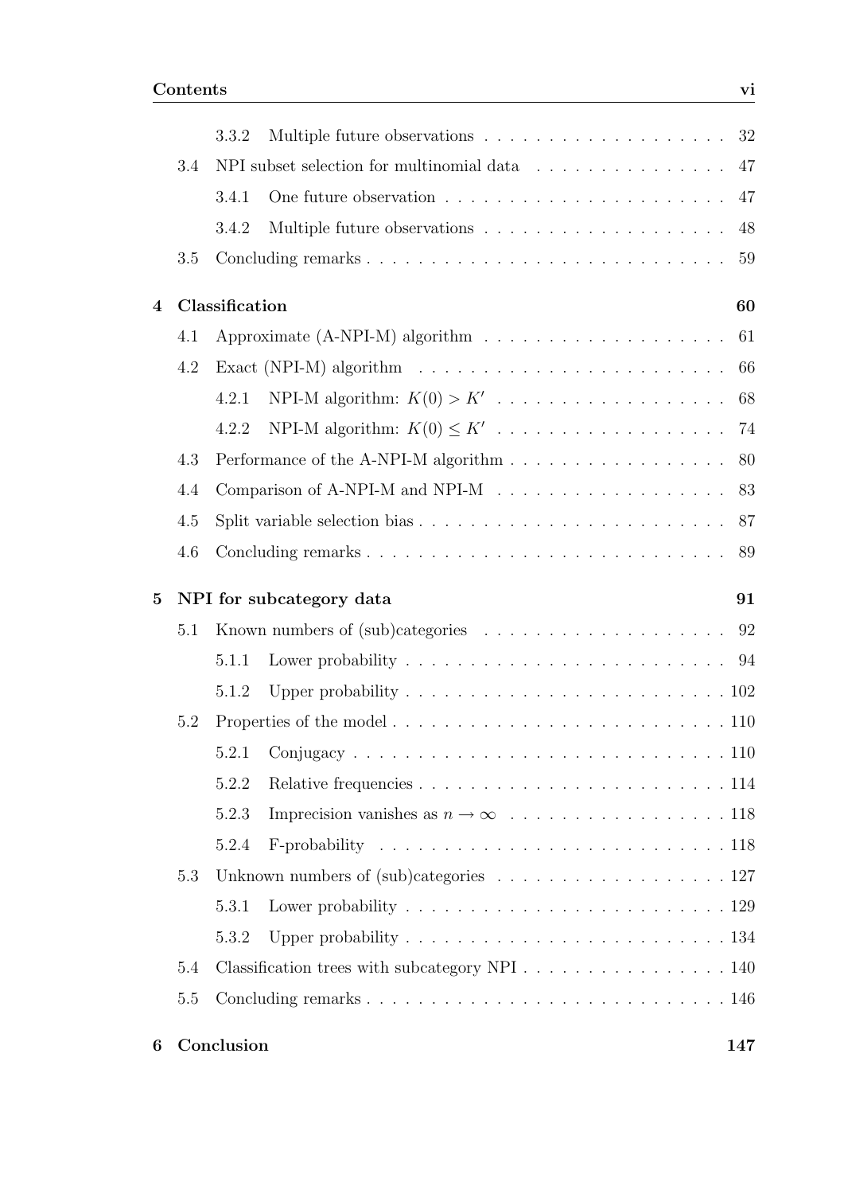3.3.2 Multiple future observations . . . . . . . . . . . . . . . . . . . 32

3.4 NPI subset selection for multinomial data . . . . . . . . . . . . . . . 47

3.4.1 One future observation . . . . . . . . . . . . . . . . . . . . . . 47

3.4.2 Multiple future observations . . . . . . . . . . . . . . . . . . . 48

3.5 Concluding remarks . . . . . . . . . . . . . . . . . . . . . . . . . . . 59

**4 Classification 60**

4.1 Approximate (A-NPI-M) algorithm . . . . . . . . . . . . . . . . . . 61

4.2 Exact (NPI-M) algorithm . . . . . . . . . . . . . . . . . . . . . . . . 66

4.2.1 NPI-M algorithm: $K(0) > K'$ . . . . . . . . . . . . . . . . . . 68

4.2.2 NPI-M algorithm: $K(0) \leq K'$ . . . . . . . . . . . . . . . . . . 74

4.3 Performance of the A-NPI-M algorithm . . . . . . . . . . . . . . . . . 80

4.4 Comparison of A-NPI-M and NPI-M . . . . . . . . . . . . . . . . . . 83

4.5 Split variable selection bias . . . . . . . . . . . . . . . . . . . . . . . 87

4.6 Concluding remarks . . . . . . . . . . . . . . . . . . . . . . . . . . . 89

**5 NPI for subcategory data 91**

5.1 Known numbers of (sub)categories . . . . . . . . . . . . . . . . . . . 92

5.1.1 Lower probability . . . . . . . . . . . . . . . . . . . . . . . . . 94

5.1.2 Upper probability . . . . . . . . . . . . . . . . . . . . . . . . . 102

5.2 Properties of the model . . . . . . . . . . . . . . . . . . . . . . . . . 110

5.2.1 Conjugacy . . . . . . . . . . . . . . . . . . . . . . . . . . . . . 110

5.2.2 Relative frequencies . . . . . . . . . . . . . . . . . . . . . . . . 114

5.2.3 Imprecision vanishes as $n \to \infty$ . . . . . . . . . . . . . . . . . 118

5.2.4 F-probability . . . . . . . . . . . . . . . . . . . . . . . . . . . 118

5.3 Unknown numbers of (sub)categories . . . . . . . . . . . . . . . . . . 127

5.3.1 Lower probability . . . . . . . . . . . . . . . . . . . . . . . . . 129

5.3.2 Upper probability . . . . . . . . . . . . . . . . . . . . . . . . . 134

5.4 Classification trees with subcategory NPI . . . . . . . . . . . . . . . . 140

5.5 Concluding remarks . . . . . . . . . . . . . . . . . . . . . . . . . . . 146

**6 Conclusion 147**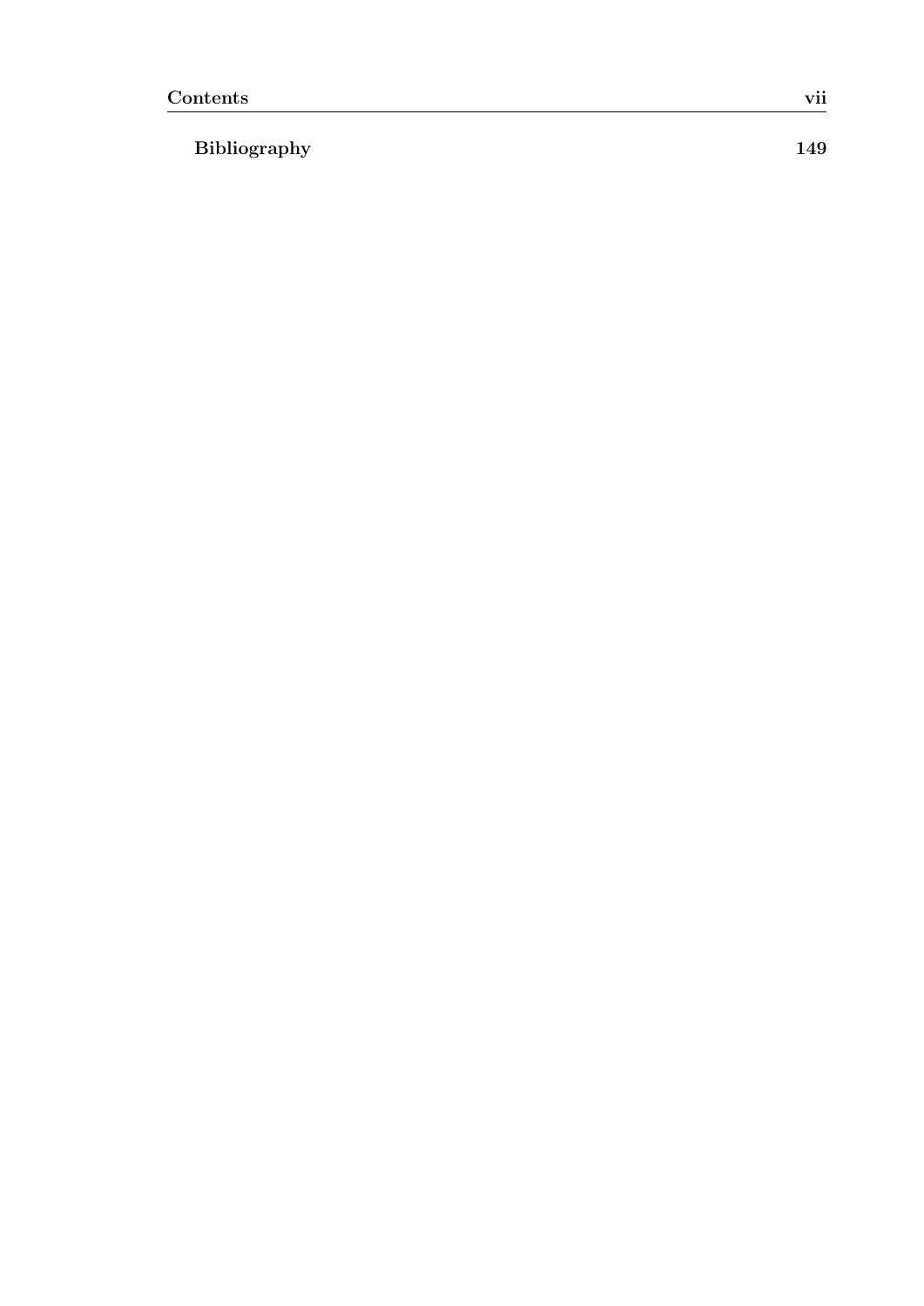**Bibliography** 149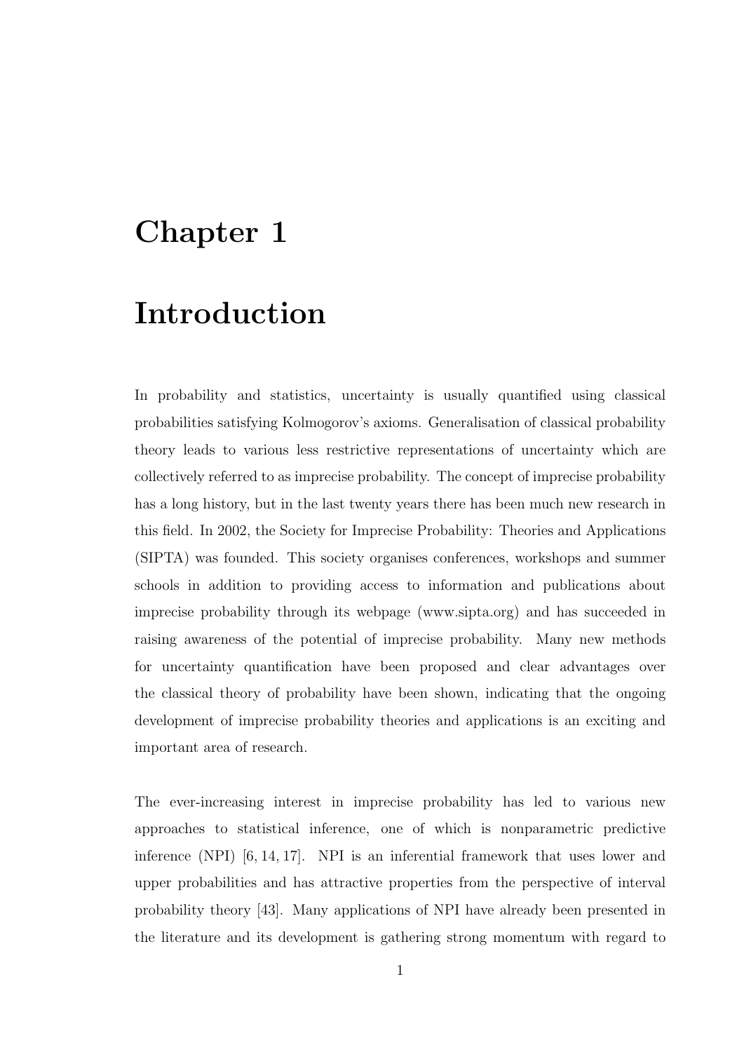# Chapter 1

# Introduction

In probability and statistics, uncertainty is usually quantified using classical probabilities satisfying Kolmogorov's axioms. Generalisation of classical probability theory leads to various less restrictive representations of uncertainty which are collectively referred to as imprecise probability. The concept of imprecise probability has a long history, but in the last twenty years there has been much new research in this field. In 2002, the Society for Imprecise Probability: Theories and Applications (SIPTA) was founded. This society organises conferences, workshops and summer schools in addition to providing access to information and publications about imprecise probability through its webpage (www.sipta.org) and has succeeded in raising awareness of the potential of imprecise probability. Many new methods for uncertainty quantification have been proposed and clear advantages over the classical theory of probability have been shown, indicating that the ongoing development of imprecise probability theories and applications is an exciting and important area of research.

The ever-increasing interest in imprecise probability has led to various new approaches to statistical inference, one of which is nonparametric predictive inference (NPI) [6, 14, 17]. NPI is an inferential framework that uses lower and upper probabilities and has attractive properties from the perspective of interval probability theory [43]. Many applications of NPI have already been presented in the literature and its development is gathering strong momentum with regard to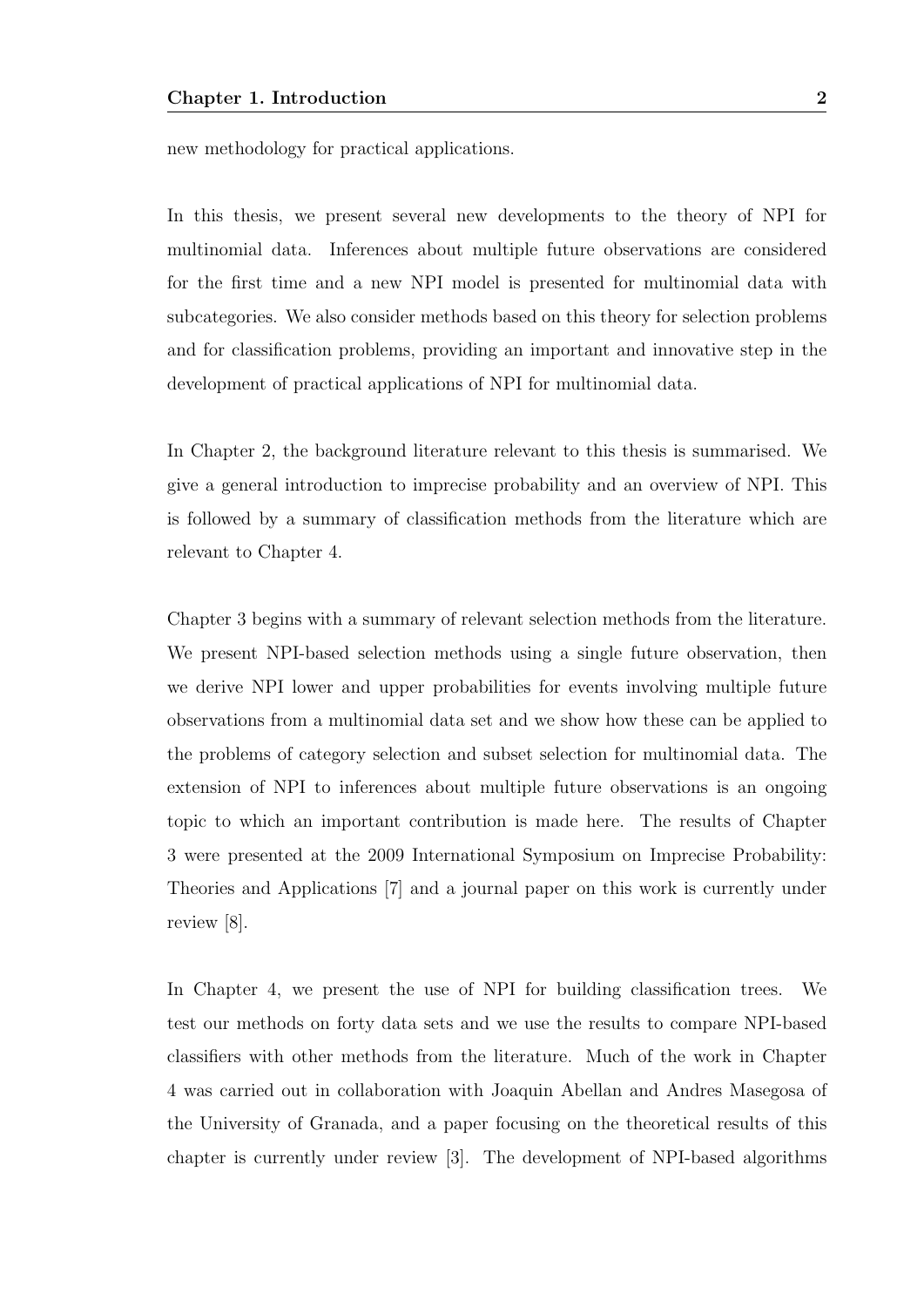new methodology for practical applications.

In this thesis, we present several new developments to the theory of NPI for multinomial data. Inferences about multiple future observations are considered for the first time and a new NPI model is presented for multinomial data with subcategories. We also consider methods based on this theory for selection problems and for classification problems, providing an important and innovative step in the development of practical applications of NPI for multinomial data.

In Chapter 2, the background literature relevant to this thesis is summarised. We give a general introduction to imprecise probability and an overview of NPI. This is followed by a summary of classification methods from the literature which are relevant to Chapter 4.

Chapter 3 begins with a summary of relevant selection methods from the literature. We present NPI-based selection methods using a single future observation, then we derive NPI lower and upper probabilities for events involving multiple future observations from a multinomial data set and we show how these can be applied to the problems of category selection and subset selection for multinomial data. The extension of NPI to inferences about multiple future observations is an ongoing topic to which an important contribution is made here. The results of Chapter 3 were presented at the 2009 International Symposium on Imprecise Probability: Theories and Applications [7] and a journal paper on this work is currently under review [8].

In Chapter 4, we present the use of NPI for building classification trees. We test our methods on forty data sets and we use the results to compare NPI-based classifiers with other methods from the literature. Much of the work in Chapter 4 was carried out in collaboration with Joaquin Abellan and Andres Masegosa of the University of Granada, and a paper focusing on the theoretical results of this chapter is currently under review [3]. The development of NPI-based algorithms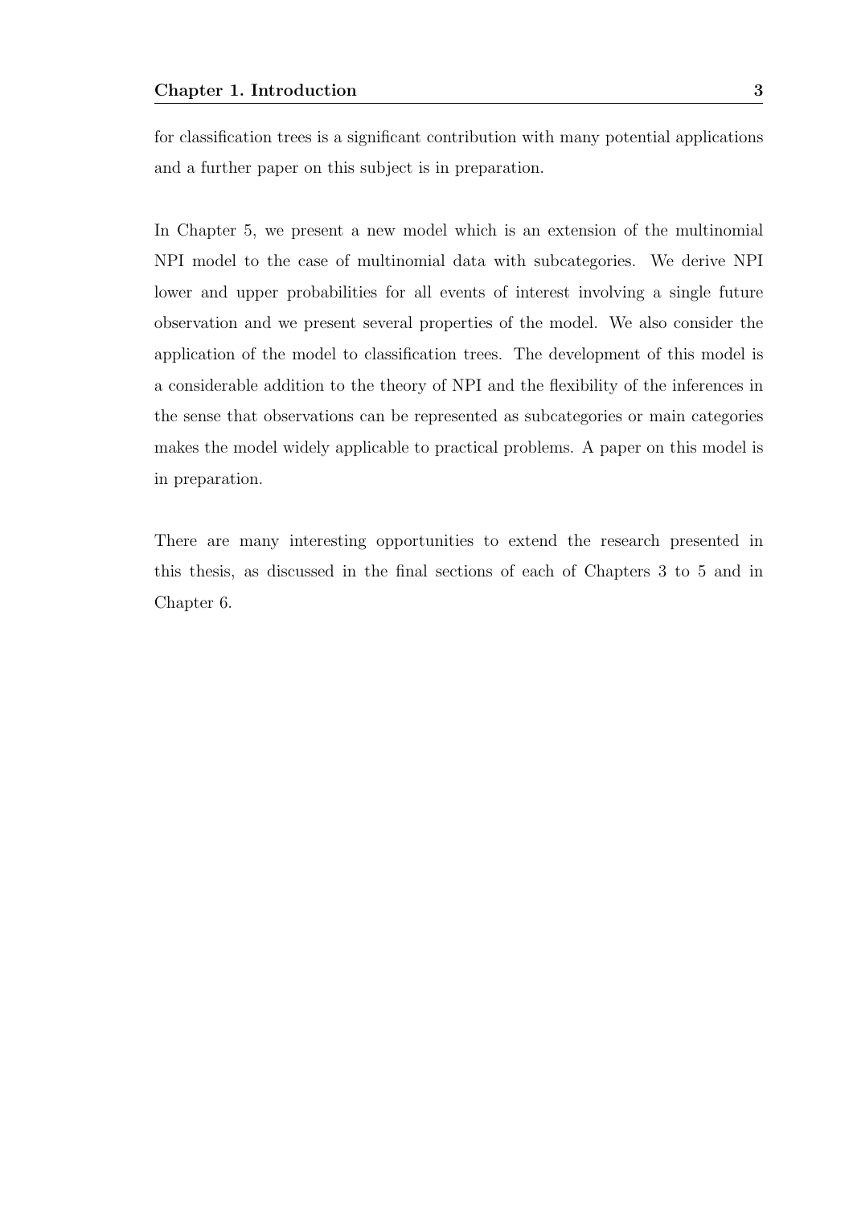for classification trees is a significant contribution with many potential applications and a further paper on this subject is in preparation.

In Chapter 5, we present a new model which is an extension of the multinomial NPI model to the case of multinomial data with subcategories. We derive NPI lower and upper probabilities for all events of interest involving a single future observation and we present several properties of the model. We also consider the application of the model to classification trees. The development of this model is a considerable addition to the theory of NPI and the flexibility of the inferences in the sense that observations can be represented as subcategories or main categories makes the model widely applicable to practical problems. A paper on this model is in preparation.

There are many interesting opportunities to extend the research presented in this thesis, as discussed in the final sections of each of Chapters 3 to 5 and in Chapter 6.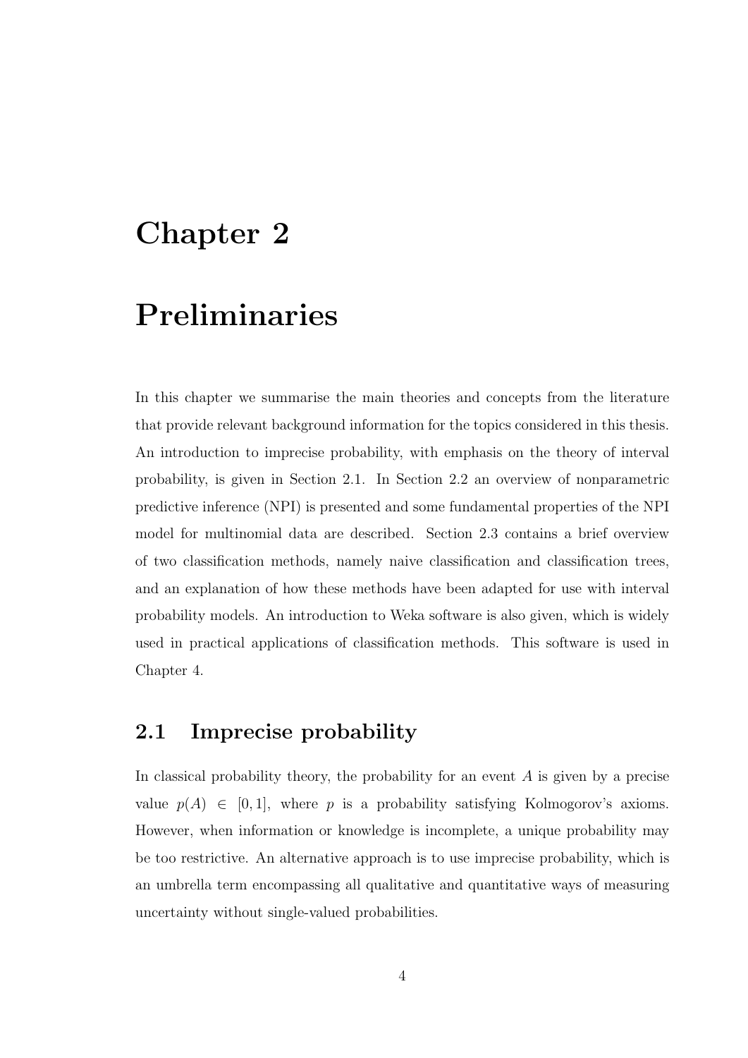# Chapter 2

# Preliminaries

In this chapter we summarise the main theories and concepts from the literature that provide relevant background information for the topics considered in this thesis. An introduction to imprecise probability, with emphasis on the theory of interval probability, is given in Section 2.1. In Section 2.2 an overview of nonparametric predictive inference (NPI) is presented and some fundamental properties of the NPI model for multinomial data are described. Section 2.3 contains a brief overview of two classification methods, namely naive classification and classification trees, and an explanation of how these methods have been adapted for use with interval probability models. An introduction to Weka software is also given, which is widely used in practical applications of classification methods. This software is used in Chapter 4.

## 2.1 Imprecise probability

In classical probability theory, the probability for an event $A$ is given by a precise value $p(A) \in [0, 1]$, where $p$ is a probability satisfying Kolmogorov's axioms. However, when information or knowledge is incomplete, a unique probability may be too restrictive. An alternative approach is to use imprecise probability, which is an umbrella term encompassing all qualitative and quantitative ways of measuring uncertainty without single-valued probabilities.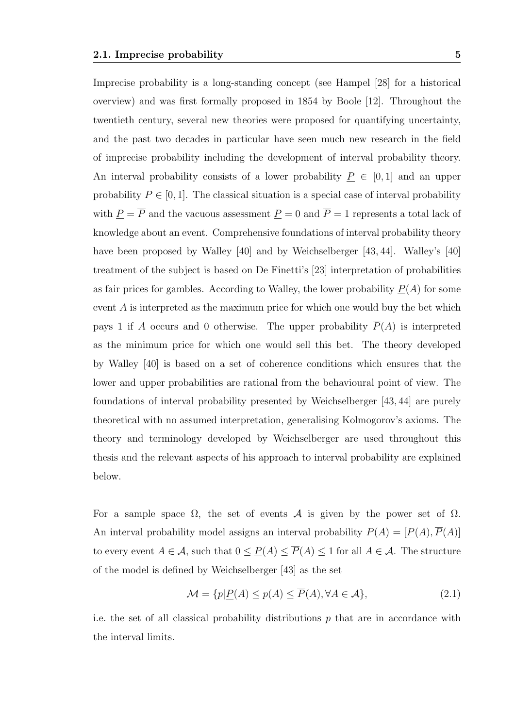Imprecise probability is a long-standing concept (see Hampel [28] for a historical overview) and was first formally proposed in 1854 by Boole [12]. Throughout the twentieth century, several new theories were proposed for quantifying uncertainty, and the past two decades in particular have seen much new research in the field of imprecise probability including the development of interval probability theory. An interval probability consists of a lower probability $\underline{P} \in [0,1]$ and an upper probability $\overline{P} \in [0,1]$. The classical situation is a special case of interval probability with $\underline{P} = \overline{P}$ and the vacuous assessment $\underline{P} = 0$ and $\overline{P} = 1$ represents a total lack of knowledge about an event. Comprehensive foundations of interval probability theory have been proposed by Walley [40] and by Weichselberger [43, 44]. Walley's [40] treatment of the subject is based on De Finetti's [23] interpretation of probabilities as fair prices for gambles. According to Walley, the lower probability $\underline{P}(A)$ for some event $A$ is interpreted as the maximum price for which one would buy the bet which pays 1 if $A$ occurs and 0 otherwise. The upper probability $\overline{P}(A)$ is interpreted as the minimum price for which one would sell this bet. The theory developed by Walley [40] is based on a set of coherence conditions which ensures that the lower and upper probabilities are rational from the behavioural point of view. The foundations of interval probability presented by Weichselberger [43, 44] are purely theoretical with no assumed interpretation, generalising Kolmogorov's axioms. The theory and terminology developed by Weichselberger are used throughout this thesis and the relevant aspects of his approach to interval probability are explained below.

For a sample space $\Omega$, the set of events $\mathcal{A}$ is given by the power set of $\Omega$. An interval probability model assigns an interval probability $P(A) = [\underline{P}(A), \overline{P}(A)]$ to every event $A \in \mathcal{A}$, such that $0 \leq \underline{P}(A) \leq \overline{P}(A) \leq 1$ for all $A \in \mathcal{A}$. The structure of the model is defined by Weichselberger [43] as the set

$$\mathcal{M} = \{p | \underline{P}(A) \leq p(A) \leq \overline{P}(A), \forall A \in \mathcal{A}\}, \tag{2.1}$$

i.e. the set of all classical probability distributions $p$ that are in accordance with the interval limits.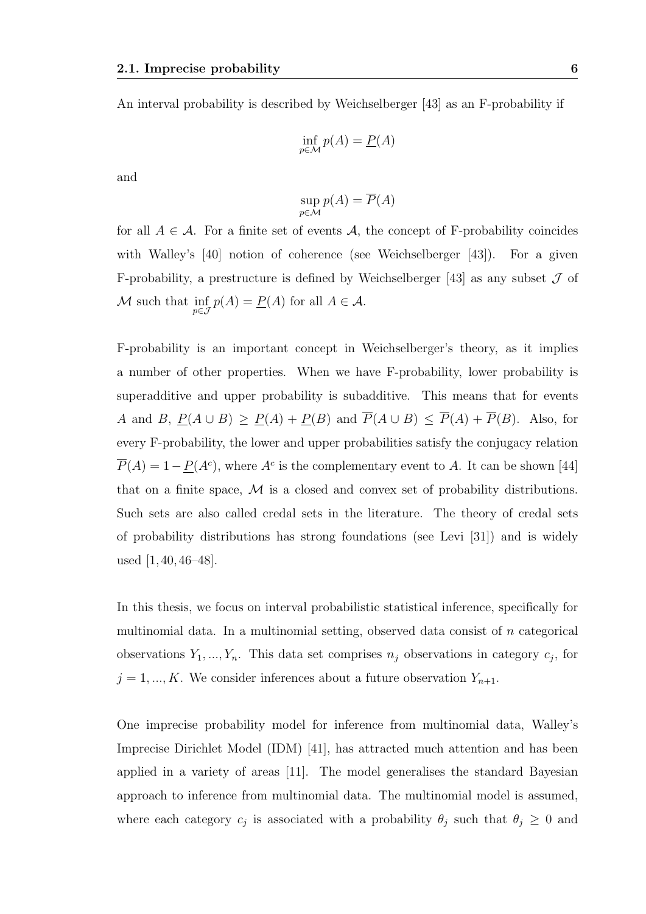An interval probability is described by Weichselberger [43] as an F-probability if

$$\inf_{p \in \mathcal{M}} p(A) = \underline{P}(A)$$

and

$$\sup_{p \in \mathcal{M}} p(A) = \overline{P}(A)$$

for all $A \in \mathcal{A}$. For a finite set of events $\mathcal{A}$, the concept of F-probability coincides with Walley's [40] notion of coherence (see Weichselberger [43]). For a given F-probability, a prestructure is defined by Weichselberger [43] as any subset $\mathcal{J}$ of $\mathcal{M}$ such that $\inf_{p \in \mathcal{J}} p(A) = \underline{P}(A)$ for all $A \in \mathcal{A}$.

F-probability is an important concept in Weichselberger's theory, as it implies a number of other properties. When we have F-probability, lower probability is superadditive and upper probability is subadditive. This means that for events $A$ and $B$, $\underline{P}(A \cup B) \geq \underline{P}(A) + \underline{P}(B)$ and $\overline{P}(A \cup B) \leq \overline{P}(A) + \overline{P}(B)$. Also, for every F-probability, the lower and upper probabilities satisfy the conjugacy relation $\overline{P}(A) = 1 - \underline{P}(A^c)$, where $A^c$ is the complementary event to $A$. It can be shown [44] that on a finite space, $\mathcal{M}$ is a closed and convex set of probability distributions. Such sets are also called credal sets in the literature. The theory of credal sets of probability distributions has strong foundations (see Levi [31]) and is widely used [1, 40, 46–48].

In this thesis, we focus on interval probabilistic statistical inference, specifically for multinomial data. In a multinomial setting, observed data consist of $n$ categorical observations $Y_1, ..., Y_n$. This data set comprises $n_j$ observations in category $c_j$, for $j = 1, ..., K$. We consider inferences about a future observation $Y_{n+1}$.

One imprecise probability model for inference from multinomial data, Walley's Imprecise Dirichlet Model (IDM) [41], has attracted much attention and has been applied in a variety of areas [11]. The model generalises the standard Bayesian approach to inference from multinomial data. The multinomial model is assumed, where each category $c_j$ is associated with a probability $\theta_j$ such that $\theta_j \geq 0$ and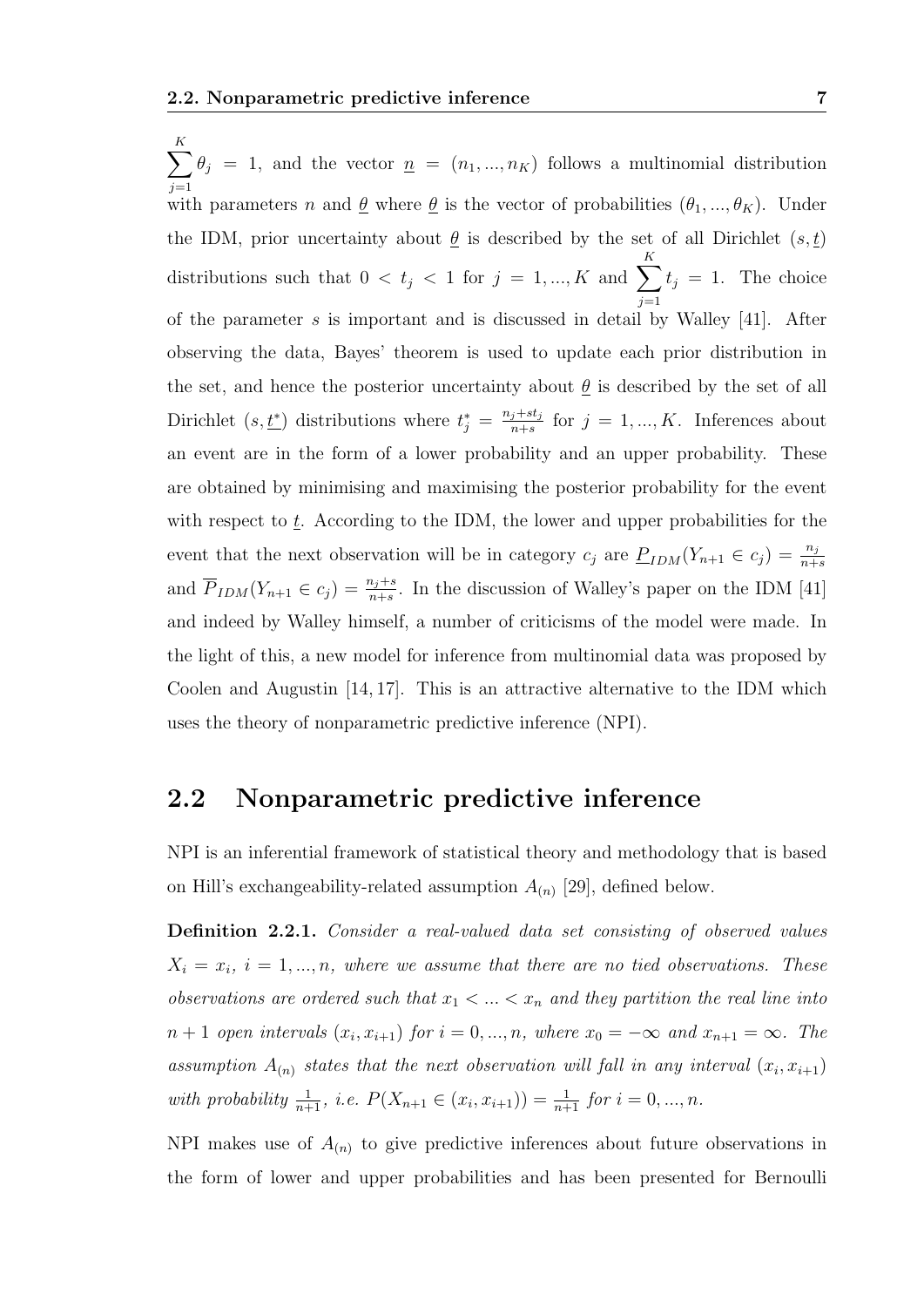$\sum_{j=1}^{K} \theta_j = 1$, and the vector $\underline{n} = (n_1, ..., n_K)$ follows a multinomial distribution with parameters $n$ and $\underline{\theta}$ where $\underline{\theta}$ is the vector of probabilities $(\theta_1, ..., \theta_K)$. Under the IDM, prior uncertainty about $\underline{\theta}$ is described by the set of all Dirichlet $(s, \underline{t})$ distributions such that $0 < t_j < 1$ for $j = 1, ..., K$ and $\sum_{j=1}^{K} t_j = 1$. The choice of the parameter $s$ is important and is discussed in detail by Walley [41]. After observing the data, Bayes' theorem is used to update each prior distribution in the set, and hence the posterior uncertainty about $\underline{\theta}$ is described by the set of all Dirichlet $(s, \underline{t^*})$ distributions where $t_j^* = \frac{n_j + st_j}{n+s}$ for $j = 1, ..., K$. Inferences about an event are in the form of a lower probability and an upper probability. These are obtained by minimising and maximising the posterior probability for the event with respect to $\underline{t}$. According to the IDM, the lower and upper probabilities for the event that the next observation will be in category $c_j$ are $\underline{P}_{IDM}(Y_{n+1} \in c_j) = \frac{n_j}{n+s}$ and $\overline{P}_{IDM}(Y_{n+1} \in c_j) = \frac{n_j + s}{n+s}$. In the discussion of Walley's paper on the IDM [41] and indeed by Walley himself, a number of criticisms of the model were made. In the light of this, a new model for inference from multinomial data was proposed by Coolen and Augustin [14, 17]. This is an attractive alternative to the IDM which uses the theory of nonparametric predictive inference (NPI).

## 2.2 Nonparametric predictive inference

NPI is an inferential framework of statistical theory and methodology that is based on Hill's exchangeability-related assumption $A_{(n)}$ [29], defined below.

**Definition 2.2.1.** *Consider a real-valued data set consisting of observed values $X_i = x_i$, $i = 1, ..., n$, where we assume that there are no tied observations. These observations are ordered such that $x_1 < ... < x_n$ and they partition the real line into $n+1$ open intervals $(x_i, x_{i+1})$ for $i = 0, ..., n$, where $x_0 = -\infty$ and $x_{n+1} = \infty$. The assumption $A_{(n)}$ states that the next observation will fall in any interval $(x_i, x_{i+1})$ with probability $\frac{1}{n+1}$, i.e. $P(X_{n+1} \in (x_i, x_{i+1})) = \frac{1}{n+1}$ for $i = 0, ..., n$.*

NPI makes use of $A_{(n)}$ to give predictive inferences about future observations in the form of lower and upper probabilities and has been presented for Bernoulli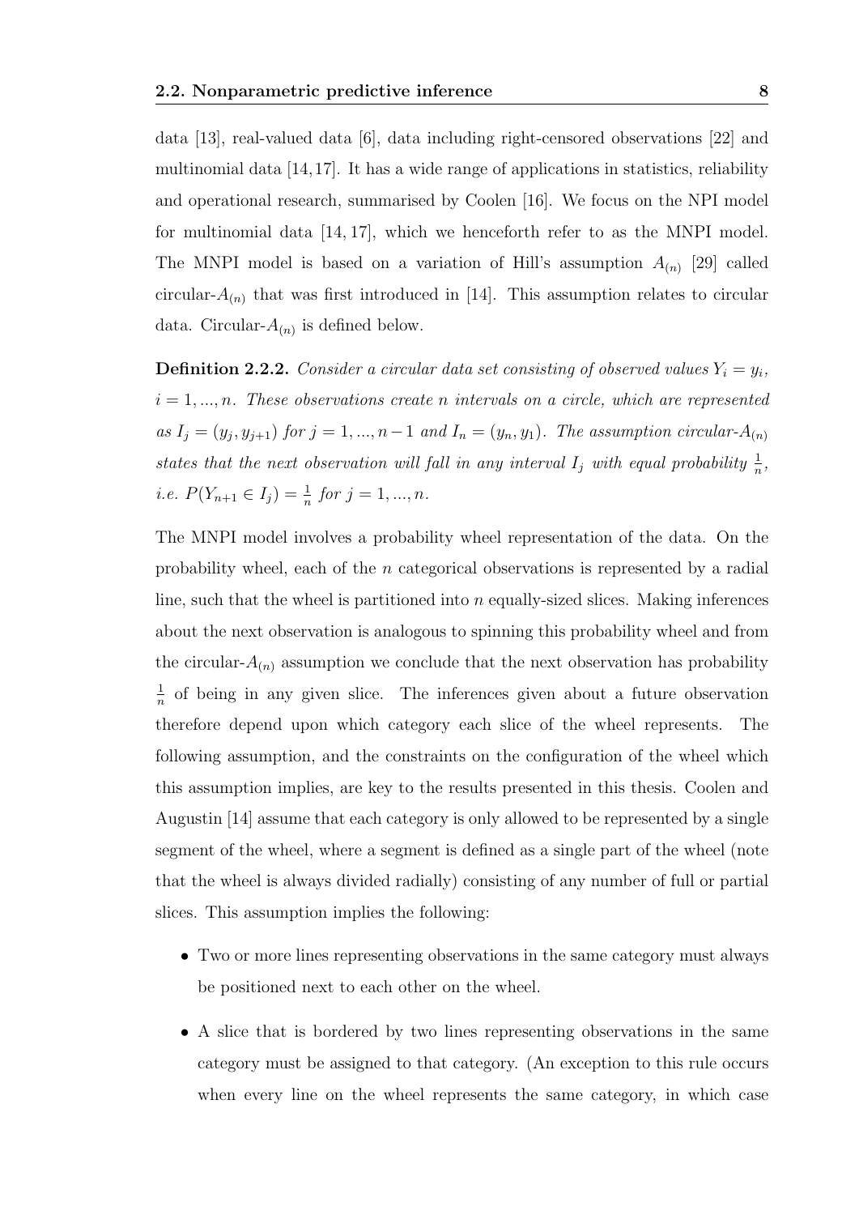data [13], real-valued data [6], data including right-censored observations [22] and multinomial data [14,17]. It has a wide range of applications in statistics, reliability and operational research, summarised by Coolen [16]. We focus on the NPI model for multinomial data [14, 17], which we henceforth refer to as the MNPI model. The MNPI model is based on a variation of Hill's assumption $A_{(n)}$ [29] called circular-$A_{(n)}$ that was first introduced in [14]. This assumption relates to circular data. Circular-$A_{(n)}$ is defined below.

**Definition 2.2.2.** *Consider a circular data set consisting of observed values $Y_i = y_i$, $i = 1, ..., n$. These observations create n intervals on a circle, which are represented as $I_j = (y_j, y_{j+1})$ for $j = 1, ..., n-1$ and $I_n = (y_n, y_1)$. The assumption circular-$A_{(n)}$ states that the next observation will fall in any interval $I_j$ with equal probability $\frac{1}{n}$, i.e. $P(Y_{n+1} \in I_j) = \frac{1}{n}$ for $j = 1, ..., n$.*

The MNPI model involves a probability wheel representation of the data. On the probability wheel, each of the $n$ categorical observations is represented by a radial line, such that the wheel is partitioned into $n$ equally-sized slices. Making inferences about the next observation is analogous to spinning this probability wheel and from the circular-$A_{(n)}$ assumption we conclude that the next observation has probability $\frac{1}{n}$ of being in any given slice. The inferences given about a future observation therefore depend upon which category each slice of the wheel represents. The following assumption, and the constraints on the configuration of the wheel which this assumption implies, are key to the results presented in this thesis. Coolen and Augustin [14] assume that each category is only allowed to be represented by a single segment of the wheel, where a segment is defined as a single part of the wheel (note that the wheel is always divided radially) consisting of any number of full or partial slices. This assumption implies the following:

- Two or more lines representing observations in the same category must always be positioned next to each other on the wheel.
- A slice that is bordered by two lines representing observations in the same category must be assigned to that category. (An exception to this rule occurs when every line on the wheel represents the same category, in which case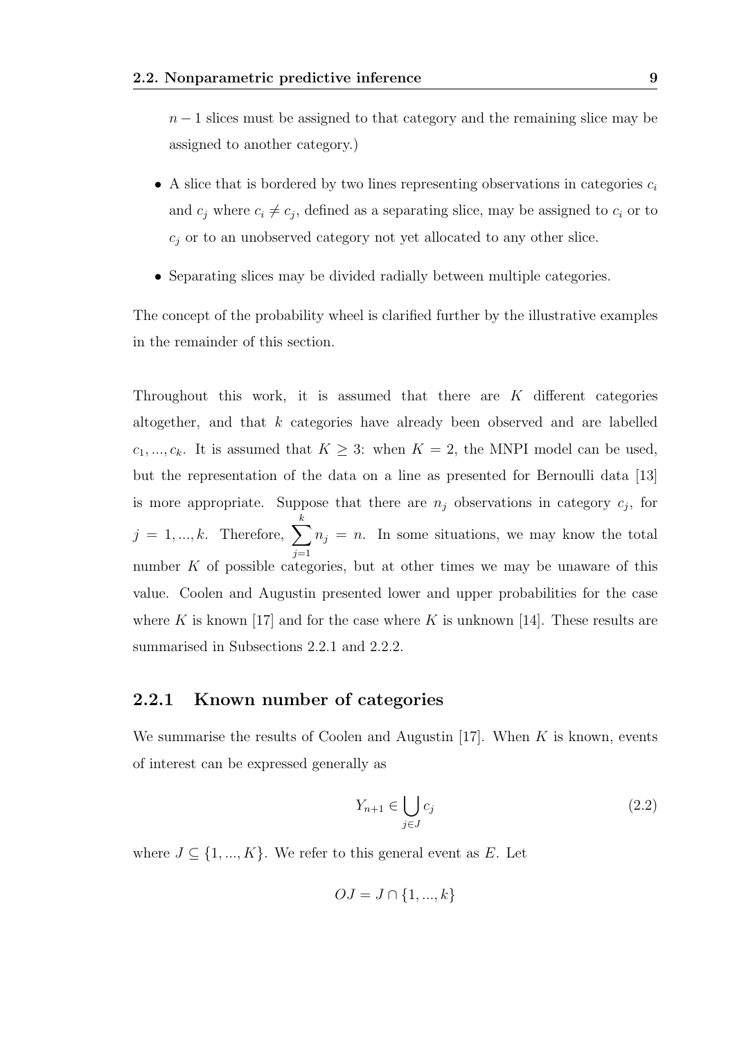$n-1$ slices must be assigned to that category and the remaining slice may be assigned to another category.)

- A slice that is bordered by two lines representing observations in categories $c_i$ and $c_j$ where $c_i \neq c_j$, defined as a separating slice, may be assigned to $c_i$ or to $c_j$ or to an unobserved category not yet allocated to any other slice.
- Separating slices may be divided radially between multiple categories.

The concept of the probability wheel is clarified further by the illustrative examples in the remainder of this section.

Throughout this work, it is assumed that there are $K$ different categories altogether, and that $k$ categories have already been observed and are labelled $c_1, ..., c_k$. It is assumed that $K \geq 3$: when $K = 2$, the MNPI model can be used, but the representation of the data on a line as presented for Bernoulli data [13] is more appropriate. Suppose that there are $n_j$ observations in category $c_j$, for $j = 1, ..., k$. Therefore, $\sum_{j=1}^{k} n_j = n$. In some situations, we may know the total number $K$ of possible categories, but at other times we may be unaware of this value. Coolen and Augustin presented lower and upper probabilities for the case where $K$ is known [17] and for the case where $K$ is unknown [14]. These results are summarised in Subsections 2.2.1 and 2.2.2.

### 2.2.1 Known number of categories

We summarise the results of Coolen and Augustin [17]. When $K$ is known, events of interest can be expressed generally as

$$Y_{n+1} \in \bigcup_{j \in J} c_j \tag{2.2}$$

where $J \subseteq \{1, ..., K\}$. We refer to this general event as $E$. Let

$$OJ = J \cap \{1, ..., k\}$$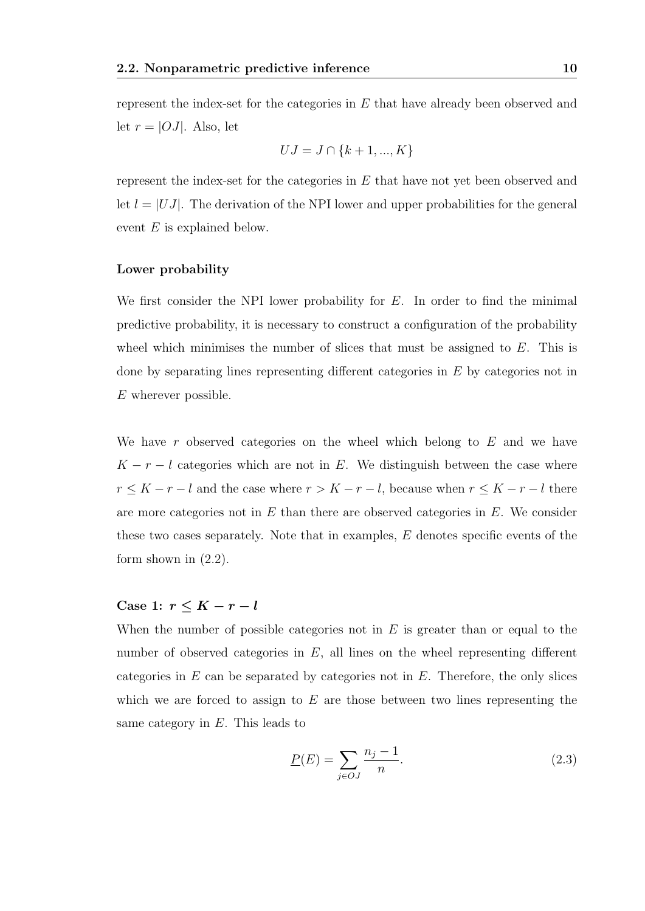represent the index-set for the categories in $E$ that have already been observed and let $r = |OJ|$. Also, let

$$UJ = J \cap \{k+1, ..., K\}$$

represent the index-set for the categories in $E$ that have not yet been observed and let $l = |UJ|$. The derivation of the NPI lower and upper probabilities for the general event $E$ is explained below.

#### Lower probability

We first consider the NPI lower probability for $E$. In order to find the minimal predictive probability, it is necessary to construct a configuration of the probability wheel which minimises the number of slices that must be assigned to $E$. This is done by separating lines representing different categories in $E$ by categories not in $E$ wherever possible.

We have $r$ observed categories on the wheel which belong to $E$ and we have $K - r - l$ categories which are not in $E$. We distinguish between the case where $r \leq K - r - l$ and the case where $r > K - r - l$, because when $r \leq K - r - l$ there are more categories not in $E$ than there are observed categories in $E$. We consider these two cases separately. Note that in examples, $E$ denotes specific events of the form shown in (2.2).

#### Case 1: $r \leq K - r - l$

When the number of possible categories not in $E$ is greater than or equal to the number of observed categories in $E$, all lines on the wheel representing different categories in $E$ can be separated by categories not in $E$. Therefore, the only slices which we are forced to assign to $E$ are those between two lines representing the same category in $E$. This leads to

$$\underline{P}(E) = \sum_{j \in OJ} \frac{n_j - 1}{n}. \tag{2.3}$$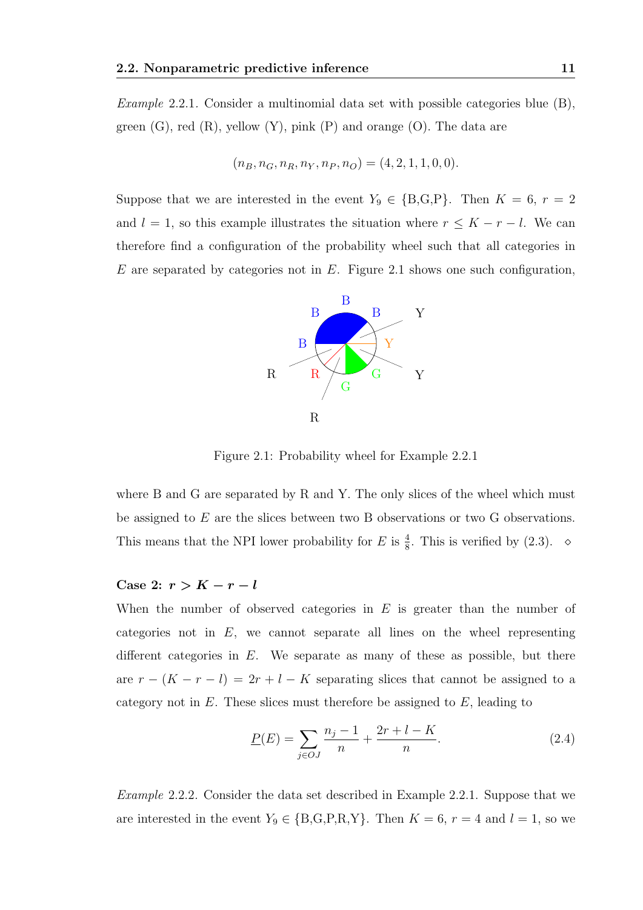*Example* 2.2.1. Consider a multinomial data set with possible categories blue (B), green (G), red (R), yellow (Y), pink (P) and orange (O). The data are

$$(n_B, n_G, n_R, n_Y, n_P, n_O) = (4, 2, 1, 1, 0, 0).$$

Suppose that we are interested in the event $Y_9 \in$ {B,G,P}. Then $K = 6$, $r = 2$ and $l = 1$, so this example illustrates the situation where $r \leq K - r - l$. We can therefore find a configuration of the probability wheel such that all categories in $E$ are separated by categories not in $E$. Figure 2.1 shows one such configuration,

Figure 2.1: Probability wheel for Example 2.2.1

where B and G are separated by R and Y. The only slices of the wheel which must be assigned to $E$ are the slices between two B observations or two G observations. This means that the NPI lower probability for $E$ is $\frac{4}{8}$. This is verified by (2.3). $\diamond$

**Case 2: $r > K - r - l$**

When the number of observed categories in $E$ is greater than the number of categories not in $E$, we cannot separate all lines on the wheel representing different categories in $E$. We separate as many of these as possible, but there are $r - (K - r - l) = 2r + l - K$ separating slices that cannot be assigned to a category not in $E$. These slices must therefore be assigned to $E$, leading to

$$\underline{P}(E) = \sum_{j \in OJ} \frac{n_j - 1}{n} + \frac{2r + l - K}{n}. \tag{2.4}$$

*Example* 2.2.2. Consider the data set described in Example 2.2.1. Suppose that we are interested in the event $Y_9 \in$ {B,G,P,R,Y}. Then $K = 6$, $r = 4$ and $l = 1$, so we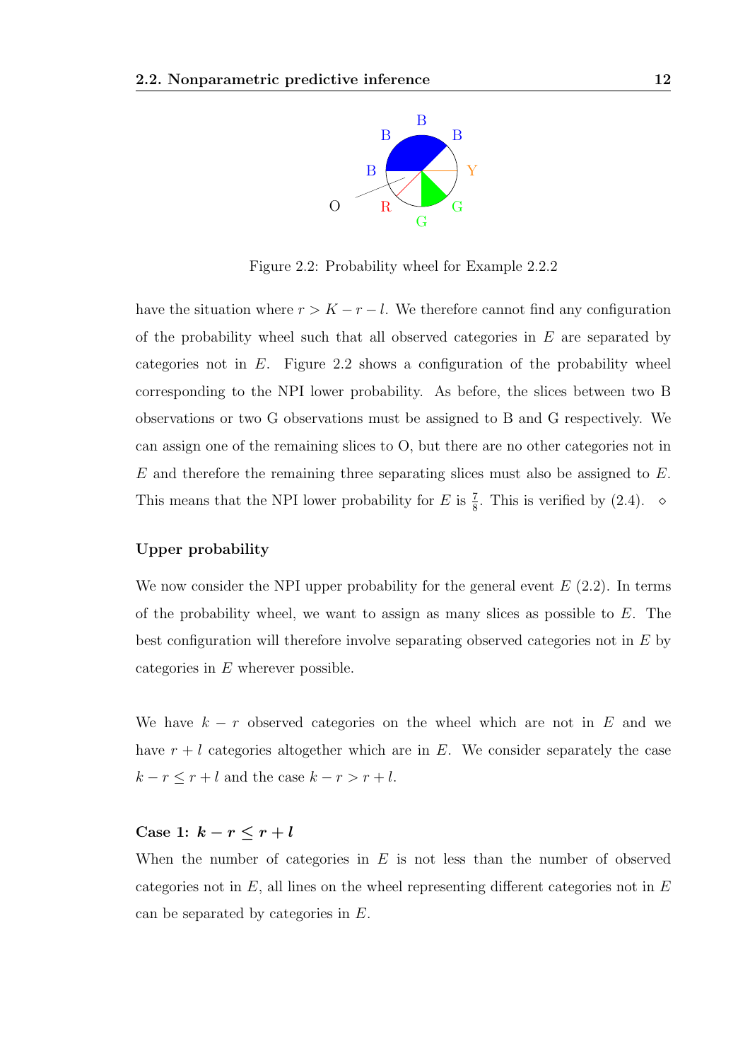Figure 2.2: Probability wheel for Example 2.2.2

have the situation where $r > K - r - l$. We therefore cannot find any configuration of the probability wheel such that all observed categories in $E$ are separated by categories not in $E$. Figure 2.2 shows a configuration of the probability wheel corresponding to the NPI lower probability. As before, the slices between two B observations or two G observations must be assigned to B and G respectively. We can assign one of the remaining slices to O, but there are no other categories not in $E$ and therefore the remaining three separating slices must also be assigned to $E$. This means that the NPI lower probability for $E$ is $\frac{7}{8}$. This is verified by (2.4). $\diamond$

### Upper probability

We now consider the NPI upper probability for the general event $E$ (2.2). In terms of the probability wheel, we want to assign as many slices as possible to $E$. The best configuration will therefore involve separating observed categories not in $E$ by categories in $E$ wherever possible.

We have $k - r$ observed categories on the wheel which are not in $E$ and we have $r + l$ categories altogether which are in $E$. We consider separately the case $k - r \leq r + l$ and the case $k - r > r + l$.

**Case 1: $k - r \leq r + l$**

When the number of categories in $E$ is not less than the number of observed categories not in $E$, all lines on the wheel representing different categories not in $E$ can be separated by categories in $E$.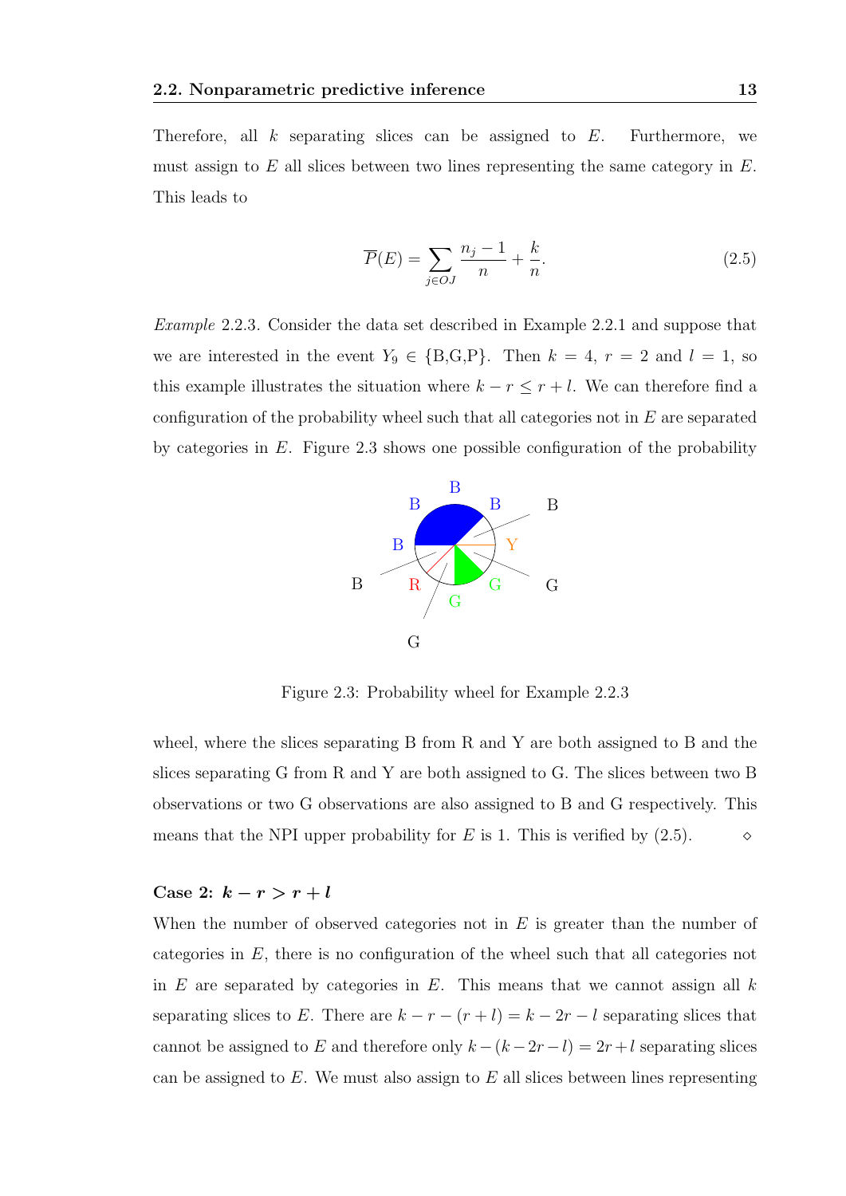Therefore, all $k$ separating slices can be assigned to $E$. Furthermore, we must assign to $E$ all slices between two lines representing the same category in $E$. This leads to

$$\overline{P}(E) = \sum_{j \in OJ} \frac{n_j - 1}{n} + \frac{k}{n}. \tag{2.5}$$

*Example* 2.2.3. Consider the data set described in Example 2.2.1 and suppose that we are interested in the event $Y_9 \in \{\text{B,G,P}\}$. Then $k = 4$, $r = 2$ and $l = 1$, so this example illustrates the situation where $k - r \leq r + l$. We can therefore find a configuration of the probability wheel such that all categories not in $E$ are separated by categories in $E$. Figure 2.3 shows one possible configuration of the probability

Figure 2.3: Probability wheel for Example 2.2.3

wheel, where the slices separating B from R and Y are both assigned to B and the slices separating G from R and Y are both assigned to G. The slices between two B observations or two G observations are also assigned to B and G respectively. This means that the NPI upper probability for $E$ is 1. This is verified by (2.5). $\diamond$

**Case 2: $k - r > r + l$**

When the number of observed categories not in $E$ is greater than the number of categories in $E$, there is no configuration of the wheel such that all categories not in $E$ are separated by categories in $E$. This means that we cannot assign all $k$ separating slices to $E$. There are $k - r - (r + l) = k - 2r - l$ separating slices that cannot be assigned to $E$ and therefore only $k - (k - 2r - l) = 2r + l$ separating slices can be assigned to $E$. We must also assign to $E$ all slices between lines representing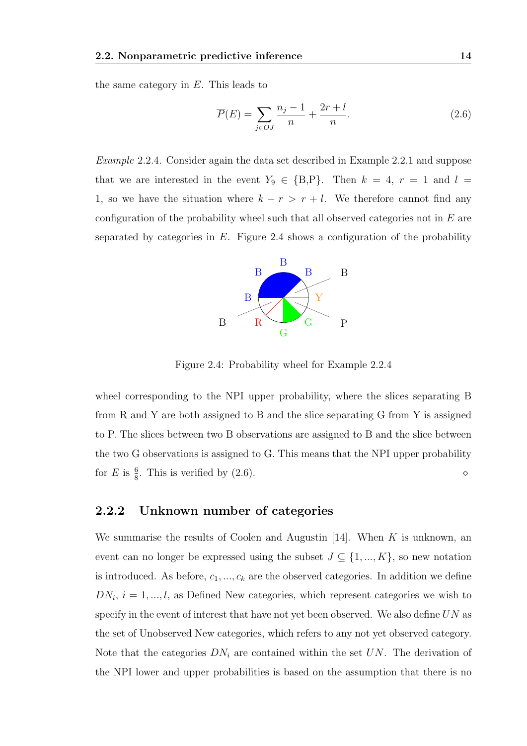the same category in $E$. This leads to

$$\overline{P}(E) = \sum_{j \in OJ} \frac{n_j - 1}{n} + \frac{2r + l}{n}. \tag{2.6}$$

*Example* 2.2.4. Consider again the data set described in Example 2.2.1 and suppose that we are interested in the event $Y_9 \in \{\text{B,P}\}$. Then $k = 4$, $r = 1$ and $l = 1$, so we have the situation where $k - r > r + l$. We therefore cannot find any configuration of the probability wheel such that all observed categories not in $E$ are separated by categories in $E$. Figure 2.4 shows a configuration of the probability

Figure 2.4: Probability wheel for Example 2.2.4

wheel corresponding to the NPI upper probability, where the slices separating B from R and Y are both assigned to B and the slice separating G from Y is assigned to P. The slices between two B observations are assigned to B and the slice between the two G observations is assigned to G. This means that the NPI upper probability for $E$ is $\frac{6}{8}$. This is verified by (2.6). ⋄

### 2.2.2 Unknown number of categories

We summarise the results of Coolen and Augustin [14]. When $K$ is unknown, an event can no longer be expressed using the subset $J \subseteq \{1, ..., K\}$, so new notation is introduced. As before, $c_1, ..., c_k$ are the observed categories. In addition we define $DN_i$, $i = 1, ..., l$, as Defined New categories, which represent categories we wish to specify in the event of interest that have not yet been observed. We also define $UN$ as the set of Unobserved New categories, which refers to any not yet observed category. Note that the categories $DN_i$ are contained within the set $UN$. The derivation of the NPI lower and upper probabilities is based on the assumption that there is no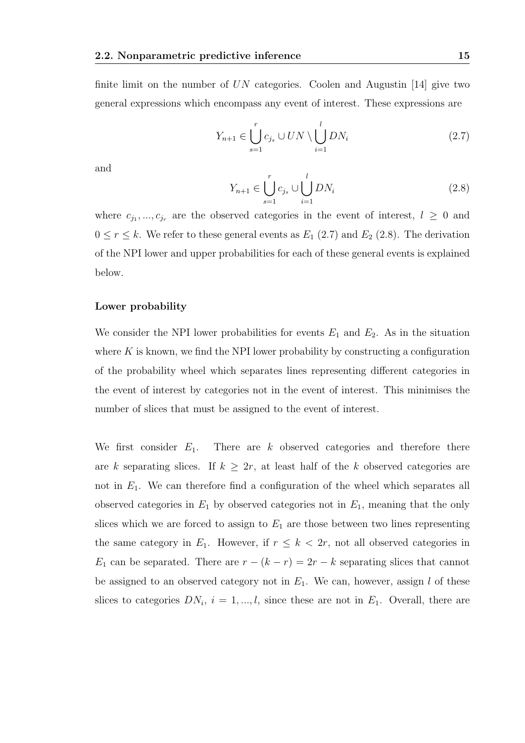finite limit on the number of $UN$ categories. Coolen and Augustin [14] give two general expressions which encompass any event of interest. These expressions are

$$Y_{n+1} \in \bigcup_{s=1}^{r} c_{j_s} \cup UN \setminus \bigcup_{i=1}^{l} DN_i \tag{2.7}$$

and

$$Y_{n+1} \in \bigcup_{s=1}^{r} c_{j_s} \cup \bigcup_{i=1}^{l} DN_i \tag{2.8}$$

where $c_{j_1}, ..., c_{j_r}$ are the observed categories in the event of interest, $l \geq 0$ and $0 \leq r \leq k$. We refer to these general events as $E_1$ (2.7) and $E_2$ (2.8). The derivation of the NPI lower and upper probabilities for each of these general events is explained below.

#### Lower probability

We consider the NPI lower probabilities for events $E_1$ and $E_2$. As in the situation where $K$ is known, we find the NPI lower probability by constructing a configuration of the probability wheel which separates lines representing different categories in the event of interest by categories not in the event of interest. This minimises the number of slices that must be assigned to the event of interest.

We first consider $E_1$. There are $k$ observed categories and therefore there are $k$ separating slices. If $k \geq 2r$, at least half of the $k$ observed categories are not in $E_1$. We can therefore find a configuration of the wheel which separates all observed categories in $E_1$ by observed categories not in $E_1$, meaning that the only slices which we are forced to assign to $E_1$ are those between two lines representing the same category in $E_1$. However, if $r \leq k < 2r$, not all observed categories in $E_1$ can be separated. There are $r - (k - r) = 2r - k$ separating slices that cannot be assigned to an observed category not in $E_1$. We can, however, assign $l$ of these slices to categories $DN_i$, $i = 1, ..., l$, since these are not in $E_1$. Overall, there are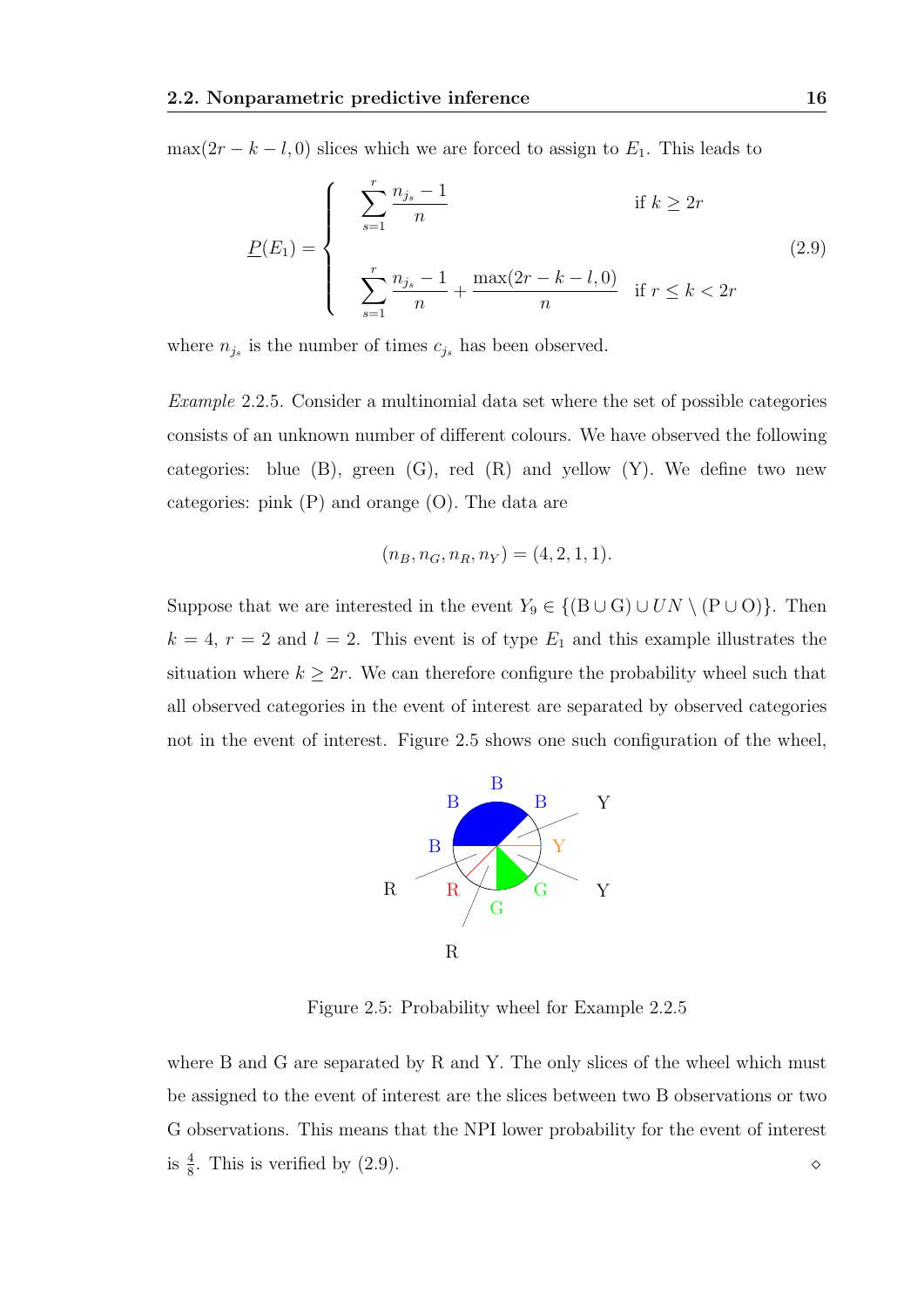$\max(2r - k - l, 0)$ slices which we are forced to assign to $E_1$. This leads to

$$
\underline{P}(E_1) = \begin{cases} \displaystyle\sum_{s=1}^{r} \frac{n_{j_s} - 1}{n} & \text{if } k \geq 2r \\ \\ \displaystyle\sum_{s=1}^{r} \frac{n_{j_s} - 1}{n} + \frac{\max(2r - k - l, 0)}{n} & \text{if } r \leq k < 2r \end{cases} \tag{2.9}
$$

where $n_{j_s}$ is the number of times $c_{j_s}$ has been observed.

*Example* 2.2.5. Consider a multinomial data set where the set of possible categories consists of an unknown number of different colours. We have observed the following categories: blue (B), green (G), red (R) and yellow (Y). We define two new categories: pink (P) and orange (O). The data are

$$
(n_B, n_G, n_R, n_Y) = (4, 2, 1, 1).
$$

Suppose that we are interested in the event $Y_9 \in \{(\mathrm{B} \cup \mathrm{G}) \cup UN \setminus (\mathrm{P} \cup \mathrm{O})\}$. Then $k = 4$, $r = 2$ and $l = 2$. This event is of type $E_1$ and this example illustrates the situation where $k \geq 2r$. We can therefore configure the probability wheel such that all observed categories in the event of interest are separated by observed categories not in the event of interest. Figure 2.5 shows one such configuration of the wheel,

Figure 2.5: Probability wheel for Example 2.2.5

where B and G are separated by R and Y. The only slices of the wheel which must be assigned to the event of interest are the slices between two B observations or two G observations. This means that the NPI lower probability for the event of interest is $\frac{4}{8}$. This is verified by (2.9). $\diamond$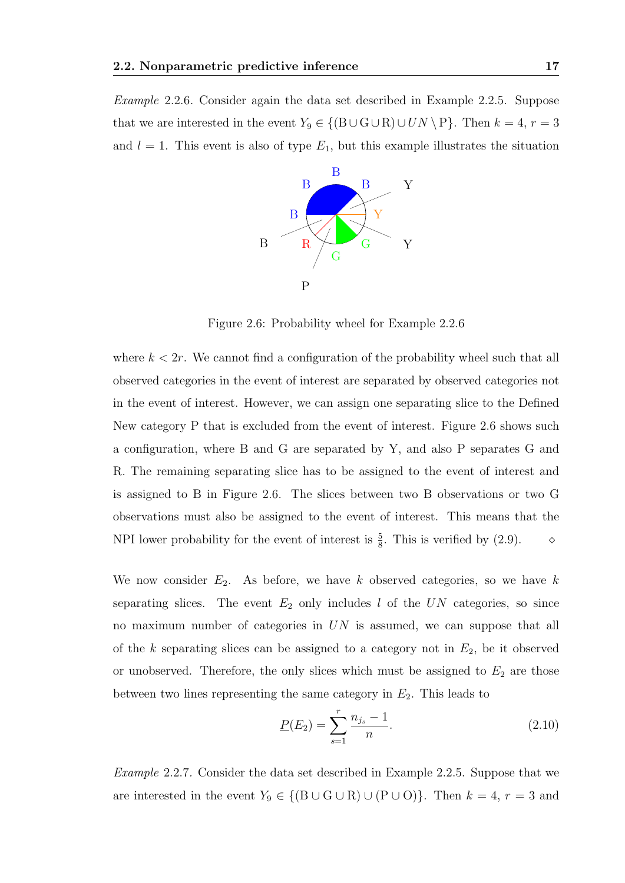*Example* 2.2.6. Consider again the data set described in Example 2.2.5. Suppose that we are interested in the event $Y_9 \in \{(\mathrm{B} \cup \mathrm{G} \cup \mathrm{R}) \cup UN \setminus \mathrm{P}\}$. Then $k = 4$, $r = 3$ and $l = 1$. This event is also of type $E_1$, but this example illustrates the situation

Figure 2.6: Probability wheel for Example 2.2.6

where $k < 2r$. We cannot find a configuration of the probability wheel such that all observed categories in the event of interest are separated by observed categories not in the event of interest. However, we can assign one separating slice to the Defined New category P that is excluded from the event of interest. Figure 2.6 shows such a configuration, where B and G are separated by Y, and also P separates G and R. The remaining separating slice has to be assigned to the event of interest and is assigned to B in Figure 2.6. The slices between two B observations or two G observations must also be assigned to the event of interest. This means that the NPI lower probability for the event of interest is $\frac{5}{8}$. This is verified by (2.9). $\diamond$

We now consider $E_2$. As before, we have $k$ observed categories, so we have $k$ separating slices. The event $E_2$ only includes $l$ of the $UN$ categories, so since no maximum number of categories in $UN$ is assumed, we can suppose that all of the $k$ separating slices can be assigned to a category not in $E_2$, be it observed or unobserved. Therefore, the only slices which must be assigned to $E_2$ are those between two lines representing the same category in $E_2$. This leads to

$$\underline{P}(E_2) = \sum_{s=1}^{r} \frac{n_{j_s} - 1}{n}. \tag{2.10}$$

*Example* 2.2.7. Consider the data set described in Example 2.2.5. Suppose that we are interested in the event $Y_9 \in \{(\mathrm{B} \cup \mathrm{G} \cup \mathrm{R}) \cup (\mathrm{P} \cup \mathrm{O})\}$. Then $k = 4$, $r = 3$ and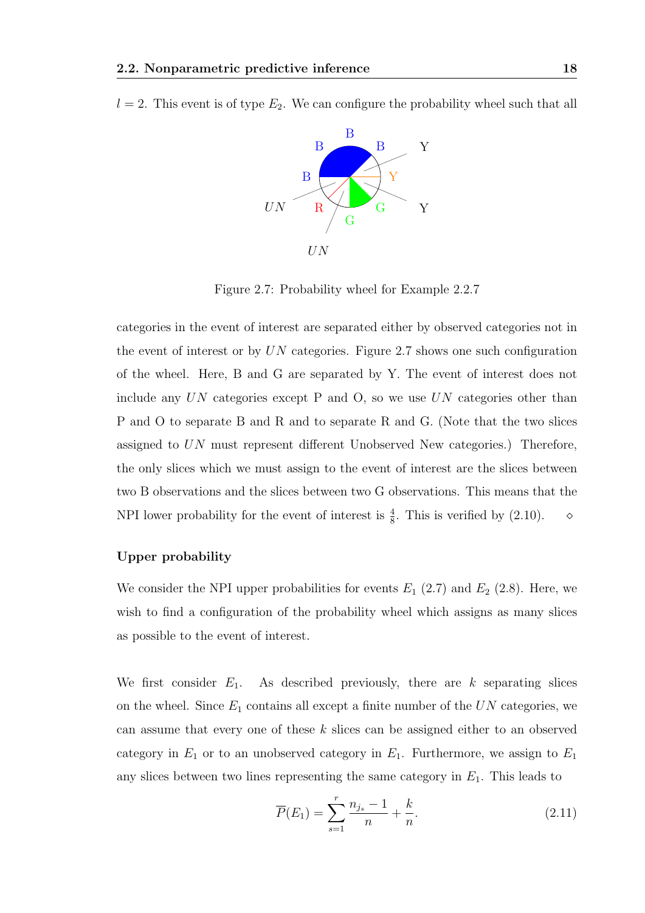$l = 2$. This event is of type $E_2$. We can configure the probability wheel such that all

Figure 2.7: Probability wheel for Example 2.2.7

categories in the event of interest are separated either by observed categories not in the event of interest or by $UN$ categories. Figure 2.7 shows one such configuration of the wheel. Here, B and G are separated by Y. The event of interest does not include any $UN$ categories except P and O, so we use $UN$ categories other than P and O to separate B and R and to separate R and G. (Note that the two slices assigned to $UN$ must represent different Unobserved New categories.) Therefore, the only slices which we must assign to the event of interest are the slices between two B observations and the slices between two G observations. This means that the NPI lower probability for the event of interest is $\frac{4}{8}$. This is verified by (2.10). $\diamond$

**Upper probability**

We consider the NPI upper probabilities for events $E_1$ (2.7) and $E_2$ (2.8). Here, we wish to find a configuration of the probability wheel which assigns as many slices as possible to the event of interest.

We first consider $E_1$. As described previously, there are $k$ separating slices on the wheel. Since $E_1$ contains all except a finite number of the $UN$ categories, we can assume that every one of these $k$ slices can be assigned either to an observed category in $E_1$ or to an unobserved category in $E_1$. Furthermore, we assign to $E_1$ any slices between two lines representing the same category in $E_1$. This leads to

$$\overline{P}(E_1) = \sum_{s=1}^{r} \frac{n_{j_s} - 1}{n} + \frac{k}{n}. \tag{2.11}$$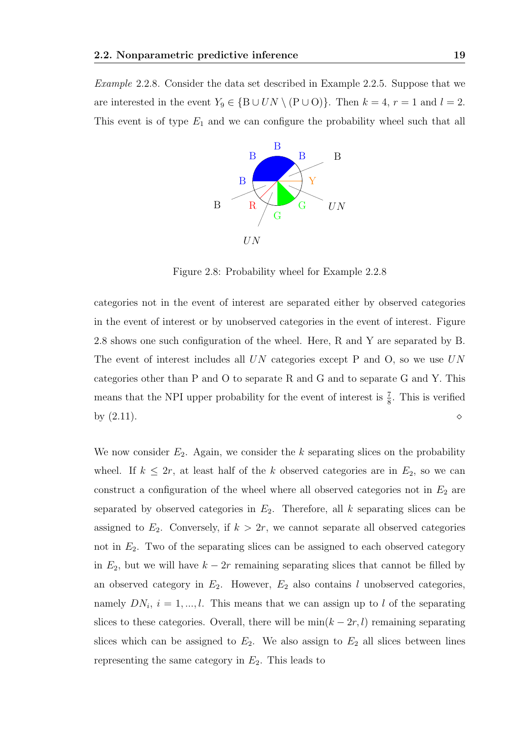*Example* 2.2.8. Consider the data set described in Example 2.2.5. Suppose that we are interested in the event $Y_9 \in \{\text{B} \cup UN \setminus (\text{P} \cup \text{O})\}$. Then $k = 4$, $r = 1$ and $l = 2$. This event is of type $E_1$ and we can configure the probability wheel such that all

Figure 2.8: Probability wheel for Example 2.2.8

categories not in the event of interest are separated either by observed categories in the event of interest or by unobserved categories in the event of interest. Figure 2.8 shows one such configuration of the wheel. Here, R and Y are separated by B. The event of interest includes all $UN$ categories except P and O, so we use $UN$ categories other than P and O to separate R and G and to separate G and Y. This means that the NPI upper probability for the event of interest is $\frac{7}{8}$. This is verified by (2.11). $\diamond$

We now consider $E_2$. Again, we consider the $k$ separating slices on the probability wheel. If $k \leq 2r$, at least half of the $k$ observed categories are in $E_2$, so we can construct a configuration of the wheel where all observed categories not in $E_2$ are separated by observed categories in $E_2$. Therefore, all $k$ separating slices can be assigned to $E_2$. Conversely, if $k > 2r$, we cannot separate all observed categories not in $E_2$. Two of the separating slices can be assigned to each observed category in $E_2$, but we will have $k - 2r$ remaining separating slices that cannot be filled by an observed category in $E_2$. However, $E_2$ also contains $l$ unobserved categories, namely $DN_i$, $i = 1, ..., l$. This means that we can assign up to $l$ of the separating slices to these categories. Overall, there will be $\min(k - 2r, l)$ remaining separating slices which can be assigned to $E_2$. We also assign to $E_2$ all slices between lines representing the same category in $E_2$. This leads to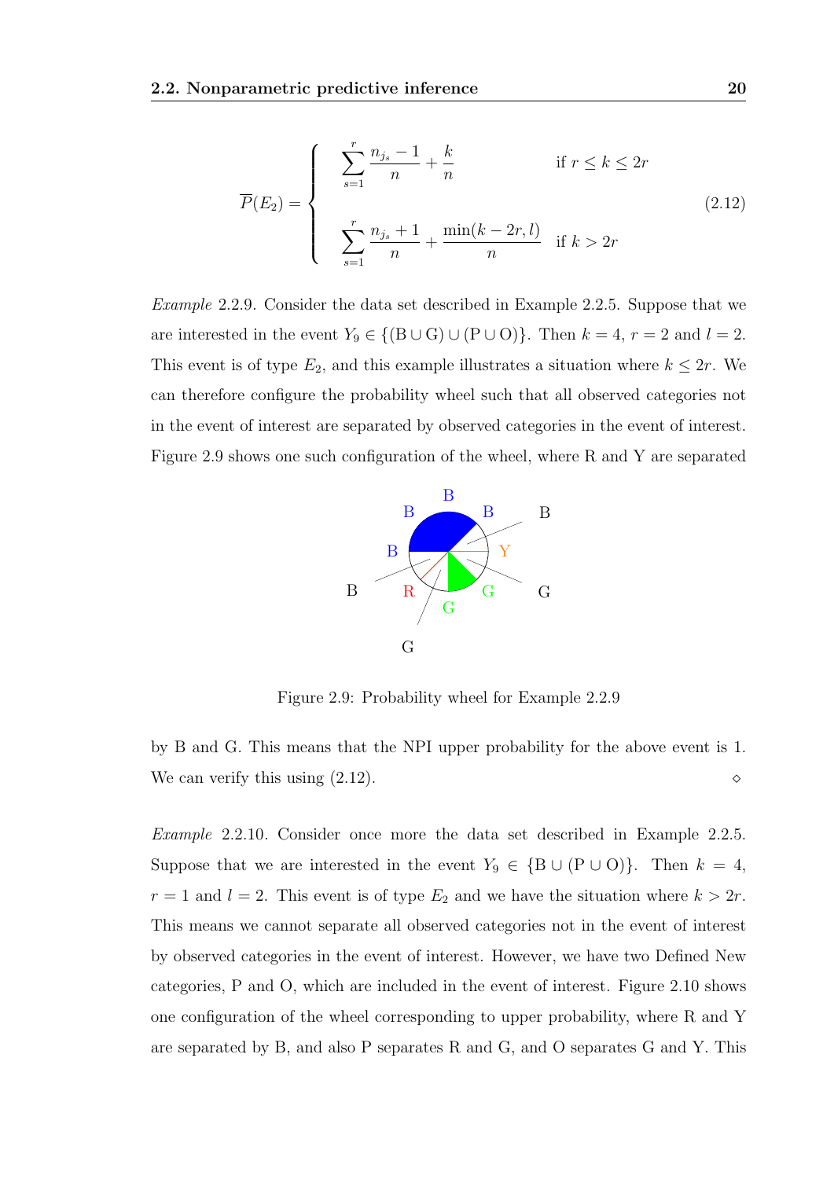$$
\overline{P}(E_2) = \begin{cases} \displaystyle\sum_{s=1}^{r} \frac{n_{j_s} - 1}{n} + \frac{k}{n} & \text{if } r \leq k \leq 2r \\ \\ \displaystyle\sum_{s=1}^{r} \frac{n_{j_s} + 1}{n} + \frac{\min(k - 2r, l)}{n} & \text{if } k > 2r \end{cases} \tag{2.12}
$$

*Example* 2.2.9. Consider the data set described in Example 2.2.5. Suppose that we are interested in the event $Y_9 \in \{(\text{B} \cup \text{G}) \cup (\text{P} \cup \text{O})\}$. Then $k = 4$, $r = 2$ and $l = 2$. This event is of type $E_2$, and this example illustrates a situation where $k \leq 2r$. We can therefore configure the probability wheel such that all observed categories not in the event of interest are separated by observed categories in the event of interest. Figure 2.9 shows one such configuration of the wheel, where R and Y are separated by B and G. This means that the NPI upper probability for the above event is 1. We can verify this using (2.12). $\diamond$

Figure 2.9: Probability wheel for Example 2.2.9

*Example* 2.2.10. Consider once more the data set described in Example 2.2.5. Suppose that we are interested in the event $Y_9 \in \{\text{B} \cup (\text{P} \cup \text{O})\}$. Then $k = 4$, $r = 1$ and $l = 2$. This event is of type $E_2$ and we have the situation where $k > 2r$. This means we cannot separate all observed categories not in the event of interest by observed categories in the event of interest. However, we have two Defined New categories, P and O, which are included in the event of interest. Figure 2.10 shows one configuration of the wheel corresponding to upper probability, where R and Y are separated by B, and also P separates R and G, and O separates G and Y. This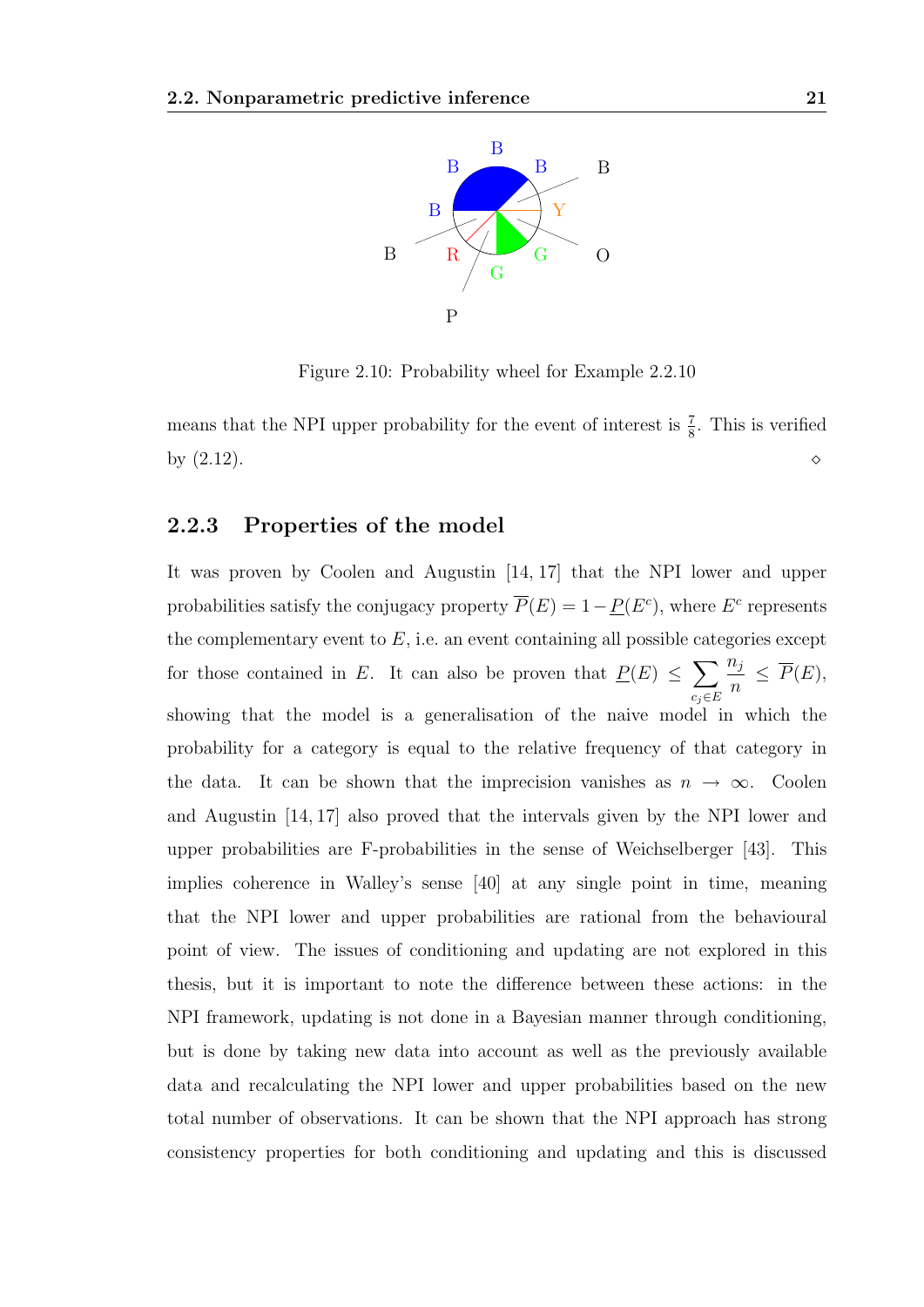Figure 2.10: Probability wheel for Example 2.2.10

means that the NPI upper probability for the event of interest is $\frac{7}{8}$. This is verified by (2.12). $\diamond$

### 2.2.3 Properties of the model

It was proven by Coolen and Augustin [14, 17] that the NPI lower and upper probabilities satisfy the conjugacy property $\overline{P}(E) = 1 - \underline{P}(E^c)$, where $E^c$ represents the complementary event to $E$, i.e. an event containing all possible categories except for those contained in $E$. It can also be proven that $\underline{P}(E) \leq \sum_{c_j \in E} \frac{n_j}{n} \leq \overline{P}(E)$, showing that the model is a generalisation of the naive model in which the probability for a category is equal to the relative frequency of that category in the data. It can be shown that the imprecision vanishes as $n \to \infty$. Coolen and Augustin [14, 17] also proved that the intervals given by the NPI lower and upper probabilities are F-probabilities in the sense of Weichselberger [43]. This implies coherence in Walley's sense [40] at any single point in time, meaning that the NPI lower and upper probabilities are rational from the behavioural point of view. The issues of conditioning and updating are not explored in this thesis, but it is important to note the difference between these actions: in the NPI framework, updating is not done in a Bayesian manner through conditioning, but is done by taking new data into account as well as the previously available data and recalculating the NPI lower and upper probabilities based on the new total number of observations. It can be shown that the NPI approach has strong consistency properties for both conditioning and updating and this is discussed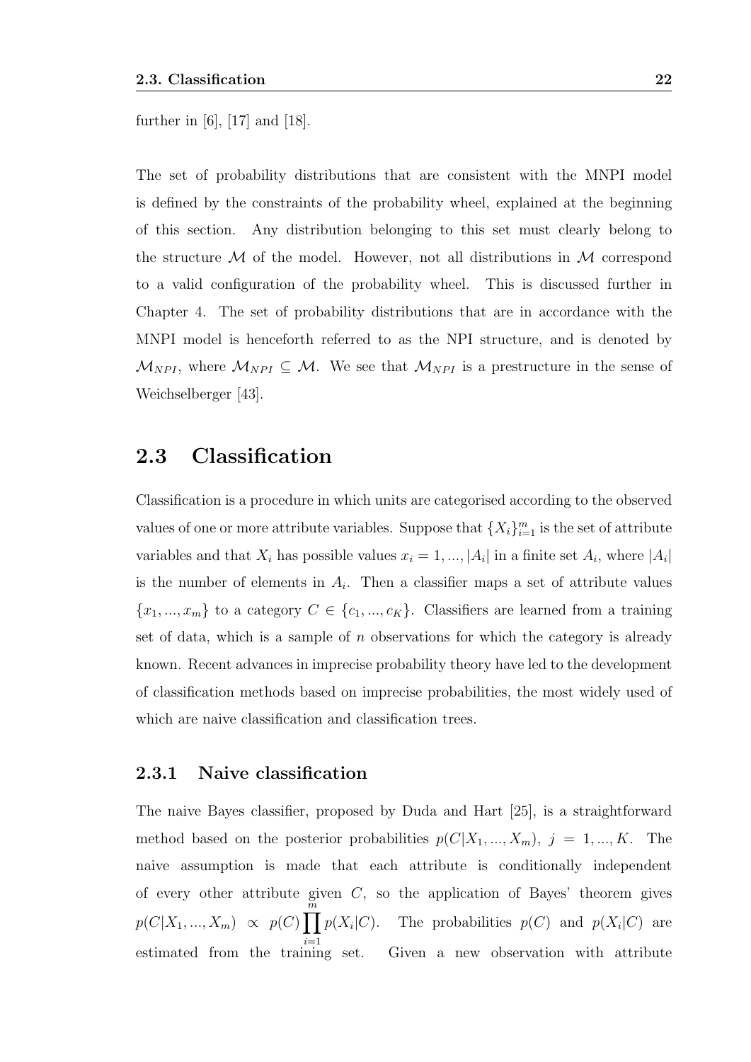further in [6], [17] and [18].

The set of probability distributions that are consistent with the MNPI model is defined by the constraints of the probability wheel, explained at the beginning of this section. Any distribution belonging to this set must clearly belong to the structure $\mathcal{M}$ of the model. However, not all distributions in $\mathcal{M}$ correspond to a valid configuration of the probability wheel. This is discussed further in Chapter 4. The set of probability distributions that are in accordance with the MNPI model is henceforth referred to as the NPI structure, and is denoted by $\mathcal{M}_{NPI}$, where $\mathcal{M}_{NPI} \subseteq \mathcal{M}$. We see that $\mathcal{M}_{NPI}$ is a prestructure in the sense of Weichselberger [43].

## 2.3 Classification

Classification is a procedure in which units are categorised according to the observed values of one or more attribute variables. Suppose that $\{X_i\}_{i=1}^{m}$ is the set of attribute variables and that $X_i$ has possible values $x_i = 1, ..., |A_i|$ in a finite set $A_i$, where $|A_i|$ is the number of elements in $A_i$. Then a classifier maps a set of attribute values $\{x_1, ..., x_m\}$ to a category $C \in \{c_1, ..., c_K\}$. Classifiers are learned from a training set of data, which is a sample of $n$ observations for which the category is already known. Recent advances in imprecise probability theory have led to the development of classification methods based on imprecise probabilities, the most widely used of which are naive classification and classification trees.

### 2.3.1 Naive classification

The naive Bayes classifier, proposed by Duda and Hart [25], is a straightforward method based on the posterior probabilities $p(C|X_1, ..., X_m)$, $j = 1, ..., K$. The naive assumption is made that each attribute is conditionally independent of every other attribute given $C$, so the application of Bayes' theorem gives $p(C|X_1, ..., X_m) \propto p(C) \prod_{i=1}^{m} p(X_i|C)$. The probabilities $p(C)$ and $p(X_i|C)$ are estimated from the training set. Given a new observation with attribute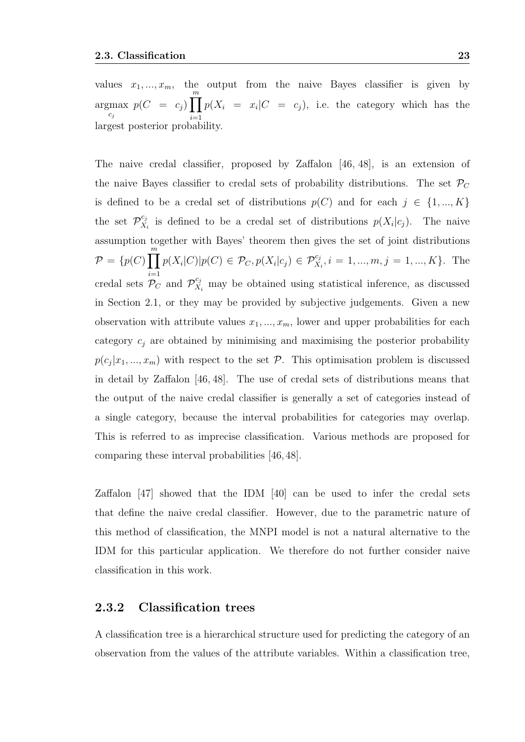values $x_1, ..., x_m$, the output from the naive Bayes classifier is given by $\underset{c_j}{\text{argmax}}\ p(C = c_j) \prod_{i=1}^{m} p(X_i = x_i | C = c_j)$, i.e. the category which has the largest posterior probability.

The naive credal classifier, proposed by Zaffalon [46, 48], is an extension of the naive Bayes classifier to credal sets of probability distributions. The set $\mathcal{P}_C$ is defined to be a credal set of distributions $p(C)$ and for each $j \in \{1, ..., K\}$ the set $\mathcal{P}_{X_i}^{c_j}$ is defined to be a credal set of distributions $p(X_i|c_j)$. The naive assumption together with Bayes' theorem then gives the set of joint distributions $\mathcal{P} = \{p(C) \prod_{i=1}^{m} p(X_i|C) | p(C) \in \mathcal{P}_C, p(X_i|c_j) \in \mathcal{P}_{X_i}^{c_j}, i = 1, ..., m, j = 1, ..., K\}$. The credal sets $\mathcal{P}_C$ and $\mathcal{P}_{X_i}^{c_j}$ may be obtained using statistical inference, as discussed in Section 2.1, or they may be provided by subjective judgements. Given a new observation with attribute values $x_1, ..., x_m$, lower and upper probabilities for each category $c_j$ are obtained by minimising and maximising the posterior probability $p(c_j|x_1, ..., x_m)$ with respect to the set $\mathcal{P}$. This optimisation problem is discussed in detail by Zaffalon [46, 48]. The use of credal sets of distributions means that the output of the naive credal classifier is generally a set of categories instead of a single category, because the interval probabilities for categories may overlap. This is referred to as imprecise classification. Various methods are proposed for comparing these interval probabilities [46, 48].

Zaffalon [47] showed that the IDM [40] can be used to infer the credal sets that define the naive credal classifier. However, due to the parametric nature of this method of classification, the MNPI model is not a natural alternative to the IDM for this particular application. We therefore do not further consider naive classification in this work.

### 2.3.2 Classification trees

A classification tree is a hierarchical structure used for predicting the category of an observation from the values of the attribute variables. Within a classification tree,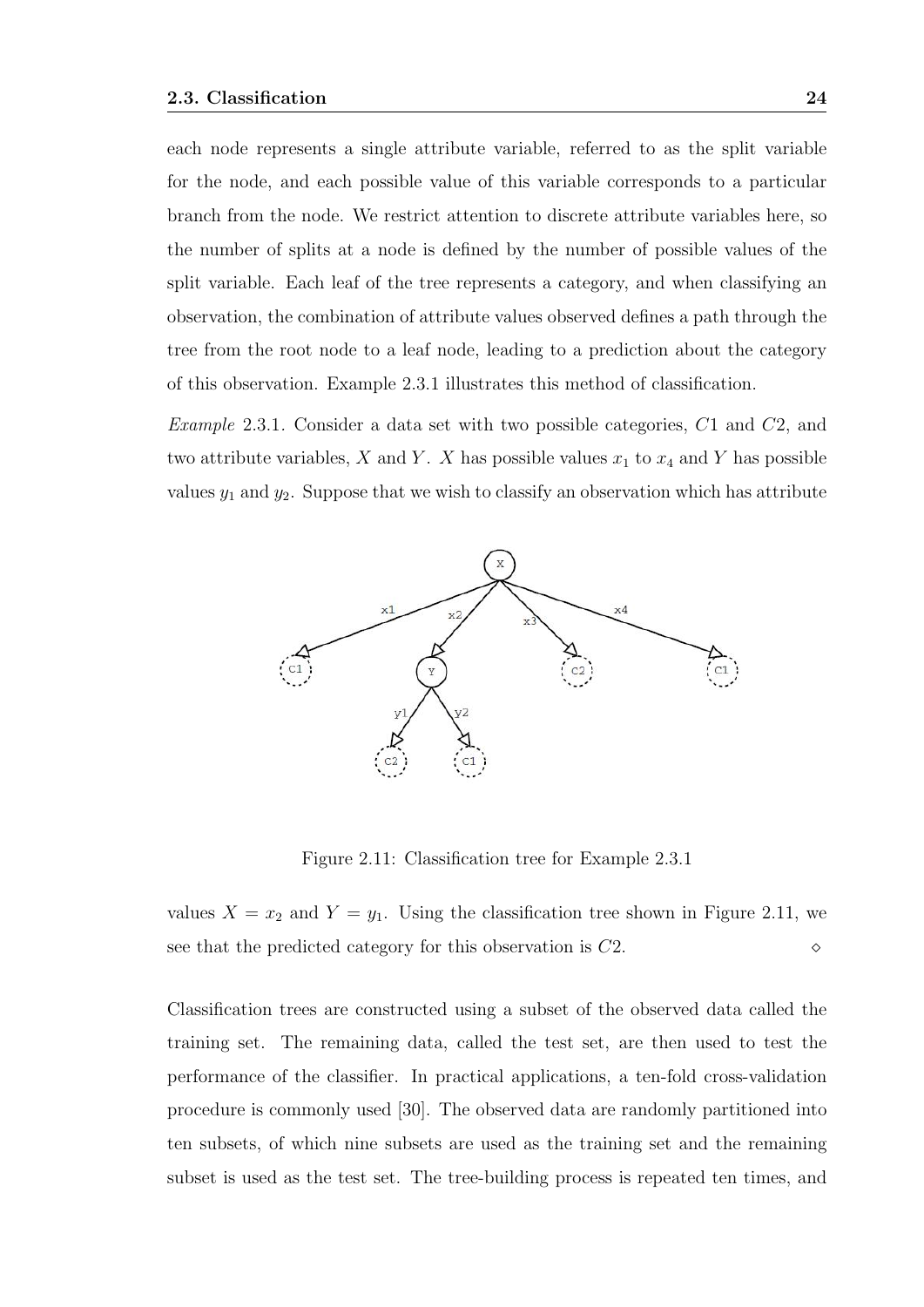each node represents a single attribute variable, referred to as the split variable for the node, and each possible value of this variable corresponds to a particular branch from the node. We restrict attention to discrete attribute variables here, so the number of splits at a node is defined by the number of possible values of the split variable. Each leaf of the tree represents a category, and when classifying an observation, the combination of attribute values observed defines a path through the tree from the root node to a leaf node, leading to a prediction about the category of this observation. Example 2.3.1 illustrates this method of classification.

*Example* 2.3.1. Consider a data set with two possible categories, $C1$ and $C2$, and two attribute variables, $X$ and $Y$. $X$ has possible values $x_1$ to $x_4$ and $Y$ has possible values $y_1$ and $y_2$. Suppose that we wish to classify an observation which has attribute

Figure 2.11: Classification tree for Example 2.3.1

values $X = x_2$ and $Y = y_1$. Using the classification tree shown in Figure 2.11, we see that the predicted category for this observation is $C2$. ◇

Classification trees are constructed using a subset of the observed data called the training set. The remaining data, called the test set, are then used to test the performance of the classifier. In practical applications, a ten-fold cross-validation procedure is commonly used [30]. The observed data are randomly partitioned into ten subsets, of which nine subsets are used as the training set and the remaining subset is used as the test set. The tree-building process is repeated ten times, and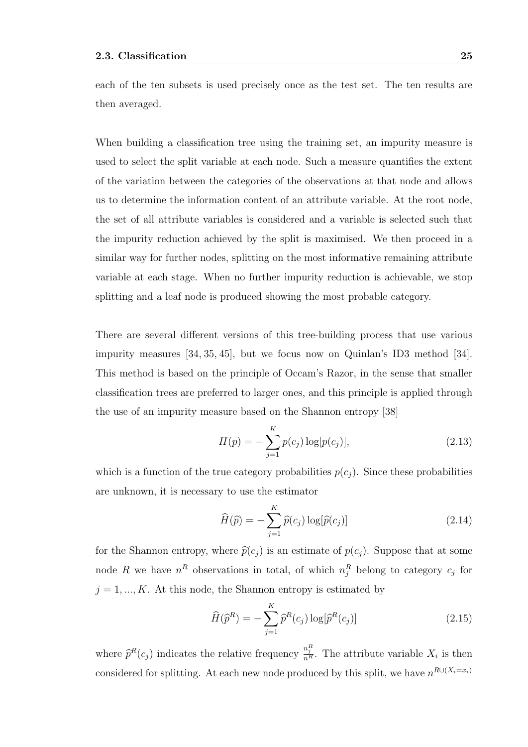each of the ten subsets is used precisely once as the test set. The ten results are then averaged.

When building a classification tree using the training set, an impurity measure is used to select the split variable at each node. Such a measure quantifies the extent of the variation between the categories of the observations at that node and allows us to determine the information content of an attribute variable. At the root node, the set of all attribute variables is considered and a variable is selected such that the impurity reduction achieved by the split is maximised. We then proceed in a similar way for further nodes, splitting on the most informative remaining attribute variable at each stage. When no further impurity reduction is achievable, we stop splitting and a leaf node is produced showing the most probable category.

There are several different versions of this tree-building process that use various impurity measures [34, 35, 45], but we focus now on Quinlan's ID3 method [34]. This method is based on the principle of Occam's Razor, in the sense that smaller classification trees are preferred to larger ones, and this principle is applied through the use of an impurity measure based on the Shannon entropy [38]

$$H(p) = -\sum_{j=1}^{K} p(c_j) \log[p(c_j)], \tag{2.13}$$

which is a function of the true category probabilities $p(c_j)$. Since these probabilities are unknown, it is necessary to use the estimator

$$\widehat{H}(\widehat{p}) = -\sum_{j=1}^{K} \widehat{p}(c_j) \log[\widehat{p}(c_j)] \tag{2.14}$$

for the Shannon entropy, where $\widehat{p}(c_j)$ is an estimate of $p(c_j)$. Suppose that at some node $R$ we have $n^R$ observations in total, of which $n_j^R$ belong to category $c_j$ for $j = 1, ..., K$. At this node, the Shannon entropy is estimated by

$$\widehat{H}(\widehat{p}^R) = -\sum_{j=1}^{K} \widehat{p}^R(c_j) \log[\widehat{p}^R(c_j)] \tag{2.15}$$

where $\widehat{p}^R(c_j)$ indicates the relative frequency $\frac{n_j^R}{n^R}$. The attribute variable $X_i$ is then considered for splitting. At each new node produced by this split, we have $n^{R \cup (X_i = x_i)}$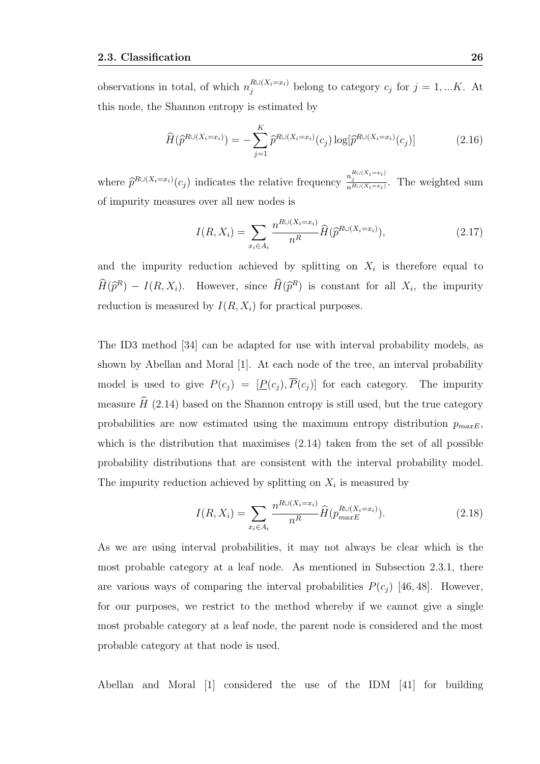observations in total, of which $n_j^{R\cup(X_i=x_i)}$ belong to category $c_j$ for $j = 1, ...K$. At this node, the Shannon entropy is estimated by

$$\widehat{H}(\widehat{p}^{R\cup(X_i=x_i)}) = -\sum_{j=1}^{K} \widehat{p}^{R\cup(X_i=x_i)}(c_j) \log[\widehat{p}^{R\cup(X_i=x_i)}(c_j)] \tag{2.16}$$

where $\widehat{p}^{R\cup(X_i=x_i)}(c_j)$ indicates the relative frequency $\frac{n_j^{R\cup(X_i=x_i)}}{n^{R\cup(X_i=x_i)}}$. The weighted sum of impurity measures over all new nodes is

$$I(R, X_i) = \sum_{x_i \in A_i} \frac{n^{R\cup(X_i=x_i)}}{n^R} \widehat{H}(\widehat{p}^{R\cup(X_i=x_i)}), \tag{2.17}$$

and the impurity reduction achieved by splitting on $X_i$ is therefore equal to $\widehat{H}(\widehat{p}^R) - I(R, X_i)$. However, since $\widehat{H}(\widehat{p}^R)$ is constant for all $X_i$, the impurity reduction is measured by $I(R, X_i)$ for practical purposes.

The ID3 method [34] can be adapted for use with interval probability models, as shown by Abellan and Moral [1]. At each node of the tree, an interval probability model is used to give $P(c_j) = [\underline{P}(c_j), \overline{P}(c_j)]$ for each category. The impurity measure $\widehat{H}$ (2.14) based on the Shannon entropy is still used, but the true category probabilities are now estimated using the maximum entropy distribution $p_{maxE}$, which is the distribution that maximises (2.14) taken from the set of all possible probability distributions that are consistent with the interval probability model. The impurity reduction achieved by splitting on $X_i$ is measured by

$$I(R, X_i) = \sum_{x_i \in A_i} \frac{n^{R\cup(X_i=x_i)}}{n^R} \widehat{H}(p_{maxE}^{R\cup(X_i=x_i)}). \tag{2.18}$$

As we are using interval probabilities, it may not always be clear which is the most probable category at a leaf node. As mentioned in Subsection 2.3.1, there are various ways of comparing the interval probabilities $P(c_j)$ [46, 48]. However, for our purposes, we restrict to the method whereby if we cannot give a single most probable category at a leaf node, the parent node is considered and the most probable category at that node is used.

Abellan and Moral [1] considered the use of the IDM [41] for building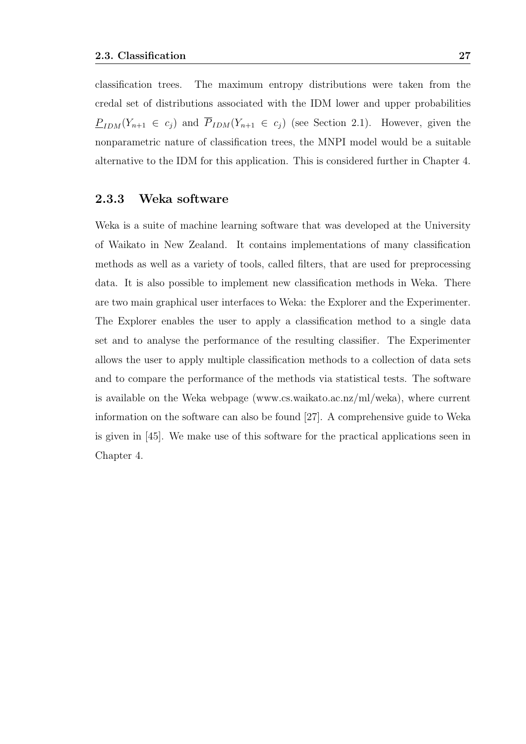classification trees. The maximum entropy distributions were taken from the credal set of distributions associated with the IDM lower and upper probabilities $\underline{P}_{IDM}(Y_{n+1} \in c_j)$ and $\overline{P}_{IDM}(Y_{n+1} \in c_j)$ (see Section 2.1). However, given the nonparametric nature of classification trees, the MNPI model would be a suitable alternative to the IDM for this application. This is considered further in Chapter 4.

### 2.3.3 Weka software

Weka is a suite of machine learning software that was developed at the University of Waikato in New Zealand. It contains implementations of many classification methods as well as a variety of tools, called filters, that are used for preprocessing data. It is also possible to implement new classification methods in Weka. There are two main graphical user interfaces to Weka: the Explorer and the Experimenter. The Explorer enables the user to apply a classification method to a single data set and to analyse the performance of the resulting classifier. The Experimenter allows the user to apply multiple classification methods to a collection of data sets and to compare the performance of the methods via statistical tests. The software is available on the Weka webpage (www.cs.waikato.ac.nz/ml/weka), where current information on the software can also be found [27]. A comprehensive guide to Weka is given in [45]. We make use of this software for the practical applications seen in Chapter 4.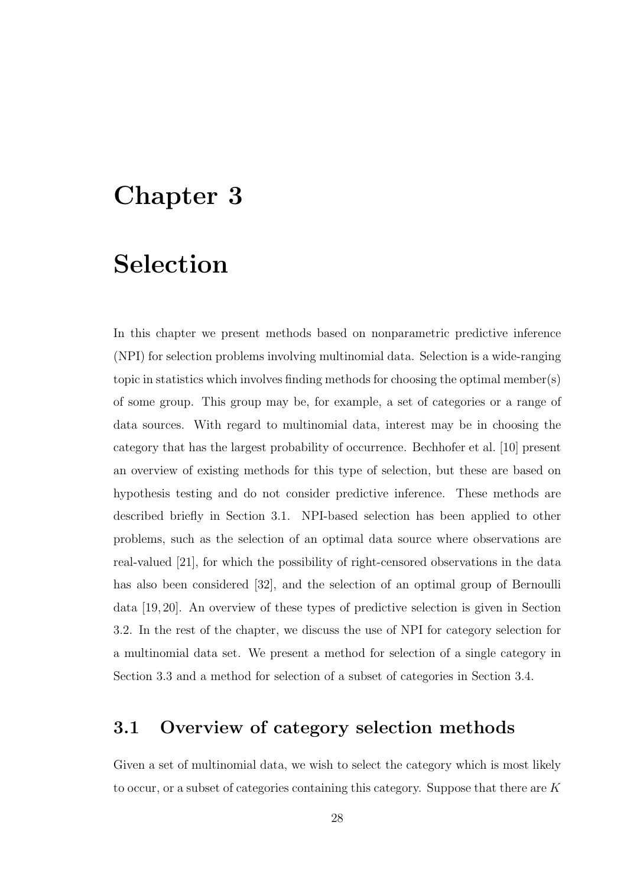# Chapter 3

# Selection

In this chapter we present methods based on nonparametric predictive inference (NPI) for selection problems involving multinomial data. Selection is a wide-ranging topic in statistics which involves finding methods for choosing the optimal member(s) of some group. This group may be, for example, a set of categories or a range of data sources. With regard to multinomial data, interest may be in choosing the category that has the largest probability of occurrence. Bechhofer et al. [10] present an overview of existing methods for this type of selection, but these are based on hypothesis testing and do not consider predictive inference. These methods are described briefly in Section 3.1. NPI-based selection has been applied to other problems, such as the selection of an optimal data source where observations are real-valued [21], for which the possibility of right-censored observations in the data has also been considered [32], and the selection of an optimal group of Bernoulli data [19, 20]. An overview of these types of predictive selection is given in Section 3.2. In the rest of the chapter, we discuss the use of NPI for category selection for a multinomial data set. We present a method for selection of a single category in Section 3.3 and a method for selection of a subset of categories in Section 3.4.

## 3.1 Overview of category selection methods

Given a set of multinomial data, we wish to select the category which is most likely to occur, or a subset of categories containing this category. Suppose that there are $K$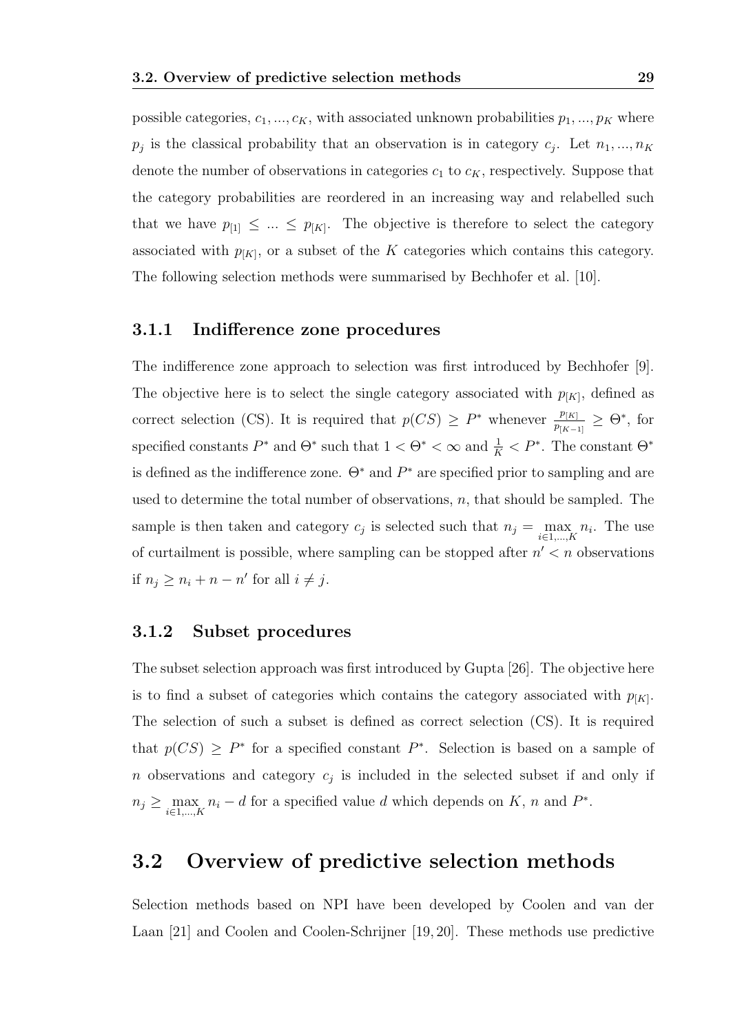possible categories, $c_1, ..., c_K$, with associated unknown probabilities $p_1, ..., p_K$ where $p_j$ is the classical probability that an observation is in category $c_j$. Let $n_1, ..., n_K$ denote the number of observations in categories $c_1$ to $c_K$, respectively. Suppose that the category probabilities are reordered in an increasing way and relabelled such that we have $p_{[1]} \leq ... \leq p_{[K]}$. The objective is therefore to select the category associated with $p_{[K]}$, or a subset of the $K$ categories which contains this category. The following selection methods were summarised by Bechhofer et al. [10].

### 3.1.1 Indifference zone procedures

The indifference zone approach to selection was first introduced by Bechhofer [9]. The objective here is to select the single category associated with $p_{[K]}$, defined as correct selection (CS). It is required that $p(CS) \geq P^*$ whenever $\frac{p_{[K]}}{p_{[K-1]}} \geq \Theta^*$, for specified constants $P^*$ and $\Theta^*$ such that $1 < \Theta^* < \infty$ and $\frac{1}{K} < P^*$. The constant $\Theta^*$ is defined as the indifference zone. $\Theta^*$ and $P^*$ are specified prior to sampling and are used to determine the total number of observations, $n$, that should be sampled. The sample is then taken and category $c_j$ is selected such that $n_j = \max_{i \in 1,...,K} n_i$. The use of curtailment is possible, where sampling can be stopped after $n' < n$ observations if $n_j \geq n_i + n - n'$ for all $i \neq j$.

### 3.1.2 Subset procedures

The subset selection approach was first introduced by Gupta [26]. The objective here is to find a subset of categories which contains the category associated with $p_{[K]}$. The selection of such a subset is defined as correct selection (CS). It is required that $p(CS) \geq P^*$ for a specified constant $P^*$. Selection is based on a sample of $n$ observations and category $c_j$ is included in the selected subset if and only if $n_j \geq \max_{i \in 1,...,K} n_i - d$ for a specified value $d$ which depends on $K$, $n$ and $P^*$.

## 3.2 Overview of predictive selection methods

Selection methods based on NPI have been developed by Coolen and van der Laan [21] and Coolen and Coolen-Schrijner [19, 20]. These methods use predictive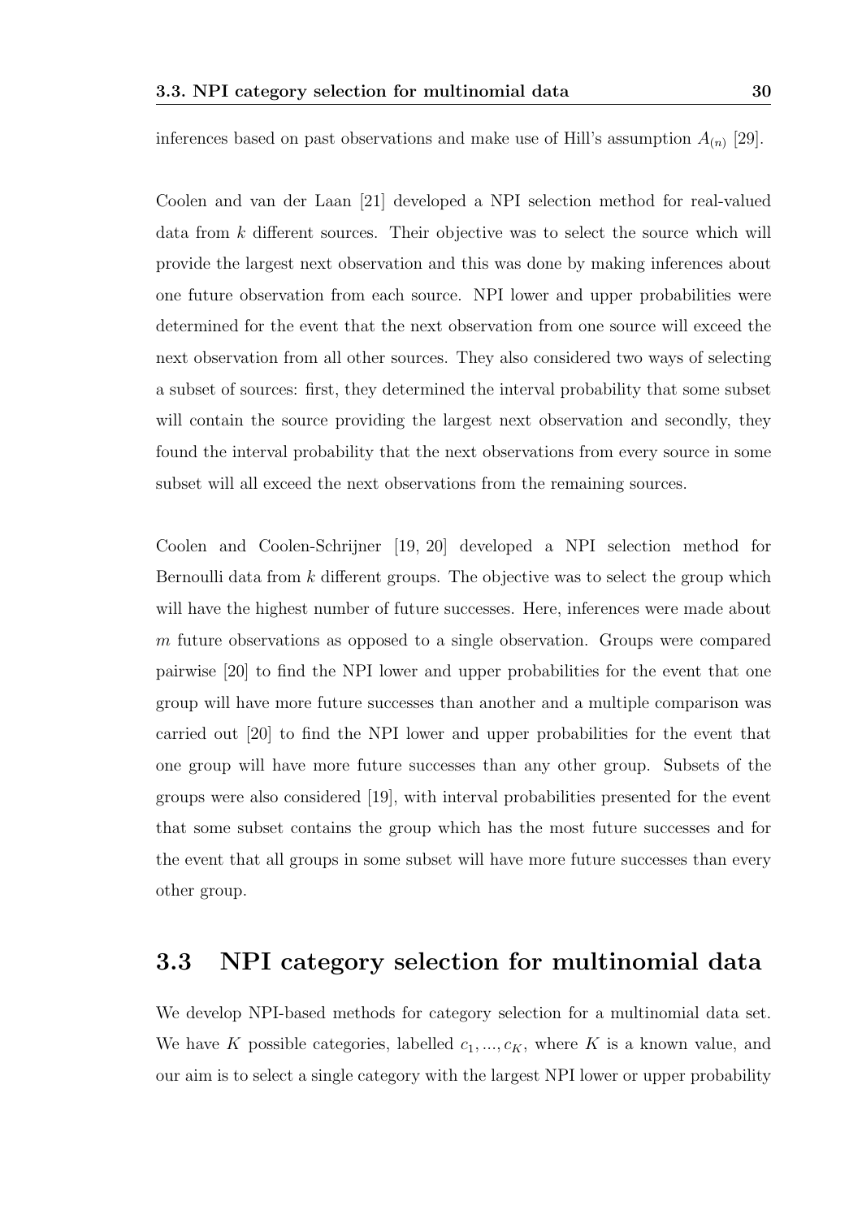inferences based on past observations and make use of Hill's assumption $A_{(n)}$ [29].

Coolen and van der Laan [21] developed a NPI selection method for real-valued data from $k$ different sources. Their objective was to select the source which will provide the largest next observation and this was done by making inferences about one future observation from each source. NPI lower and upper probabilities were determined for the event that the next observation from one source will exceed the next observation from all other sources. They also considered two ways of selecting a subset of sources: first, they determined the interval probability that some subset will contain the source providing the largest next observation and secondly, they found the interval probability that the next observations from every source in some subset will all exceed the next observations from the remaining sources.

Coolen and Coolen-Schrijner [19, 20] developed a NPI selection method for Bernoulli data from $k$ different groups. The objective was to select the group which will have the highest number of future successes. Here, inferences were made about $m$ future observations as opposed to a single observation. Groups were compared pairwise [20] to find the NPI lower and upper probabilities for the event that one group will have more future successes than another and a multiple comparison was carried out [20] to find the NPI lower and upper probabilities for the event that one group will have more future successes than any other group. Subsets of the groups were also considered [19], with interval probabilities presented for the event that some subset contains the group which has the most future successes and for the event that all groups in some subset will have more future successes than every other group.

## 3.3 NPI category selection for multinomial data

We develop NPI-based methods for category selection for a multinomial data set. We have $K$ possible categories, labelled $c_1, ..., c_K$, where $K$ is a known value, and our aim is to select a single category with the largest NPI lower or upper probability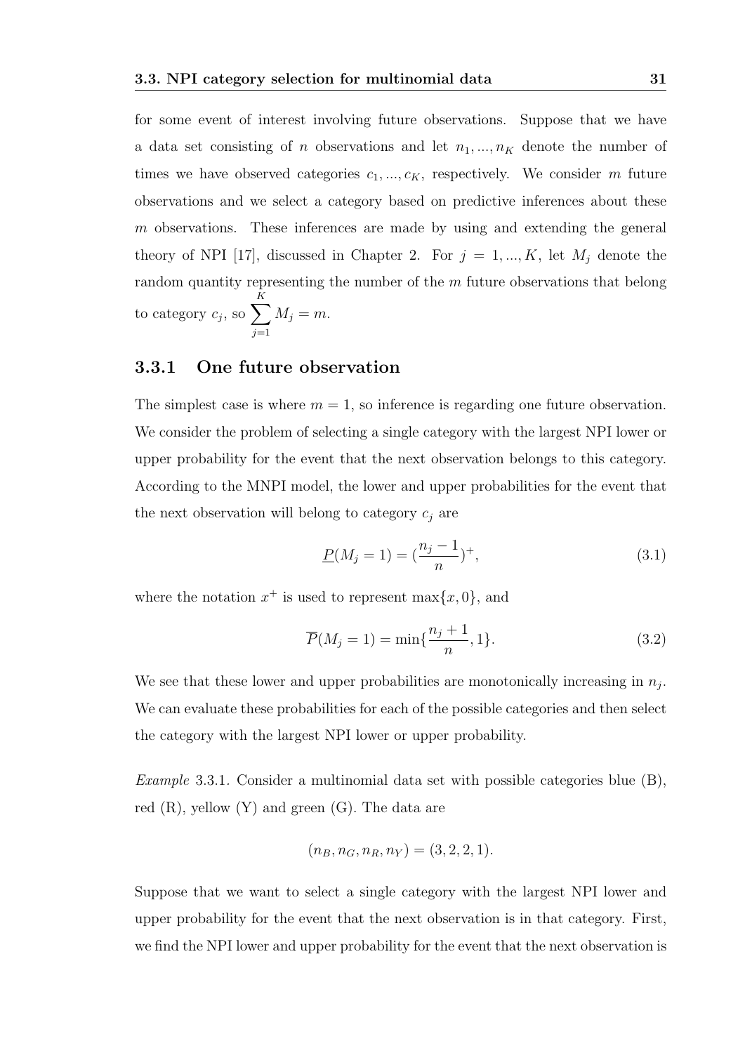for some event of interest involving future observations. Suppose that we have a data set consisting of $n$ observations and let $n_1, ..., n_K$ denote the number of times we have observed categories $c_1, ..., c_K$, respectively. We consider $m$ future observations and we select a category based on predictive inferences about these $m$ observations. These inferences are made by using and extending the general theory of NPI [17], discussed in Chapter 2. For $j = 1, ..., K$, let $M_j$ denote the random quantity representing the number of the $m$ future observations that belong to category $c_j$, so $\sum_{j=1}^{K} M_j = m$.

### 3.3.1 One future observation

The simplest case is where $m = 1$, so inference is regarding one future observation. We consider the problem of selecting a single category with the largest NPI lower or upper probability for the event that the next observation belongs to this category. According to the MNPI model, the lower and upper probabilities for the event that the next observation will belong to category $c_j$ are

$$\underline{P}(M_j = 1) = (\frac{n_j - 1}{n})^+, \tag{3.1}$$

where the notation $x^+$ is used to represent $\max\{x, 0\}$, and

$$\overline{P}(M_j = 1) = \min\{\frac{n_j + 1}{n}, 1\}. \tag{3.2}$$

We see that these lower and upper probabilities are monotonically increasing in $n_j$. We can evaluate these probabilities for each of the possible categories and then select the category with the largest NPI lower or upper probability.

*Example* 3.3.1. Consider a multinomial data set with possible categories blue (B), red (R), yellow (Y) and green (G). The data are

$$(n_B, n_G, n_R, n_Y) = (3, 2, 2, 1).$$

Suppose that we want to select a single category with the largest NPI lower and upper probability for the event that the next observation is in that category. First, we find the NPI lower and upper probability for the event that the next observation is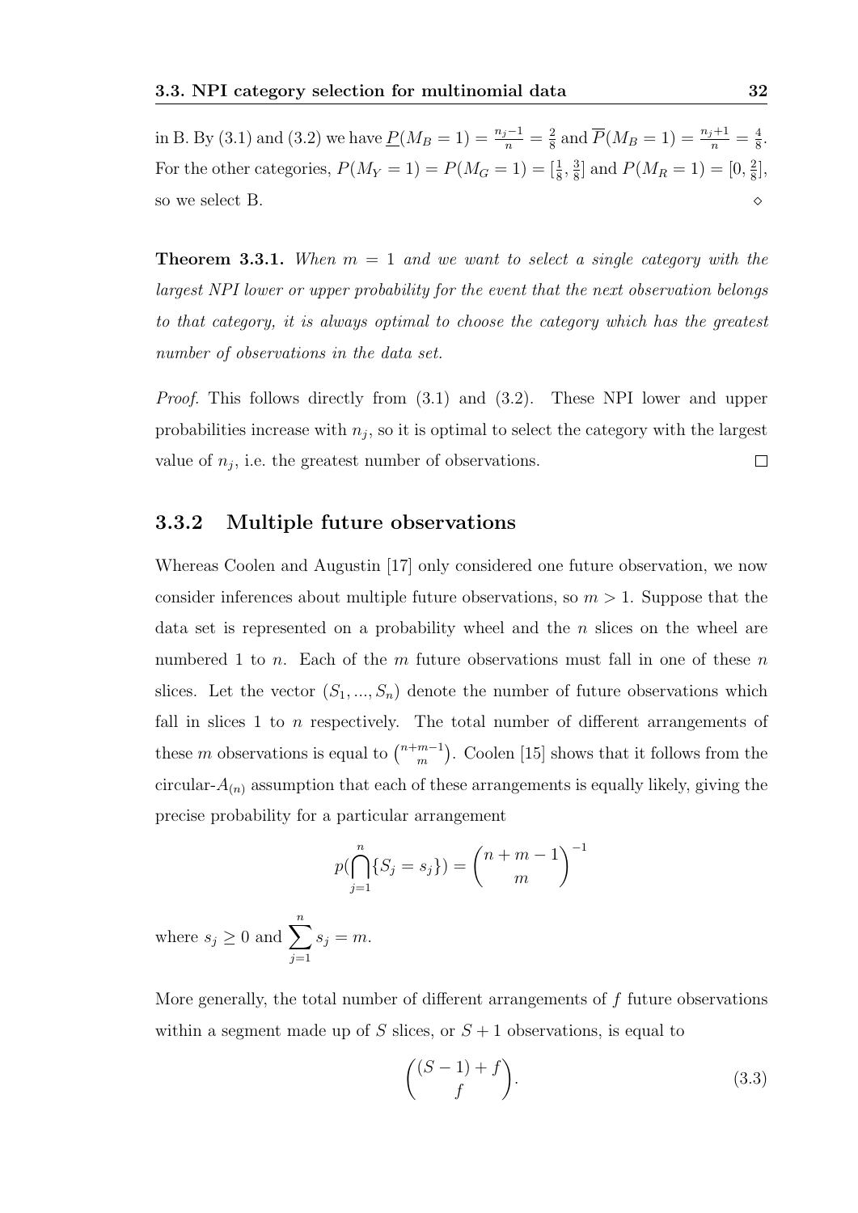in B. By (3.1) and (3.2) we have $\underline{P}(M_B = 1) = \frac{n_j - 1}{n} = \frac{2}{8}$ and $\overline{P}(M_B = 1) = \frac{n_j+1}{n} = \frac{4}{8}$. For the other categories, $P(M_Y = 1) = P(M_G = 1) = [\frac{1}{8}, \frac{3}{8}]$ and $P(M_R = 1) = [0, \frac{2}{8}]$, so we select B. $\diamond$

**Theorem 3.3.1.** *When $m = 1$ and we want to select a single category with the largest NPI lower or upper probability for the event that the next observation belongs to that category, it is always optimal to choose the category which has the greatest number of observations in the data set.*

*Proof.* This follows directly from (3.1) and (3.2). These NPI lower and upper probabilities increase with $n_j$, so it is optimal to select the category with the largest value of $n_j$, i.e. the greatest number of observations. $\square$

### 3.3.2 Multiple future observations

Whereas Coolen and Augustin [17] only considered one future observation, we now consider inferences about multiple future observations, so $m > 1$. Suppose that the data set is represented on a probability wheel and the $n$ slices on the wheel are numbered 1 to $n$. Each of the $m$ future observations must fall in one of these $n$ slices. Let the vector $(S_1, ..., S_n)$ denote the number of future observations which fall in slices 1 to $n$ respectively. The total number of different arrangements of these $m$ observations is equal to $\binom{n+m-1}{m}$. Coolen [15] shows that it follows from the circular-$A_{(n)}$ assumption that each of these arrangements is equally likely, giving the precise probability for a particular arrangement

$$p(\bigcap_{j=1}^{n}\{S_j = s_j\}) = \binom{n+m-1}{m}^{-1}$$

where $s_j \geq 0$ and $\sum_{j=1}^{n} s_j = m$.

More generally, the total number of different arrangements of $f$ future observations within a segment made up of $S$ slices, or $S + 1$ observations, is equal to

$$\binom{(S-1)+f}{f}. \tag{3.3}$$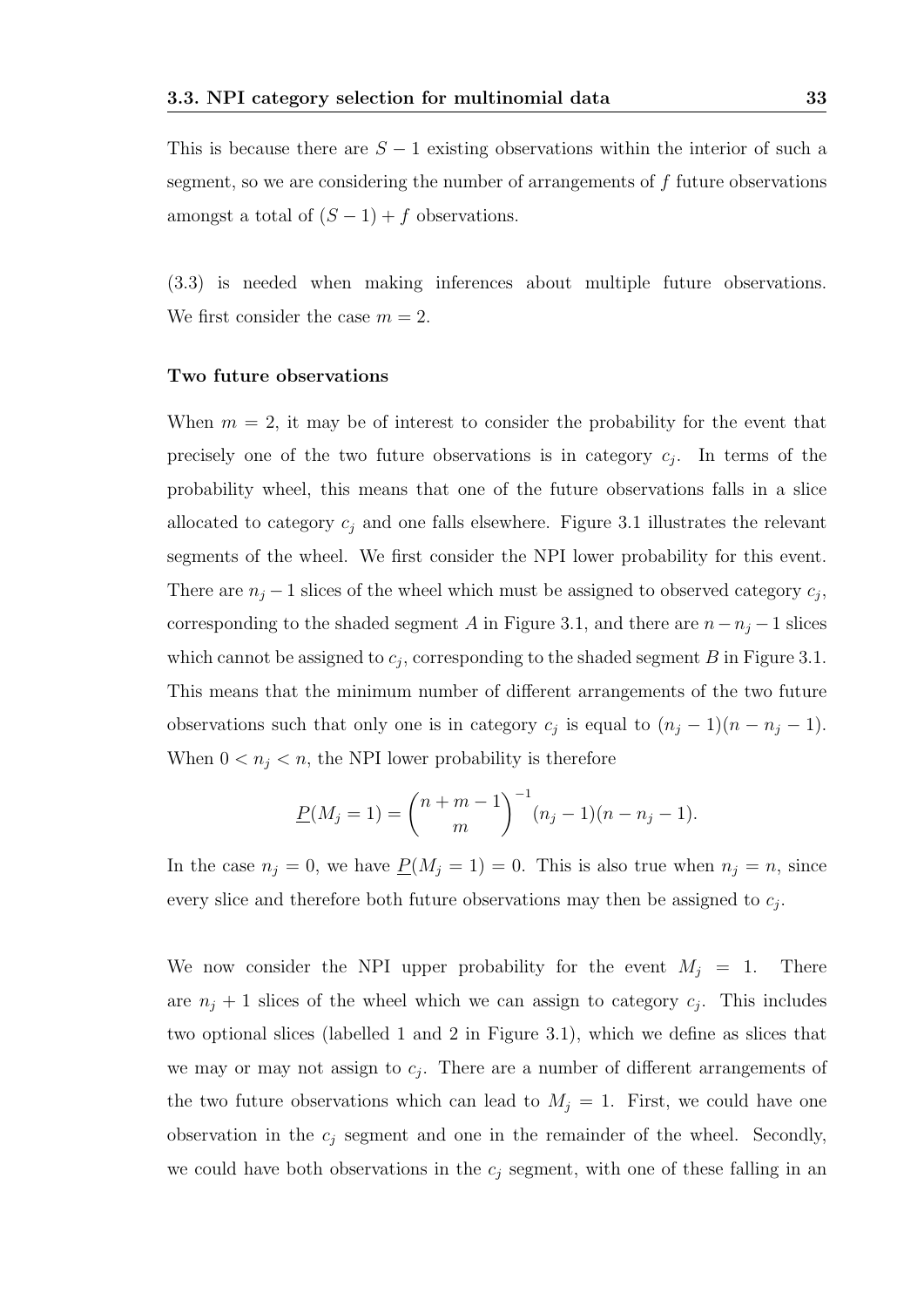This is because there are $S - 1$ existing observations within the interior of such a segment, so we are considering the number of arrangements of $f$ future observations amongst a total of $(S - 1) + f$ observations.

(3.3) is needed when making inferences about multiple future observations. We first consider the case $m = 2$.

**Two future observations**

When $m = 2$, it may be of interest to consider the probability for the event that precisely one of the two future observations is in category $c_j$. In terms of the probability wheel, this means that one of the future observations falls in a slice allocated to category $c_j$ and one falls elsewhere. Figure 3.1 illustrates the relevant segments of the wheel. We first consider the NPI lower probability for this event. There are $n_j - 1$ slices of the wheel which must be assigned to observed category $c_j$, corresponding to the shaded segment $A$ in Figure 3.1, and there are $n - n_j - 1$ slices which cannot be assigned to $c_j$, corresponding to the shaded segment $B$ in Figure 3.1. This means that the minimum number of different arrangements of the two future observations such that only one is in category $c_j$ is equal to $(n_j - 1)(n - n_j - 1)$. When $0 < n_j < n$, the NPI lower probability is therefore

$$\underline{P}(M_j = 1) = \binom{n + m - 1}{m}^{-1} (n_j - 1)(n - n_j - 1).$$

In the case $n_j = 0$, we have $\underline{P}(M_j = 1) = 0$. This is also true when $n_j = n$, since every slice and therefore both future observations may then be assigned to $c_j$.

We now consider the NPI upper probability for the event $M_j = 1$. There are $n_j + 1$ slices of the wheel which we can assign to category $c_j$. This includes two optional slices (labelled 1 and 2 in Figure 3.1), which we define as slices that we may or may not assign to $c_j$. There are a number of different arrangements of the two future observations which can lead to $M_j = 1$. First, we could have one observation in the $c_j$ segment and one in the remainder of the wheel. Secondly, we could have both observations in the $c_j$ segment, with one of these falling in an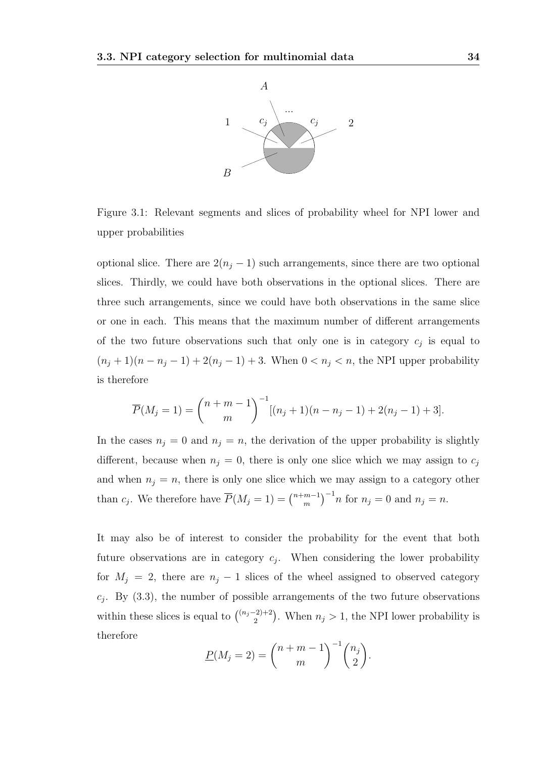Figure 3.1: Relevant segments and slices of probability wheel for NPI lower and upper probabilities

optional slice. There are $2(n_j - 1)$ such arrangements, since there are two optional slices. Thirdly, we could have both observations in the optional slices. There are three such arrangements, since we could have both observations in the same slice or one in each. This means that the maximum number of different arrangements of the two future observations such that only one is in category $c_j$ is equal to $(n_j + 1)(n - n_j - 1) + 2(n_j - 1) + 3$. When $0 < n_j < n$, the NPI upper probability is therefore

$$\overline{P}(M_j = 1) = \binom{n+m-1}{m}^{-1} [(n_j + 1)(n - n_j - 1) + 2(n_j - 1) + 3].$$

In the cases $n_j = 0$ and $n_j = n$, the derivation of the upper probability is slightly different, because when $n_j = 0$, there is only one slice which we may assign to $c_j$ and when $n_j = n$, there is only one slice which we may assign to a category other than $c_j$. We therefore have $\overline{P}(M_j = 1) = \binom{n+m-1}{m}^{-1} n$ for $n_j = 0$ and $n_j = n$.

It may also be of interest to consider the probability for the event that both future observations are in category $c_j$. When considering the lower probability for $M_j = 2$, there are $n_j - 1$ slices of the wheel assigned to observed category $c_j$. By (3.3), the number of possible arrangements of the two future observations within these slices is equal to $\binom{(n_j - 2) + 2}{2}$. When $n_j > 1$, the NPI lower probability is therefore

$$\underline{P}(M_j = 2) = \binom{n+m-1}{m}^{-1} \binom{n_j}{2}.$$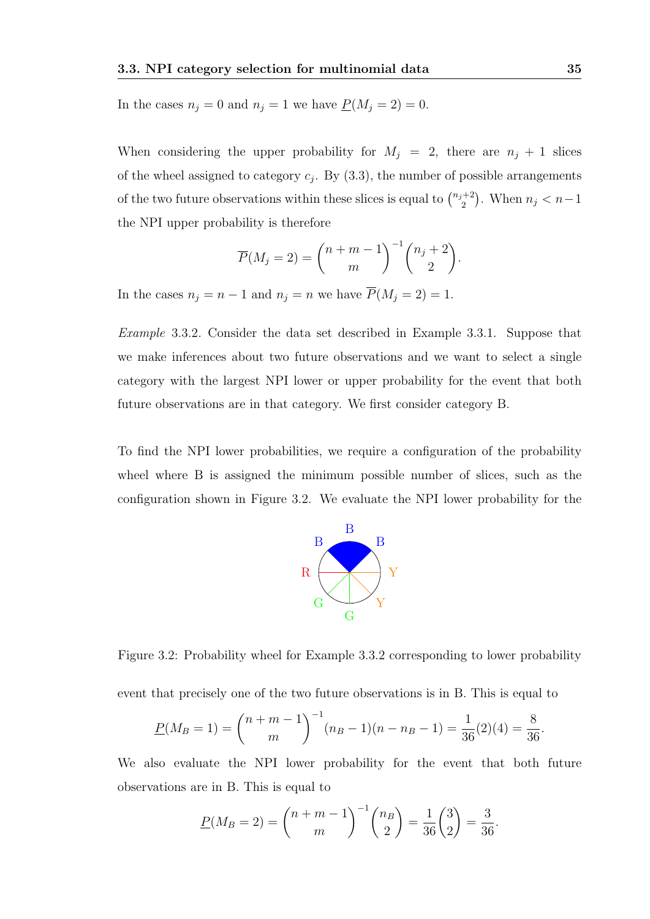In the cases $n_j = 0$ and $n_j = 1$ we have $\underline{P}(M_j = 2) = 0$.

When considering the upper probability for $M_j = 2$, there are $n_j + 1$ slices of the wheel assigned to category $c_j$. By (3.3), the number of possible arrangements of the two future observations within these slices is equal to $\binom{n_j+2}{2}$. When $n_j < n-1$ the NPI upper probability is therefore

$$\overline{P}(M_j = 2) = \binom{n+m-1}{m}^{-1}\binom{n_j+2}{2}.$$

In the cases $n_j = n-1$ and $n_j = n$ we have $\overline{P}(M_j = 2) = 1$.

*Example* 3.3.2. Consider the data set described in Example 3.3.1. Suppose that we make inferences about two future observations and we want to select a single category with the largest NPI lower or upper probability for the event that both future observations are in that category. We first consider category B.

To find the NPI lower probabilities, we require a configuration of the probability wheel where B is assigned the minimum possible number of slices, such as the configuration shown in Figure 3.2. We evaluate the NPI lower probability for the event that precisely one of the two future observations is in B. This is equal to

Figure 3.2: Probability wheel for Example 3.3.2 corresponding to lower probability

$$\underline{P}(M_B = 1) = \binom{n+m-1}{m}^{-1}(n_B - 1)(n - n_B - 1) = \frac{1}{36}(2)(4) = \frac{8}{36}.$$

We also evaluate the NPI lower probability for the event that both future observations are in B. This is equal to

$$\underline{P}(M_B = 2) = \binom{n+m-1}{m}^{-1}\binom{n_B}{2} = \frac{1}{36}\binom{3}{2} = \frac{3}{36}.$$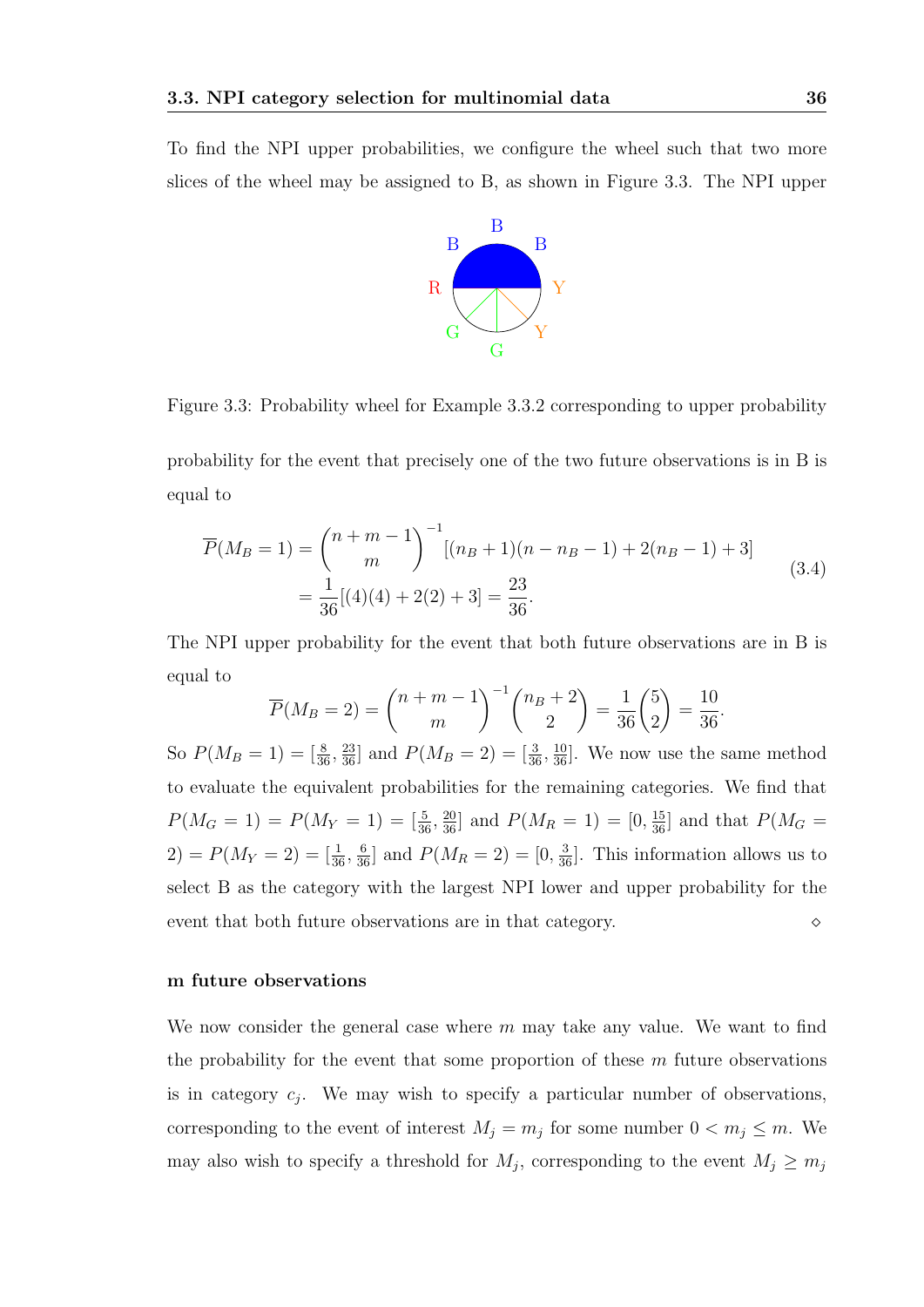To find the NPI upper probabilities, we configure the wheel such that two more slices of the wheel may be assigned to B, as shown in Figure 3.3. The NPI upper

Figure 3.3: Probability wheel for Example 3.3.2 corresponding to upper probability

probability for the event that precisely one of the two future observations is in B is equal to

$$
\begin{aligned}
\overline{P}(M_B = 1) &= \binom{n+m-1}{m}^{-1} [(n_B+1)(n - n_B - 1) + 2(n_B - 1) + 3] \\
&= \frac{1}{36}[(4)(4) + 2(2) + 3] = \frac{23}{36}.
\end{aligned}
\tag{3.4}
$$

The NPI upper probability for the event that both future observations are in B is equal to

$$
\overline{P}(M_B = 2) = \binom{n+m-1}{m}^{-1} \binom{n_B+2}{2} = \frac{1}{36}\binom{5}{2} = \frac{10}{36}.
$$

So $P(M_B = 1) = [\frac{8}{36}, \frac{23}{36}]$ and $P(M_B = 2) = [\frac{3}{36}, \frac{10}{36}]$. We now use the same method to evaluate the equivalent probabilities for the remaining categories. We find that $P(M_G = 1) = P(M_Y = 1) = [\frac{5}{36}, \frac{20}{36}]$ and $P(M_R = 1) = [0, \frac{15}{36}]$ and that $P(M_G = 2) = P(M_Y = 2) = [\frac{1}{36}, \frac{6}{36}]$ and $P(M_R = 2) = [0, \frac{3}{36}]$. This information allows us to select B as the category with the largest NPI lower and upper probability for the event that both future observations are in that category. ◇

#### m future observations

We now consider the general case where $m$ may take any value. We want to find the probability for the event that some proportion of these $m$ future observations is in category $c_j$. We may wish to specify a particular number of observations, corresponding to the event of interest $M_j = m_j$ for some number $0 < m_j \leq m$. We may also wish to specify a threshold for $M_j$, corresponding to the event $M_j \geq m_j$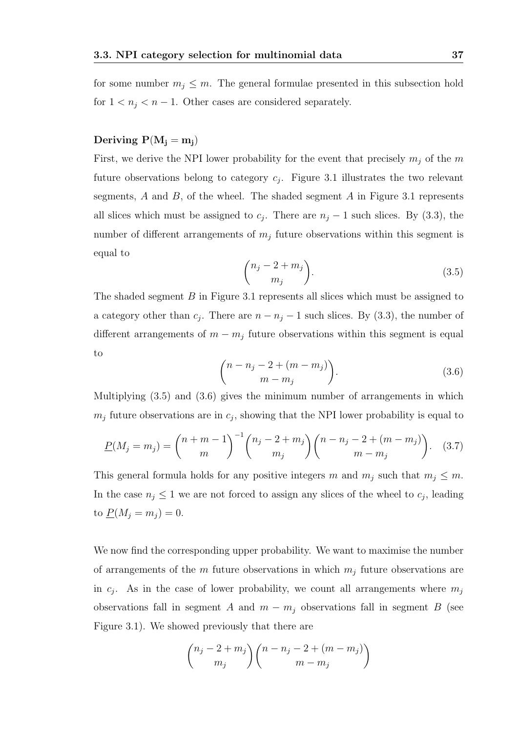for some number $m_j \leq m$. The general formulae presented in this subsection hold for $1 < n_j < n - 1$. Other cases are considered separately.

#### Deriving $\mathbf{P}(\mathbf{M_j} = \mathbf{m_j})$

First, we derive the NPI lower probability for the event that precisely $m_j$ of the $m$ future observations belong to category $c_j$. Figure 3.1 illustrates the two relevant segments, $A$ and $B$, of the wheel. The shaded segment $A$ in Figure 3.1 represents all slices which must be assigned to $c_j$. There are $n_j - 1$ such slices. By (3.3), the number of different arrangements of $m_j$ future observations within this segment is equal to

$$\binom{n_j - 2 + m_j}{m_j}. \tag{3.5}$$

The shaded segment $B$ in Figure 3.1 represents all slices which must be assigned to a category other than $c_j$. There are $n - n_j - 1$ such slices. By (3.3), the number of different arrangements of $m - m_j$ future observations within this segment is equal to

$$\binom{n - n_j - 2 + (m - m_j)}{m - m_j}. \tag{3.6}$$

Multiplying (3.5) and (3.6) gives the minimum number of arrangements in which $m_j$ future observations are in $c_j$, showing that the NPI lower probability is equal to

$$\underline{P}(M_j = m_j) = \binom{n + m - 1}{m}^{-1} \binom{n_j - 2 + m_j}{m_j} \binom{n - n_j - 2 + (m - m_j)}{m - m_j}. \tag{3.7}$$

This general formula holds for any positive integers $m$ and $m_j$ such that $m_j \leq m$. In the case $n_j \leq 1$ we are not forced to assign any slices of the wheel to $c_j$, leading to $\underline{P}(M_j = m_j) = 0$.

We now find the corresponding upper probability. We want to maximise the number of arrangements of the $m$ future observations in which $m_j$ future observations are in $c_j$. As in the case of lower probability, we count all arrangements where $m_j$ observations fall in segment $A$ and $m - m_j$ observations fall in segment $B$ (see Figure 3.1). We showed previously that there are

$$\binom{n_j - 2 + m_j}{m_j} \binom{n - n_j - 2 + (m - m_j)}{m - m_j}$$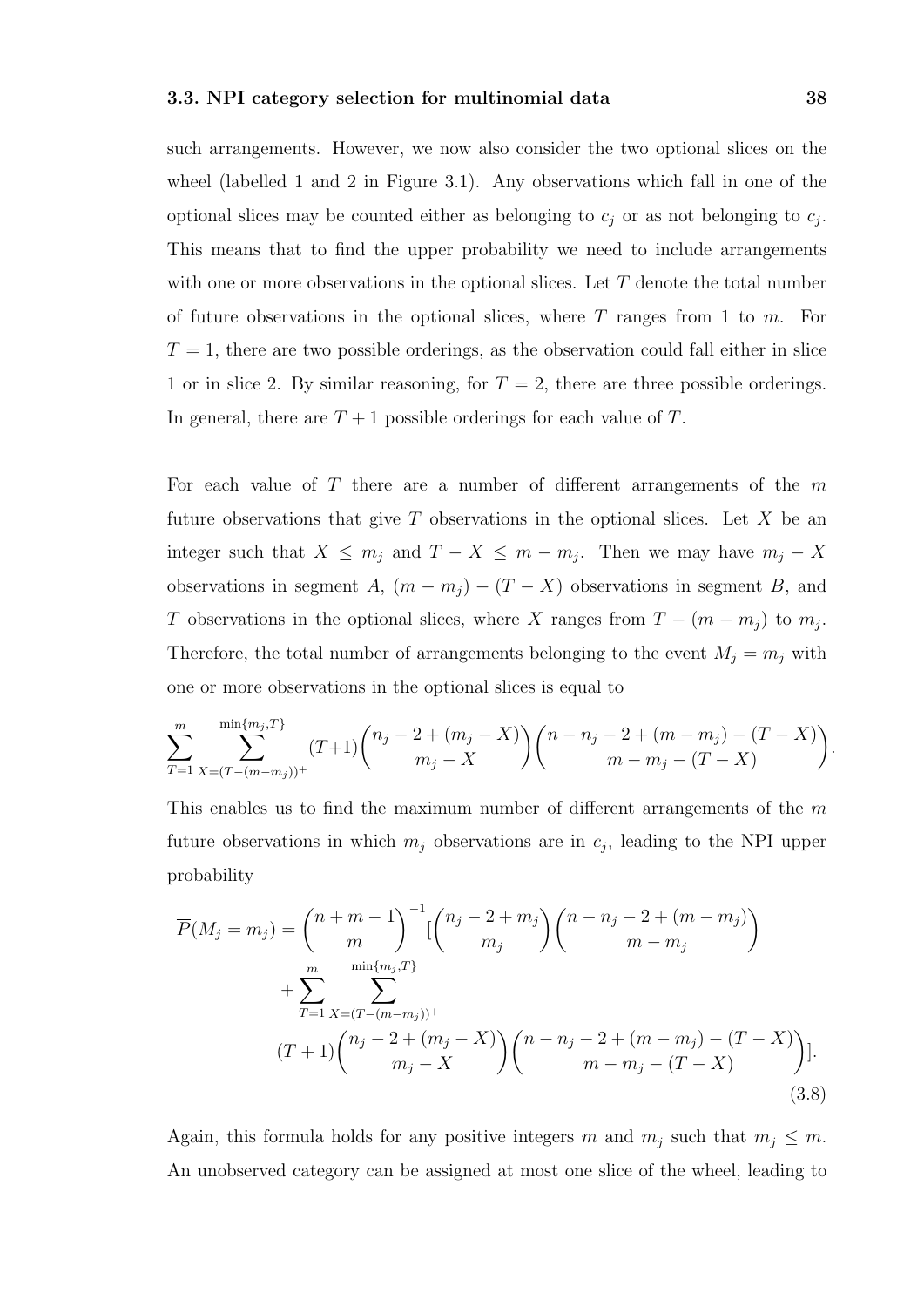such arrangements. However, we now also consider the two optional slices on the wheel (labelled 1 and 2 in Figure 3.1). Any observations which fall in one of the optional slices may be counted either as belonging to $c_j$ or as not belonging to $c_j$. This means that to find the upper probability we need to include arrangements with one or more observations in the optional slices. Let $T$ denote the total number of future observations in the optional slices, where $T$ ranges from 1 to $m$. For $T = 1$, there are two possible orderings, as the observation could fall either in slice 1 or in slice 2. By similar reasoning, for $T = 2$, there are three possible orderings. In general, there are $T + 1$ possible orderings for each value of $T$.

For each value of $T$ there are a number of different arrangements of the $m$ future observations that give $T$ observations in the optional slices. Let $X$ be an integer such that $X \leq m_j$ and $T - X \leq m - m_j$. Then we may have $m_j - X$ observations in segment $A$, $(m - m_j) - (T - X)$ observations in segment $B$, and $T$ observations in the optional slices, where $X$ ranges from $T - (m - m_j)$ to $m_j$. Therefore, the total number of arrangements belonging to the event $M_j = m_j$ with one or more observations in the optional slices is equal to

$$\sum_{T=1}^{m} \sum_{X=(T-(m-m_j))^+}^{\min\{m_j,T\}} (T+1) \binom{n_j - 2 + (m_j - X)}{m_j - X} \binom{n - n_j - 2 + (m - m_j) - (T - X)}{m - m_j - (T - X)}.$$

This enables us to find the maximum number of different arrangements of the $m$ future observations in which $m_j$ observations are in $c_j$, leading to the NPI upper probability

$$\begin{aligned}\overline{P}(M_j = m_j) = \binom{n+m-1}{m}^{-1} [ &\binom{n_j - 2 + m_j}{m_j} \binom{n - n_j - 2 + (m - m_j)}{m - m_j} \\ &+ \sum_{T=1}^{m} \sum_{X=(T-(m-m_j))^+}^{\min\{m_j,T\}} \\ &(T+1) \binom{n_j - 2 + (m_j - X)}{m_j - X} \binom{n - n_j - 2 + (m - m_j) - (T - X)}{m - m_j - (T - X)} ].\end{aligned} \tag{3.8}$$

Again, this formula holds for any positive integers $m$ and $m_j$ such that $m_j \leq m$. An unobserved category can be assigned at most one slice of the wheel, leading to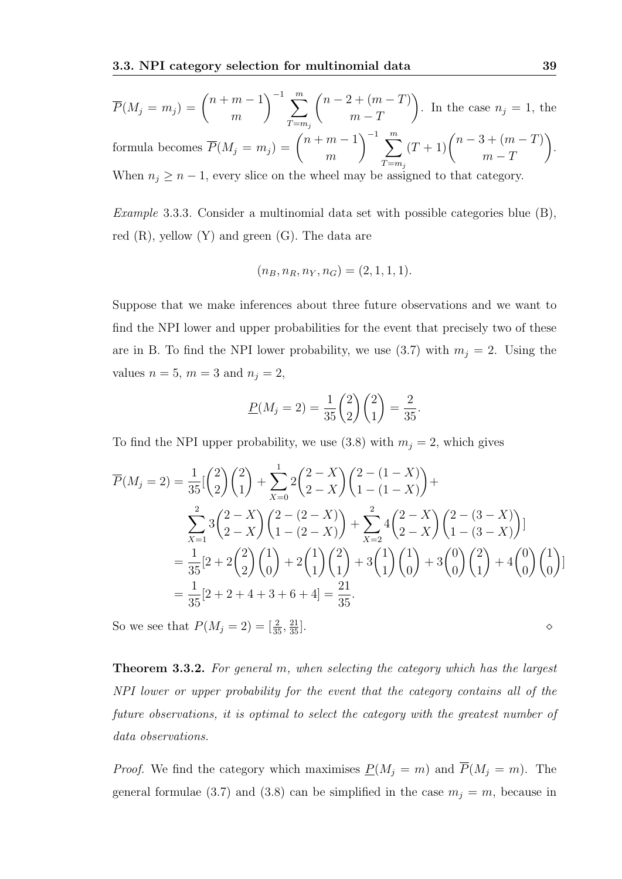$\overline{P}(M_j = m_j) = \binom{n+m-1}{m}^{-1} \sum_{T=m_j}^{m} \binom{n-2+(m-T)}{m-T}$. In the case $n_j = 1$, the formula becomes $\overline{P}(M_j = m_j) = \binom{n+m-1}{m}^{-1} \sum_{T=m_j}^{m} (T+1) \binom{n-3+(m-T)}{m-T}$. When $n_j \geq n-1$, every slice on the wheel may be assigned to that category.

*Example* 3.3.3. Consider a multinomial data set with possible categories blue (B), red (R), yellow (Y) and green (G). The data are

$$(n_B, n_R, n_Y, n_G) = (2, 1, 1, 1).$$

Suppose that we make inferences about three future observations and we want to find the NPI lower and upper probabilities for the event that precisely two of these are in B. To find the NPI lower probability, we use (3.7) with $m_j = 2$. Using the values $n = 5$, $m = 3$ and $n_j = 2$,

$$\underline{P}(M_j = 2) = \frac{1}{35}\binom{2}{2}\binom{2}{1} = \frac{2}{35}.$$

To find the NPI upper probability, we use (3.8) with $m_j = 2$, which gives

$$\begin{aligned}
\overline{P}(M_j = 2) &= \frac{1}{35}[\binom{2}{2}\binom{2}{1} + \sum_{X=0}^{1} 2\binom{2-X}{2-X}\binom{2-(1-X)}{1-(1-X)} + \\
&\quad \sum_{X=1}^{2} 3\binom{2-X}{2-X}\binom{2-(2-X)}{1-(2-X)} + \sum_{X=2}^{2} 4\binom{2-X}{2-X}\binom{2-(3-X)}{1-(3-X)}] \\
&= \frac{1}{35}[2 + 2\binom{2}{2}\binom{1}{0} + 2\binom{1}{1}\binom{2}{1} + 3\binom{1}{1}\binom{1}{0} + 3\binom{0}{0}\binom{2}{1} + 4\binom{0}{0}\binom{1}{0}] \\
&= \frac{1}{35}[2 + 2 + 4 + 3 + 6 + 4] = \frac{21}{35}.
\end{aligned}$$

So we see that $P(M_j = 2) = [\frac{2}{35}, \frac{21}{35}]$. ◇

**Theorem 3.3.2.** *For general $m$, when selecting the category which has the largest NPI lower or upper probability for the event that the category contains all of the future observations, it is optimal to select the category with the greatest number of data observations.*

*Proof.* We find the category which maximises $\underline{P}(M_j = m)$ and $\overline{P}(M_j = m)$. The general formulae (3.7) and (3.8) can be simplified in the case $m_j = m$, because in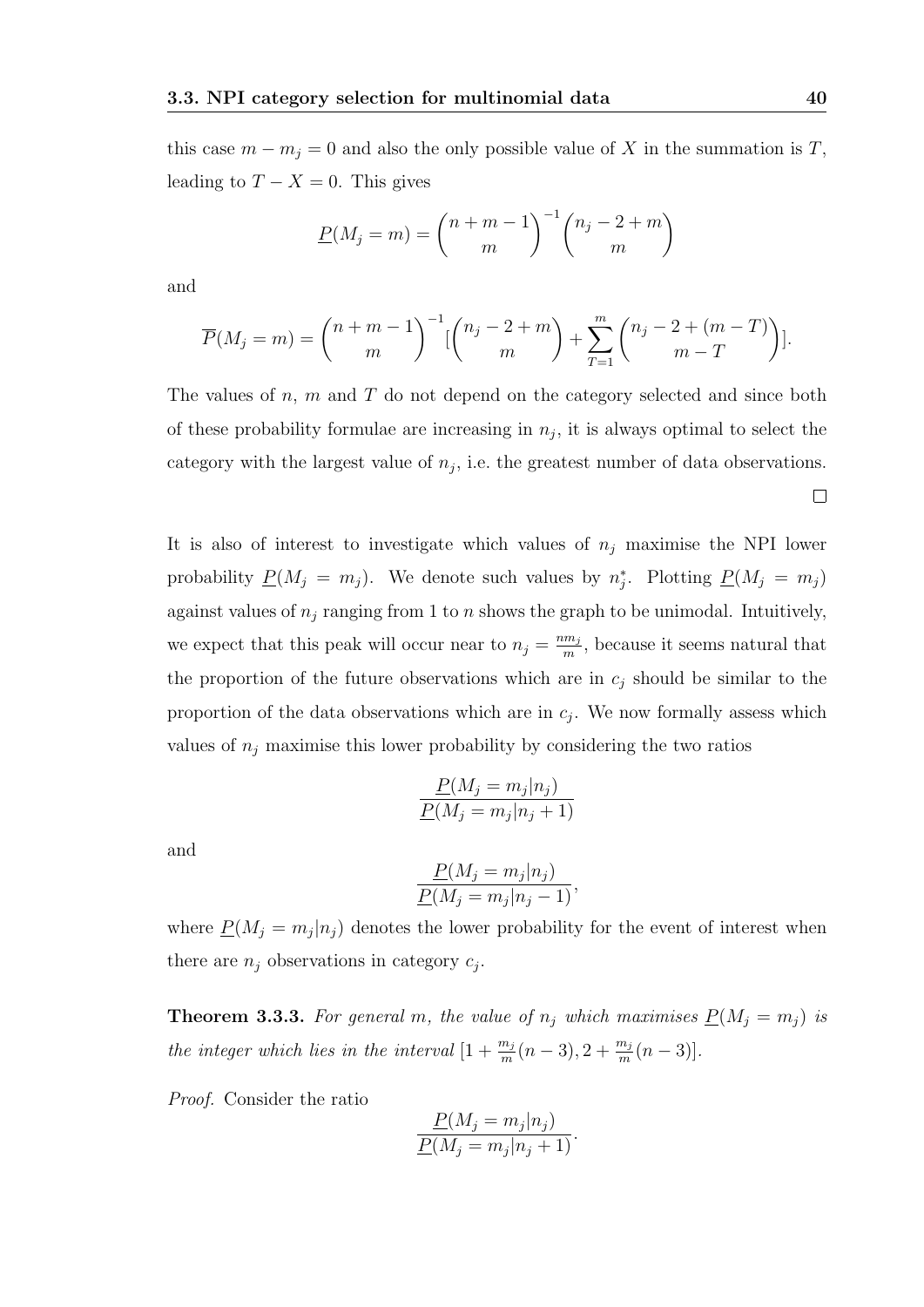this case $m - m_j = 0$ and also the only possible value of $X$ in the summation is $T$, leading to $T - X = 0$. This gives

$$\underline{P}(M_j = m) = \binom{n+m-1}{m}^{-1} \binom{n_j - 2 + m}{m}$$

and

$$\overline{P}(M_j = m) = \binom{n+m-1}{m}^{-1} [\binom{n_j - 2 + m}{m} + \sum_{T=1}^{m} \binom{n_j - 2 + (m - T)}{m - T}].$$

The values of $n$, $m$ and $T$ do not depend on the category selected and since both of these probability formulae are increasing in $n_j$, it is always optimal to select the category with the largest value of $n_j$, i.e. the greatest number of data observations. $\square$

It is also of interest to investigate which values of $n_j$ maximise the NPI lower probability $\underline{P}(M_j = m_j)$. We denote such values by $n_j^*$. Plotting $\underline{P}(M_j = m_j)$ against values of $n_j$ ranging from 1 to $n$ shows the graph to be unimodal. Intuitively, we expect that this peak will occur near to $n_j = \frac{nm_j}{m}$, because it seems natural that the proportion of the future observations which are in $c_j$ should be similar to the proportion of the data observations which are in $c_j$. We now formally assess which values of $n_j$ maximise this lower probability by considering the two ratios

$$\frac{\underline{P}(M_j = m_j | n_j)}{\underline{P}(M_j = m_j | n_j + 1)}$$

and

$$\frac{\underline{P}(M_j = m_j | n_j)}{\underline{P}(M_j = m_j | n_j - 1)},$$

where $\underline{P}(M_j = m_j | n_j)$ denotes the lower probability for the event of interest when there are $n_j$ observations in category $c_j$.

**Theorem 3.3.3.** *For general $m$, the value of $n_j$ which maximises $\underline{P}(M_j = m_j)$ is the integer which lies in the interval $[1 + \frac{m_j}{m}(n-3), 2 + \frac{m_j}{m}(n-3)]$.*

*Proof.* Consider the ratio

$$\frac{\underline{P}(M_j = m_j | n_j)}{\underline{P}(M_j = m_j | n_j + 1)}.$$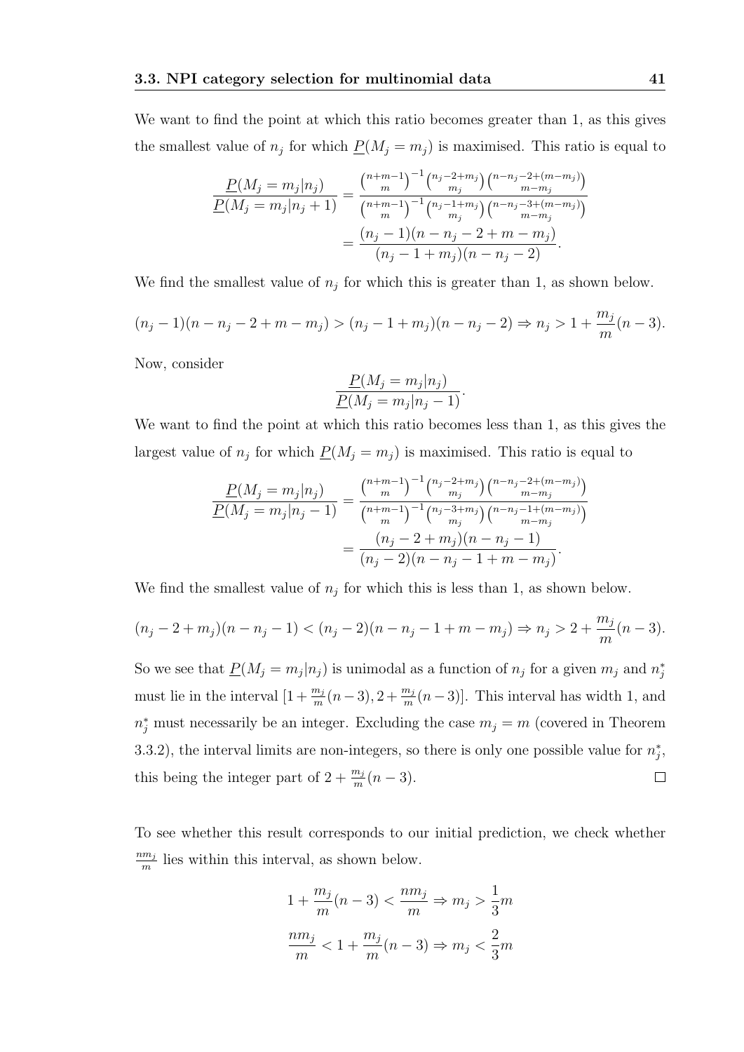We want to find the point at which this ratio becomes greater than 1, as this gives the smallest value of $n_j$ for which $\underline{P}(M_j = m_j)$ is maximised. This ratio is equal to

$$\frac{\underline{P}(M_j = m_j|n_j)}{\underline{P}(M_j = m_j|n_j + 1)} = \frac{\binom{n+m-1}{m}^{-1}\binom{n_j-2+m_j}{m_j}\binom{n-n_j-2+(m-m_j)}{m-m_j}}{\binom{n+m-1}{m}^{-1}\binom{n_j-1+m_j}{m_j}\binom{n-n_j-3+(m-m_j)}{m-m_j}}$$
$$= \frac{(n_j-1)(n-n_j-2+m-m_j)}{(n_j-1+m_j)(n-n_j-2)}.$$

We find the smallest value of $n_j$ for which this is greater than 1, as shown below.

$$(n_j-1)(n-n_j-2+m-m_j) > (n_j-1+m_j)(n-n_j-2) \Rightarrow n_j > 1 + \frac{m_j}{m}(n-3).$$

Now, consider

$$\frac{\underline{P}(M_j = m_j|n_j)}{\underline{P}(M_j = m_j|n_j - 1)}.$$

We want to find the point at which this ratio becomes less than 1, as this gives the largest value of $n_j$ for which $\underline{P}(M_j = m_j)$ is maximised. This ratio is equal to

$$\frac{\underline{P}(M_j = m_j|n_j)}{\underline{P}(M_j = m_j|n_j - 1)} = \frac{\binom{n+m-1}{m}^{-1}\binom{n_j-2+m_j}{m_j}\binom{n-n_j-2+(m-m_j)}{m-m_j}}{\binom{n+m-1}{m}^{-1}\binom{n_j-3+m_j}{m_j}\binom{n-n_j-1+(m-m_j)}{m-m_j}}$$
$$= \frac{(n_j-2+m_j)(n-n_j-1)}{(n_j-2)(n-n_j-1+m-m_j)}.$$

We find the smallest value of $n_j$ for which this is less than 1, as shown below.

$$(n_j-2+m_j)(n-n_j-1) < (n_j-2)(n-n_j-1+m-m_j) \Rightarrow n_j > 2 + \frac{m_j}{m}(n-3).$$

So we see that $\underline{P}(M_j = m_j|n_j)$ is unimodal as a function of $n_j$ for a given $m_j$ and $n_j^*$ must lie in the interval $[1 + \frac{m_j}{m}(n-3), 2 + \frac{m_j}{m}(n-3)]$. This interval has width 1, and $n_j^*$ must necessarily be an integer. Excluding the case $m_j = m$ (covered in Theorem 3.3.2), the interval limits are non-integers, so there is only one possible value for $n_j^*$, this being the integer part of $2 + \frac{m_j}{m}(n-3)$. □

To see whether this result corresponds to our initial prediction, we check whether $\frac{nm_j}{m}$ lies within this interval, as shown below.

$$1 + \frac{m_j}{m}(n-3) < \frac{nm_j}{m} \Rightarrow m_j > \frac{1}{3}m$$

$$\frac{nm_j}{m} < 1 + \frac{m_j}{m}(n-3) \Rightarrow m_j < \frac{2}{3}m$$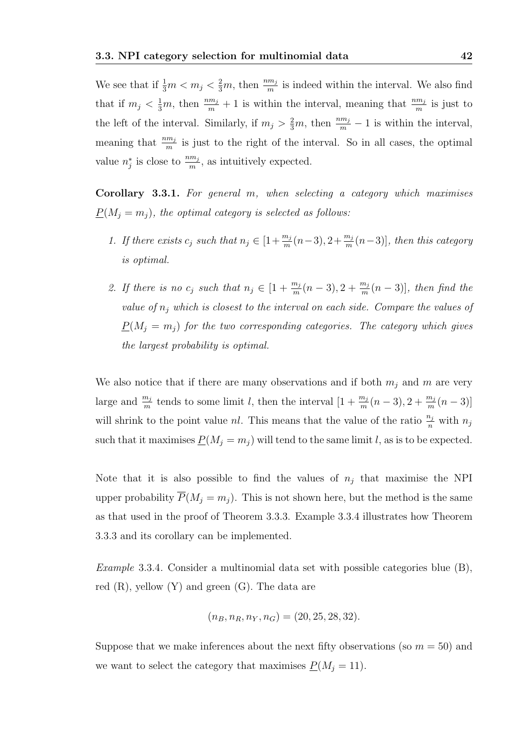We see that if $\frac{1}{3}m < m_j < \frac{2}{3}m$, then $\frac{nm_j}{m}$ is indeed within the interval. We also find that if $m_j < \frac{1}{3}m$, then $\frac{nm_j}{m} + 1$ is within the interval, meaning that $\frac{nm_j}{m}$ is just to the left of the interval. Similarly, if $m_j > \frac{2}{3}m$, then $\frac{nm_j}{m} - 1$ is within the interval, meaning that $\frac{nm_j}{m}$ is just to the right of the interval. So in all cases, the optimal value $n_j^*$ is close to $\frac{nm_j}{m}$, as intuitively expected.

**Corollary 3.3.1.** *For general $m$, when selecting a category which maximises $\underline{P}(M_j = m_j)$, the optimal category is selected as follows:*

1. *If there exists $c_j$ such that $n_j \in [1 + \frac{m_j}{m}(n-3), 2 + \frac{m_j}{m}(n-3)]$, then this category is optimal.*

2. *If there is no $c_j$ such that $n_j \in [1 + \frac{m_j}{m}(n-3), 2 + \frac{m_j}{m}(n-3)]$, then find the value of $n_j$ which is closest to the interval on each side. Compare the values of $\underline{P}(M_j = m_j)$ for the two corresponding categories. The category which gives the largest probability is optimal.*

We also notice that if there are many observations and if both $m_j$ and $m$ are very large and $\frac{m_j}{m}$ tends to some limit $l$, then the interval $[1 + \frac{m_j}{m}(n-3), 2 + \frac{m_j}{m}(n-3)]$ will shrink to the point value $nl$. This means that the value of the ratio $\frac{n_j}{n}$ with $n_j$ such that it maximises $\underline{P}(M_j = m_j)$ will tend to the same limit $l$, as is to be expected.

Note that it is also possible to find the values of $n_j$ that maximise the NPI upper probability $\overline{P}(M_j = m_j)$. This is not shown here, but the method is the same as that used in the proof of Theorem 3.3.3. Example 3.3.4 illustrates how Theorem 3.3.3 and its corollary can be implemented.

*Example* 3.3.4. Consider a multinomial data set with possible categories blue (B), red (R), yellow (Y) and green (G). The data are

$$(n_B, n_R, n_Y, n_G) = (20, 25, 28, 32).$$

Suppose that we make inferences about the next fifty observations (so $m = 50$) and we want to select the category that maximises $\underline{P}(M_j = 11)$.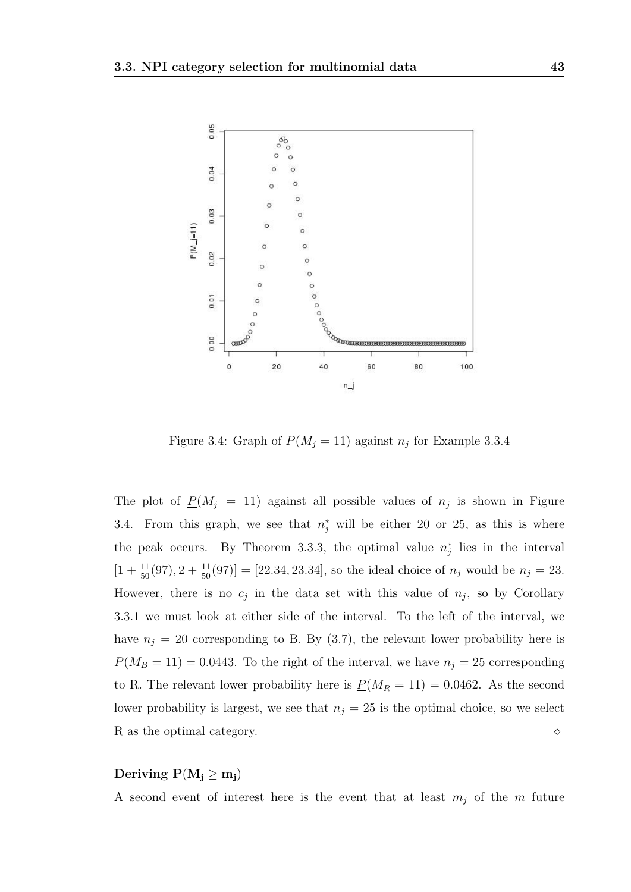Figure 3.4: Graph of $\underline{P}(M_j = 11)$ against $n_j$ for Example 3.3.4

The plot of $\underline{P}(M_j = 11)$ against all possible values of $n_j$ is shown in Figure 3.4. From this graph, we see that $n_j^*$ will be either 20 or 25, as this is where the peak occurs. By Theorem 3.3.3, the optimal value $n_j^*$ lies in the interval $[1 + \frac{11}{50}(97), 2 + \frac{11}{50}(97)] = [22.34, 23.34]$, so the ideal choice of $n_j$ would be $n_j = 23$. However, there is no $c_j$ in the data set with this value of $n_j$, so by Corollary 3.3.1 we must look at either side of the interval. To the left of the interval, we have $n_j = 20$ corresponding to B. By (3.7), the relevant lower probability here is $\underline{P}(M_B = 11) = 0.0443$. To the right of the interval, we have $n_j = 25$ corresponding to R. The relevant lower probability here is $\underline{P}(M_R = 11) = 0.0462$. As the second lower probability is largest, we see that $n_j = 25$ is the optimal choice, so we select R as the optimal category. $\diamond$

#### Deriving $\mathbf{P(M_j \geq m_j)}$

A second event of interest here is the event that at least $m_j$ of the $m$ future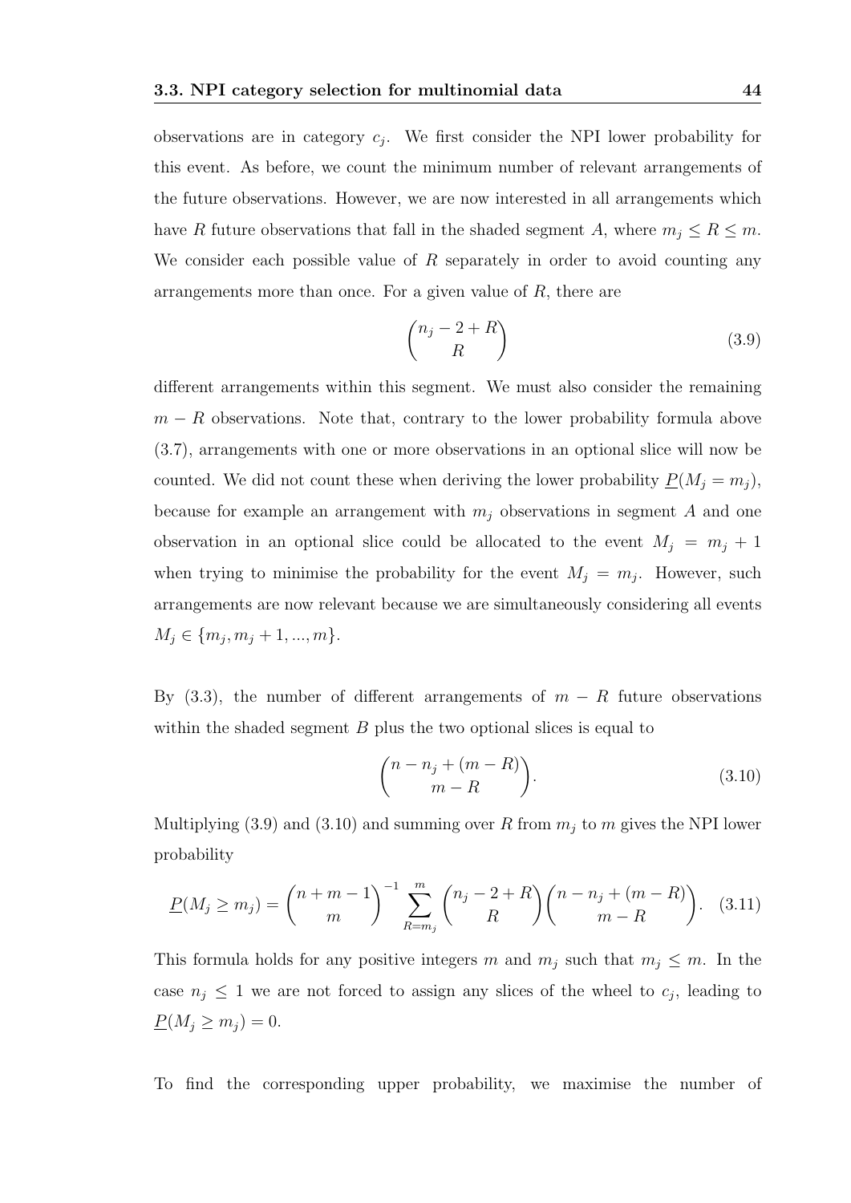observations are in category $c_j$. We first consider the NPI lower probability for this event. As before, we count the minimum number of relevant arrangements of the future observations. However, we are now interested in all arrangements which have $R$ future observations that fall in the shaded segment $A$, where $m_j \leq R \leq m$. We consider each possible value of $R$ separately in order to avoid counting any arrangements more than once. For a given value of $R$, there are

$$\binom{n_j - 2 + R}{R} \tag{3.9}$$

different arrangements within this segment. We must also consider the remaining $m - R$ observations. Note that, contrary to the lower probability formula above (3.7), arrangements with one or more observations in an optional slice will now be counted. We did not count these when deriving the lower probability $\underline{P}(M_j = m_j)$, because for example an arrangement with $m_j$ observations in segment $A$ and one observation in an optional slice could be allocated to the event $M_j = m_j + 1$ when trying to minimise the probability for the event $M_j = m_j$. However, such arrangements are now relevant because we are simultaneously considering all events $M_j \in \{m_j, m_j + 1, ..., m\}$.

By (3.3), the number of different arrangements of $m - R$ future observations within the shaded segment $B$ plus the two optional slices is equal to

$$\binom{n - n_j + (m - R)}{m - R}. \tag{3.10}$$

Multiplying (3.9) and (3.10) and summing over $R$ from $m_j$ to $m$ gives the NPI lower probability

$$\underline{P}(M_j \geq m_j) = \binom{n + m - 1}{m}^{-1} \sum_{R=m_j}^{m} \binom{n_j - 2 + R}{R} \binom{n - n_j + (m - R)}{m - R}. \tag{3.11}$$

This formula holds for any positive integers $m$ and $m_j$ such that $m_j \leq m$. In the case $n_j \leq 1$ we are not forced to assign any slices of the wheel to $c_j$, leading to $\underline{P}(M_j \geq m_j) = 0$.

To find the corresponding upper probability, we maximise the number of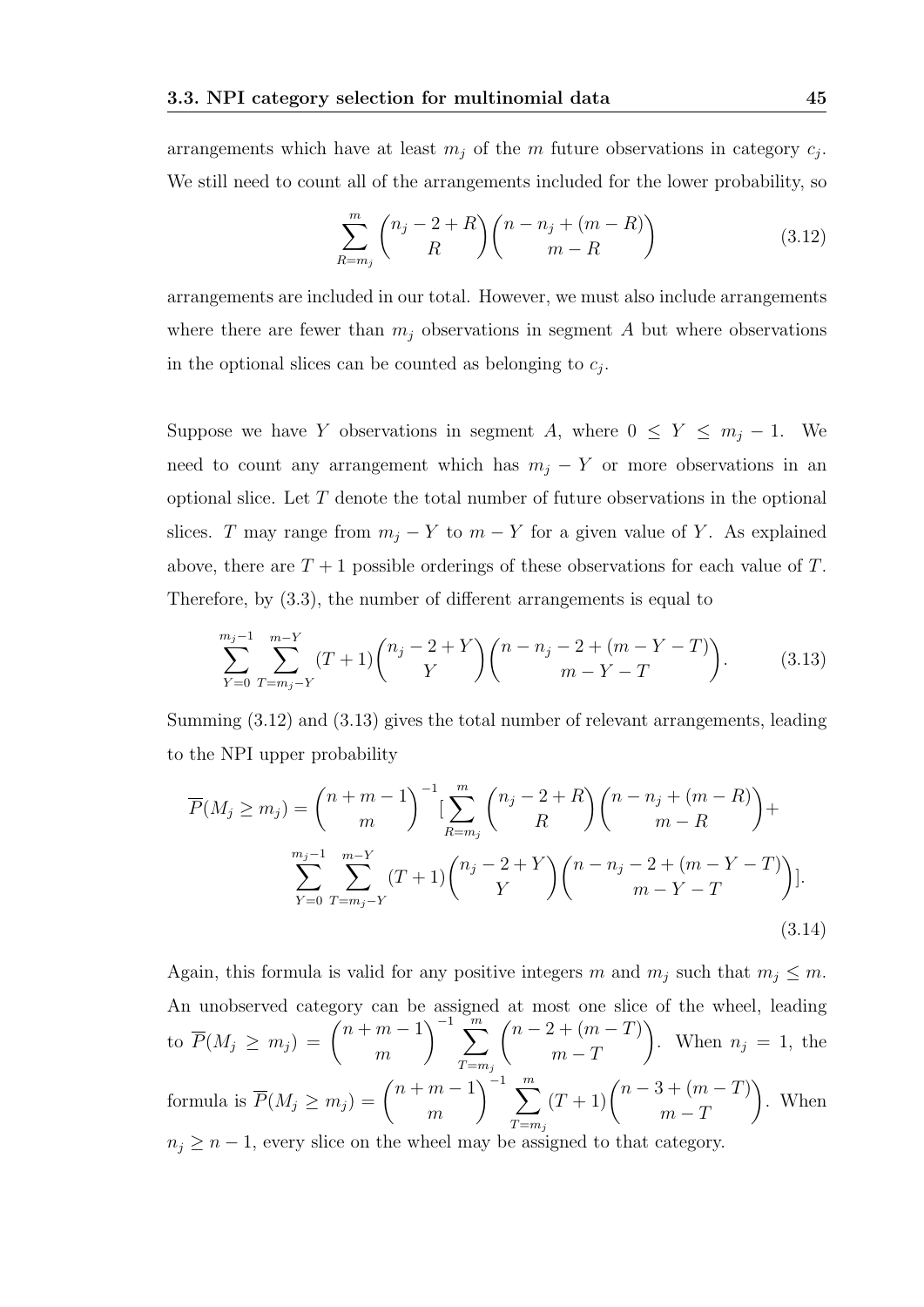arrangements which have at least $m_j$ of the $m$ future observations in category $c_j$. We still need to count all of the arrangements included for the lower probability, so

$$\sum_{R=m_j}^{m} \binom{n_j - 2 + R}{R} \binom{n - n_j + (m - R)}{m - R} \tag{3.12}$$

arrangements are included in our total. However, we must also include arrangements where there are fewer than $m_j$ observations in segment $A$ but where observations in the optional slices can be counted as belonging to $c_j$.

Suppose we have $Y$ observations in segment $A$, where $0 \leq Y \leq m_j - 1$. We need to count any arrangement which has $m_j - Y$ or more observations in an optional slice. Let $T$ denote the total number of future observations in the optional slices. $T$ may range from $m_j - Y$ to $m - Y$ for a given value of $Y$. As explained above, there are $T + 1$ possible orderings of these observations for each value of $T$. Therefore, by (3.3), the number of different arrangements is equal to

$$\sum_{Y=0}^{m_j-1} \sum_{T=m_j-Y}^{m-Y} (T+1) \binom{n_j - 2 + Y}{Y} \binom{n - n_j - 2 + (m - Y - T)}{m - Y - T}. \tag{3.13}$$

Summing (3.12) and (3.13) gives the total number of relevant arrangements, leading to the NPI upper probability

$$\overline{P}(M_j \geq m_j) = \binom{n+m-1}{m}^{-1} [\sum_{R=m_j}^{m} \binom{n_j - 2 + R}{R} \binom{n - n_j + (m - R)}{m - R} + \sum_{Y=0}^{m_j-1} \sum_{T=m_j-Y}^{m-Y} (T+1) \binom{n_j - 2 + Y}{Y} \binom{n - n_j - 2 + (m - Y - T)}{m - Y - T}]. \tag{3.14}$$

Again, this formula is valid for any positive integers $m$ and $m_j$ such that $m_j \leq m$. An unobserved category can be assigned at most one slice of the wheel, leading to $\overline{P}(M_j \geq m_j) = \binom{n+m-1}{m}^{-1} \sum_{T=m_j}^{m} \binom{n - 2 + (m - T)}{m - T}$. When $n_j = 1$, the formula is $\overline{P}(M_j \geq m_j) = \binom{n+m-1}{m}^{-1} \sum_{T=m_j}^{m} (T+1) \binom{n - 3 + (m - T)}{m - T}$. When $n_j \geq n - 1$, every slice on the wheel may be assigned to that category.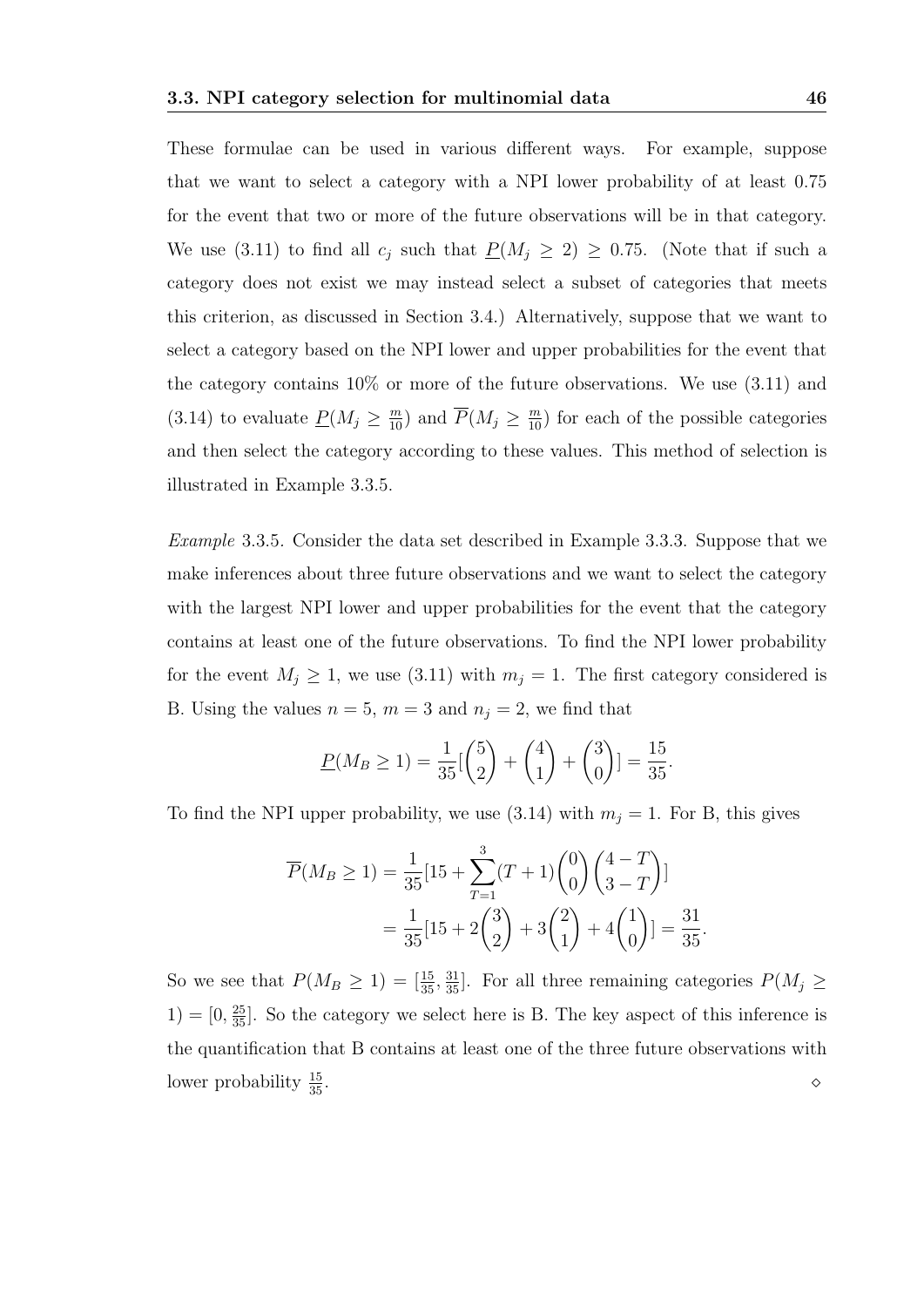These formulae can be used in various different ways. For example, suppose that we want to select a category with a NPI lower probability of at least 0.75 for the event that two or more of the future observations will be in that category. We use (3.11) to find all $c_j$ such that $\underline{P}(M_j \geq 2) \geq 0.75$. (Note that if such a category does not exist we may instead select a subset of categories that meets this criterion, as discussed in Section 3.4.) Alternatively, suppose that we want to select a category based on the NPI lower and upper probabilities for the event that the category contains 10% or more of the future observations. We use (3.11) and (3.14) to evaluate $\underline{P}(M_j \geq \frac{m}{10})$ and $\overline{P}(M_j \geq \frac{m}{10})$ for each of the possible categories and then select the category according to these values. This method of selection is illustrated in Example 3.3.5.

*Example* 3.3.5. Consider the data set described in Example 3.3.3. Suppose that we make inferences about three future observations and we want to select the category with the largest NPI lower and upper probabilities for the event that the category contains at least one of the future observations. To find the NPI lower probability for the event $M_j \geq 1$, we use (3.11) with $m_j = 1$. The first category considered is B. Using the values $n = 5$, $m = 3$ and $n_j = 2$, we find that

$$\underline{P}(M_B \geq 1) = \frac{1}{35}[\binom{5}{2} + \binom{4}{1} + \binom{3}{0}] = \frac{15}{35}.$$

To find the NPI upper probability, we use (3.14) with $m_j = 1$. For B, this gives

$$\begin{aligned}\overline{P}(M_B \geq 1) &= \frac{1}{35}[15 + \sum_{T=1}^{3}(T+1)\binom{0}{0}\binom{4-T}{3-T}] \\ &= \frac{1}{35}[15 + 2\binom{3}{2} + 3\binom{2}{1} + 4\binom{1}{0}] = \frac{31}{35}.\end{aligned}$$

So we see that $P(M_B \geq 1) = [\frac{15}{35}, \frac{31}{35}]$. For all three remaining categories $P(M_j \geq 1) = [0, \frac{25}{35}]$. So the category we select here is B. The key aspect of this inference is the quantification that B contains at least one of the three future observations with lower probability $\frac{15}{35}$. ◇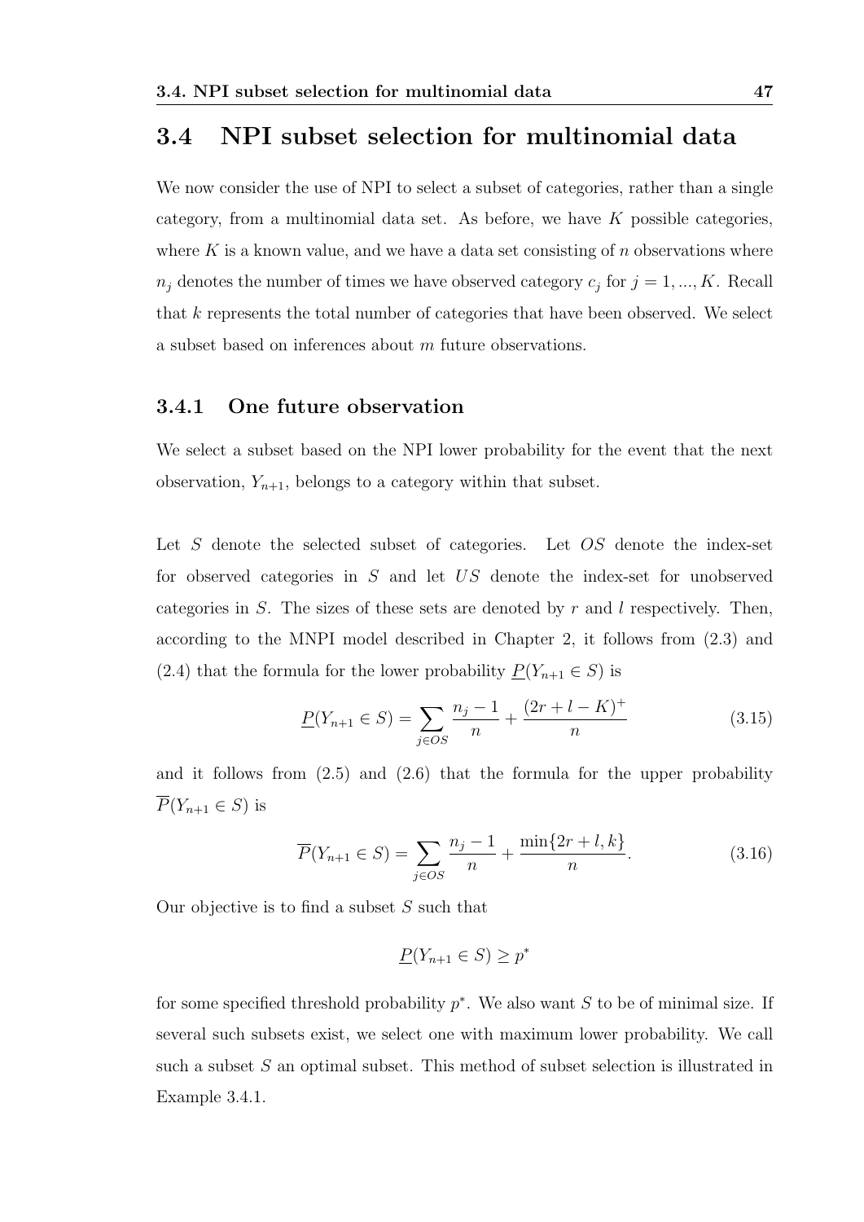## 3.4 NPI subset selection for multinomial data

We now consider the use of NPI to select a subset of categories, rather than a single category, from a multinomial data set. As before, we have $K$ possible categories, where $K$ is a known value, and we have a data set consisting of $n$ observations where $n_j$ denotes the number of times we have observed category $c_j$ for $j = 1, ..., K$. Recall that $k$ represents the total number of categories that have been observed. We select a subset based on inferences about $m$ future observations.

### 3.4.1 One future observation

We select a subset based on the NPI lower probability for the event that the next observation, $Y_{n+1}$, belongs to a category within that subset.

Let $S$ denote the selected subset of categories. Let $OS$ denote the index-set for observed categories in $S$ and let $US$ denote the index-set for unobserved categories in $S$. The sizes of these sets are denoted by $r$ and $l$ respectively. Then, according to the MNPI model described in Chapter 2, it follows from (2.3) and (2.4) that the formula for the lower probability $\underline{P}(Y_{n+1} \in S)$ is

$$\underline{P}(Y_{n+1} \in S) = \sum_{j \in OS} \frac{n_j - 1}{n} + \frac{(2r + l - K)^+}{n} \tag{3.15}$$

and it follows from (2.5) and (2.6) that the formula for the upper probability $\overline{P}(Y_{n+1} \in S)$ is

$$\overline{P}(Y_{n+1} \in S) = \sum_{j \in OS} \frac{n_j - 1}{n} + \frac{\min\{2r + l, k\}}{n}. \tag{3.16}$$

Our objective is to find a subset $S$ such that

$$\underline{P}(Y_{n+1} \in S) \geq p^*$$

for some specified threshold probability $p^*$. We also want $S$ to be of minimal size. If several such subsets exist, we select one with maximum lower probability. We call such a subset $S$ an optimal subset. This method of subset selection is illustrated in Example 3.4.1.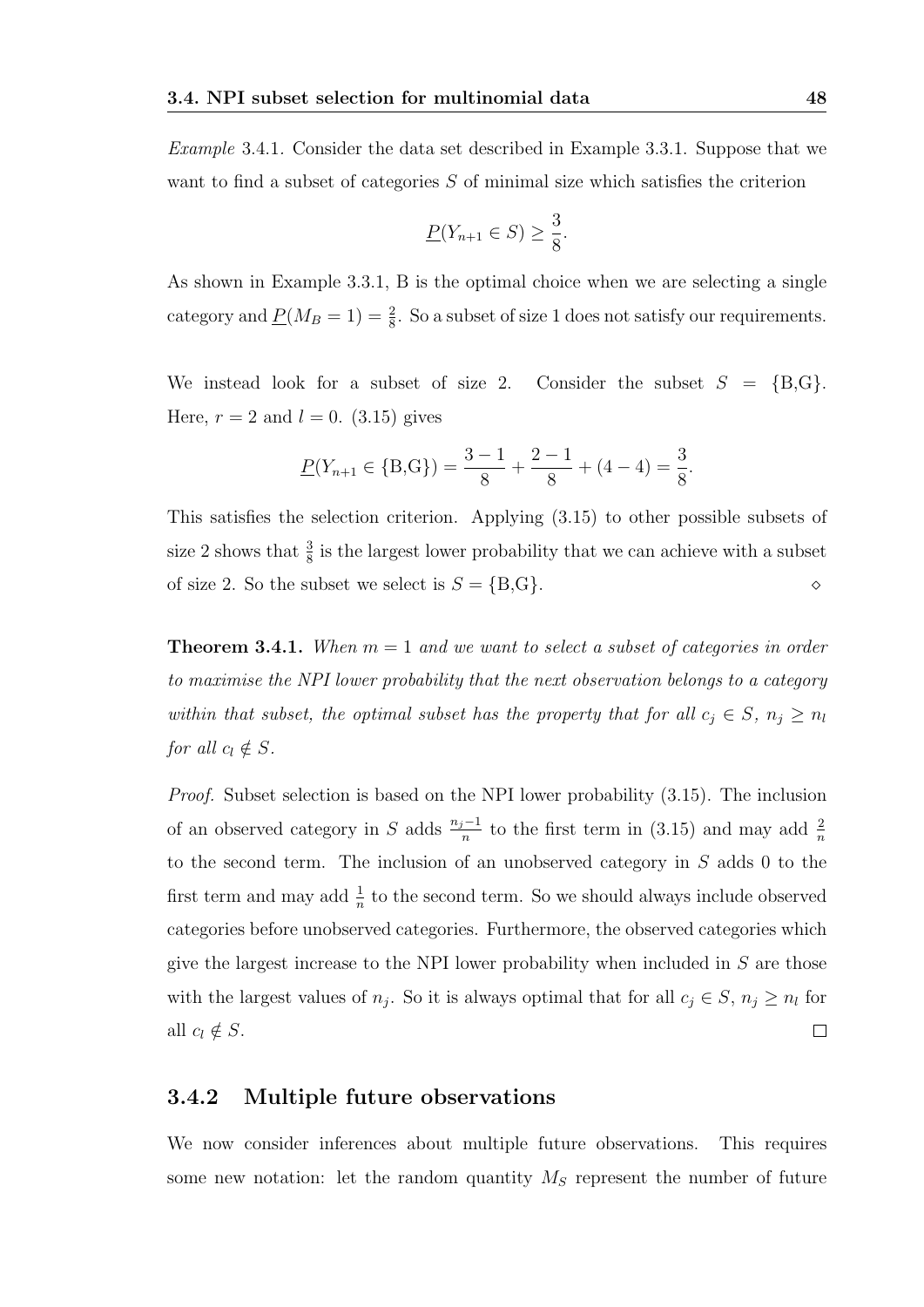*Example* 3.4.1. Consider the data set described in Example 3.3.1. Suppose that we want to find a subset of categories $S$ of minimal size which satisfies the criterion

$$\underline{P}(Y_{n+1} \in S) \geq \frac{3}{8}.$$

As shown in Example 3.3.1, B is the optimal choice when we are selecting a single category and $\underline{P}(M_B = 1) = \frac{2}{8}$. So a subset of size 1 does not satisfy our requirements.

We instead look for a subset of size 2. Consider the subset $S = \{\text{B,G}\}$. Here, $r = 2$ and $l = 0$. (3.15) gives

$$\underline{P}(Y_{n+1} \in \{\text{B,G}\}) = \frac{3-1}{8} + \frac{2-1}{8} + (4-4) = \frac{3}{8}.$$

This satisfies the selection criterion. Applying (3.15) to other possible subsets of size 2 shows that $\frac{3}{8}$ is the largest lower probability that we can achieve with a subset of size 2. So the subset we select is $S = \{\text{B,G}\}$. ◇

**Theorem 3.4.1.** *When $m = 1$ and we want to select a subset of categories in order to maximise the NPI lower probability that the next observation belongs to a category within that subset, the optimal subset has the property that for all $c_j \in S$, $n_j \geq n_l$ for all $c_l \notin S$.*

*Proof.* Subset selection is based on the NPI lower probability (3.15). The inclusion of an observed category in $S$ adds $\frac{n_j - 1}{n}$ to the first term in (3.15) and may add $\frac{2}{n}$ to the second term. The inclusion of an unobserved category in $S$ adds 0 to the first term and may add $\frac{1}{n}$ to the second term. So we should always include observed categories before unobserved categories. Furthermore, the observed categories which give the largest increase to the NPI lower probability when included in $S$ are those with the largest values of $n_j$. So it is always optimal that for all $c_j \in S$, $n_j \geq n_l$ for all $c_l \notin S$. □

### 3.4.2 Multiple future observations

We now consider inferences about multiple future observations. This requires some new notation: let the random quantity $M_S$ represent the number of future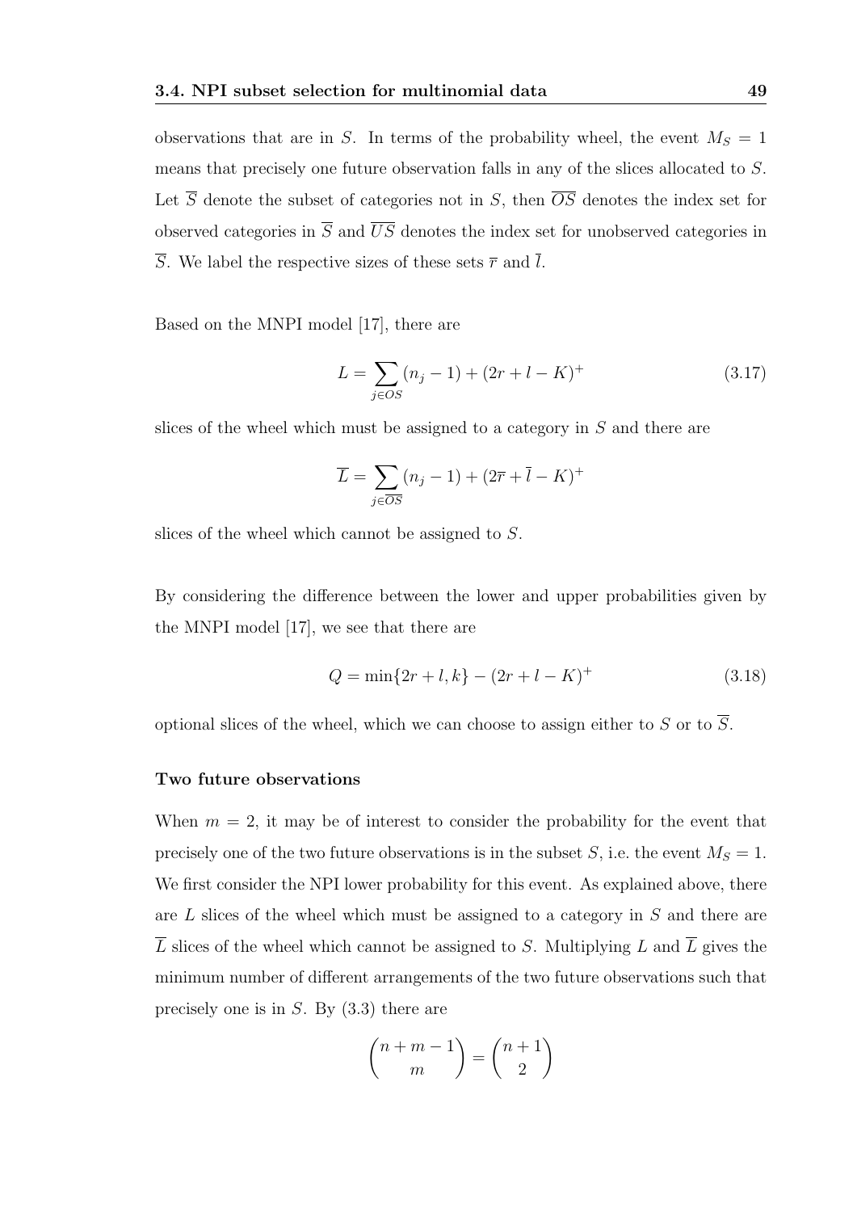observations that are in $S$. In terms of the probability wheel, the event $M_S = 1$ means that precisely one future observation falls in any of the slices allocated to $S$. Let $\overline{S}$ denote the subset of categories not in $S$, then $\overline{OS}$ denotes the index set for observed categories in $\overline{S}$ and $\overline{US}$ denotes the index set for unobserved categories in $\overline{S}$. We label the respective sizes of these sets $\overline{r}$ and $\overline{l}$.

Based on the MNPI model [17], there are

$$L = \sum_{j \in OS} (n_j - 1) + (2r + l - K)^+ \tag{3.17}$$

slices of the wheel which must be assigned to a category in $S$ and there are

$$\overline{L} = \sum_{j \in \overline{OS}} (n_j - 1) + (2\overline{r} + \overline{l} - K)^+$$

slices of the wheel which cannot be assigned to $S$.

By considering the difference between the lower and upper probabilities given by the MNPI model [17], we see that there are

$$Q = \min\{2r + l, k\} - (2r + l - K)^+ \tag{3.18}$$

optional slices of the wheel, which we can choose to assign either to $S$ or to $\overline{S}$.

#### Two future observations

When $m = 2$, it may be of interest to consider the probability for the event that precisely one of the two future observations is in the subset $S$, i.e. the event $M_S = 1$. We first consider the NPI lower probability for this event. As explained above, there are $L$ slices of the wheel which must be assigned to a category in $S$ and there are $\overline{L}$ slices of the wheel which cannot be assigned to $S$. Multiplying $L$ and $\overline{L}$ gives the minimum number of different arrangements of the two future observations such that precisely one is in $S$. By (3.3) there are

$$\binom{n+m-1}{m} = \binom{n+1}{2}$$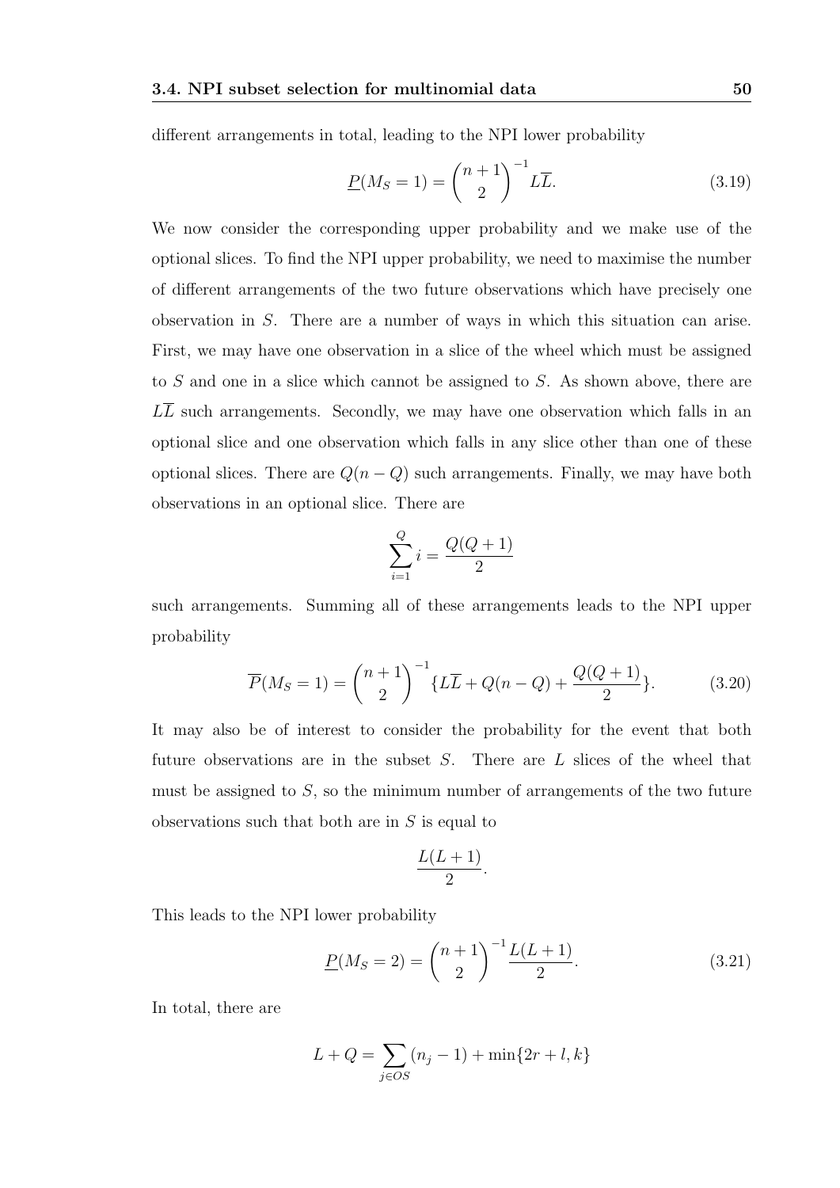different arrangements in total, leading to the NPI lower probability

$$\underline{P}(M_S = 1) = \binom{n+1}{2}^{-1} L\overline{L}. \tag{3.19}$$

We now consider the corresponding upper probability and we make use of the optional slices. To find the NPI upper probability, we need to maximise the number of different arrangements of the two future observations which have precisely one observation in $S$. There are a number of ways in which this situation can arise. First, we may have one observation in a slice of the wheel which must be assigned to $S$ and one in a slice which cannot be assigned to $S$. As shown above, there are $L\overline{L}$ such arrangements. Secondly, we may have one observation which falls in an optional slice and one observation which falls in any slice other than one of these optional slices. There are $Q(n-Q)$ such arrangements. Finally, we may have both observations in an optional slice. There are

$$\sum_{i=1}^{Q} i = \frac{Q(Q+1)}{2}$$

such arrangements. Summing all of these arrangements leads to the NPI upper probability

$$\overline{P}(M_S = 1) = \binom{n+1}{2}^{-1} \{L\overline{L} + Q(n-Q) + \frac{Q(Q+1)}{2}\}. \tag{3.20}$$

It may also be of interest to consider the probability for the event that both future observations are in the subset $S$. There are $L$ slices of the wheel that must be assigned to $S$, so the minimum number of arrangements of the two future observations such that both are in $S$ is equal to

$$\frac{L(L+1)}{2}.$$

This leads to the NPI lower probability

$$\underline{P}(M_S = 2) = \binom{n+1}{2}^{-1} \frac{L(L+1)}{2}. \tag{3.21}$$

In total, there are

$$L + Q = \sum_{j \in OS} (n_j - 1) + \min\{2r + l, k\}$$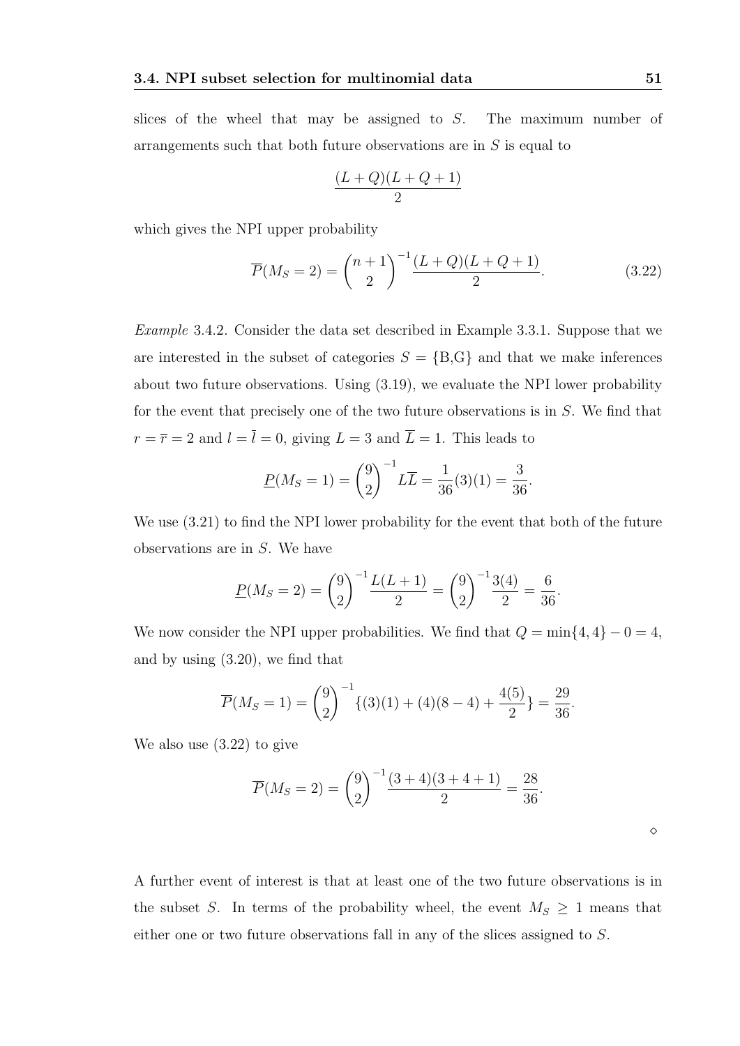slices of the wheel that may be assigned to $S$. The maximum number of arrangements such that both future observations are in $S$ is equal to

$$\frac{(L+Q)(L+Q+1)}{2}$$

which gives the NPI upper probability

$$\overline{P}(M_S = 2) = \binom{n+1}{2}^{-1} \frac{(L+Q)(L+Q+1)}{2}. \tag{3.22}$$

*Example* 3.4.2. Consider the data set described in Example 3.3.1. Suppose that we are interested in the subset of categories $S = \{\text{B,G}\}$ and that we make inferences about two future observations. Using (3.19), we evaluate the NPI lower probability for the event that precisely one of the two future observations is in $S$. We find that $r = \overline{r} = 2$ and $l = \overline{l} = 0$, giving $L = 3$ and $\overline{L} = 1$. This leads to

$$\underline{P}(M_S = 1) = \binom{9}{2}^{-1} L\overline{L} = \frac{1}{36}(3)(1) = \frac{3}{36}.$$

We use (3.21) to find the NPI lower probability for the event that both of the future observations are in $S$. We have

$$\underline{P}(M_S = 2) = \binom{9}{2}^{-1} \frac{L(L+1)}{2} = \binom{9}{2}^{-1} \frac{3(4)}{2} = \frac{6}{36}.$$

We now consider the NPI upper probabilities. We find that $Q = \min\{4, 4\} - 0 = 4$, and by using (3.20), we find that

$$\overline{P}(M_S = 1) = \binom{9}{2}^{-1} \{(3)(1) + (4)(8-4) + \frac{4(5)}{2}\} = \frac{29}{36}.$$

We also use (3.22) to give

$$\overline{P}(M_S = 2) = \binom{9}{2}^{-1} \frac{(3+4)(3+4+1)}{2} = \frac{28}{36}.$$

◇

A further event of interest is that at least one of the two future observations is in the subset $S$. In terms of the probability wheel, the event $M_S \geq 1$ means that either one or two future observations fall in any of the slices assigned to $S$.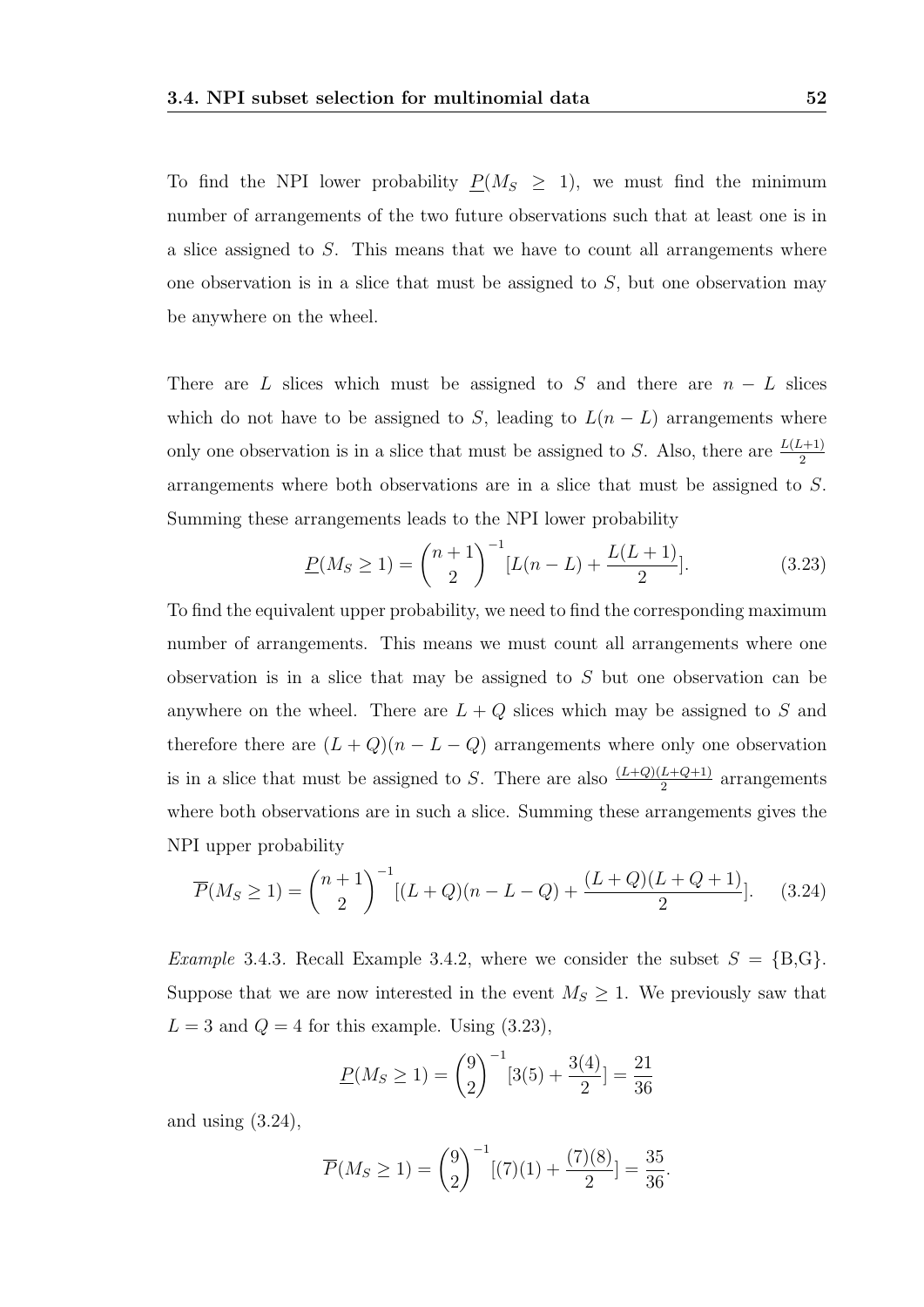To find the NPI lower probability $\underline{P}(M_S \geq 1)$, we must find the minimum number of arrangements of the two future observations such that at least one is in a slice assigned to $S$. This means that we have to count all arrangements where one observation is in a slice that must be assigned to $S$, but one observation may be anywhere on the wheel.

There are $L$ slices which must be assigned to $S$ and there are $n - L$ slices which do not have to be assigned to $S$, leading to $L(n-L)$ arrangements where only one observation is in a slice that must be assigned to $S$. Also, there are $\frac{L(L+1)}{2}$ arrangements where both observations are in a slice that must be assigned to $S$. Summing these arrangements leads to the NPI lower probability

$$\underline{P}(M_S \geq 1) = \binom{n+1}{2}^{-1}[L(n-L) + \frac{L(L+1)}{2}]. \tag{3.23}$$

To find the equivalent upper probability, we need to find the corresponding maximum number of arrangements. This means we must count all arrangements where one observation is in a slice that may be assigned to $S$ but one observation can be anywhere on the wheel. There are $L + Q$ slices which may be assigned to $S$ and therefore there are $(L+Q)(n-L-Q)$ arrangements where only one observation is in a slice that must be assigned to $S$. There are also $\frac{(L+Q)(L+Q+1)}{2}$ arrangements where both observations are in such a slice. Summing these arrangements gives the NPI upper probability

$$\overline{P}(M_S \geq 1) = \binom{n+1}{2}^{-1}[(L+Q)(n-L-Q) + \frac{(L+Q)(L+Q+1)}{2}]. \tag{3.24}$$

*Example* 3.4.3. Recall Example 3.4.2, where we consider the subset $S = \{\text{B,G}\}$. Suppose that we are now interested in the event $M_S \geq 1$. We previously saw that $L = 3$ and $Q = 4$ for this example. Using (3.23),

$$\underline{P}(M_S \geq 1) = \binom{9}{2}^{-1}[3(5) + \frac{3(4)}{2}] = \frac{21}{36}$$

and using (3.24),

$$\overline{P}(M_S \geq 1) = \binom{9}{2}^{-1}[(7)(1) + \frac{(7)(8)}{2}] = \frac{35}{36}.$$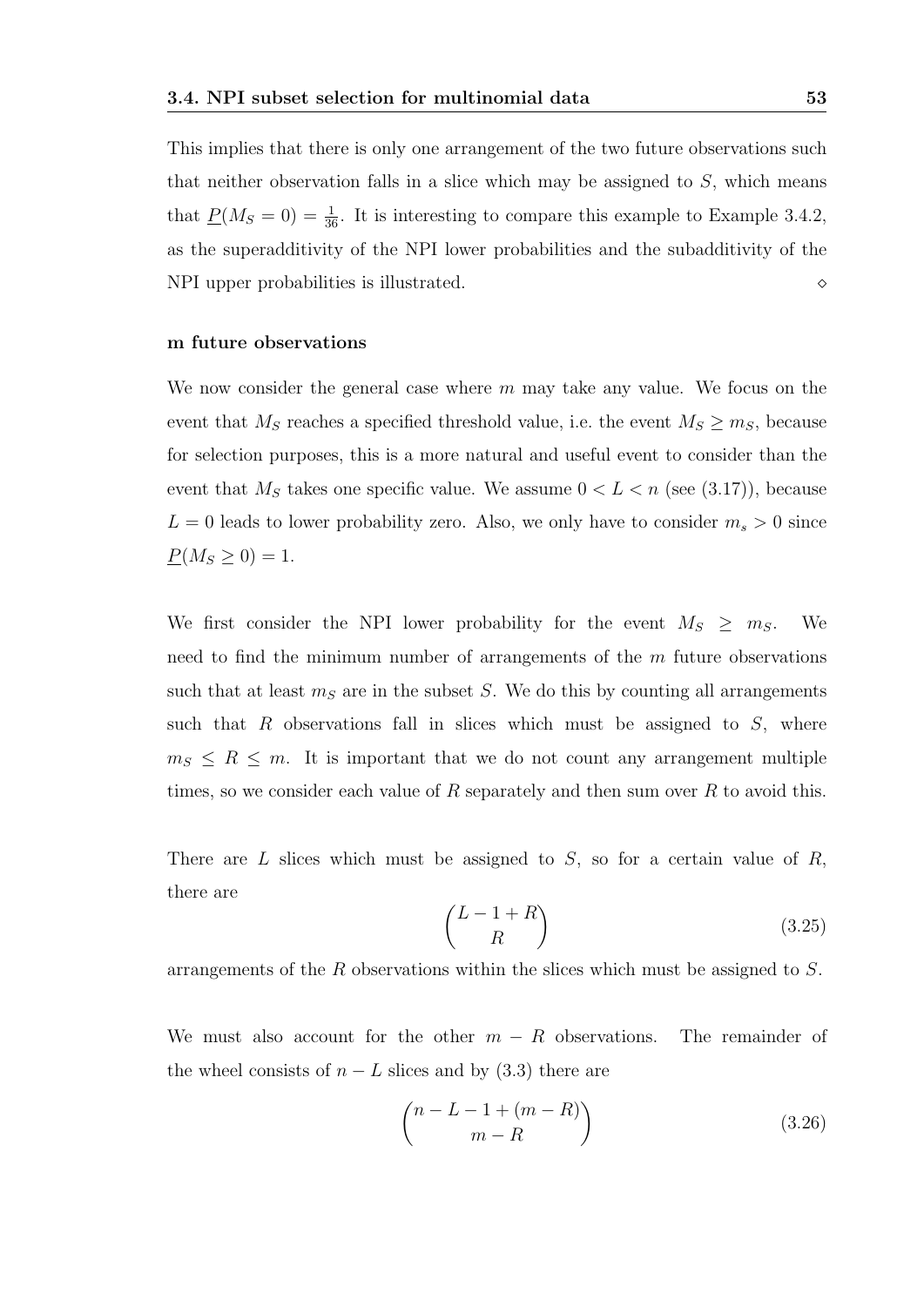This implies that there is only one arrangement of the two future observations such that neither observation falls in a slice which may be assigned to $S$, which means that $\underline{P}(M_S = 0) = \frac{1}{36}$. It is interesting to compare this example to Example 3.4.2, as the superadditivity of the NPI lower probabilities and the subadditivity of the NPI upper probabilities is illustrated. $\diamond$

**m future observations**

We now consider the general case where $m$ may take any value. We focus on the event that $M_S$ reaches a specified threshold value, i.e. the event $M_S \geq m_S$, because for selection purposes, this is a more natural and useful event to consider than the event that $M_S$ takes one specific value. We assume $0 < L < n$ (see (3.17)), because $L = 0$ leads to lower probability zero. Also, we only have to consider $m_s > 0$ since $\underline{P}(M_S \geq 0) = 1$.

We first consider the NPI lower probability for the event $M_S \geq m_S$. We need to find the minimum number of arrangements of the $m$ future observations such that at least $m_S$ are in the subset $S$. We do this by counting all arrangements such that $R$ observations fall in slices which must be assigned to $S$, where $m_S \leq R \leq m$. It is important that we do not count any arrangement multiple times, so we consider each value of $R$ separately and then sum over $R$ to avoid this.

There are $L$ slices which must be assigned to $S$, so for a certain value of $R$, there are

$$\binom{L - 1 + R}{R} \tag{3.25}$$

arrangements of the $R$ observations within the slices which must be assigned to $S$.

We must also account for the other $m - R$ observations. The remainder of the wheel consists of $n - L$ slices and by (3.3) there are

$$\binom{n - L - 1 + (m - R)}{m - R} \tag{3.26}$$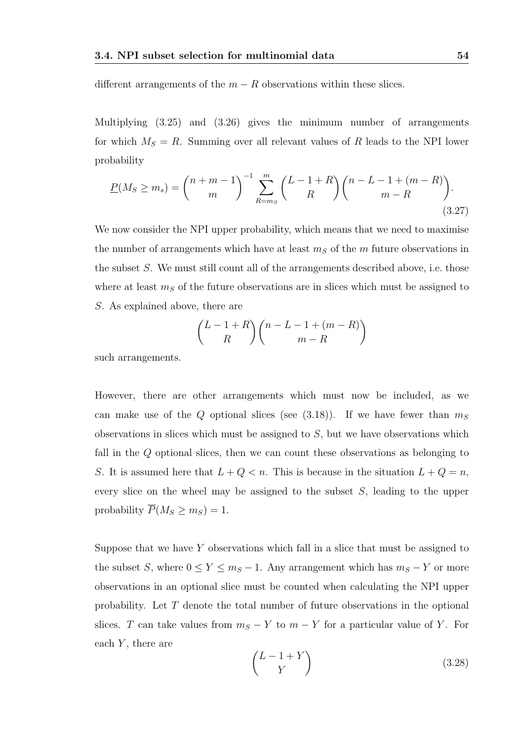different arrangements of the $m - R$ observations within these slices.

Multiplying (3.25) and (3.26) gives the minimum number of arrangements for which $M_S = R$. Summing over all relevant values of $R$ leads to the NPI lower probability

$$\underline{P}(M_S \geq m_s) = \binom{n+m-1}{m}^{-1} \sum_{R=m_S}^{m} \binom{L-1+R}{R} \binom{n-L-1+(m-R)}{m-R}. \tag{3.27}$$

We now consider the NPI upper probability, which means that we need to maximise the number of arrangements which have at least $m_S$ of the $m$ future observations in the subset $S$. We must still count all of the arrangements described above, i.e. those where at least $m_S$ of the future observations are in slices which must be assigned to $S$. As explained above, there are

$$\binom{L-1+R}{R} \binom{n-L-1+(m-R)}{m-R}$$

such arrangements.

However, there are other arrangements which must now be included, as we can make use of the $Q$ optional slices (see (3.18)). If we have fewer than $m_S$ observations in slices which must be assigned to $S$, but we have observations which fall in the $Q$ optional slices, then we can count these observations as belonging to $S$. It is assumed here that $L + Q < n$. This is because in the situation $L + Q = n$, every slice on the wheel may be assigned to the subset $S$, leading to the upper probability $\overline{P}(M_S \geq m_S) = 1$.

Suppose that we have $Y$ observations which fall in a slice that must be assigned to the subset $S$, where $0 \leq Y \leq m_S - 1$. Any arrangement which has $m_S - Y$ or more observations in an optional slice must be counted when calculating the NPI upper probability. Let $T$ denote the total number of future observations in the optional slices. $T$ can take values from $m_S - Y$ to $m - Y$ for a particular value of $Y$. For each $Y$, there are

$$\binom{L-1+Y}{Y} \tag{3.28}$$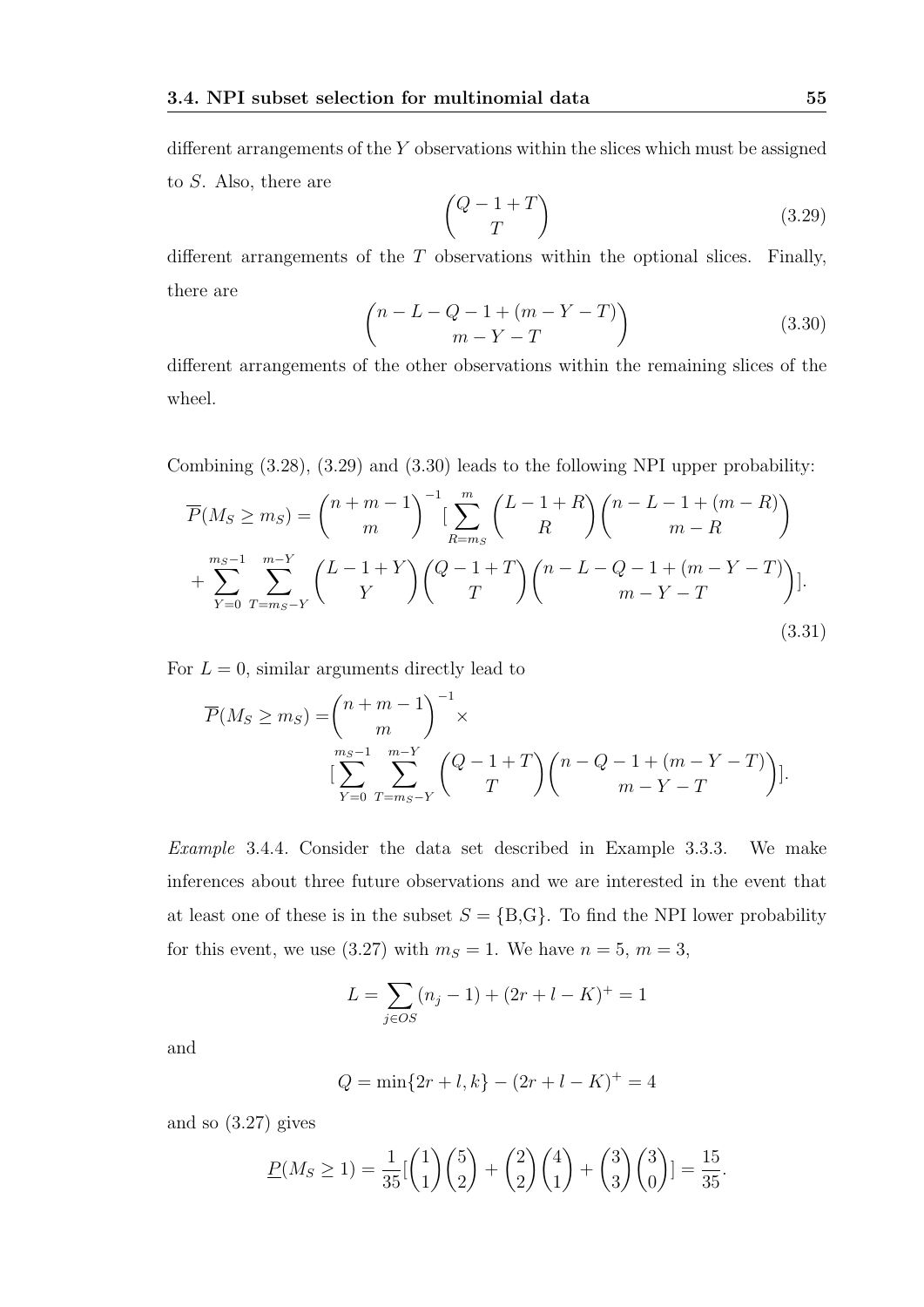different arrangements of the $Y$ observations within the slices which must be assigned to $S$. Also, there are

$$\binom{Q-1+T}{T} \tag{3.29}$$

different arrangements of the $T$ observations within the optional slices. Finally, there are

$$\binom{n-L-Q-1+(m-Y-T)}{m-Y-T} \tag{3.30}$$

different arrangements of the other observations within the remaining slices of the wheel.

Combining (3.28), (3.29) and (3.30) leads to the following NPI upper probability:

$$\overline{P}(M_S \geq m_S) = \binom{n+m-1}{m}^{-1} [\sum_{R=m_S}^{m} \binom{L-1+R}{R}\binom{n-L-1+(m-R)}{m-R}$$
$$+ \sum_{Y=0}^{m_S-1} \sum_{T=m_S-Y}^{m-Y} \binom{L-1+Y}{Y}\binom{Q-1+T}{T}\binom{n-L-Q-1+(m-Y-T)}{m-Y-T}]. \tag{3.31}$$

For $L=0$, similar arguments directly lead to

$$\overline{P}(M_S \geq m_S) = \binom{n+m-1}{m}^{-1} \times$$
$$[\sum_{Y=0}^{m_S-1} \sum_{T=m_S-Y}^{m-Y} \binom{Q-1+T}{T}\binom{n-Q-1+(m-Y-T)}{m-Y-T}].$$

*Example* 3.4.4. Consider the data set described in Example 3.3.3. We make inferences about three future observations and we are interested in the event that at least one of these is in the subset $S = \{\text{B,G}\}$. To find the NPI lower probability for this event, we use (3.27) with $m_S = 1$. We have $n = 5$, $m = 3$,

$$L = \sum_{j \in OS} (n_j - 1) + (2r + l - K)^+ = 1$$

and

$$Q = \min\{2r + l, k\} - (2r + l - K)^+ = 4$$

and so (3.27) gives

$$\underline{P}(M_S \geq 1) = \frac{1}{35}[\binom{1}{1}\binom{5}{2} + \binom{2}{2}\binom{4}{1} + \binom{3}{3}\binom{3}{0}] = \frac{15}{35}.$$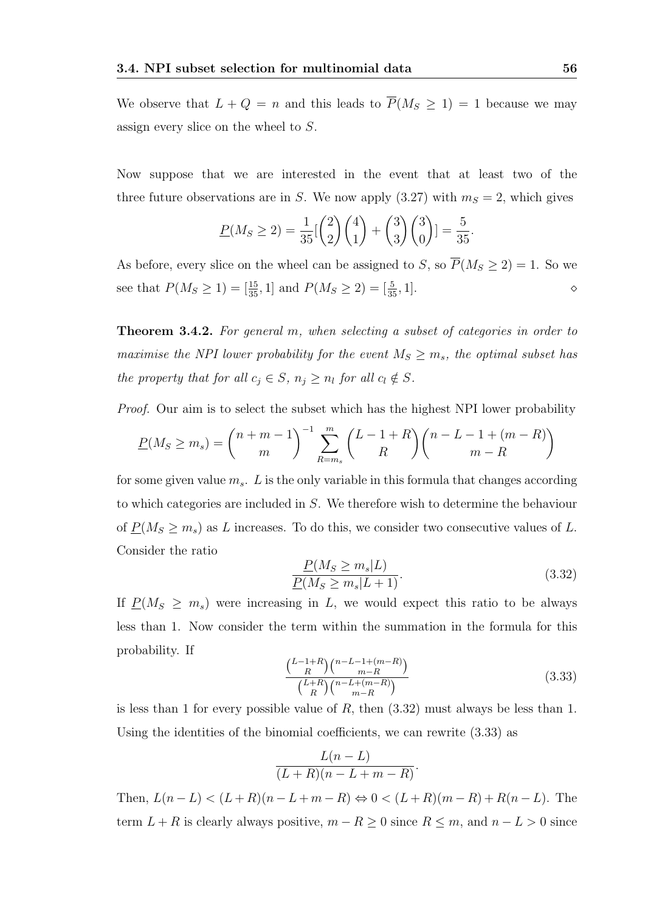We observe that $L + Q = n$ and this leads to $\overline{P}(M_S \geq 1) = 1$ because we may assign every slice on the wheel to $S$.

Now suppose that we are interested in the event that at least two of the three future observations are in $S$. We now apply (3.27) with $m_S = 2$, which gives

$$\underline{P}(M_S \geq 2) = \frac{1}{35}[\binom{2}{2}\binom{4}{1} + \binom{3}{3}\binom{3}{0}] = \frac{5}{35}.$$

As before, every slice on the wheel can be assigned to $S$, so $\overline{P}(M_S \geq 2) = 1$. So we see that $P(M_S \geq 1) = [\frac{15}{35}, 1]$ and $P(M_S \geq 2) = [\frac{5}{35}, 1]$. $\diamond$

**Theorem 3.4.2.** *For general $m$, when selecting a subset of categories in order to maximise the NPI lower probability for the event $M_S \geq m_s$, the optimal subset has the property that for all $c_j \in S$, $n_j \geq n_l$ for all $c_l \notin S$.*

*Proof.* Our aim is to select the subset which has the highest NPI lower probability

$$\underline{P}(M_S \geq m_s) = \binom{n+m-1}{m}^{-1} \sum_{R=m_s}^{m} \binom{L-1+R}{R}\binom{n-L-1+(m-R)}{m-R}$$

for some given value $m_s$. $L$ is the only variable in this formula that changes according to which categories are included in $S$. We therefore wish to determine the behaviour of $\underline{P}(M_S \geq m_s)$ as $L$ increases. To do this, we consider two consecutive values of $L$. Consider the ratio

$$\frac{\underline{P}(M_S \geq m_s|L)}{\underline{P}(M_S \geq m_s|L+1)}. \tag{3.32}$$

If $\underline{P}(M_S \geq m_s)$ were increasing in $L$, we would expect this ratio to be always less than 1. Now consider the term within the summation in the formula for this probability. If

$$\frac{\binom{L-1+R}{R}\binom{n-L-1+(m-R)}{m-R}}{\binom{L+R}{R}\binom{n-L+(m-R)}{m-R}} \tag{3.33}$$

is less than 1 for every possible value of $R$, then (3.32) must always be less than 1. Using the identities of the binomial coefficients, we can rewrite (3.33) as

$$\frac{L(n-L)}{(L+R)(n-L+m-R)}.$$

Then, $L(n-L) < (L+R)(n-L+m-R) \Leftrightarrow 0 < (L+R)(m-R) + R(n-L)$. The term $L+R$ is clearly always positive, $m-R \geq 0$ since $R \leq m$, and $n-L > 0$ since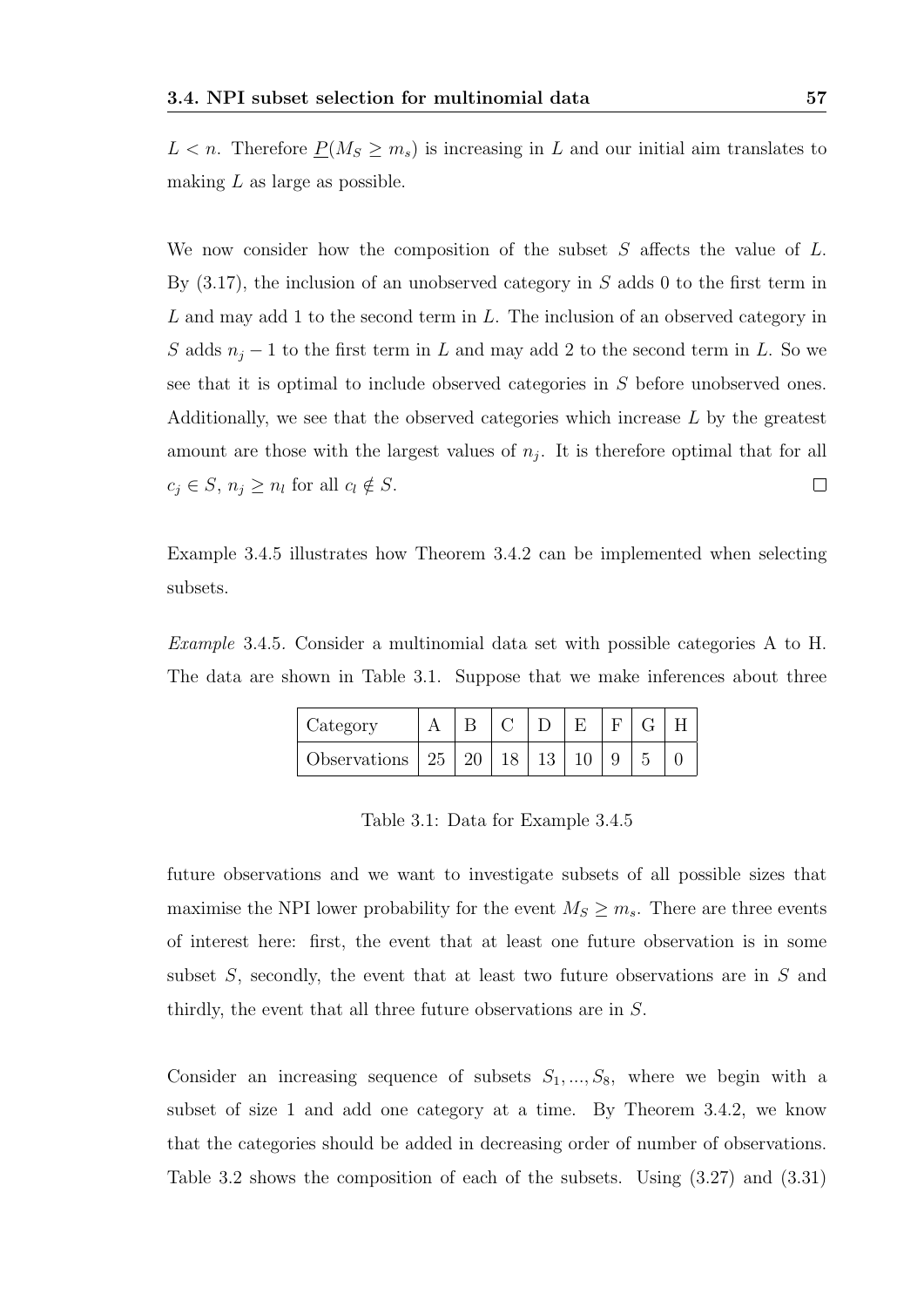$L < n$. Therefore $\underline{P}(M_S \geq m_s)$ is increasing in $L$ and our initial aim translates to making $L$ as large as possible.

We now consider how the composition of the subset $S$ affects the value of $L$. By (3.17), the inclusion of an unobserved category in $S$ adds 0 to the first term in $L$ and may add 1 to the second term in $L$. The inclusion of an observed category in $S$ adds $n_j - 1$ to the first term in $L$ and may add 2 to the second term in $L$. So we see that it is optimal to include observed categories in $S$ before unobserved ones. Additionally, we see that the observed categories which increase $L$ by the greatest amount are those with the largest values of $n_j$. It is therefore optimal that for all $c_j \in S$, $n_j \geq n_l$ for all $c_l \notin S$. □

Example 3.4.5 illustrates how Theorem 3.4.2 can be implemented when selecting subsets.

*Example* 3.4.5. Consider a multinomial data set with possible categories A to H. The data are shown in Table 3.1. Suppose that we make inferences about three

| Category | A | B | C | D | E | F | G | H |
|---|---|---|---|---|---|---|---|---|
| Observations | 25 | 20 | 18 | 13 | 10 | 9 | 5 | 0 |

Table 3.1: Data for Example 3.4.5

future observations and we want to investigate subsets of all possible sizes that maximise the NPI lower probability for the event $M_S \geq m_s$. There are three events of interest here: first, the event that at least one future observation is in some subset $S$, secondly, the event that at least two future observations are in $S$ and thirdly, the event that all three future observations are in $S$.

Consider an increasing sequence of subsets $S_1, ..., S_8$, where we begin with a subset of size 1 and add one category at a time. By Theorem 3.4.2, we know that the categories should be added in decreasing order of number of observations. Table 3.2 shows the composition of each of the subsets. Using (3.27) and (3.31)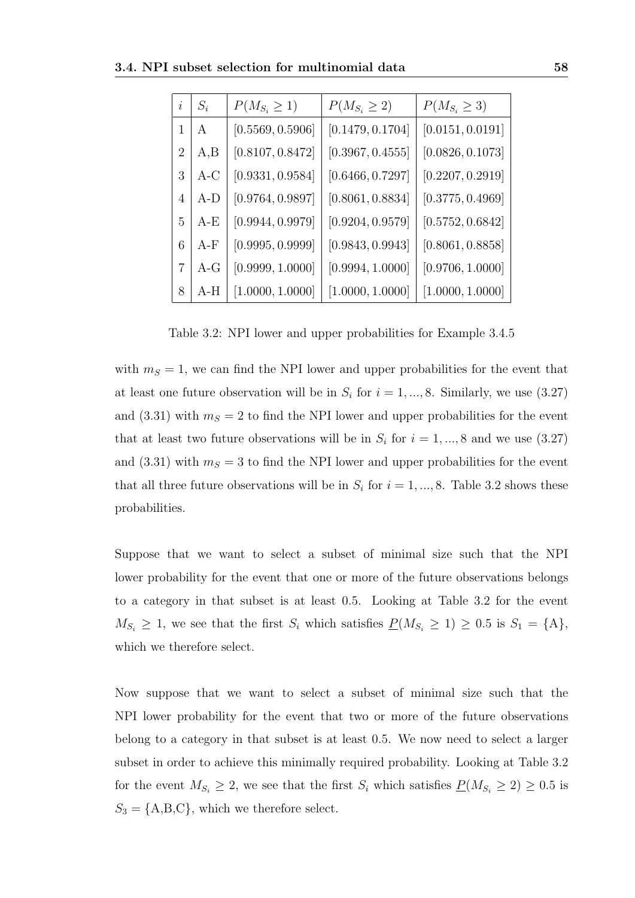| $i$ | $S_i$ | $P(M_{S_i} \geq 1)$ | $P(M_{S_i} \geq 2)$ | $P(M_{S_i} \geq 3)$ |
|---|---|---|---|---|
| 1 | A | $[0.5569, 0.5906]$ | $[0.1479, 0.1704]$ | $[0.0151, 0.0191]$ |
| 2 | A,B | $[0.8107, 0.8472]$ | $[0.3967, 0.4555]$ | $[0.0826, 0.1073]$ |
| 3 | A-C | $[0.9331, 0.9584]$ | $[0.6466, 0.7297]$ | $[0.2207, 0.2919]$ |
| 4 | A-D | $[0.9764, 0.9897]$ | $[0.8061, 0.8834]$ | $[0.3775, 0.4969]$ |
| 5 | A-E | $[0.9944, 0.9979]$ | $[0.9204, 0.9579]$ | $[0.5752, 0.6842]$ |
| 6 | A-F | $[0.9995, 0.9999]$ | $[0.9843, 0.9943]$ | $[0.8061, 0.8858]$ |
| 7 | A-G | $[0.9999, 1.0000]$ | $[0.9994, 1.0000]$ | $[0.9706, 1.0000]$ |
| 8 | A-H | $[1.0000, 1.0000]$ | $[1.0000, 1.0000]$ | $[1.0000, 1.0000]$ |

Table 3.2: NPI lower and upper probabilities for Example 3.4.5

with $m_S = 1$, we can find the NPI lower and upper probabilities for the event that at least one future observation will be in $S_i$ for $i = 1, ..., 8$. Similarly, we use (3.27) and (3.31) with $m_S = 2$ to find the NPI lower and upper probabilities for the event that at least two future observations will be in $S_i$ for $i = 1, ..., 8$ and we use (3.27) and (3.31) with $m_S = 3$ to find the NPI lower and upper probabilities for the event that all three future observations will be in $S_i$ for $i = 1, ..., 8$. Table 3.2 shows these probabilities.

Suppose that we want to select a subset of minimal size such that the NPI lower probability for the event that one or more of the future observations belongs to a category in that subset is at least 0.5. Looking at Table 3.2 for the event $M_{S_i} \geq 1$, we see that the first $S_i$ which satisfies $\underline{P}(M_{S_i} \geq 1) \geq 0.5$ is $S_1 = \{\text{A}\}$, which we therefore select.

Now suppose that we want to select a subset of minimal size such that the NPI lower probability for the event that two or more of the future observations belong to a category in that subset is at least 0.5. We now need to select a larger subset in order to achieve this minimally required probability. Looking at Table 3.2 for the event $M_{S_i} \geq 2$, we see that the first $S_i$ which satisfies $\underline{P}(M_{S_i} \geq 2) \geq 0.5$ is $S_3 = \{\text{A,B,C}\}$, which we therefore select.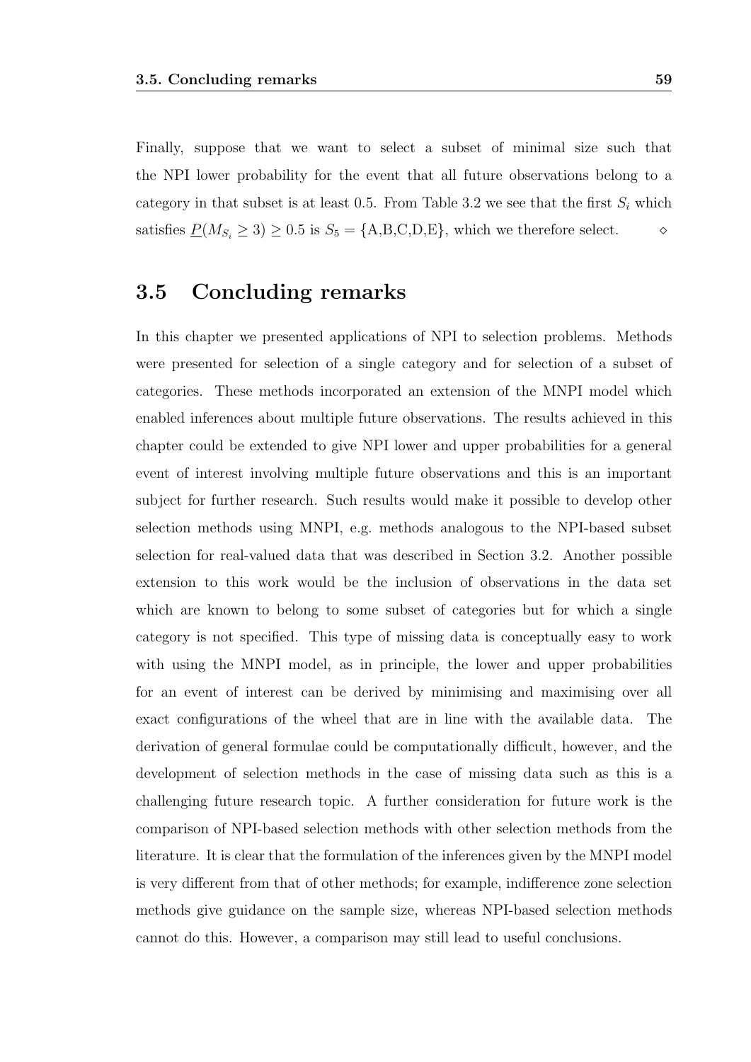Finally, suppose that we want to select a subset of minimal size such that the NPI lower probability for the event that all future observations belong to a category in that subset is at least 0.5. From Table 3.2 we see that the first $S_i$ which satisfies $\underline{P}(M_{S_i} \geq 3) \geq 0.5$ is $S_5 = \{A,B,C,D,E\}$, which we therefore select. $\diamond$

## 3.5 Concluding remarks

In this chapter we presented applications of NPI to selection problems. Methods were presented for selection of a single category and for selection of a subset of categories. These methods incorporated an extension of the MNPI model which enabled inferences about multiple future observations. The results achieved in this chapter could be extended to give NPI lower and upper probabilities for a general event of interest involving multiple future observations and this is an important subject for further research. Such results would make it possible to develop other selection methods using MNPI, e.g. methods analogous to the NPI-based subset selection for real-valued data that was described in Section 3.2. Another possible extension to this work would be the inclusion of observations in the data set which are known to belong to some subset of categories but for which a single category is not specified. This type of missing data is conceptually easy to work with using the MNPI model, as in principle, the lower and upper probabilities for an event of interest can be derived by minimising and maximising over all exact configurations of the wheel that are in line with the available data. The derivation of general formulae could be computationally difficult, however, and the development of selection methods in the case of missing data such as this is a challenging future research topic. A further consideration for future work is the comparison of NPI-based selection methods with other selection methods from the literature. It is clear that the formulation of the inferences given by the MNPI model is very different from that of other methods; for example, indifference zone selection methods give guidance on the sample size, whereas NPI-based selection methods cannot do this. However, a comparison may still lead to useful conclusions.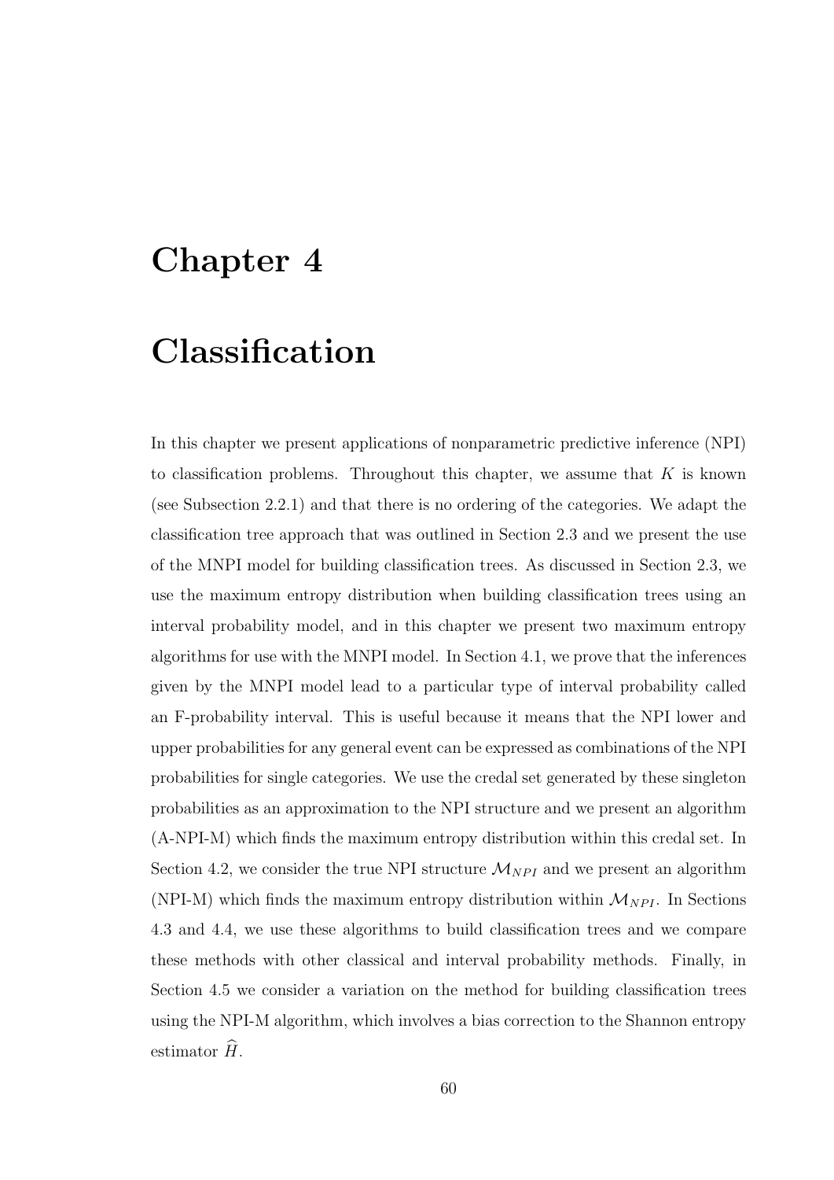# Chapter 4

# Classification

In this chapter we present applications of nonparametric predictive inference (NPI) to classification problems. Throughout this chapter, we assume that $K$ is known (see Subsection 2.2.1) and that there is no ordering of the categories. We adapt the classification tree approach that was outlined in Section 2.3 and we present the use of the MNPI model for building classification trees. As discussed in Section 2.3, we use the maximum entropy distribution when building classification trees using an interval probability model, and in this chapter we present two maximum entropy algorithms for use with the MNPI model. In Section 4.1, we prove that the inferences given by the MNPI model lead to a particular type of interval probability called an F-probability interval. This is useful because it means that the NPI lower and upper probabilities for any general event can be expressed as combinations of the NPI probabilities for single categories. We use the credal set generated by these singleton probabilities as an approximation to the NPI structure and we present an algorithm (A-NPI-M) which finds the maximum entropy distribution within this credal set. In Section 4.2, we consider the true NPI structure $\mathcal{M}_{NPI}$ and we present an algorithm (NPI-M) which finds the maximum entropy distribution within $\mathcal{M}_{NPI}$. In Sections 4.3 and 4.4, we use these algorithms to build classification trees and we compare these methods with other classical and interval probability methods. Finally, in Section 4.5 we consider a variation on the method for building classification trees using the NPI-M algorithm, which involves a bias correction to the Shannon entropy estimator $\widehat{H}$.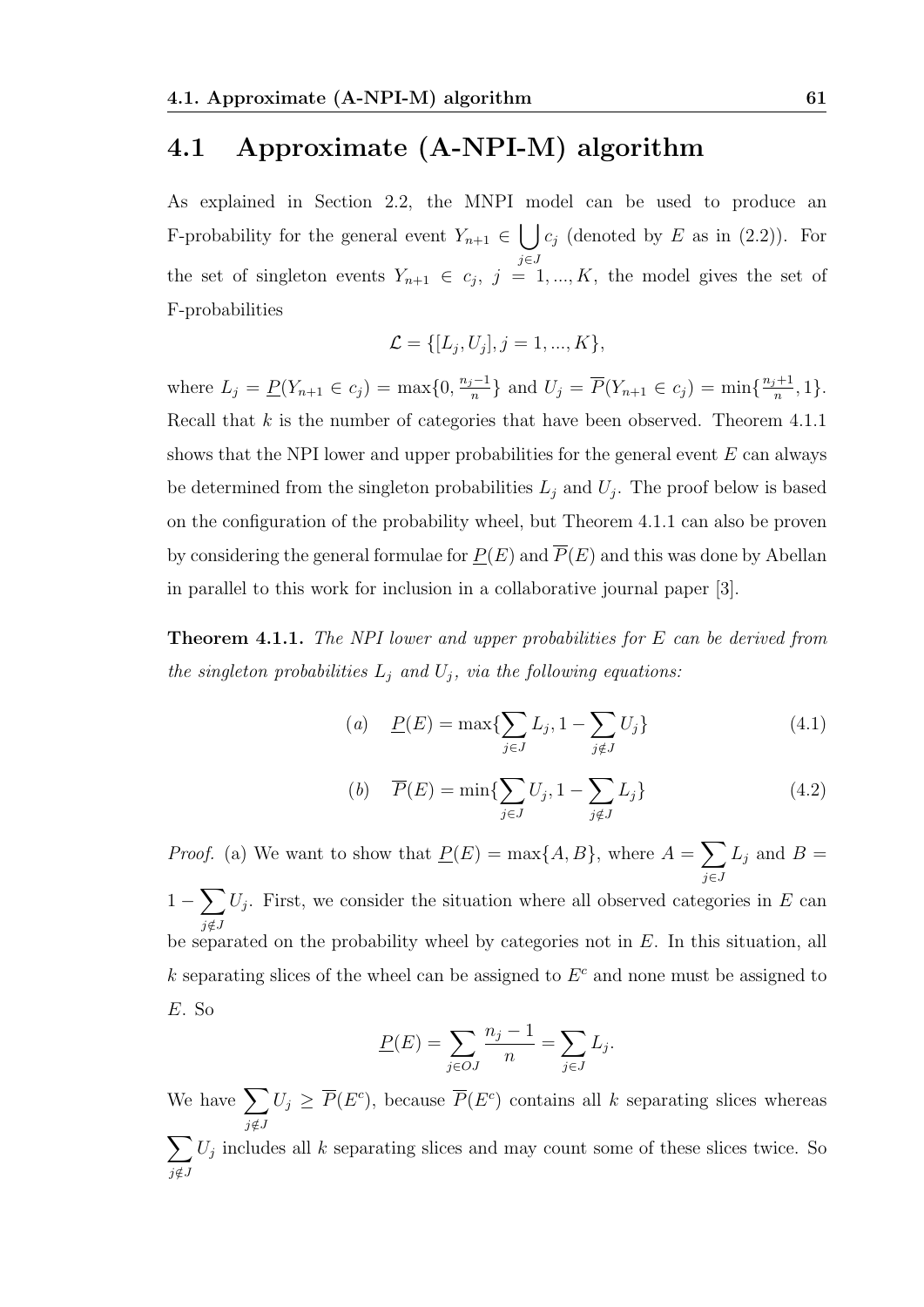## 4.1 Approximate (A-NPI-M) algorithm

As explained in Section 2.2, the MNPI model can be used to produce an F-probability for the general event $Y_{n+1} \in \bigcup_{j \in J} c_j$ (denoted by $E$ as in (2.2)). For the set of singleton events $Y_{n+1} \in c_j$, $j = 1, ..., K$, the model gives the set of F-probabilities

$$\mathcal{L} = \{[L_j, U_j], j = 1, ..., K\},$$

where $L_j = \underline{P}(Y_{n+1} \in c_j) = \max\{0, \frac{n_j - 1}{n}\}$ and $U_j = \overline{P}(Y_{n+1} \in c_j) = \min\{\frac{n_j+1}{n}, 1\}$. Recall that $k$ is the number of categories that have been observed. Theorem 4.1.1 shows that the NPI lower and upper probabilities for the general event $E$ can always be determined from the singleton probabilities $L_j$ and $U_j$. The proof below is based on the configuration of the probability wheel, but Theorem 4.1.1 can also be proven by considering the general formulae for $\underline{P}(E)$ and $\overline{P}(E)$ and this was done by Abellan in parallel to this work for inclusion in a collaborative journal paper [3].

**Theorem 4.1.1.** *The NPI lower and upper probabilities for $E$ can be derived from the singleton probabilities $L_j$ and $U_j$, via the following equations:*

$$(a) \quad \underline{P}(E) = \max\{\sum_{j \in J} L_j, 1 - \sum_{j \notin J} U_j\} \tag{4.1}$$

$$(b) \quad \overline{P}(E) = \min\{\sum_{j \in J} U_j, 1 - \sum_{j \notin J} L_j\} \tag{4.2}$$

*Proof.* (a) We want to show that $\underline{P}(E) = \max\{A, B\}$, where $A = \sum_{j \in J} L_j$ and $B = 1 - \sum_{j \notin J} U_j$. First, we consider the situation where all observed categories in $E$ can be separated on the probability wheel by categories not in $E$. In this situation, all $k$ separating slices of the wheel can be assigned to $E^c$ and none must be assigned to $E$. So

$$\underline{P}(E) = \sum_{j \in OJ} \frac{n_j - 1}{n} = \sum_{j \in J} L_j.$$

We have $\sum_{j \notin J} U_j \geq \overline{P}(E^c)$, because $\overline{P}(E^c)$ contains all $k$ separating slices whereas $\sum_{j \notin J} U_j$ includes all $k$ separating slices and may count some of these slices twice. So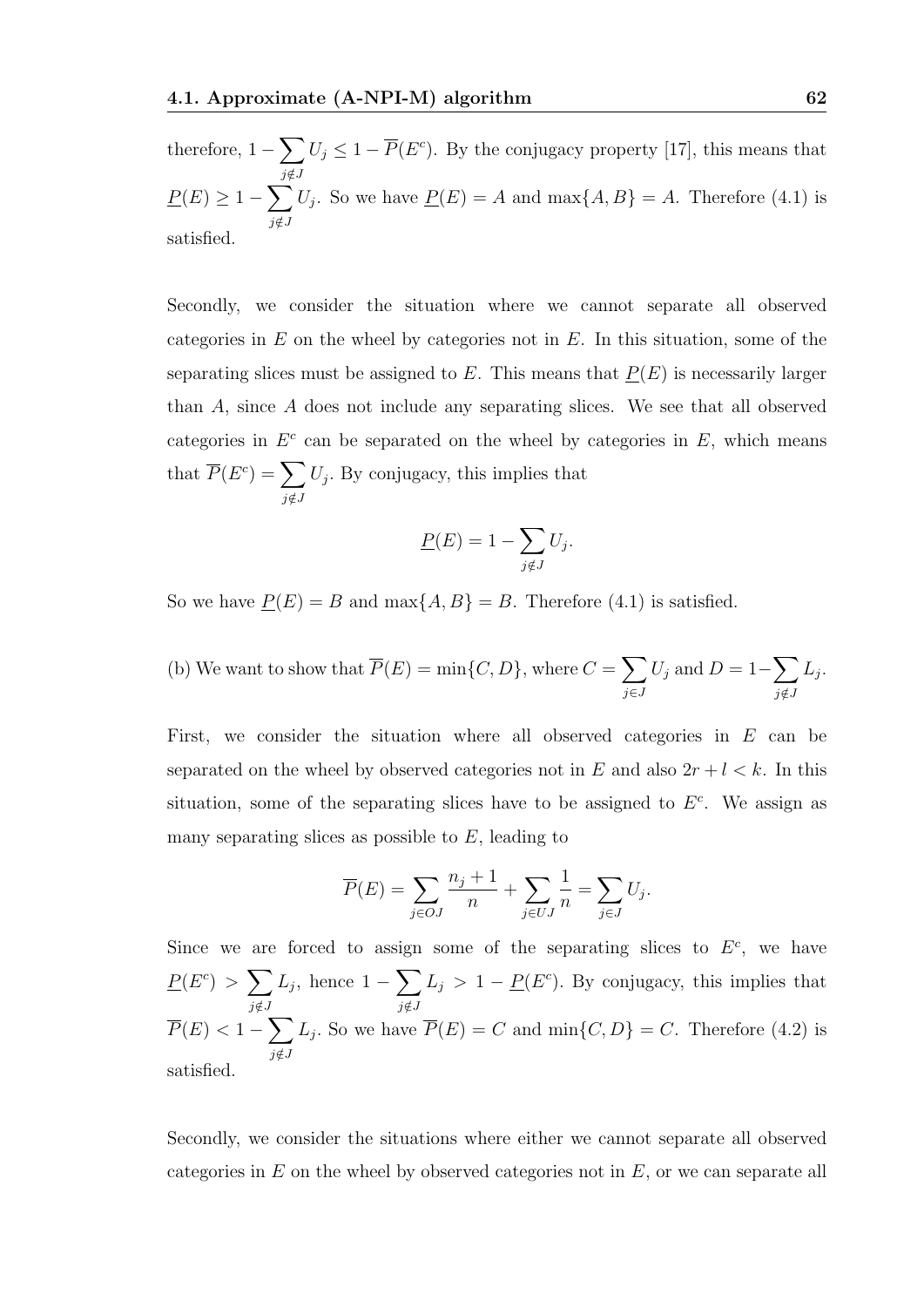therefore, $1 - \sum_{j \notin J} U_j \leq 1 - \overline{P}(E^c)$. By the conjugacy property [17], this means that $\underline{P}(E) \geq 1 - \sum_{j \notin J} U_j$. So we have $\underline{P}(E) = A$ and $\max\{A, B\} = A$. Therefore (4.1) is satisfied.

Secondly, we consider the situation where we cannot separate all observed categories in $E$ on the wheel by categories not in $E$. In this situation, some of the separating slices must be assigned to $E$. This means that $\underline{P}(E)$ is necessarily larger than $A$, since $A$ does not include any separating slices. We see that all observed categories in $E^c$ can be separated on the wheel by categories in $E$, which means that $\overline{P}(E^c) = \sum_{j \notin J} U_j$. By conjugacy, this implies that

$$\underline{P}(E) = 1 - \sum_{j \notin J} U_j.$$

So we have $\underline{P}(E) = B$ and $\max\{A, B\} = B$. Therefore (4.1) is satisfied.

(b) We want to show that $\overline{P}(E) = \min\{C, D\}$, where $C = \sum_{j \in J} U_j$ and $D = 1 - \sum_{j \notin J} L_j$.

First, we consider the situation where all observed categories in $E$ can be separated on the wheel by observed categories not in $E$ and also $2r + l < k$. In this situation, some of the separating slices have to be assigned to $E^c$. We assign as many separating slices as possible to $E$, leading to

$$\overline{P}(E) = \sum_{j \in OJ} \frac{n_j + 1}{n} + \sum_{j \in UJ} \frac{1}{n} = \sum_{j \in J} U_j.$$

Since we are forced to assign some of the separating slices to $E^c$, we have $\underline{P}(E^c) > \sum_{j \notin J} L_j$, hence $1 - \sum_{j \notin J} L_j > 1 - \underline{P}(E^c)$. By conjugacy, this implies that $\overline{P}(E) < 1 - \sum_{j \notin J} L_j$. So we have $\overline{P}(E) = C$ and $\min\{C, D\} = C$. Therefore (4.2) is satisfied.

Secondly, we consider the situations where either we cannot separate all observed categories in $E$ on the wheel by observed categories not in $E$, or we can separate all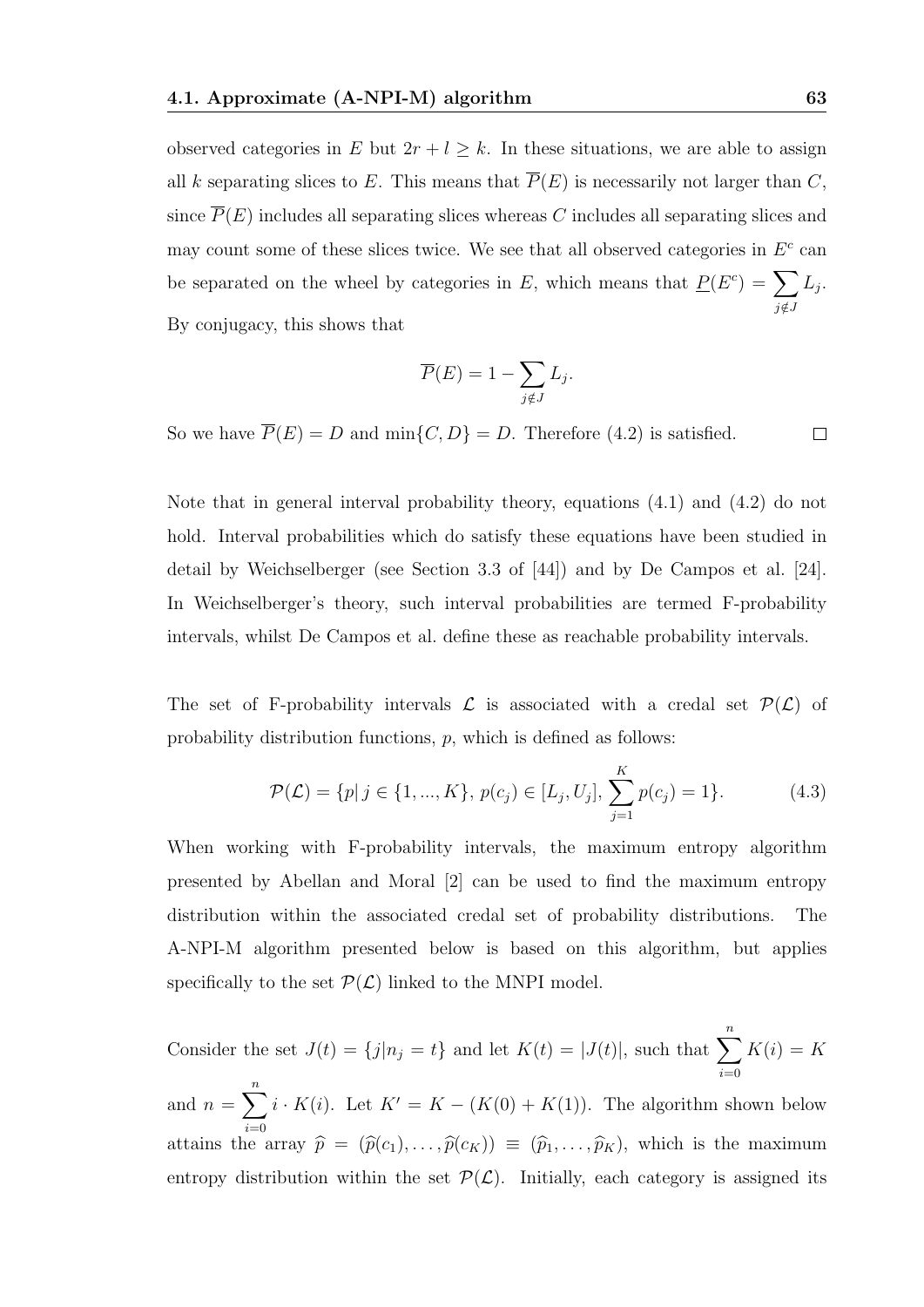observed categories in $E$ but $2r + l \geq k$. In these situations, we are able to assign all $k$ separating slices to $E$. This means that $\overline{P}(E)$ is necessarily not larger than $C$, since $\overline{P}(E)$ includes all separating slices whereas $C$ includes all separating slices and may count some of these slices twice. We see that all observed categories in $E^c$ can be separated on the wheel by categories in $E$, which means that $\underline{P}(E^c) = \sum_{j \notin J} L_j$. By conjugacy, this shows that

$$\overline{P}(E) = 1 - \sum_{j \notin J} L_j.$$

So we have $\overline{P}(E) = D$ and $\min\{C, D\} = D$. Therefore (4.2) is satisfied. $\square$

Note that in general interval probability theory, equations (4.1) and (4.2) do not hold. Interval probabilities which do satisfy these equations have been studied in detail by Weichselberger (see Section 3.3 of [44]) and by De Campos et al. [24]. In Weichselberger's theory, such interval probabilities are termed F-probability intervals, whilst De Campos et al. define these as reachable probability intervals.

The set of F-probability intervals $\mathcal{L}$ is associated with a credal set $\mathcal{P}(\mathcal{L})$ of probability distribution functions, $p$, which is defined as follows:

$$\mathcal{P}(\mathcal{L}) = \{p|\, j \in \{1, ..., K\},\, p(c_j) \in [L_j, U_j],\, \sum_{j=1}^{K} p(c_j) = 1\}. \tag{4.3}$$

When working with F-probability intervals, the maximum entropy algorithm presented by Abellan and Moral [2] can be used to find the maximum entropy distribution within the associated credal set of probability distributions. The A-NPI-M algorithm presented below is based on this algorithm, but applies specifically to the set $\mathcal{P}(\mathcal{L})$ linked to the MNPI model.

Consider the set $J(t) = \{j|n_j = t\}$ and let $K(t) = |J(t)|$, such that $\sum_{i=0}^{n} K(i) = K$ and $n = \sum_{i=0}^{n} i \cdot K(i)$. Let $K' = K - (K(0) + K(1))$. The algorithm shown below attains the array $\widehat{p} = (\widehat{p}(c_1), \ldots, \widehat{p}(c_K)) \equiv (\widehat{p}_1, \ldots, \widehat{p}_K)$, which is the maximum entropy distribution within the set $\mathcal{P}(\mathcal{L})$. Initially, each category is assigned its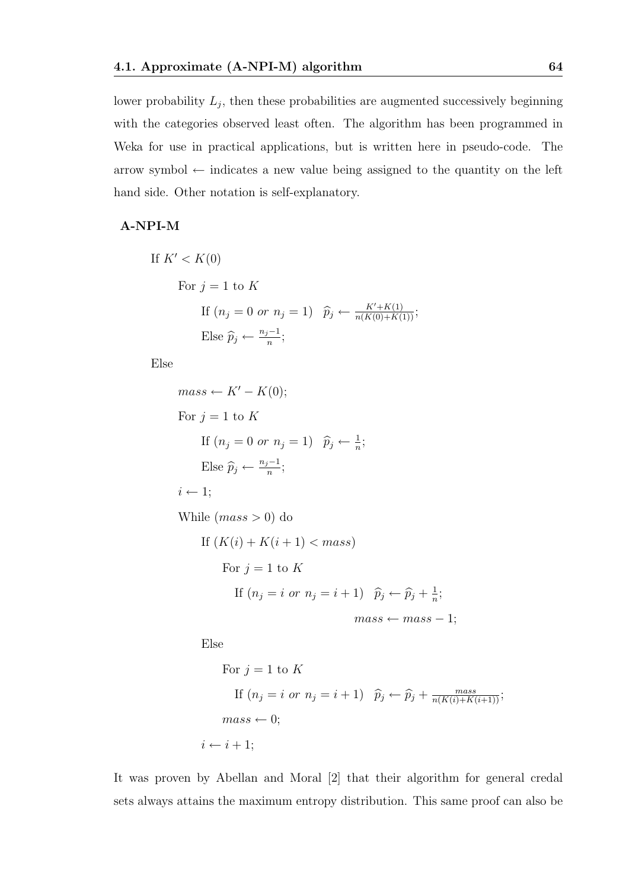lower probability $L_j$, then these probabilities are augmented successively beginning with the categories observed least often. The algorithm has been programmed in Weka for use in practical applications, but is written here in pseudo-code. The arrow symbol $\leftarrow$ indicates a new value being assigned to the quantity on the left hand side. Other notation is self-explanatory.

**A-NPI-M**

```
If K' < K(0)
    For j = 1 to K
        If (n_j = 0 or n_j = 1)   p̂_j ← (K' + K(1)) / (n(K(0) + K(1)));
        Else p̂_j ← (n_j − 1) / n;
Else
    mass ← K' − K(0);
    For j = 1 to K
        If (n_j = 0 or n_j = 1)   p̂_j ← 1/n;
        Else p̂_j ← (n_j − 1) / n;
    i ← 1;
    While (mass > 0) do
        If (K(i) + K(i+1) < mass)
            For j = 1 to K
                If (n_j = i or n_j = i+1)   p̂_j ← p̂_j + 1/n;
                                              mass ← mass − 1;
        Else
            For j = 1 to K
                If (n_j = i or n_j = i+1)   p̂_j ← p̂_j + mass / (n(K(i) + K(i+1)));
            mass ← 0;
        i ← i + 1;
```

In mathematical notation:

If $K' < K(0)$

- For $j = 1$ to $K$
  - If ($n_j = 0$ *or* $n_j = 1$) $\quad \widehat{p}_j \leftarrow \frac{K' + K(1)}{n(K(0) + K(1))}$;
  - Else $\widehat{p}_j \leftarrow \frac{n_j - 1}{n}$;

Else

- $mass \leftarrow K' - K(0)$;
- For $j = 1$ to $K$
  - If ($n_j = 0$ *or* $n_j = 1$) $\quad \widehat{p}_j \leftarrow \frac{1}{n}$;
  - Else $\widehat{p}_j \leftarrow \frac{n_j - 1}{n}$;
- $i \leftarrow 1$;
- While ($mass > 0$) do
  - If ($K(i) + K(i+1) < mass$)
    - For $j = 1$ to $K$
      - If ($n_j = i$ *or* $n_j = i + 1$) $\quad \widehat{p}_j \leftarrow \widehat{p}_j + \frac{1}{n}$;
      - $mass \leftarrow mass - 1$;
  - Else
    - For $j = 1$ to $K$
      - If ($n_j = i$ *or* $n_j = i + 1$) $\quad \widehat{p}_j \leftarrow \widehat{p}_j + \frac{mass}{n(K(i) + K(i+1))}$;
    - $mass \leftarrow 0$;
  - $i \leftarrow i + 1$;

It was proven by Abellan and Moral [2] that their algorithm for general credal sets always attains the maximum entropy distribution. This same proof can also be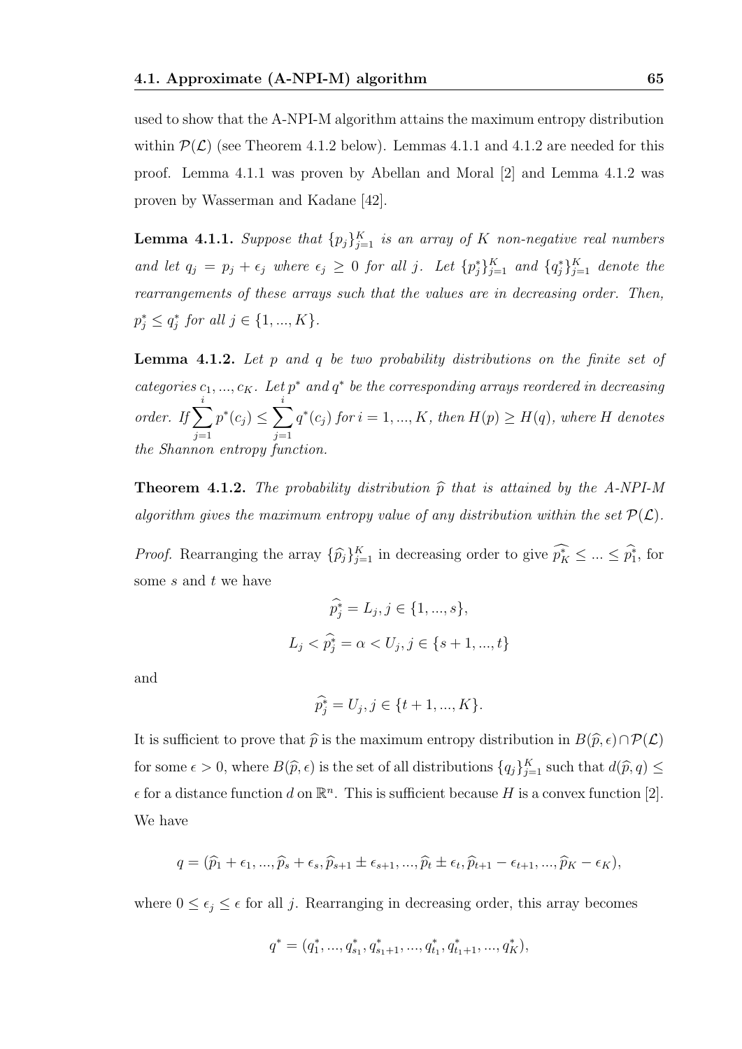used to show that the A-NPI-M algorithm attains the maximum entropy distribution within $\mathcal{P}(\mathcal{L})$ (see Theorem 4.1.2 below). Lemmas 4.1.1 and 4.1.2 are needed for this proof. Lemma 4.1.1 was proven by Abellan and Moral [2] and Lemma 4.1.2 was proven by Wasserman and Kadane [42].

**Lemma 4.1.1.** *Suppose that $\{p_j\}_{j=1}^K$ is an array of $K$ non-negative real numbers and let $q_j = p_j + \epsilon_j$ where $\epsilon_j \geq 0$ for all $j$. Let $\{p_j^*\}_{j=1}^K$ and $\{q_j^*\}_{j=1}^K$ denote the rearrangements of these arrays such that the values are in decreasing order. Then, $p_j^* \leq q_j^*$ for all $j \in \{1, ..., K\}$.*

**Lemma 4.1.2.** *Let $p$ and $q$ be two probability distributions on the finite set of categories $c_1, ..., c_K$. Let $p^*$ and $q^*$ be the corresponding arrays reordered in decreasing order. If $\sum_{j=1}^{i} p^*(c_j) \leq \sum_{j=1}^{i} q^*(c_j)$ for $i = 1, ..., K$, then $H(p) \geq H(q)$, where $H$ denotes the Shannon entropy function.*

**Theorem 4.1.2.** *The probability distribution $\widehat{p}$ that is attained by the A-NPI-M algorithm gives the maximum entropy value of any distribution within the set $\mathcal{P}(\mathcal{L})$.*

*Proof.* Rearranging the array $\{\widehat{p}_j\}_{j=1}^K$ in decreasing order to give $\widehat{p_K^*} \leq ... \leq \widehat{p_1^*}$, for some $s$ and $t$ we have

$$\widehat{p_j^*} = L_j, j \in \{1, ..., s\},$$

$$L_j < \widehat{p_j^*} = \alpha < U_j, j \in \{s+1, ..., t\}$$

and

$$\widehat{p_j^*} = U_j, j \in \{t+1, ..., K\}.$$

It is sufficient to prove that $\widehat{p}$ is the maximum entropy distribution in $B(\widehat{p}, \epsilon) \cap \mathcal{P}(\mathcal{L})$ for some $\epsilon > 0$, where $B(\widehat{p}, \epsilon)$ is the set of all distributions $\{q_j\}_{j=1}^K$ such that $d(\widehat{p}, q) \leq \epsilon$ for a distance function $d$ on $\mathbb{R}^n$. This is sufficient because $H$ is a convex function [2]. We have

$$q = (\widehat{p}_1 + \epsilon_1, ..., \widehat{p}_s + \epsilon_s, \widehat{p}_{s+1} \pm \epsilon_{s+1}, ..., \widehat{p}_t \pm \epsilon_t, \widehat{p}_{t+1} - \epsilon_{t+1}, ..., \widehat{p}_K - \epsilon_K),$$

where $0 \leq \epsilon_j \leq \epsilon$ for all $j$. Rearranging in decreasing order, this array becomes

$$q^* = (q_1^*, ..., q_{s_1}^*, q_{s_1+1}^*, ..., q_{t_1}^*, q_{t_1+1}^*, ..., q_K^*),$$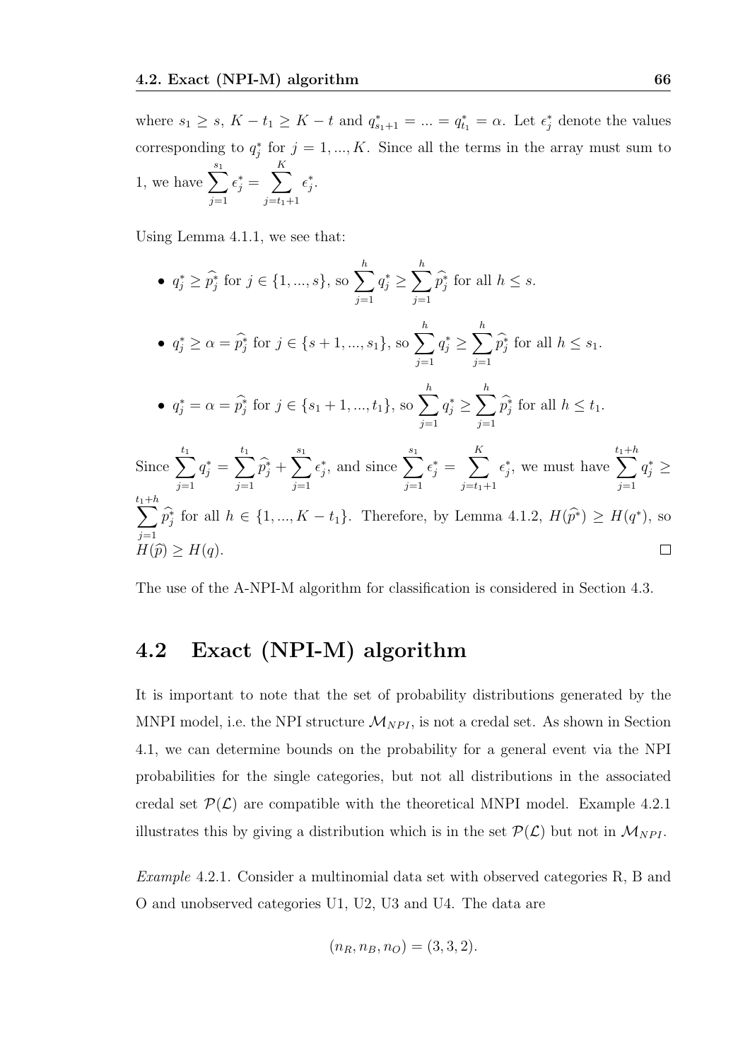where $s_1 \geq s$, $K - t_1 \geq K - t$ and $q^*_{s_1+1} = ... = q^*_{t_1} = \alpha$. Let $\epsilon^*_j$ denote the values corresponding to $q^*_j$ for $j = 1, ..., K$. Since all the terms in the array must sum to 1, we have $\sum_{j=1}^{s_1} \epsilon^*_j = \sum_{j=t_1+1}^{K} \epsilon^*_j$.

Using Lemma 4.1.1, we see that:

- $q^*_j \geq \widehat{p}^*_j$ for $j \in \{1, ..., s\}$, so $\sum_{j=1}^{h} q^*_j \geq \sum_{j=1}^{h} \widehat{p}^*_j$ for all $h \leq s$.
- $q^*_j \geq \alpha = \widehat{p}^*_j$ for $j \in \{s+1, ..., s_1\}$, so $\sum_{j=1}^{h} q^*_j \geq \sum_{j=1}^{h} \widehat{p}^*_j$ for all $h \leq s_1$.
- $q^*_j = \alpha = \widehat{p}^*_j$ for $j \in \{s_1+1, ..., t_1\}$, so $\sum_{j=1}^{h} q^*_j \geq \sum_{j=1}^{h} \widehat{p}^*_j$ for all $h \leq t_1$.

Since $\sum_{j=1}^{t_1} q^*_j = \sum_{j=1}^{t_1} \widehat{p}^*_j + \sum_{j=1}^{s_1} \epsilon^*_j$, and since $\sum_{j=1}^{s_1} \epsilon^*_j = \sum_{j=t_1+1}^{K} \epsilon^*_j$, we must have $\sum_{j=1}^{t_1+h} q^*_j \geq \sum_{j=1}^{t_1+h} \widehat{p}^*_j$ for all $h \in \{1, ..., K - t_1\}$. Therefore, by Lemma 4.1.2, $H(\widehat{p}^*) \geq H(q^*)$, so $H(\widehat{p}) \geq H(q)$. □

The use of the A-NPI-M algorithm for classification is considered in Section 4.3.

## 4.2 Exact (NPI-M) algorithm

It is important to note that the set of probability distributions generated by the MNPI model, i.e. the NPI structure $\mathcal{M}_{NPI}$, is not a credal set. As shown in Section 4.1, we can determine bounds on the probability for a general event via the NPI probabilities for the single categories, but not all distributions in the associated credal set $\mathcal{P}(\mathcal{L})$ are compatible with the theoretical MNPI model. Example 4.2.1 illustrates this by giving a distribution which is in the set $\mathcal{P}(\mathcal{L})$ but not in $\mathcal{M}_{NPI}$.

*Example* 4.2.1. Consider a multinomial data set with observed categories R, B and O and unobserved categories U1, U2, U3 and U4. The data are

$$(n_R, n_B, n_O) = (3, 3, 2).$$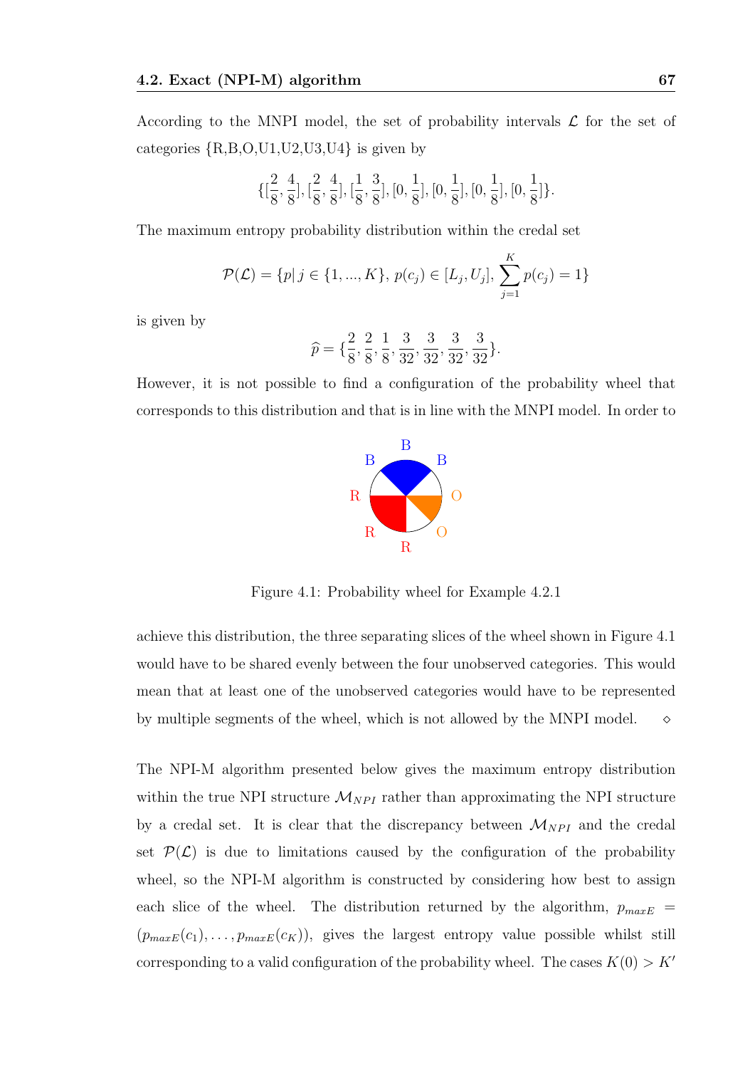According to the MNPI model, the set of probability intervals $\mathcal{L}$ for the set of categories {R,B,O,U1,U2,U3,U4} is given by

$$\{[\frac{2}{8},\frac{4}{8}],[\frac{2}{8},\frac{4}{8}],[\frac{1}{8},\frac{3}{8}],[0,\frac{1}{8}],[0,\frac{1}{8}],[0,\frac{1}{8}],[0,\frac{1}{8}]\}.$$

The maximum entropy probability distribution within the credal set

$$\mathcal{P}(\mathcal{L}) = \{p |\, j \in \{1,...,K\},\, p(c_j) \in [L_j, U_j],\, \sum_{j=1}^{K} p(c_j) = 1\}$$

is given by

$$\widehat{p} = \{\frac{2}{8},\frac{2}{8},\frac{1}{8},\frac{3}{32},\frac{3}{32},\frac{3}{32},\frac{3}{32}\}.$$

However, it is not possible to find a configuration of the probability wheel that corresponds to this distribution and that is in line with the MNPI model. In order to achieve this distribution, the three separating slices of the wheel shown in Figure 4.1 would have to be shared evenly between the four unobserved categories. This would mean that at least one of the unobserved categories would have to be represented by multiple segments of the wheel, which is not allowed by the MNPI model. ⋄

Figure 4.1: Probability wheel for Example 4.2.1

The NPI-M algorithm presented below gives the maximum entropy distribution within the true NPI structure $\mathcal{M}_{NPI}$ rather than approximating the NPI structure by a credal set. It is clear that the discrepancy between $\mathcal{M}_{NPI}$ and the credal set $\mathcal{P}(\mathcal{L})$ is due to limitations caused by the configuration of the probability wheel, so the NPI-M algorithm is constructed by considering how best to assign each slice of the wheel. The distribution returned by the algorithm, $p_{maxE} = (p_{maxE}(c_1), \ldots, p_{maxE}(c_K))$, gives the largest entropy value possible whilst still corresponding to a valid configuration of the probability wheel. The cases $K(0) > K'$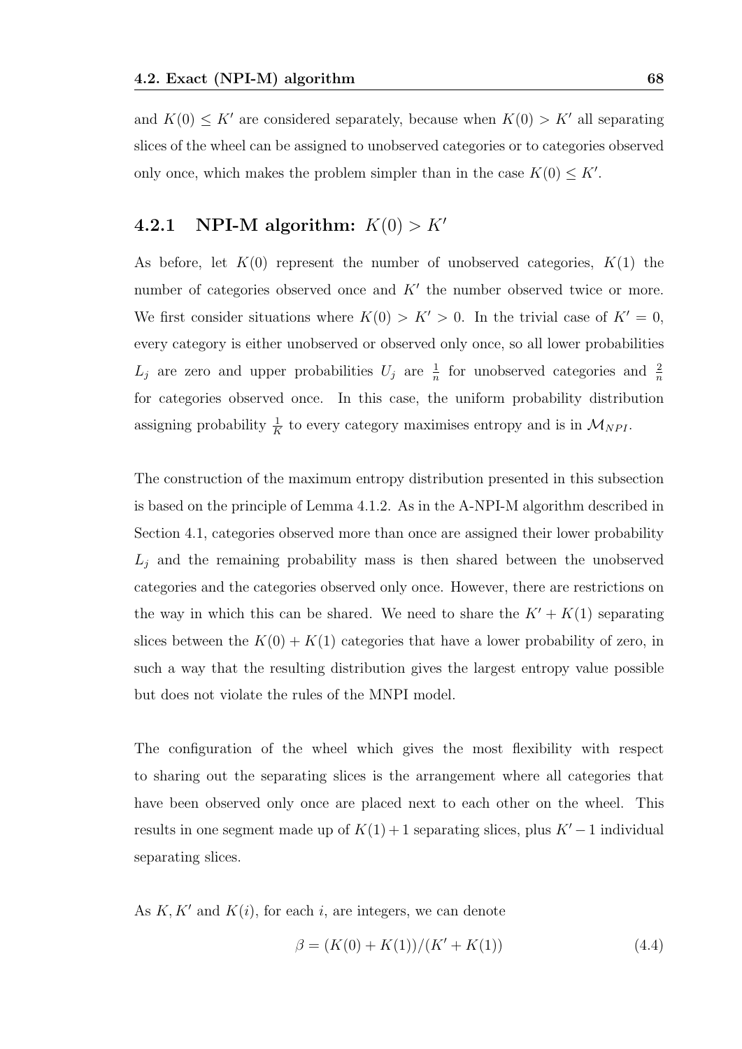and $K(0) \leq K'$ are considered separately, because when $K(0) > K'$ all separating slices of the wheel can be assigned to unobserved categories or to categories observed only once, which makes the problem simpler than in the case $K(0) \leq K'$.

### 4.2.1 NPI-M algorithm: $K(0) > K'$

As before, let $K(0)$ represent the number of unobserved categories, $K(1)$ the number of categories observed once and $K'$ the number observed twice or more. We first consider situations where $K(0) > K' > 0$. In the trivial case of $K' = 0$, every category is either unobserved or observed only once, so all lower probabilities $L_j$ are zero and upper probabilities $U_j$ are $\frac{1}{n}$ for unobserved categories and $\frac{2}{n}$ for categories observed once. In this case, the uniform probability distribution assigning probability $\frac{1}{K}$ to every category maximises entropy and is in $\mathcal{M}_{NPI}$.

The construction of the maximum entropy distribution presented in this subsection is based on the principle of Lemma 4.1.2. As in the A-NPI-M algorithm described in Section 4.1, categories observed more than once are assigned their lower probability $L_j$ and the remaining probability mass is then shared between the unobserved categories and the categories observed only once. However, there are restrictions on the way in which this can be shared. We need to share the $K' + K(1)$ separating slices between the $K(0) + K(1)$ categories that have a lower probability of zero, in such a way that the resulting distribution gives the largest entropy value possible but does not violate the rules of the MNPI model.

The configuration of the wheel which gives the most flexibility with respect to sharing out the separating slices is the arrangement where all categories that have been observed only once are placed next to each other on the wheel. This results in one segment made up of $K(1) + 1$ separating slices, plus $K' - 1$ individual separating slices.

As $K, K'$ and $K(i)$, for each $i$, are integers, we can denote

$$\beta = (K(0) + K(1))/(K' + K(1)) \tag{4.4}$$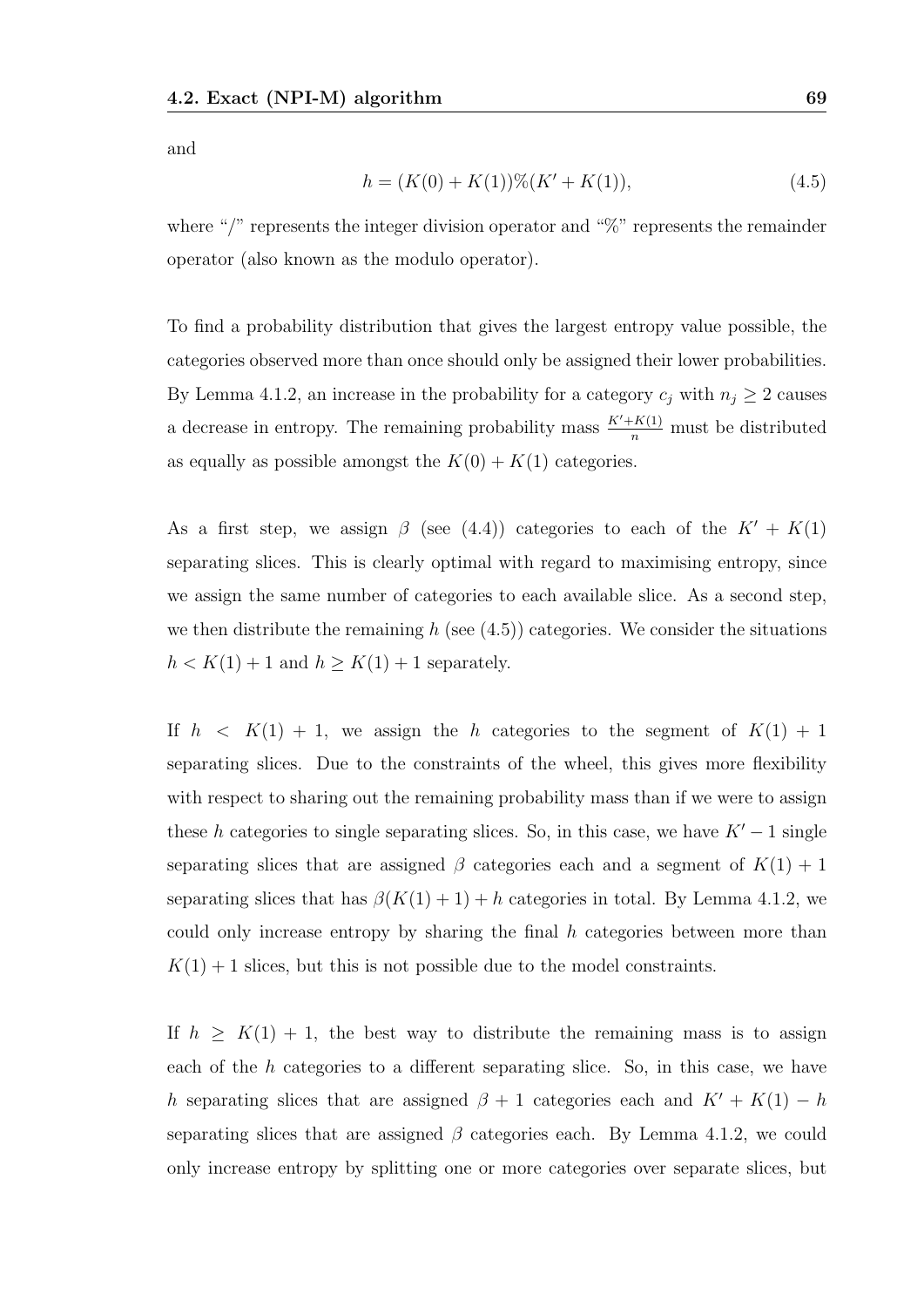and

$$h = (K(0) + K(1))\%(K' + K(1)), \tag{4.5}$$

where "/" represents the integer division operator and "%" represents the remainder operator (also known as the modulo operator).

To find a probability distribution that gives the largest entropy value possible, the categories observed more than once should only be assigned their lower probabilities. By Lemma 4.1.2, an increase in the probability for a category $c_j$ with $n_j \geq 2$ causes a decrease in entropy. The remaining probability mass $\frac{K'+K(1)}{n}$ must be distributed as equally as possible amongst the $K(0) + K(1)$ categories.

As a first step, we assign $\beta$ (see (4.4)) categories to each of the $K' + K(1)$ separating slices. This is clearly optimal with regard to maximising entropy, since we assign the same number of categories to each available slice. As a second step, we then distribute the remaining $h$ (see (4.5)) categories. We consider the situations $h < K(1) + 1$ and $h \geq K(1) + 1$ separately.

If $h < K(1) + 1$, we assign the $h$ categories to the segment of $K(1) + 1$ separating slices. Due to the constraints of the wheel, this gives more flexibility with respect to sharing out the remaining probability mass than if we were to assign these $h$ categories to single separating slices. So, in this case, we have $K' - 1$ single separating slices that are assigned $\beta$ categories each and a segment of $K(1) + 1$ separating slices that has $\beta(K(1) + 1) + h$ categories in total. By Lemma 4.1.2, we could only increase entropy by sharing the final $h$ categories between more than $K(1) + 1$ slices, but this is not possible due to the model constraints.

If $h \geq K(1) + 1$, the best way to distribute the remaining mass is to assign each of the $h$ categories to a different separating slice. So, in this case, we have $h$ separating slices that are assigned $\beta + 1$ categories each and $K' + K(1) - h$ separating slices that are assigned $\beta$ categories each. By Lemma 4.1.2, we could only increase entropy by splitting one or more categories over separate slices, but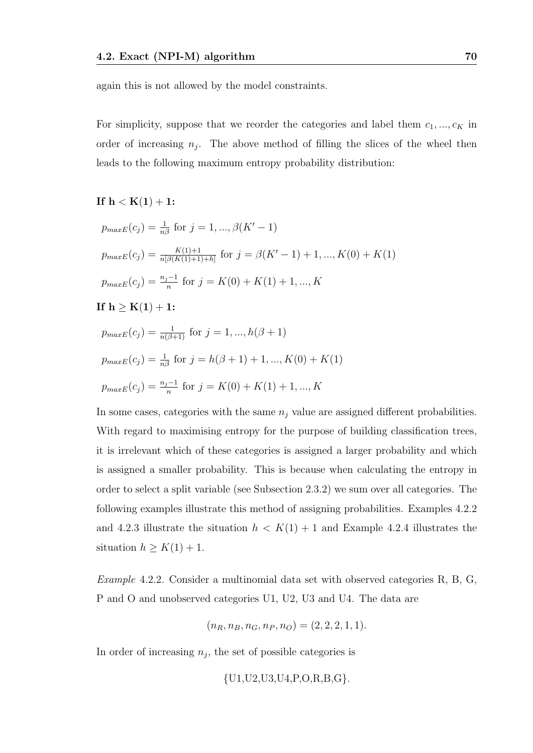again this is not allowed by the model constraints.

For simplicity, suppose that we reorder the categories and label them $c_1, ..., c_K$ in order of increasing $n_j$. The above method of filling the slices of the wheel then leads to the following maximum entropy probability distribution:

**If $\mathbf{h < K(1) + 1}$:**

$p_{maxE}(c_j) = \frac{1}{n\beta}$ for $j = 1, ..., \beta(K' - 1)$

$p_{maxE}(c_j) = \frac{K(1)+1}{n[\beta(K(1)+1)+h]}$ for $j = \beta(K' - 1) + 1, ..., K(0) + K(1)$

$p_{maxE}(c_j) = \frac{n_j - 1}{n}$ for $j = K(0) + K(1) + 1, ..., K$

**If $\mathbf{h \geq K(1) + 1}$:**

$p_{maxE}(c_j) = \frac{1}{n(\beta+1)}$ for $j = 1, ..., h(\beta + 1)$

$p_{maxE}(c_j) = \frac{1}{n\beta}$ for $j = h(\beta + 1) + 1, ..., K(0) + K(1)$

$p_{maxE}(c_j) = \frac{n_j - 1}{n}$ for $j = K(0) + K(1) + 1, ..., K$

In some cases, categories with the same $n_j$ value are assigned different probabilities. With regard to maximising entropy for the purpose of building classification trees, it is irrelevant which of these categories is assigned a larger probability and which is assigned a smaller probability. This is because when calculating the entropy in order to select a split variable (see Subsection 2.3.2) we sum over all categories. The following examples illustrate this method of assigning probabilities. Examples 4.2.2 and 4.2.3 illustrate the situation $h < K(1) + 1$ and Example 4.2.4 illustrates the situation $h \geq K(1) + 1$.

*Example* 4.2.2. Consider a multinomial data set with observed categories R, B, G, P and O and unobserved categories U1, U2, U3 and U4. The data are

$$(n_R, n_B, n_G, n_P, n_O) = (2, 2, 2, 1, 1).$$

In order of increasing $n_j$, the set of possible categories is

$$\{\text{U1,U2,U3,U4,P,O,R,B,G}\}.$$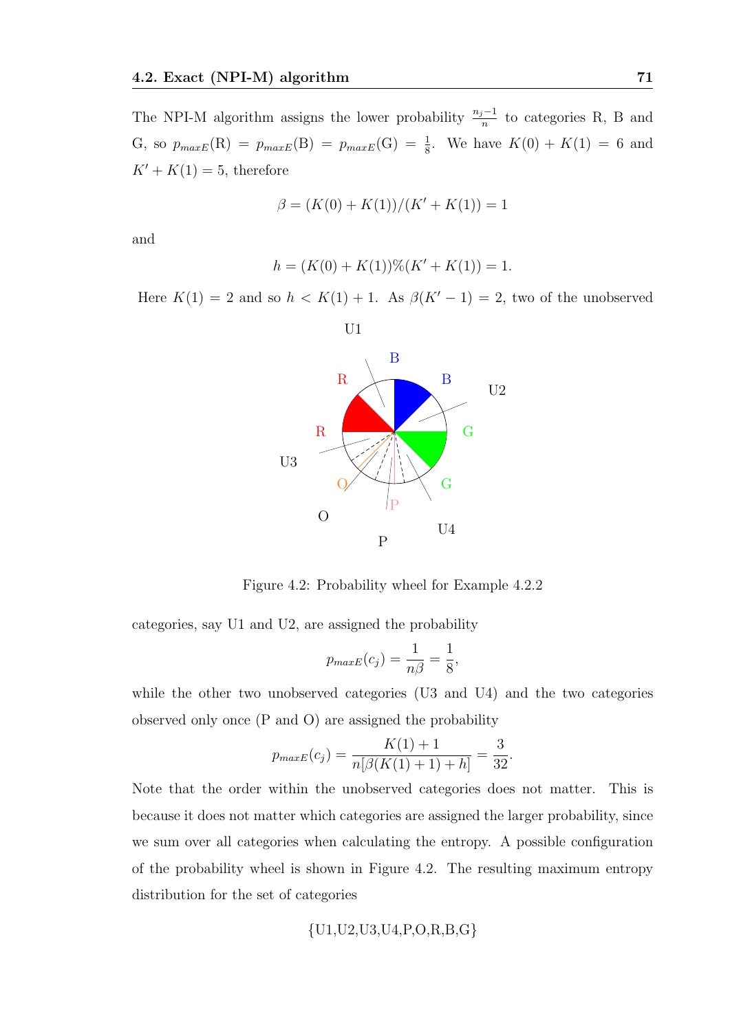The NPI-M algorithm assigns the lower probability $\frac{n_j-1}{n}$ to categories R, B and G, so $p_{maxE}(\text{R}) = p_{maxE}(\text{B}) = p_{maxE}(\text{G}) = \frac{1}{8}$. We have $K(0) + K(1) = 6$ and $K' + K(1) = 5$, therefore

$$\beta = (K(0) + K(1))/(K' + K(1)) = 1$$

and

$$h = (K(0) + K(1))\%(K' + K(1)) = 1.$$

Here $K(1) = 2$ and so $h < K(1) + 1$. As $\beta(K' - 1) = 2$, two of the unobserved categories, say U1 and U2, are assigned the probability

Figure 4.2: Probability wheel for Example 4.2.2

$$p_{maxE}(c_j) = \frac{1}{n\beta} = \frac{1}{8},$$

while the other two unobserved categories (U3 and U4) and the two categories observed only once (P and O) are assigned the probability

$$p_{maxE}(c_j) = \frac{K(1) + 1}{n[\beta(K(1) + 1) + h]} = \frac{3}{32}.$$

Note that the order within the unobserved categories does not matter. This is because it does not matter which categories are assigned the larger probability, since we sum over all categories when calculating the entropy. A possible configuration of the probability wheel is shown in Figure 4.2. The resulting maximum entropy distribution for the set of categories

$$\{\text{U1,U2,U3,U4,P,O,R,B,G}\}$$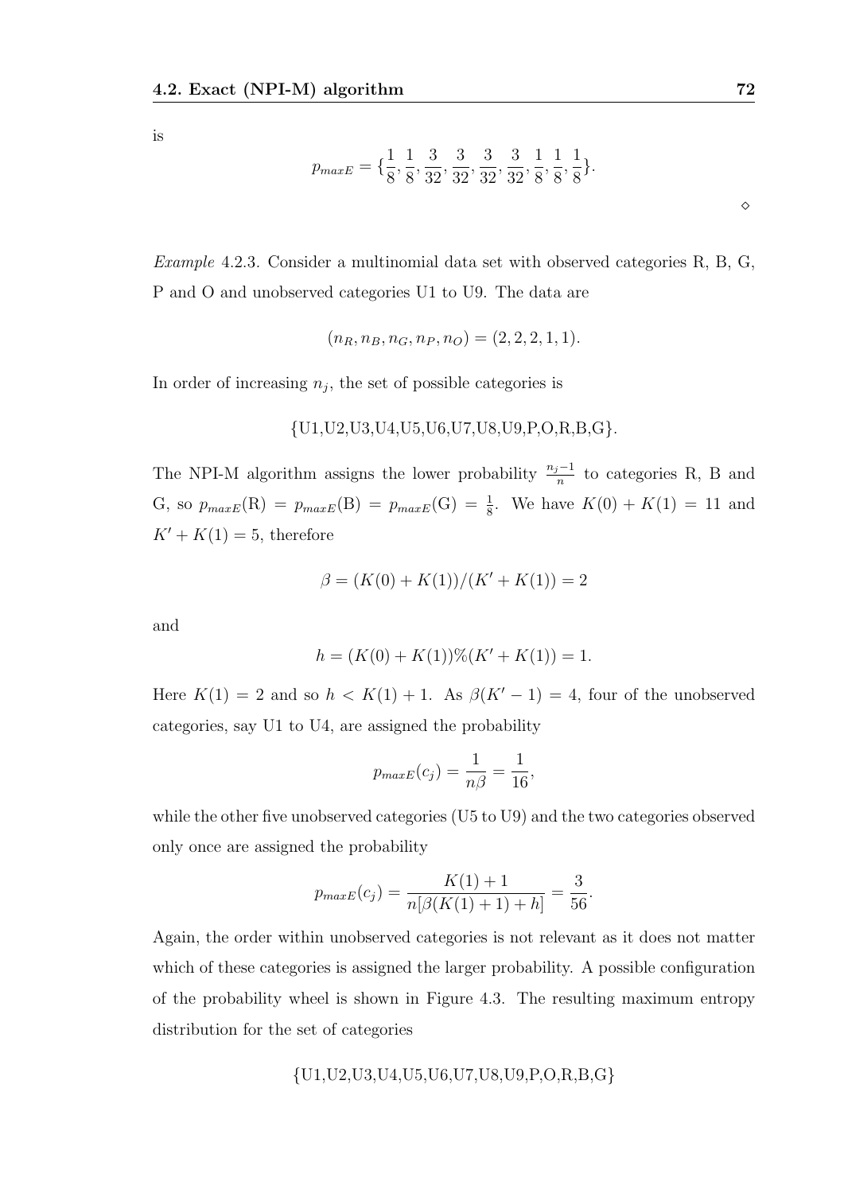is

$$p_{maxE} = \{\frac{1}{8}, \frac{1}{8}, \frac{3}{32}, \frac{3}{32}, \frac{3}{32}, \frac{3}{32}, \frac{1}{8}, \frac{1}{8}, \frac{1}{8}\}.$$

$\diamond$

*Example* 4.2.3. Consider a multinomial data set with observed categories R, B, G, P and O and unobserved categories U1 to U9. The data are

$$(n_R, n_B, n_G, n_P, n_O) = (2, 2, 2, 1, 1).$$

In order of increasing $n_j$, the set of possible categories is

$$\{\text{U1,U2,U3,U4,U5,U6,U7,U8,U9,P,O,R,B,G}\}.$$

The NPI-M algorithm assigns the lower probability $\frac{n_j-1}{n}$ to categories R, B and G, so $p_{maxE}(\text{R}) = p_{maxE}(\text{B}) = p_{maxE}(\text{G}) = \frac{1}{8}$. We have $K(0) + K(1) = 11$ and $K' + K(1) = 5$, therefore

$$\beta = (K(0) + K(1))/(K' + K(1)) = 2$$

and

$$h = (K(0) + K(1))\%(K' + K(1)) = 1.$$

Here $K(1) = 2$ and so $h < K(1) + 1$. As $\beta(K' - 1) = 4$, four of the unobserved categories, say U1 to U4, are assigned the probability

$$p_{maxE}(c_j) = \frac{1}{n\beta} = \frac{1}{16},$$

while the other five unobserved categories (U5 to U9) and the two categories observed only once are assigned the probability

$$p_{maxE}(c_j) = \frac{K(1) + 1}{n[\beta(K(1) + 1) + h]} = \frac{3}{56}.$$

Again, the order within unobserved categories is not relevant as it does not matter which of these categories is assigned the larger probability. A possible configuration of the probability wheel is shown in Figure 4.3. The resulting maximum entropy distribution for the set of categories

$$\{\text{U1,U2,U3,U4,U5,U6,U7,U8,U9,P,O,R,B,G}\}$$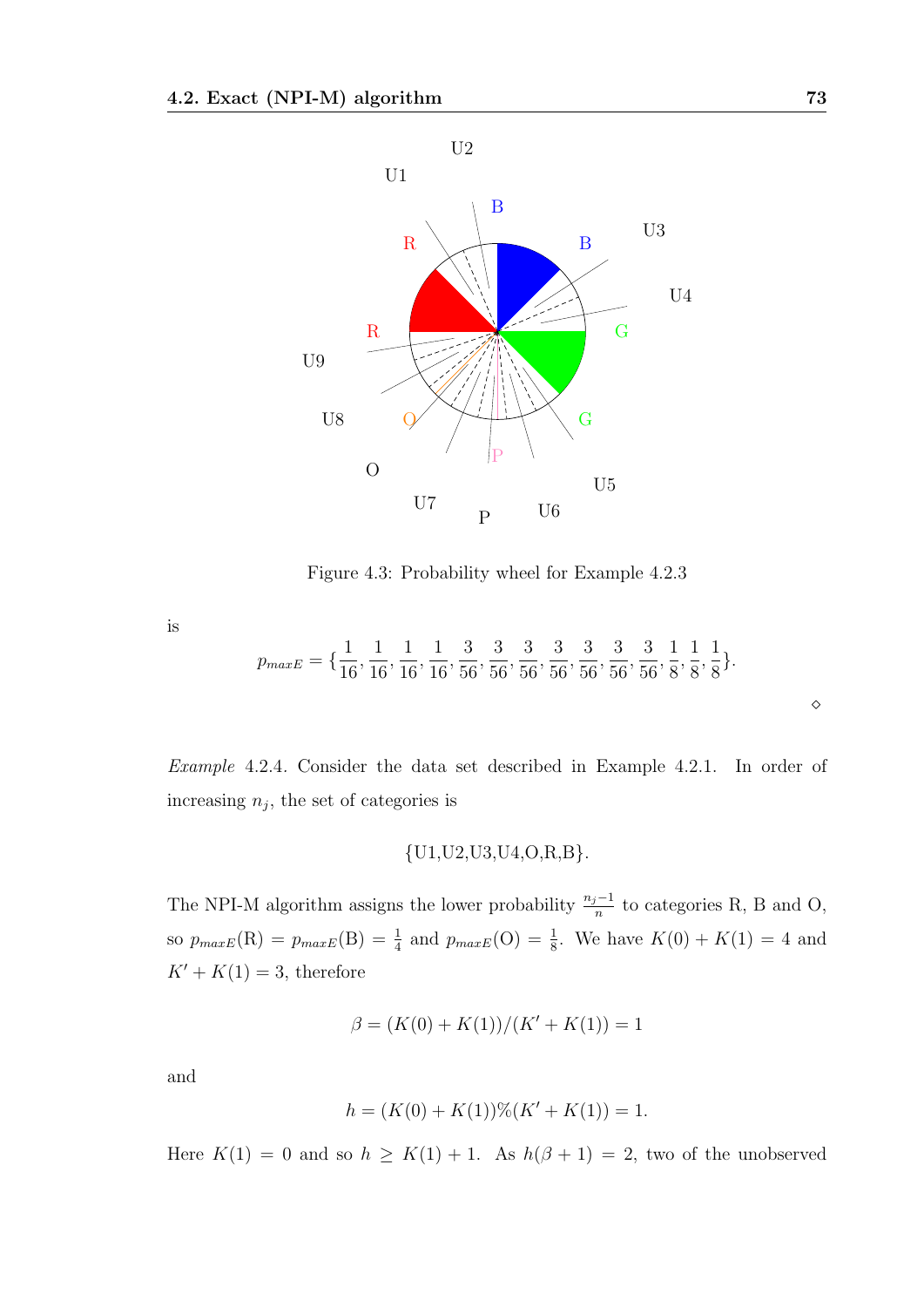Figure 4.3: Probability wheel for Example 4.2.3

is

$$p_{maxE} = \{\frac{1}{16}, \frac{1}{16}, \frac{1}{16}, \frac{1}{16}, \frac{3}{56}, \frac{3}{56}, \frac{3}{56}, \frac{3}{56}, \frac{3}{56}, \frac{3}{56}, \frac{3}{56}, \frac{1}{8}, \frac{1}{8}, \frac{1}{8}\}.$$

⋄

*Example* 4.2.4. Consider the data set described in Example 4.2.1. In order of increasing $n_j$, the set of categories is

$$\{\text{U1,U2,U3,U4,O,R,B}\}.$$

The NPI-M algorithm assigns the lower probability $\frac{n_j-1}{n}$ to categories R, B and O, so $p_{maxE}(\text{R}) = p_{maxE}(\text{B}) = \frac{1}{4}$ and $p_{maxE}(\text{O}) = \frac{1}{8}$. We have $K(0) + K(1) = 4$ and $K' + K(1) = 3$, therefore

$$\beta = (K(0) + K(1))/(K' + K(1)) = 1$$

and

$$h = (K(0) + K(1))\%(K' + K(1)) = 1.$$

Here $K(1) = 0$ and so $h \geq K(1) + 1$. As $h(\beta + 1) = 2$, two of the unobserved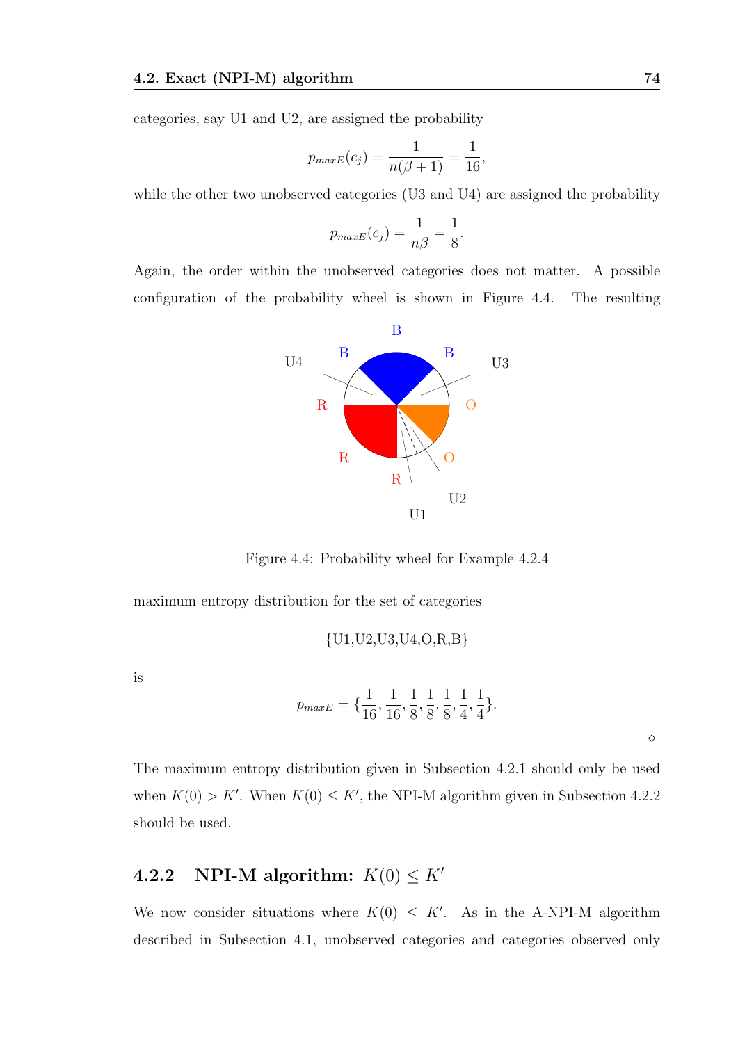categories, say U1 and U2, are assigned the probability

$$p_{maxE}(c_j) = \frac{1}{n(\beta+1)} = \frac{1}{16},$$

while the other two unobserved categories (U3 and U4) are assigned the probability

$$p_{maxE}(c_j) = \frac{1}{n\beta} = \frac{1}{8}.$$

Again, the order within the unobserved categories does not matter. A possible configuration of the probability wheel is shown in Figure 4.4. The resulting

Figure 4.4: Probability wheel for Example 4.2.4

maximum entropy distribution for the set of categories

$$\{\text{U1,U2,U3,U4,O,R,B}\}$$

is

$$p_{maxE} = \{\frac{1}{16}, \frac{1}{16}, \frac{1}{8}, \frac{1}{8}, \frac{1}{8}, \frac{1}{4}, \frac{1}{4}\}.$$

$\diamond$

The maximum entropy distribution given in Subsection 4.2.1 should only be used when $K(0) > K'$. When $K(0) \leq K'$, the NPI-M algorithm given in Subsection 4.2.2 should be used.

### 4.2.2 NPI-M algorithm: $K(0) \leq K'$

We now consider situations where $K(0) \leq K'$. As in the A-NPI-M algorithm described in Subsection 4.1, unobserved categories and categories observed only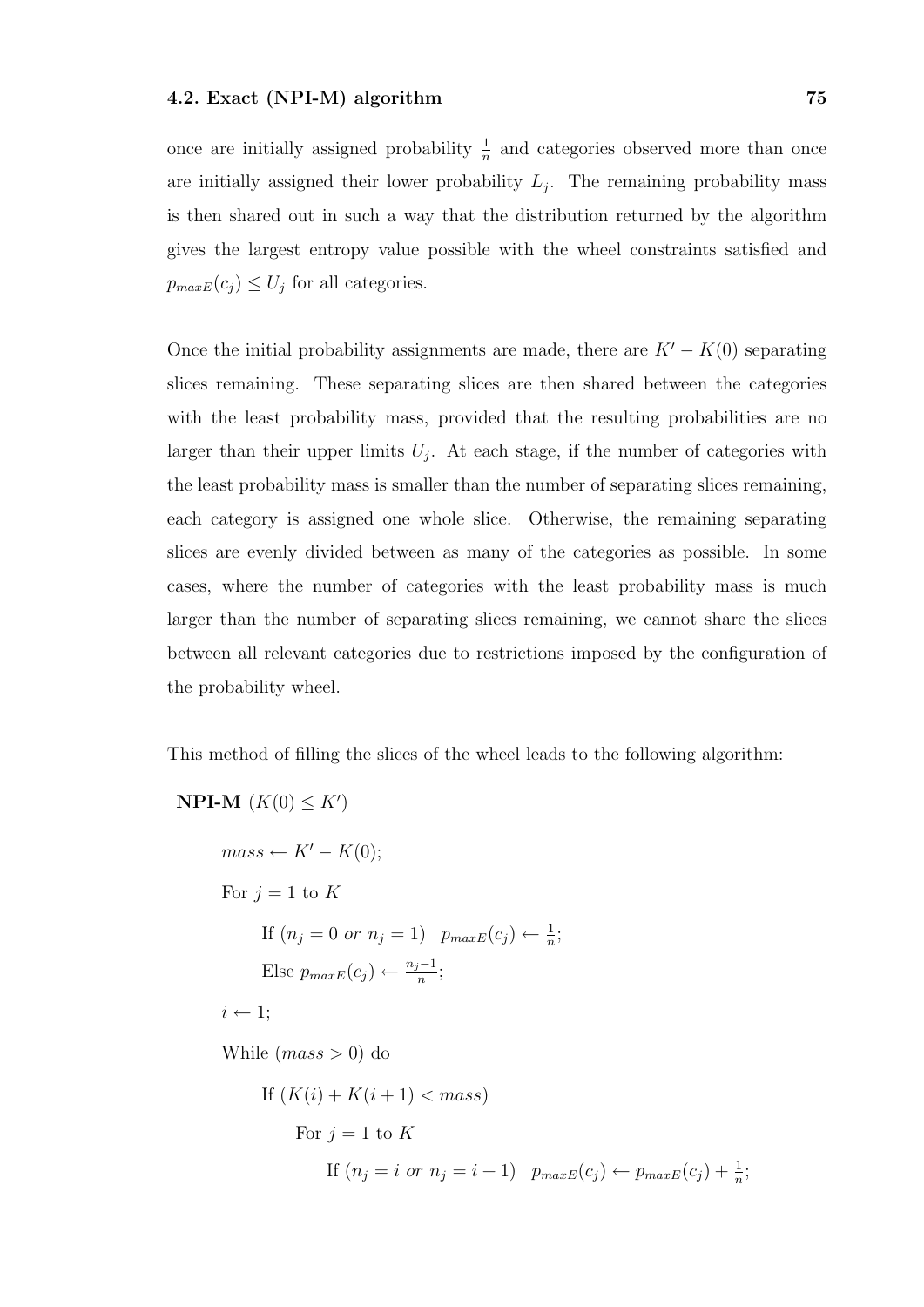once are initially assigned probability $\frac{1}{n}$ and categories observed more than once are initially assigned their lower probability $L_j$. The remaining probability mass is then shared out in such a way that the distribution returned by the algorithm gives the largest entropy value possible with the wheel constraints satisfied and $p_{maxE}(c_j) \leq U_j$ for all categories.

Once the initial probability assignments are made, there are $K' - K(0)$ separating slices remaining. These separating slices are then shared between the categories with the least probability mass, provided that the resulting probabilities are no larger than their upper limits $U_j$. At each stage, if the number of categories with the least probability mass is smaller than the number of separating slices remaining, each category is assigned one whole slice. Otherwise, the remaining separating slices are evenly divided between as many of the categories as possible. In some cases, where the number of categories with the least probability mass is much larger than the number of separating slices remaining, we cannot share the slices between all relevant categories due to restrictions imposed by the configuration of the probability wheel.

This method of filling the slices of the wheel leads to the following algorithm:

**NPI-M** $(K(0) \leq K')$

> $mass \leftarrow K' - K(0)$;
>
> For $j = 1$ to $K$
>
> > If $(n_j = 0 \text{ or } n_j = 1)$ $\;p_{maxE}(c_j) \leftarrow \frac{1}{n}$;
> >
> > Else $p_{maxE}(c_j) \leftarrow \frac{n_j - 1}{n}$;
>
> $i \leftarrow 1$;
>
> While $(mass > 0)$ do
>
> > If $(K(i) + K(i+1) < mass)$
> >
> > > For $j = 1$ to $K$
> > >
> > > > If $(n_j = i \text{ or } n_j = i+1)$ $\;p_{maxE}(c_j) \leftarrow p_{maxE}(c_j) + \frac{1}{n}$;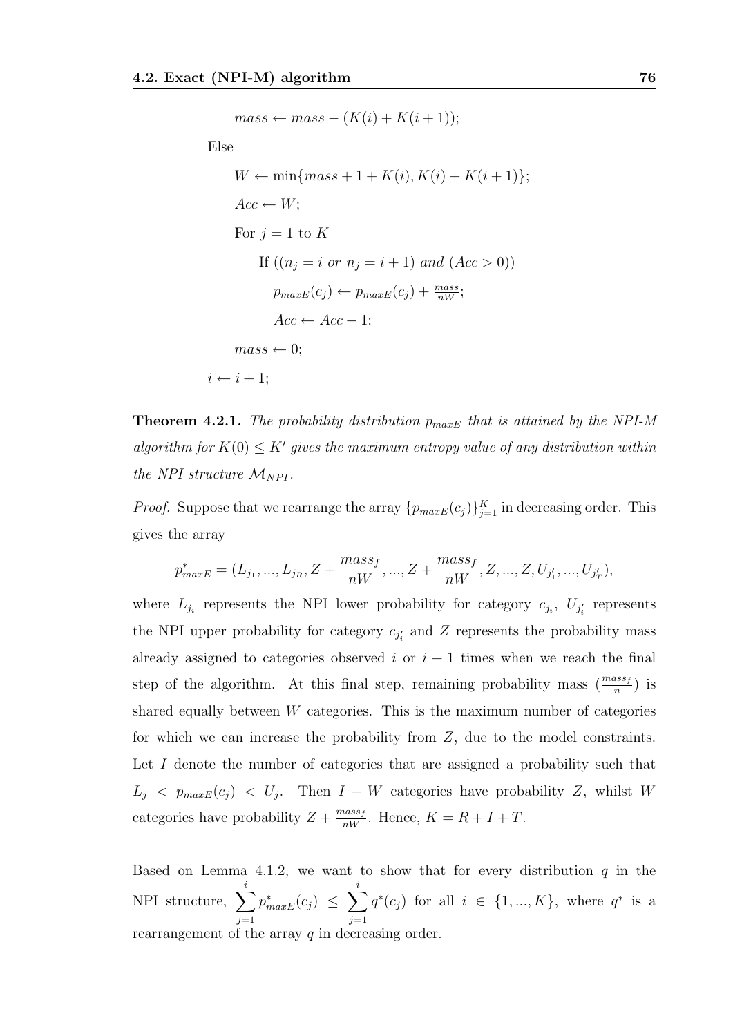$mass \leftarrow mass - (K(i) + K(i+1));$

Else

$W \leftarrow \min\{mass + 1 + K(i), K(i) + K(i+1)\};$

$Acc \leftarrow W;$

For $j = 1$ to $K$

If $((n_j = i \text{ } or \text{ } n_j = i+1) \text{ } and \text{ } (Acc > 0))$

$p_{maxE}(c_j) \leftarrow p_{maxE}(c_j) + \frac{mass}{nW};$

$Acc \leftarrow Acc - 1;$

$mass \leftarrow 0;$

$i \leftarrow i + 1;$

**Theorem 4.2.1.** *The probability distribution $p_{maxE}$ that is attained by the NPI-M algorithm for $K(0) \leq K'$ gives the maximum entropy value of any distribution within the NPI structure $\mathcal{M}_{NPI}$.*

*Proof.* Suppose that we rearrange the array $\{p_{maxE}(c_j)\}_{j=1}^{K}$ in decreasing order. This gives the array

$$p^*_{maxE} = (L_{j_1}, ..., L_{j_R}, Z + \frac{mass_f}{nW}, ..., Z + \frac{mass_f}{nW}, Z, ..., Z, U_{j'_1}, ..., U_{j'_T}),$$

where $L_{j_i}$ represents the NPI lower probability for category $c_{j_i}$, $U_{j'_i}$ represents the NPI upper probability for category $c_{j'_i}$ and $Z$ represents the probability mass already assigned to categories observed $i$ or $i+1$ times when we reach the final step of the algorithm. At this final step, remaining probability mass ($\frac{mass_f}{n}$) is shared equally between $W$ categories. This is the maximum number of categories for which we can increase the probability from $Z$, due to the model constraints. Let $I$ denote the number of categories that are assigned a probability such that $L_j < p_{maxE}(c_j) < U_j$. Then $I - W$ categories have probability $Z$, whilst $W$ categories have probability $Z + \frac{mass_f}{nW}$. Hence, $K = R + I + T$.

Based on Lemma 4.1.2, we want to show that for every distribution $q$ in the NPI structure, $\sum_{j=1}^{i} p^*_{maxE}(c_j) \leq \sum_{j=1}^{i} q^*(c_j)$ for all $i \in \{1, ..., K\}$, where $q^*$ is a rearrangement of the array $q$ in decreasing order.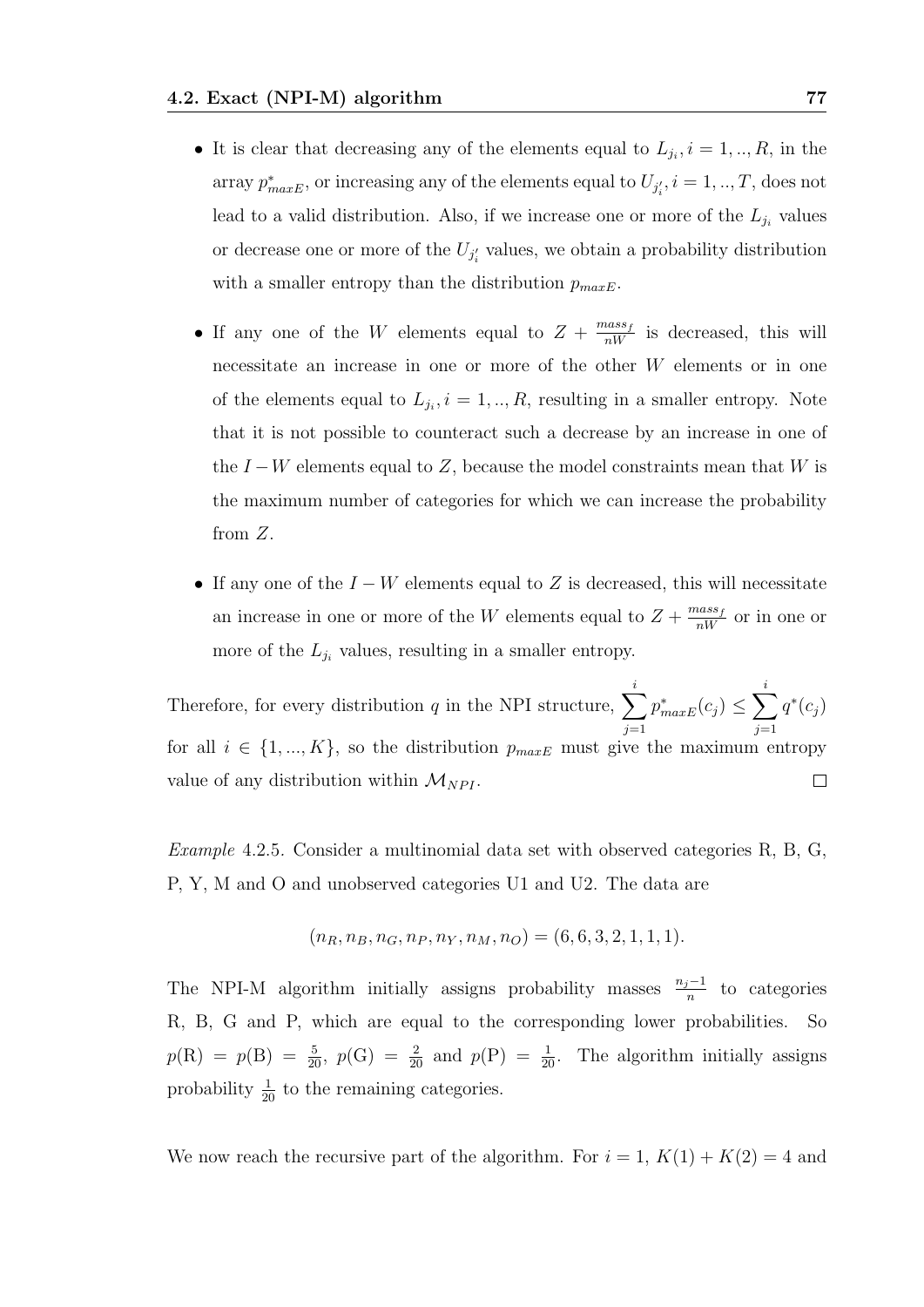- It is clear that decreasing any of the elements equal to $L_{j_i}, i = 1, .., R$, in the array $p^*_{maxE}$, or increasing any of the elements equal to $U_{j'_i}, i = 1, .., T$, does not lead to a valid distribution. Also, if we increase one or more of the $L_{j_i}$ values or decrease one or more of the $U_{j'_i}$ values, we obtain a probability distribution with a smaller entropy than the distribution $p_{maxE}$.

- If any one of the $W$ elements equal to $Z + \frac{mass_f}{nW}$ is decreased, this will necessitate an increase in one or more of the other $W$ elements or in one of the elements equal to $L_{j_i}, i = 1, .., R$, resulting in a smaller entropy. Note that it is not possible to counteract such a decrease by an increase in one of the $I - W$ elements equal to $Z$, because the model constraints mean that $W$ is the maximum number of categories for which we can increase the probability from $Z$.

- If any one of the $I - W$ elements equal to $Z$ is decreased, this will necessitate an increase in one or more of the $W$ elements equal to $Z + \frac{mass_f}{nW}$ or in one or more of the $L_{j_i}$ values, resulting in a smaller entropy.

Therefore, for every distribution $q$ in the NPI structure, $\sum_{j=1}^{i} p^*_{maxE}(c_j) \leq \sum_{j=1}^{i} q^*(c_j)$ for all $i \in \{1, ..., K\}$, so the distribution $p_{maxE}$ must give the maximum entropy value of any distribution within $\mathcal{M}_{NPI}$. $\square$

*Example* 4.2.5. Consider a multinomial data set with observed categories R, B, G, P, Y, M and O and unobserved categories U1 and U2. The data are

$$(n_R, n_B, n_G, n_P, n_Y, n_M, n_O) = (6, 6, 3, 2, 1, 1, 1).$$

The NPI-M algorithm initially assigns probability masses $\frac{n_j - 1}{n}$ to categories R, B, G and P, which are equal to the corresponding lower probabilities. So $p(\text{R}) = p(\text{B}) = \frac{5}{20}$, $p(\text{G}) = \frac{2}{20}$ and $p(\text{P}) = \frac{1}{20}$. The algorithm initially assigns probability $\frac{1}{20}$ to the remaining categories.

We now reach the recursive part of the algorithm. For $i = 1$, $K(1) + K(2) = 4$ and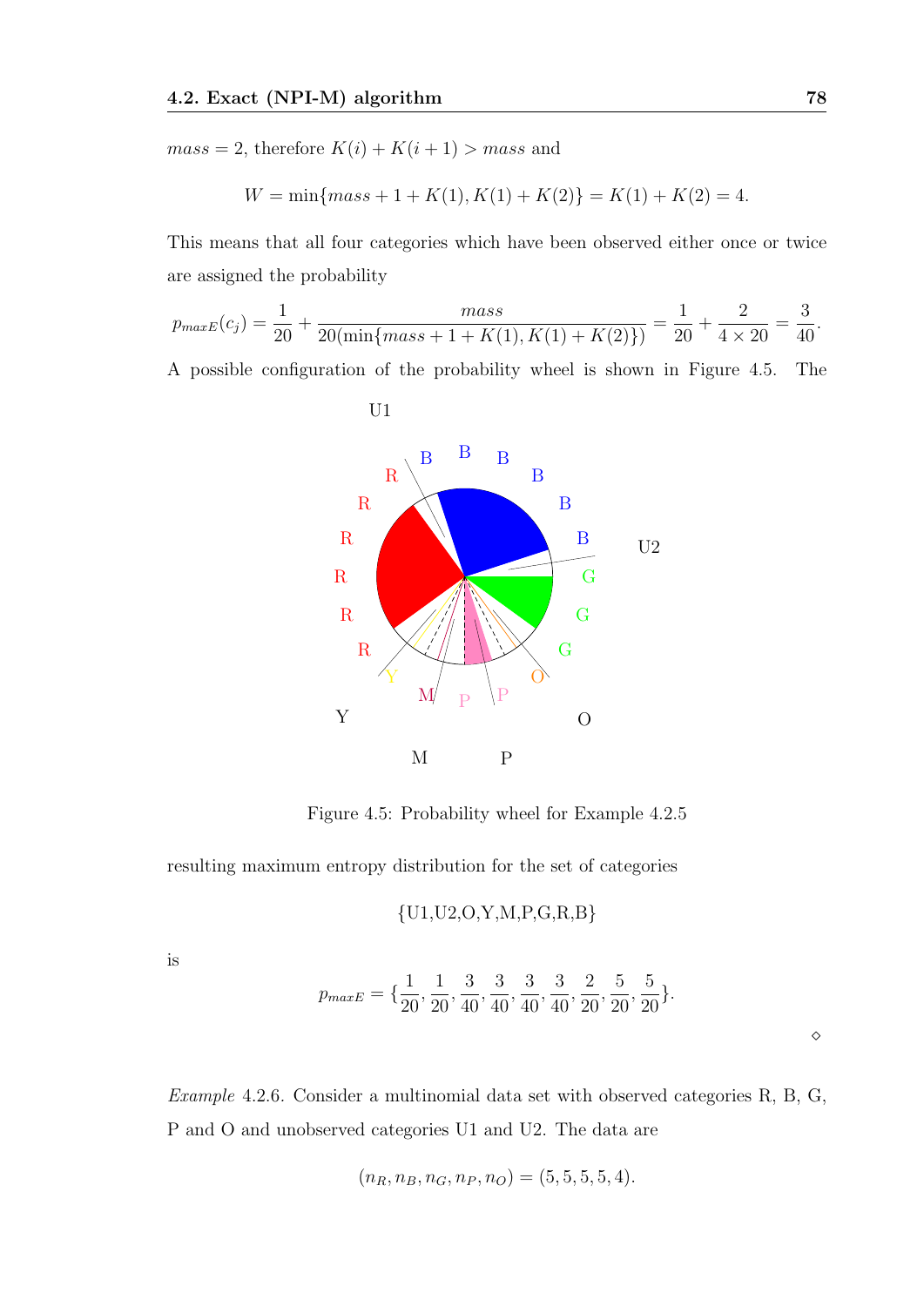$mass = 2$, therefore $K(i) + K(i+1) > mass$ and

$$W = \min\{mass + 1 + K(1), K(1) + K(2)\} = K(1) + K(2) = 4.$$

This means that all four categories which have been observed either once or twice are assigned the probability

$$p_{maxE}(c_j) = \frac{1}{20} + \frac{mass}{20(\min\{mass + 1 + K(1), K(1) + K(2)\})} = \frac{1}{20} + \frac{2}{4 \times 20} = \frac{3}{40}.$$

A possible configuration of the probability wheel is shown in Figure 4.5. The

Figure 4.5: Probability wheel for Example 4.2.5

resulting maximum entropy distribution for the set of categories

$$\{\text{U1,U2,O,Y,M,P,G,R,B}\}$$

is

$$p_{maxE} = \{\frac{1}{20}, \frac{1}{20}, \frac{3}{40}, \frac{3}{40}, \frac{3}{40}, \frac{3}{40}, \frac{2}{20}, \frac{5}{20}, \frac{5}{20}\}.$$

⋄

*Example* 4.2.6. Consider a multinomial data set with observed categories R, B, G, P and O and unobserved categories U1 and U2. The data are

$$(n_R, n_B, n_G, n_P, n_O) = (5, 5, 5, 5, 4).$$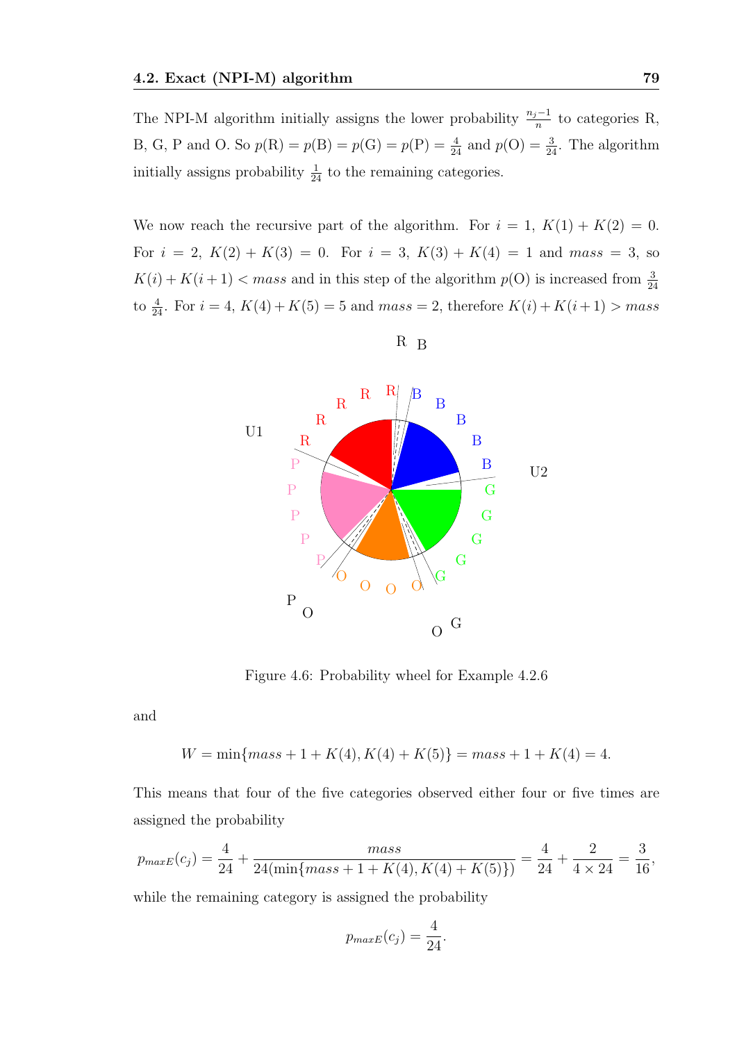The NPI-M algorithm initially assigns the lower probability $\frac{n_j-1}{n}$ to categories R, B, G, P and O. So $p(\text{R}) = p(\text{B}) = p(\text{G}) = p(\text{P}) = \frac{4}{24}$ and $p(\text{O}) = \frac{3}{24}$. The algorithm initially assigns probability $\frac{1}{24}$ to the remaining categories.

We now reach the recursive part of the algorithm. For $i = 1$, $K(1) + K(2) = 0$. For $i = 2$, $K(2) + K(3) = 0$. For $i = 3$, $K(3) + K(4) = 1$ and $mass = 3$, so $K(i) + K(i+1) < mass$ and in this step of the algorithm $p(\text{O})$ is increased from $\frac{3}{24}$ to $\frac{4}{24}$. For $i = 4$, $K(4) + K(5) = 5$ and $mass = 2$, therefore $K(i) + K(i+1) > mass$

Figure 4.6: Probability wheel for Example 4.2.6

and

$$W = \min\{mass + 1 + K(4), K(4) + K(5)\} = mass + 1 + K(4) = 4.$$

This means that four of the five categories observed either four or five times are assigned the probability

$$p_{maxE}(c_j) = \frac{4}{24} + \frac{mass}{24(\min\{mass + 1 + K(4), K(4) + K(5)\})} = \frac{4}{24} + \frac{2}{4 \times 24} = \frac{3}{16},$$

while the remaining category is assigned the probability

$$p_{maxE}(c_j) = \frac{4}{24}.$$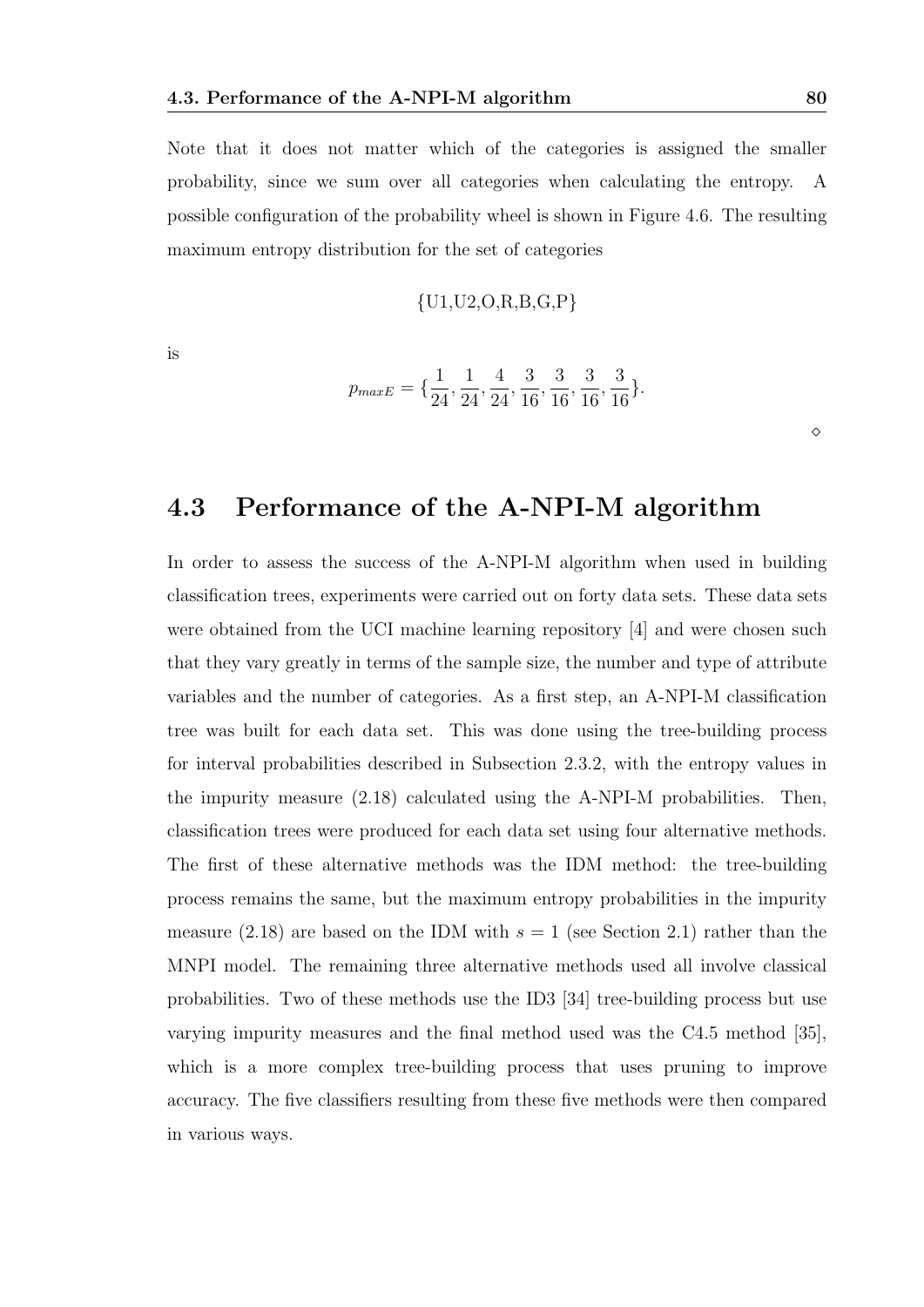Note that it does not matter which of the categories is assigned the smaller probability, since we sum over all categories when calculating the entropy. A possible configuration of the probability wheel is shown in Figure 4.6. The resulting maximum entropy distribution for the set of categories

$$\{\text{U1,U2,O,R,B,G,P}\}$$

is

$$p_{maxE} = \{\frac{1}{24}, \frac{1}{24}, \frac{4}{24}, \frac{3}{16}, \frac{3}{16}, \frac{3}{16}, \frac{3}{16}\}.$$

◇

## 4.3 Performance of the A-NPI-M algorithm

In order to assess the success of the A-NPI-M algorithm when used in building classification trees, experiments were carried out on forty data sets. These data sets were obtained from the UCI machine learning repository [4] and were chosen such that they vary greatly in terms of the sample size, the number and type of attribute variables and the number of categories. As a first step, an A-NPI-M classification tree was built for each data set. This was done using the tree-building process for interval probabilities described in Subsection 2.3.2, with the entropy values in the impurity measure (2.18) calculated using the A-NPI-M probabilities. Then, classification trees were produced for each data set using four alternative methods. The first of these alternative methods was the IDM method: the tree-building process remains the same, but the maximum entropy probabilities in the impurity measure (2.18) are based on the IDM with $s = 1$ (see Section 2.1) rather than the MNPI model. The remaining three alternative methods used all involve classical probabilities. Two of these methods use the ID3 [34] tree-building process but use varying impurity measures and the final method used was the C4.5 method [35], which is a more complex tree-building process that uses pruning to improve accuracy. The five classifiers resulting from these five methods were then compared in various ways.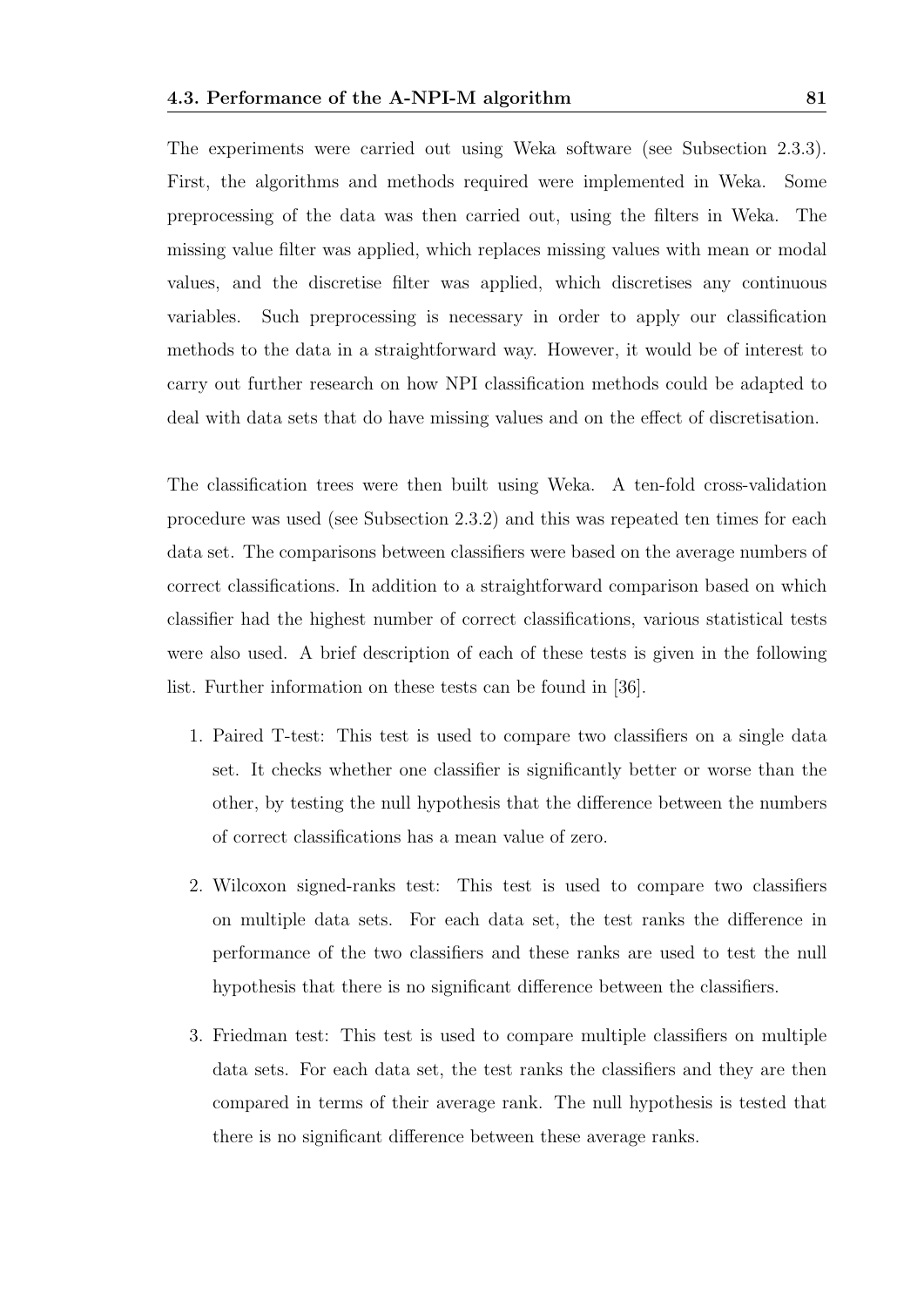The experiments were carried out using Weka software (see Subsection 2.3.3). First, the algorithms and methods required were implemented in Weka. Some preprocessing of the data was then carried out, using the filters in Weka. The missing value filter was applied, which replaces missing values with mean or modal values, and the discretise filter was applied, which discretises any continuous variables. Such preprocessing is necessary in order to apply our classification methods to the data in a straightforward way. However, it would be of interest to carry out further research on how NPI classification methods could be adapted to deal with data sets that do have missing values and on the effect of discretisation.

The classification trees were then built using Weka. A ten-fold cross-validation procedure was used (see Subsection 2.3.2) and this was repeated ten times for each data set. The comparisons between classifiers were based on the average numbers of correct classifications. In addition to a straightforward comparison based on which classifier had the highest number of correct classifications, various statistical tests were also used. A brief description of each of these tests is given in the following list. Further information on these tests can be found in [36].

1. Paired T-test: This test is used to compare two classifiers on a single data set. It checks whether one classifier is significantly better or worse than the other, by testing the null hypothesis that the difference between the numbers of correct classifications has a mean value of zero.

2. Wilcoxon signed-ranks test: This test is used to compare two classifiers on multiple data sets. For each data set, the test ranks the difference in performance of the two classifiers and these ranks are used to test the null hypothesis that there is no significant difference between the classifiers.

3. Friedman test: This test is used to compare multiple classifiers on multiple data sets. For each data set, the test ranks the classifiers and they are then compared in terms of their average rank. The null hypothesis is tested that there is no significant difference between these average ranks.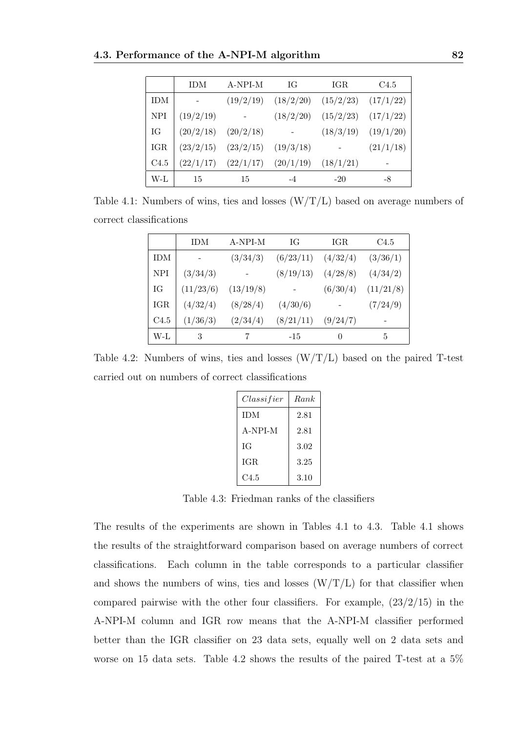| | IDM | A-NPI-M | IG | IGR | C4.5 |
|---|---|---|---|---|---|
| IDM | - | (19/2/19) | (18/2/20) | (15/2/23) | (17/1/22) |
| NPI | (19/2/19) | - | (18/2/20) | (15/2/23) | (17/1/22) |
| IG | (20/2/18) | (20/2/18) | - | (18/3/19) | (19/1/20) |
| IGR | (23/2/15) | (23/2/15) | (19/3/18) | - | (21/1/18) |
| C4.5 | (22/1/17) | (22/1/17) | (20/1/19) | (18/1/21) | - |
| W-L | 15 | 15 | -4 | -20 | -8 |

Table 4.1: Numbers of wins, ties and losses (W/T/L) based on average numbers of correct classifications

| | IDM | A-NPI-M | IG | IGR | C4.5 |
|---|---|---|---|---|---|
| IDM | - | (3/34/3) | (6/23/11) | (4/32/4) | (3/36/1) |
| NPI | (3/34/3) | - | (8/19/13) | (4/28/8) | (4/34/2) |
| IG | (11/23/6) | (13/19/8) | - | (6/30/4) | (11/21/8) |
| IGR | (4/32/4) | (8/28/4) | (4/30/6) | - | (7/24/9) |
| C4.5 | (1/36/3) | (2/34/4) | (8/21/11) | (9/24/7) | - |
| W-L | 3 | 7 | -15 | 0 | 5 |

Table 4.2: Numbers of wins, ties and losses (W/T/L) based on the paired T-test carried out on numbers of correct classifications

| *Classifier* | *Rank* |
|---|---|
| IDM | 2.81 |
| A-NPI-M | 2.81 |
| IG | 3.02 |
| IGR | 3.25 |
| C4.5 | 3.10 |

Table 4.3: Friedman ranks of the classifiers

The results of the experiments are shown in Tables 4.1 to 4.3. Table 4.1 shows the results of the straightforward comparison based on average numbers of correct classifications. Each column in the table corresponds to a particular classifier and shows the numbers of wins, ties and losses (W/T/L) for that classifier when compared pairwise with the other four classifiers. For example, (23/2/15) in the A-NPI-M column and IGR row means that the A-NPI-M classifier performed better than the IGR classifier on 23 data sets, equally well on 2 data sets and worse on 15 data sets. Table 4.2 shows the results of the paired T-test at a 5%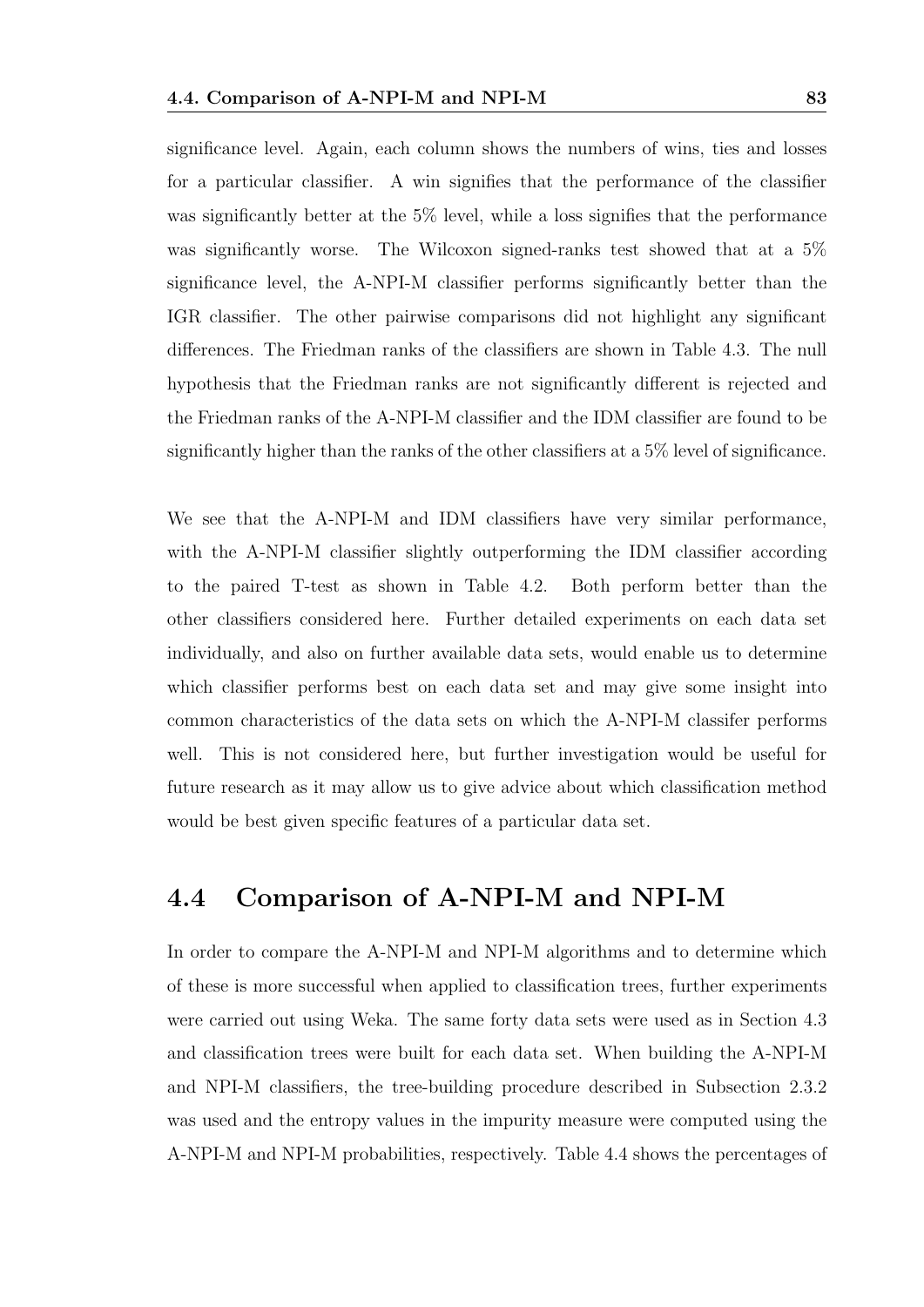significance level. Again, each column shows the numbers of wins, ties and losses for a particular classifier. A win signifies that the performance of the classifier was significantly better at the 5% level, while a loss signifies that the performance was significantly worse. The Wilcoxon signed-ranks test showed that at a 5% significance level, the A-NPI-M classifier performs significantly better than the IGR classifier. The other pairwise comparisons did not highlight any significant differences. The Friedman ranks of the classifiers are shown in Table 4.3. The null hypothesis that the Friedman ranks are not significantly different is rejected and the Friedman ranks of the A-NPI-M classifier and the IDM classifier are found to be significantly higher than the ranks of the other classifiers at a 5% level of significance.

We see that the A-NPI-M and IDM classifiers have very similar performance, with the A-NPI-M classifier slightly outperforming the IDM classifier according to the paired T-test as shown in Table 4.2. Both perform better than the other classifiers considered here. Further detailed experiments on each data set individually, and also on further available data sets, would enable us to determine which classifier performs best on each data set and may give some insight into common characteristics of the data sets on which the A-NPI-M classifer performs well. This is not considered here, but further investigation would be useful for future research as it may allow us to give advice about which classification method would be best given specific features of a particular data set.

## 4.4 Comparison of A-NPI-M and NPI-M

In order to compare the A-NPI-M and NPI-M algorithms and to determine which of these is more successful when applied to classification trees, further experiments were carried out using Weka. The same forty data sets were used as in Section 4.3 and classification trees were built for each data set. When building the A-NPI-M and NPI-M classifiers, the tree-building procedure described in Subsection 2.3.2 was used and the entropy values in the impurity measure were computed using the A-NPI-M and NPI-M probabilities, respectively. Table 4.4 shows the percentages of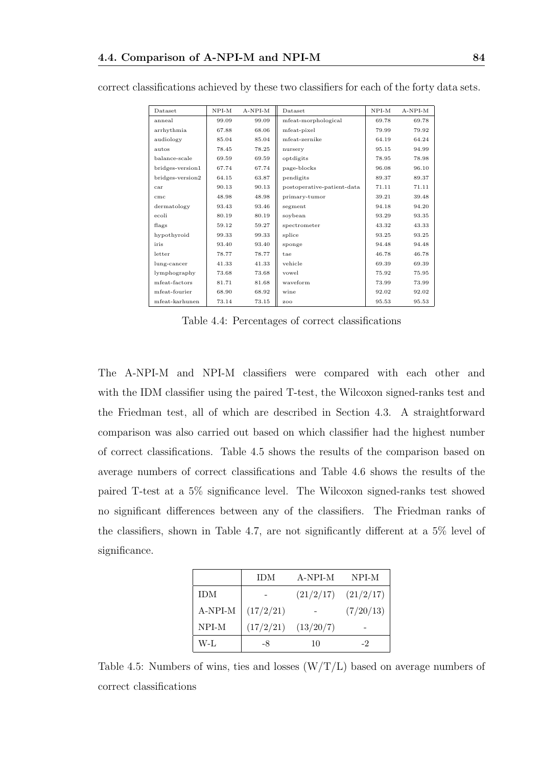correct classifications achieved by these two classifiers for each of the forty data sets.

| Dataset | NPI-M | A-NPI-M | Dataset | NPI-M | A-NPI-M |
|---|---|---|---|---|---|
| anneal | 99.09 | 99.09 | mfeat-morphological | 69.78 | 69.78 |
| arrhythmia | 67.88 | 68.06 | mfeat-pixel | 79.99 | 79.92 |
| audiology | 85.04 | 85.04 | mfeat-zernike | 64.19 | 64.24 |
| autos | 78.45 | 78.25 | nursery | 95.15 | 94.99 |
| balance-scale | 69.59 | 69.59 | optdigits | 78.95 | 78.98 |
| bridges-version1 | 67.74 | 67.74 | page-blocks | 96.08 | 96.10 |
| bridges-version2 | 64.15 | 63.87 | pendigits | 89.37 | 89.37 |
| car | 90.13 | 90.13 | postoperative-patient-data | 71.11 | 71.11 |
| cmc | 48.98 | 48.98 | primary-tumor | 39.21 | 39.48 |
| dermatology | 93.43 | 93.46 | segment | 94.18 | 94.20 |
| ecoli | 80.19 | 80.19 | soybean | 93.29 | 93.35 |
| flags | 59.12 | 59.27 | spectrometer | 43.32 | 43.33 |
| hypothyroid | 99.33 | 99.33 | splice | 93.25 | 93.25 |
| iris | 93.40 | 93.40 | sponge | 94.48 | 94.48 |
| letter | 78.77 | 78.77 | tae | 46.78 | 46.78 |
| lung-cancer | 41.33 | 41.33 | vehicle | 69.39 | 69.39 |
| lymphography | 73.68 | 73.68 | vowel | 75.92 | 75.95 |
| mfeat-factors | 81.71 | 81.68 | waveform | 73.99 | 73.99 |
| mfeat-fourier | 68.90 | 68.92 | wine | 92.02 | 92.02 |
| mfeat-karhunen | 73.14 | 73.15 | zoo | 95.53 | 95.53 |

Table 4.4: Percentages of correct classifications

The A-NPI-M and NPI-M classifiers were compared with each other and with the IDM classifier using the paired T-test, the Wilcoxon signed-ranks test and the Friedman test, all of which are described in Section 4.3. A straightforward comparison was also carried out based on which classifier had the highest number of correct classifications. Table 4.5 shows the results of the comparison based on average numbers of correct classifications and Table 4.6 shows the results of the paired T-test at a 5% significance level. The Wilcoxon signed-ranks test showed no significant differences between any of the classifiers. The Friedman ranks of the classifiers, shown in Table 4.7, are not significantly different at a 5% level of significance.

| | IDM | A-NPI-M | NPI-M |
|---|---|---|---|
| IDM | - | (21/2/17) | (21/2/17) |
| A-NPI-M | (17/2/21) | - | (7/20/13) |
| NPI-M | (17/2/21) | (13/20/7) | - |
| W-L | -8 | 10 | -2 |

Table 4.5: Numbers of wins, ties and losses (W/T/L) based on average numbers of correct classifications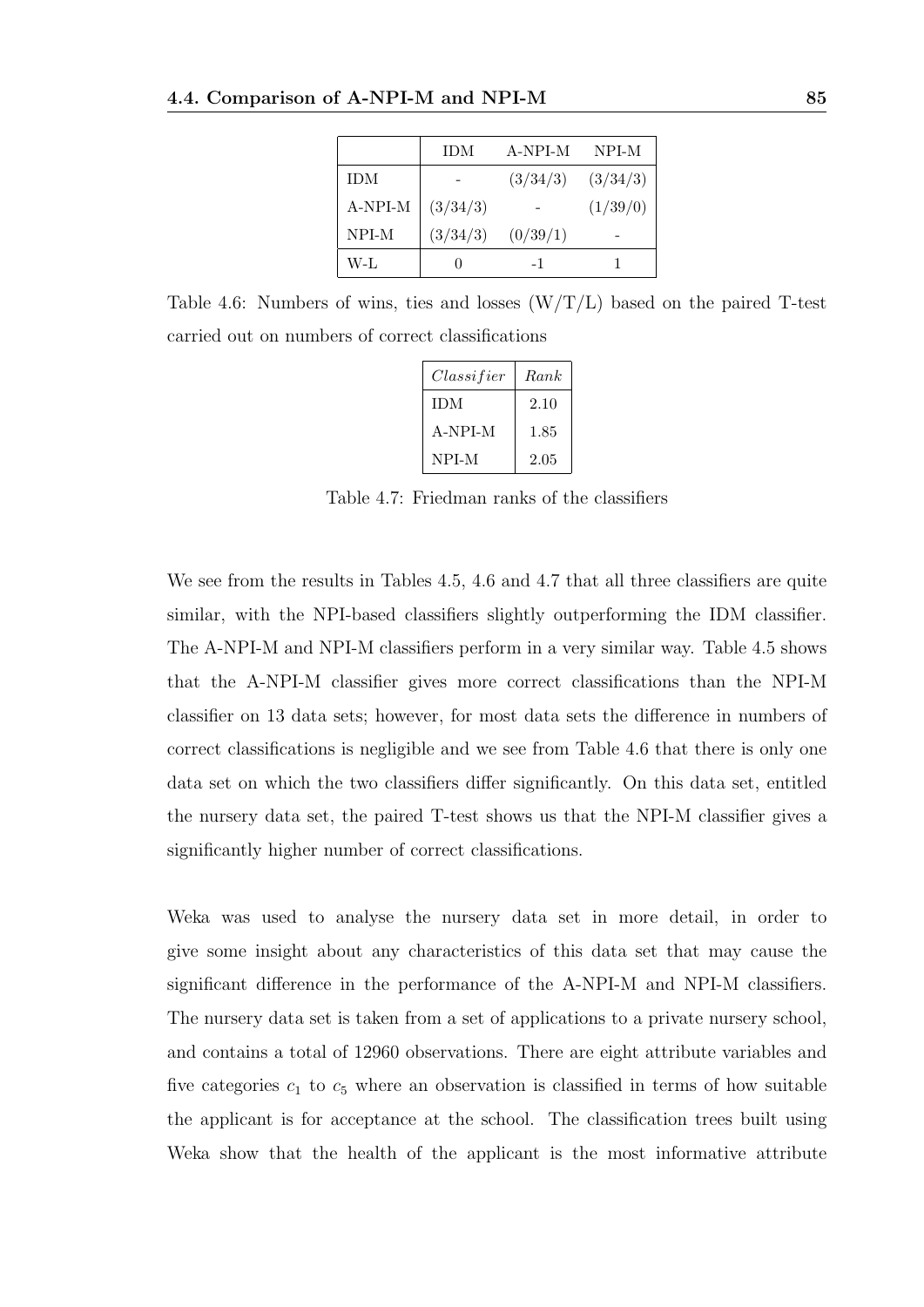| | IDM | A-NPI-M | NPI-M |
|---|---|---|---|
| IDM | - | (3/34/3) | (3/34/3) |
| A-NPI-M | (3/34/3) | - | (1/39/0) |
| NPI-M | (3/34/3) | (0/39/1) | - |
| W-L | 0 | -1 | 1 |

Table 4.6: Numbers of wins, ties and losses (W/T/L) based on the paired T-test carried out on numbers of correct classifications

| *Classifier* | *Rank* |
|---|---|
| IDM | 2.10 |
| A-NPI-M | 1.85 |
| NPI-M | 2.05 |

Table 4.7: Friedman ranks of the classifiers

We see from the results in Tables 4.5, 4.6 and 4.7 that all three classifiers are quite similar, with the NPI-based classifiers slightly outperforming the IDM classifier. The A-NPI-M and NPI-M classifiers perform in a very similar way. Table 4.5 shows that the A-NPI-M classifier gives more correct classifications than the NPI-M classifier on 13 data sets; however, for most data sets the difference in numbers of correct classifications is negligible and we see from Table 4.6 that there is only one data set on which the two classifiers differ significantly. On this data set, entitled the nursery data set, the paired T-test shows us that the NPI-M classifier gives a significantly higher number of correct classifications.

Weka was used to analyse the nursery data set in more detail, in order to give some insight about any characteristics of this data set that may cause the significant difference in the performance of the A-NPI-M and NPI-M classifiers. The nursery data set is taken from a set of applications to a private nursery school, and contains a total of 12960 observations. There are eight attribute variables and five categories $c_1$ to $c_5$ where an observation is classified in terms of how suitable the applicant is for acceptance at the school. The classification trees built using Weka show that the health of the applicant is the most informative attribute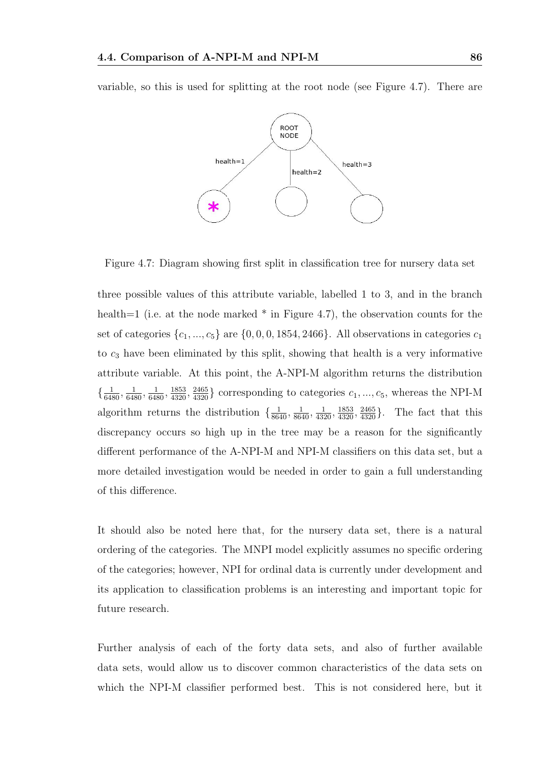variable, so this is used for splitting at the root node (see Figure 4.7). There are

Figure 4.7: Diagram showing first split in classification tree for nursery data set

three possible values of this attribute variable, labelled 1 to 3, and in the branch health=1 (i.e. at the node marked * in Figure 4.7), the observation counts for the set of categories $\{c_1, ..., c_5\}$ are $\{0, 0, 0, 1854, 2466\}$. All observations in categories $c_1$ to $c_3$ have been eliminated by this split, showing that health is a very informative attribute variable. At this point, the A-NPI-M algorithm returns the distribution $\{\frac{1}{6480}, \frac{1}{6480}, \frac{1}{6480}, \frac{1853}{4320}, \frac{2465}{4320}\}$ corresponding to categories $c_1, ..., c_5$, whereas the NPI-M algorithm returns the distribution $\{\frac{1}{8640}, \frac{1}{8640}, \frac{1}{4320}, \frac{1853}{4320}, \frac{2465}{4320}\}$. The fact that this discrepancy occurs so high up in the tree may be a reason for the significantly different performance of the A-NPI-M and NPI-M classifiers on this data set, but a more detailed investigation would be needed in order to gain a full understanding of this difference.

It should also be noted here that, for the nursery data set, there is a natural ordering of the categories. The MNPI model explicitly assumes no specific ordering of the categories; however, NPI for ordinal data is currently under development and its application to classification problems is an interesting and important topic for future research.

Further analysis of each of the forty data sets, and also of further available data sets, would allow us to discover common characteristics of the data sets on which the NPI-M classifier performed best. This is not considered here, but it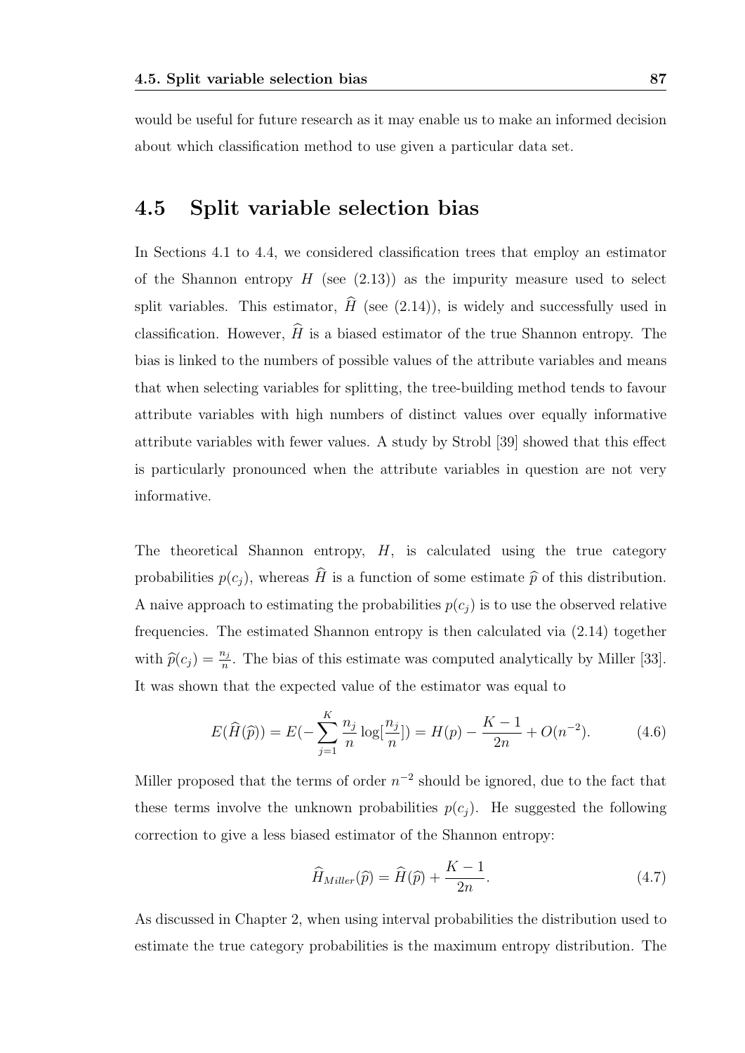would be useful for future research as it may enable us to make an informed decision about which classification method to use given a particular data set.

## 4.5 Split variable selection bias

In Sections 4.1 to 4.4, we considered classification trees that employ an estimator of the Shannon entropy $H$ (see (2.13)) as the impurity measure used to select split variables. This estimator, $\widehat{H}$ (see (2.14)), is widely and successfully used in classification. However, $\widehat{H}$ is a biased estimator of the true Shannon entropy. The bias is linked to the numbers of possible values of the attribute variables and means that when selecting variables for splitting, the tree-building method tends to favour attribute variables with high numbers of distinct values over equally informative attribute variables with fewer values. A study by Strobl [39] showed that this effect is particularly pronounced when the attribute variables in question are not very informative.

The theoretical Shannon entropy, $H$, is calculated using the true category probabilities $p(c_j)$, whereas $\widehat{H}$ is a function of some estimate $\widehat{p}$ of this distribution. A naive approach to estimating the probabilities $p(c_j)$ is to use the observed relative frequencies. The estimated Shannon entropy is then calculated via (2.14) together with $\widehat{p}(c_j) = \frac{n_j}{n}$. The bias of this estimate was computed analytically by Miller [33]. It was shown that the expected value of the estimator was equal to

$$E(\widehat{H}(\widehat{p})) = E(-\sum_{j=1}^{K} \frac{n_j}{n} \log[\frac{n_j}{n}]) = H(p) - \frac{K-1}{2n} + O(n^{-2}). \tag{4.6}$$

Miller proposed that the terms of order $n^{-2}$ should be ignored, due to the fact that these terms involve the unknown probabilities $p(c_j)$. He suggested the following correction to give a less biased estimator of the Shannon entropy:

$$\widehat{H}_{Miller}(\widehat{p}) = \widehat{H}(\widehat{p}) + \frac{K-1}{2n}. \tag{4.7}$$

As discussed in Chapter 2, when using interval probabilities the distribution used to estimate the true category probabilities is the maximum entropy distribution. The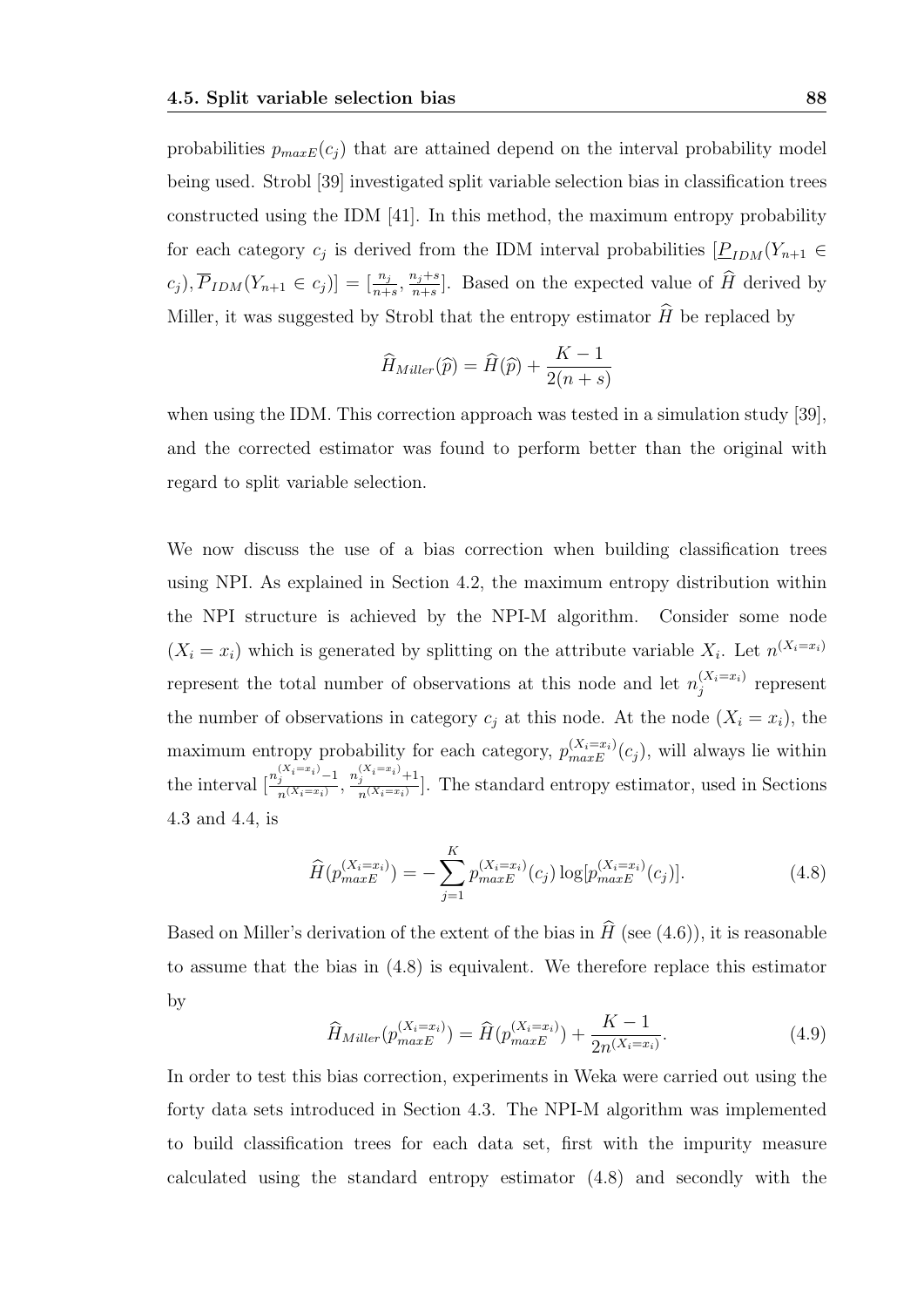probabilities $p_{maxE}(c_j)$ that are attained depend on the interval probability model being used. Strobl [39] investigated split variable selection bias in classification trees constructed using the IDM [41]. In this method, the maximum entropy probability for each category $c_j$ is derived from the IDM interval probabilities $[\underline{P}_{IDM}(Y_{n+1} \in c_j), \overline{P}_{IDM}(Y_{n+1} \in c_j)] = [\frac{n_j}{n+s}, \frac{n_j+s}{n+s}]$. Based on the expected value of $\widehat{H}$ derived by Miller, it was suggested by Strobl that the entropy estimator $\widehat{H}$ be replaced by

$$\widehat{H}_{Miller}(\widehat{p}) = \widehat{H}(\widehat{p}) + \frac{K-1}{2(n+s)}$$

when using the IDM. This correction approach was tested in a simulation study [39], and the corrected estimator was found to perform better than the original with regard to split variable selection.

We now discuss the use of a bias correction when building classification trees using NPI. As explained in Section 4.2, the maximum entropy distribution within the NPI structure is achieved by the NPI-M algorithm. Consider some node $(X_i = x_i)$ which is generated by splitting on the attribute variable $X_i$. Let $n^{(X_i=x_i)}$ represent the total number of observations at this node and let $n_j^{(X_i=x_i)}$ represent the number of observations in category $c_j$ at this node. At the node $(X_i = x_i)$, the maximum entropy probability for each category, $p_{maxE}^{(X_i=x_i)}(c_j)$, will always lie within the interval $[\frac{n_j^{(X_i=x_i)}-1}{n^{(X_i=x_i)}}, \frac{n_j^{(X_i=x_i)}+1}{n^{(X_i=x_i)}}]$. The standard entropy estimator, used in Sections 4.3 and 4.4, is

$$\widehat{H}(p_{maxE}^{(X_i=x_i)}) = -\sum_{j=1}^{K} p_{maxE}^{(X_i=x_i)}(c_j) \log[p_{maxE}^{(X_i=x_i)}(c_j)]. \tag{4.8}$$

Based on Miller's derivation of the extent of the bias in $\widehat{H}$ (see (4.6)), it is reasonable to assume that the bias in (4.8) is equivalent. We therefore replace this estimator by

$$\widehat{H}_{Miller}(p_{maxE}^{(X_i=x_i)}) = \widehat{H}(p_{maxE}^{(X_i=x_i)}) + \frac{K-1}{2n^{(X_i=x_i)}}. \tag{4.9}$$

In order to test this bias correction, experiments in Weka were carried out using the forty data sets introduced in Section 4.3. The NPI-M algorithm was implemented to build classification trees for each data set, first with the impurity measure calculated using the standard entropy estimator (4.8) and secondly with the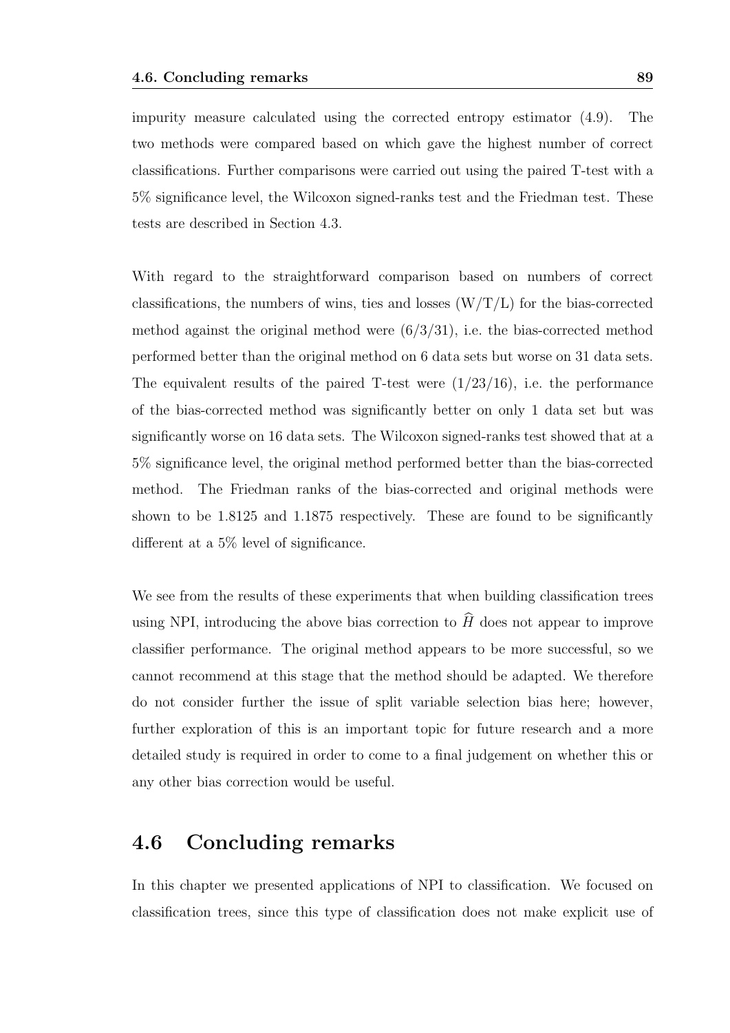impurity measure calculated using the corrected entropy estimator (4.9). The two methods were compared based on which gave the highest number of correct classifications. Further comparisons were carried out using the paired T-test with a 5% significance level, the Wilcoxon signed-ranks test and the Friedman test. These tests are described in Section 4.3.

With regard to the straightforward comparison based on numbers of correct classifications, the numbers of wins, ties and losses (W/T/L) for the bias-corrected method against the original method were (6/3/31), i.e. the bias-corrected method performed better than the original method on 6 data sets but worse on 31 data sets. The equivalent results of the paired T-test were (1/23/16), i.e. the performance of the bias-corrected method was significantly better on only 1 data set but was significantly worse on 16 data sets. The Wilcoxon signed-ranks test showed that at a 5% significance level, the original method performed better than the bias-corrected method. The Friedman ranks of the bias-corrected and original methods were shown to be 1.8125 and 1.1875 respectively. These are found to be significantly different at a 5% level of significance.

We see from the results of these experiments that when building classification trees using NPI, introducing the above bias correction to $\widehat{H}$ does not appear to improve classifier performance. The original method appears to be more successful, so we cannot recommend at this stage that the method should be adapted. We therefore do not consider further the issue of split variable selection bias here; however, further exploration of this is an important topic for future research and a more detailed study is required in order to come to a final judgement on whether this or any other bias correction would be useful.

## 4.6 Concluding remarks

In this chapter we presented applications of NPI to classification. We focused on classification trees, since this type of classification does not make explicit use of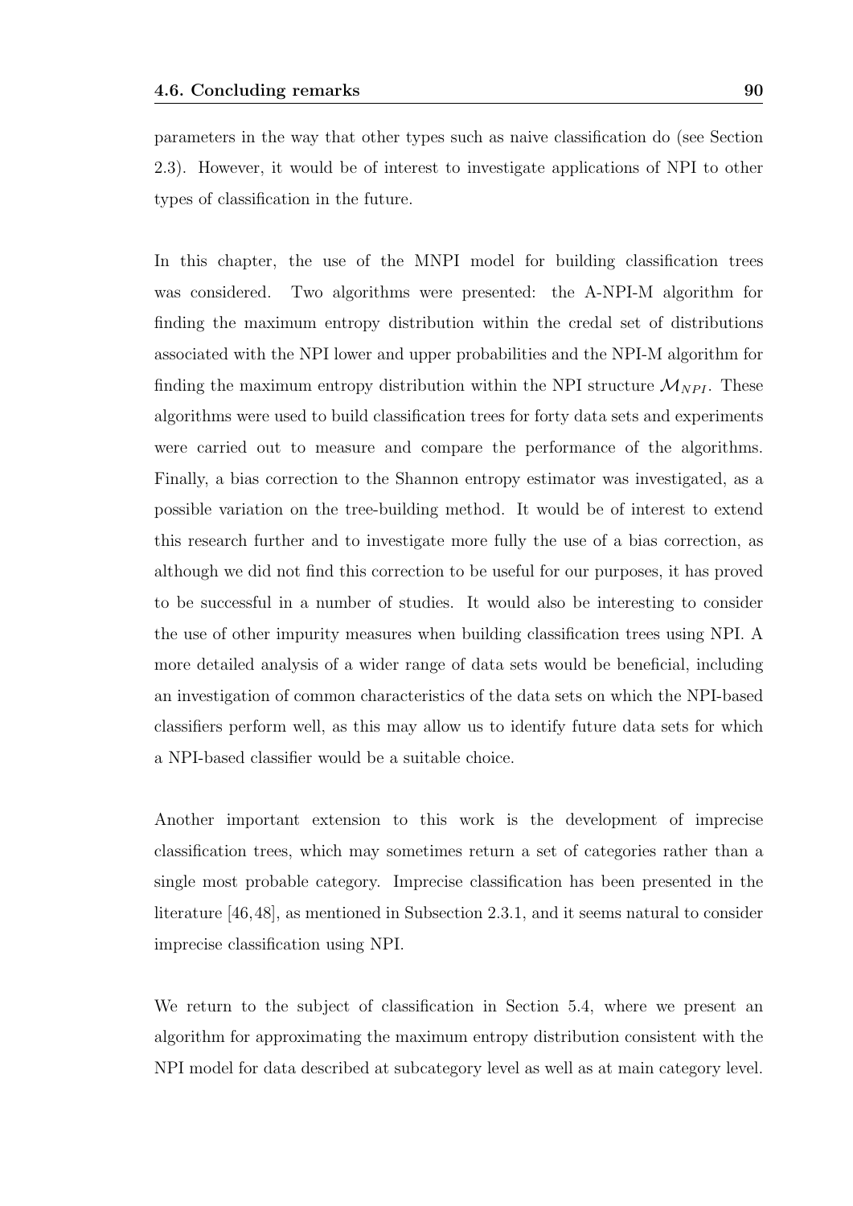parameters in the way that other types such as naive classification do (see Section 2.3). However, it would be of interest to investigate applications of NPI to other types of classification in the future.

In this chapter, the use of the MNPI model for building classification trees was considered. Two algorithms were presented: the A-NPI-M algorithm for finding the maximum entropy distribution within the credal set of distributions associated with the NPI lower and upper probabilities and the NPI-M algorithm for finding the maximum entropy distribution within the NPI structure $\mathcal{M}_{NPI}$. These algorithms were used to build classification trees for forty data sets and experiments were carried out to measure and compare the performance of the algorithms. Finally, a bias correction to the Shannon entropy estimator was investigated, as a possible variation on the tree-building method. It would be of interest to extend this research further and to investigate more fully the use of a bias correction, as although we did not find this correction to be useful for our purposes, it has proved to be successful in a number of studies. It would also be interesting to consider the use of other impurity measures when building classification trees using NPI. A more detailed analysis of a wider range of data sets would be beneficial, including an investigation of common characteristics of the data sets on which the NPI-based classifiers perform well, as this may allow us to identify future data sets for which a NPI-based classifier would be a suitable choice.

Another important extension to this work is the development of imprecise classification trees, which may sometimes return a set of categories rather than a single most probable category. Imprecise classification has been presented in the literature [46,48], as mentioned in Subsection 2.3.1, and it seems natural to consider imprecise classification using NPI.

We return to the subject of classification in Section 5.4, where we present an algorithm for approximating the maximum entropy distribution consistent with the NPI model for data described at subcategory level as well as at main category level.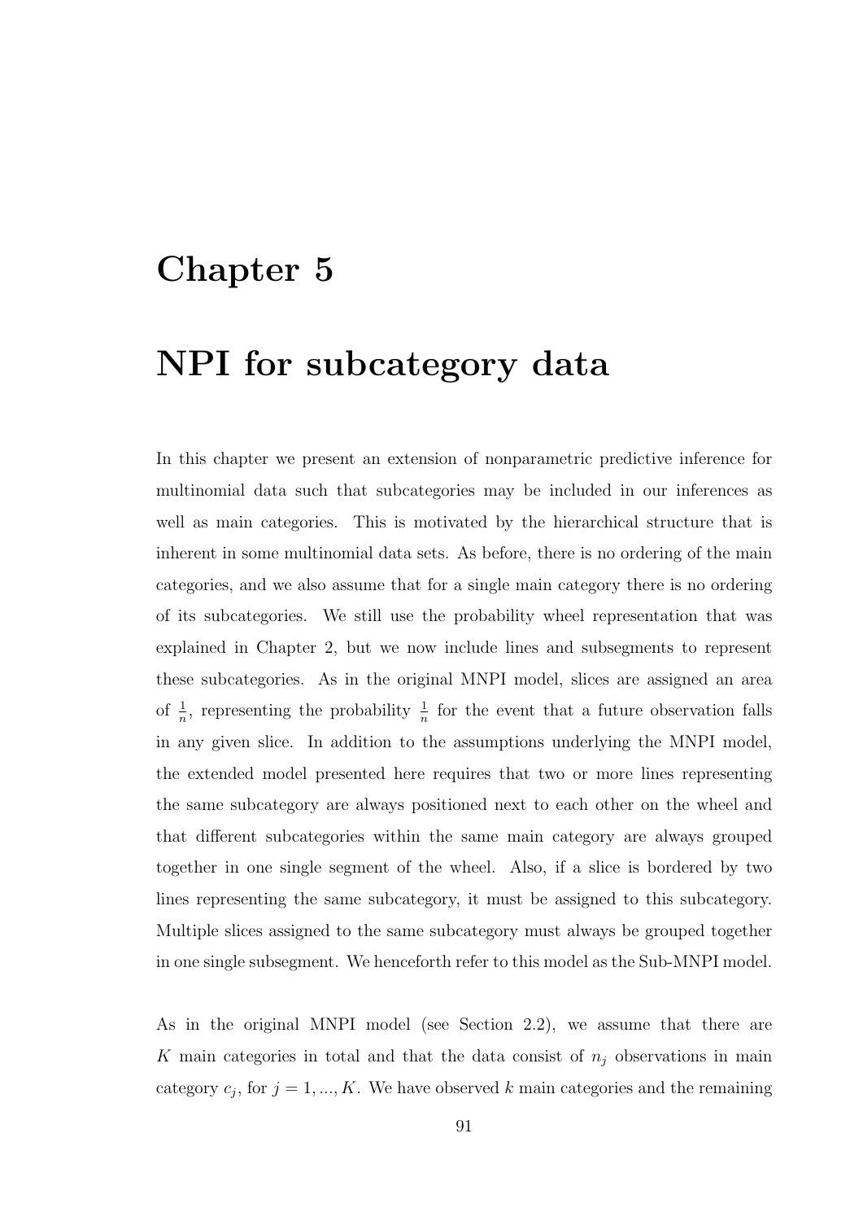# Chapter 5

# NPI for subcategory data

In this chapter we present an extension of nonparametric predictive inference for multinomial data such that subcategories may be included in our inferences as well as main categories. This is motivated by the hierarchical structure that is inherent in some multinomial data sets. As before, there is no ordering of the main categories, and we also assume that for a single main category there is no ordering of its subcategories. We still use the probability wheel representation that was explained in Chapter 2, but we now include lines and subsegments to represent these subcategories. As in the original MNPI model, slices are assigned an area of $\frac{1}{n}$, representing the probability $\frac{1}{n}$ for the event that a future observation falls in any given slice. In addition to the assumptions underlying the MNPI model, the extended model presented here requires that two or more lines representing the same subcategory are always positioned next to each other on the wheel and that different subcategories within the same main category are always grouped together in one single segment of the wheel. Also, if a slice is bordered by two lines representing the same subcategory, it must be assigned to this subcategory. Multiple slices assigned to the same subcategory must always be grouped together in one single subsegment. We henceforth refer to this model as the Sub-MNPI model.

As in the original MNPI model (see Section 2.2), we assume that there are $K$ main categories in total and that the data consist of $n_j$ observations in main category $c_j$, for $j = 1, ..., K$. We have observed $k$ main categories and the remaining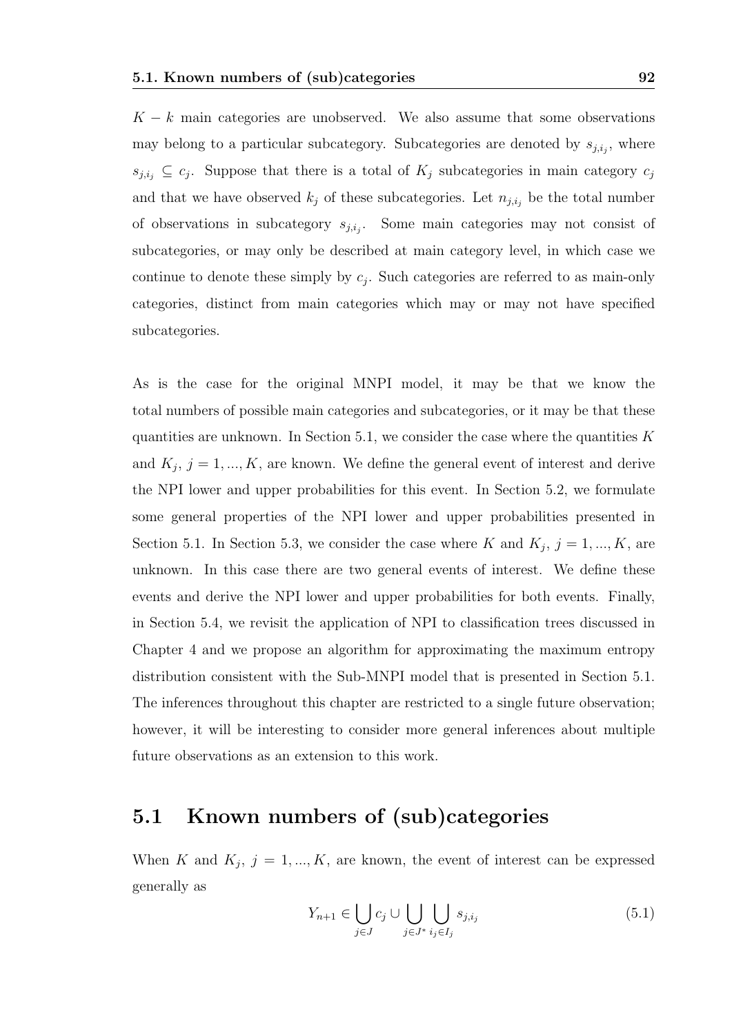$K - k$ main categories are unobserved. We also assume that some observations may belong to a particular subcategory. Subcategories are denoted by $s_{j,i_j}$, where $s_{j,i_j} \subseteq c_j$. Suppose that there is a total of $K_j$ subcategories in main category $c_j$ and that we have observed $k_j$ of these subcategories. Let $n_{j,i_j}$ be the total number of observations in subcategory $s_{j,i_j}$. Some main categories may not consist of subcategories, or may only be described at main category level, in which case we continue to denote these simply by $c_j$. Such categories are referred to as main-only categories, distinct from main categories which may or may not have specified subcategories.

As is the case for the original MNPI model, it may be that we know the total numbers of possible main categories and subcategories, or it may be that these quantities are unknown. In Section 5.1, we consider the case where the quantities $K$ and $K_j$, $j = 1, ..., K$, are known. We define the general event of interest and derive the NPI lower and upper probabilities for this event. In Section 5.2, we formulate some general properties of the NPI lower and upper probabilities presented in Section 5.1. In Section 5.3, we consider the case where $K$ and $K_j$, $j = 1, ..., K$, are unknown. In this case there are two general events of interest. We define these events and derive the NPI lower and upper probabilities for both events. Finally, in Section 5.4, we revisit the application of NPI to classification trees discussed in Chapter 4 and we propose an algorithm for approximating the maximum entropy distribution consistent with the Sub-MNPI model that is presented in Section 5.1. The inferences throughout this chapter are restricted to a single future observation; however, it will be interesting to consider more general inferences about multiple future observations as an extension to this work.

## 5.1 Known numbers of (sub)categories

When $K$ and $K_j$, $j = 1, ..., K$, are known, the event of interest can be expressed generally as

$$Y_{n+1} \in \bigcup_{j \in J} c_j \cup \bigcup_{j \in J^*} \bigcup_{i_j \in I_j} s_{j,i_j} \tag{5.1}$$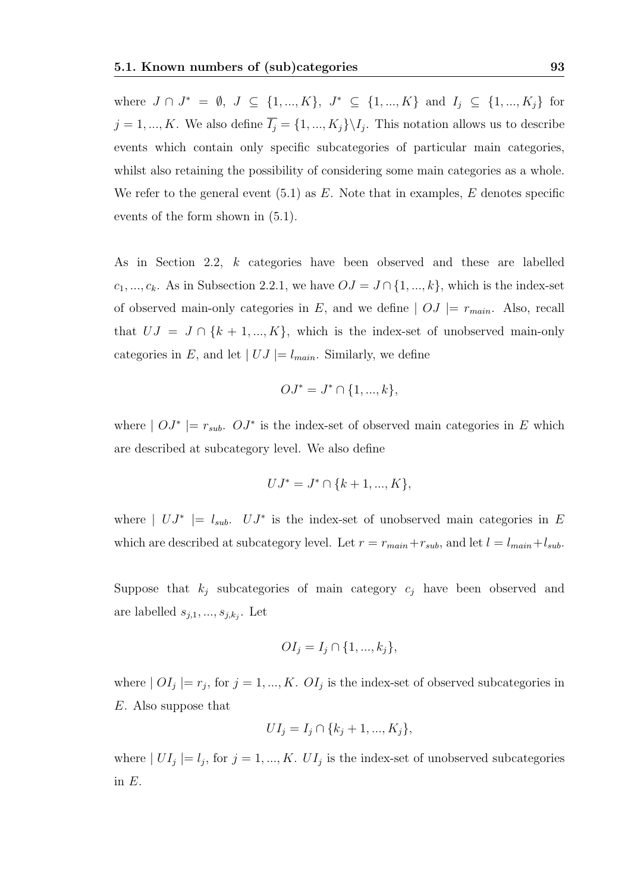where $J \cap J^* = \emptyset$, $J \subseteq \{1, ..., K\}$, $J^* \subseteq \{1, ..., K\}$ and $I_j \subseteq \{1, ..., K_j\}$ for $j = 1, ..., K$. We also define $\overline{I_j} = \{1, ..., K_j\} \backslash I_j$. This notation allows us to describe events which contain only specific subcategories of particular main categories, whilst also retaining the possibility of considering some main categories as a whole. We refer to the general event (5.1) as $E$. Note that in examples, $E$ denotes specific events of the form shown in (5.1).

As in Section 2.2, $k$ categories have been observed and these are labelled $c_1, ..., c_k$. As in Subsection 2.2.1, we have $OJ = J \cap \{1, ..., k\}$, which is the index-set of observed main-only categories in $E$, and we define $| \ OJ \ |= r_{main}$. Also, recall that $UJ = J \cap \{k+1, ..., K\}$, which is the index-set of unobserved main-only categories in $E$, and let $| \ UJ \ |= l_{main}$. Similarly, we define

$$OJ^* = J^* \cap \{1, ..., k\},$$

where $| \ OJ^* \ |= r_{sub}$. $OJ^*$ is the index-set of observed main categories in $E$ which are described at subcategory level. We also define

$$UJ^* = J^* \cap \{k+1, ..., K\},$$

where $| \ UJ^* \ |= l_{sub}$. $UJ^*$ is the index-set of unobserved main categories in $E$ which are described at subcategory level. Let $r = r_{main} + r_{sub}$, and let $l = l_{main} + l_{sub}$.

Suppose that $k_j$ subcategories of main category $c_j$ have been observed and are labelled $s_{j,1}, ..., s_{j,k_j}$. Let

$$OI_j = I_j \cap \{1, ..., k_j\},$$

where $| \ OI_j \ |= r_j$, for $j = 1, ..., K$. $OI_j$ is the index-set of observed subcategories in $E$. Also suppose that

$$UI_j = I_j \cap \{k_j + 1, ..., K_j\},$$

where $| \ UI_j \ |= l_j$, for $j = 1, ..., K$. $UI_j$ is the index-set of unobserved subcategories in $E$.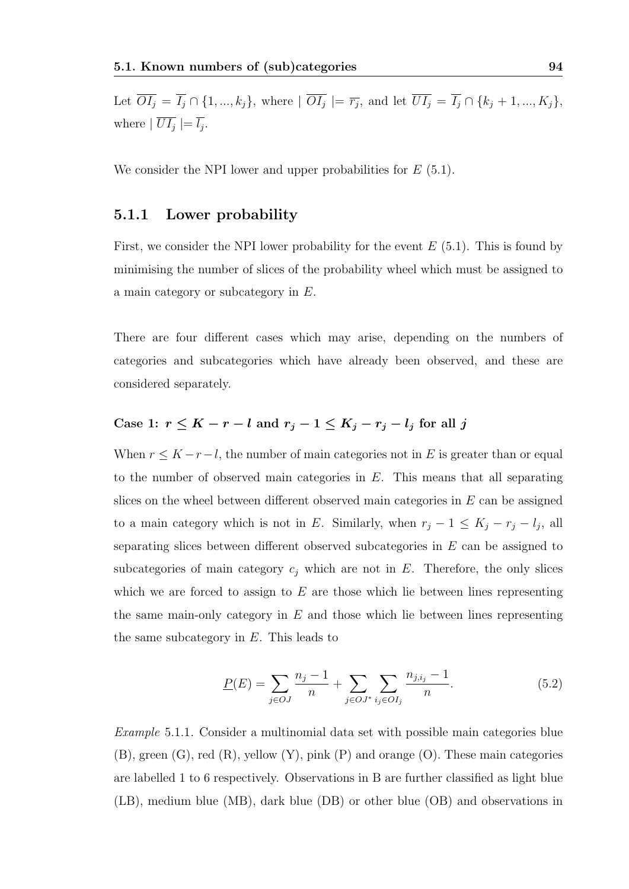Let $\overline{OI_j} = \overline{I_j} \cap \{1, ..., k_j\}$, where $| \overline{OI_j} |= \overline{r_j}$, and let $\overline{UI_j} = \overline{I_j} \cap \{k_j + 1, ..., K_j\}$, where $| \overline{UI_j} |= \overline{l_j}$.

We consider the NPI lower and upper probabilities for $E$ (5.1).

### 5.1.1 Lower probability

First, we consider the NPI lower probability for the event $E$ (5.1). This is found by minimising the number of slices of the probability wheel which must be assigned to a main category or subcategory in $E$.

There are four different cases which may arise, depending on the numbers of categories and subcategories which have already been observed, and these are considered separately.

#### Case 1: $r \leq K - r - l$ and $r_j - 1 \leq K_j - r_j - l_j$ for all $j$

When $r \leq K - r - l$, the number of main categories not in $E$ is greater than or equal to the number of observed main categories in $E$. This means that all separating slices on the wheel between different observed main categories in $E$ can be assigned to a main category which is not in $E$. Similarly, when $r_j - 1 \leq K_j - r_j - l_j$, all separating slices between different observed subcategories in $E$ can be assigned to subcategories of main category $c_j$ which are not in $E$. Therefore, the only slices which we are forced to assign to $E$ are those which lie between lines representing the same main-only category in $E$ and those which lie between lines representing the same subcategory in $E$. This leads to

$$\underline{P}(E) = \sum_{j \in OJ} \frac{n_j - 1}{n} + \sum_{j \in OJ^*} \sum_{i_j \in OI_j} \frac{n_{j,i_j} - 1}{n}. \tag{5.2}$$

*Example* 5.1.1. Consider a multinomial data set with possible main categories blue (B), green (G), red (R), yellow (Y), pink (P) and orange (O). These main categories are labelled 1 to 6 respectively. Observations in B are further classified as light blue (LB), medium blue (MB), dark blue (DB) or other blue (OB) and observations in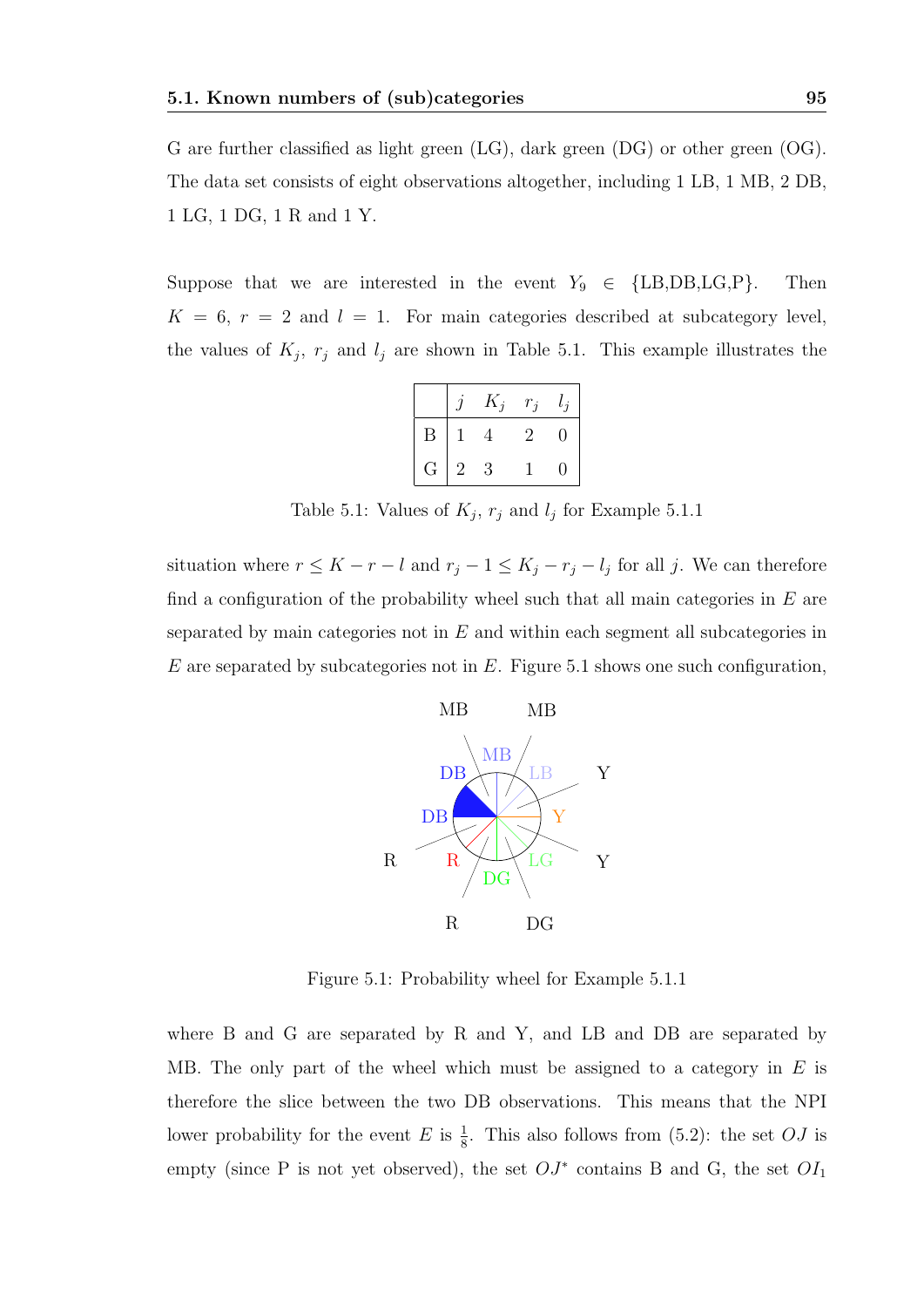G are further classified as light green (LG), dark green (DG) or other green (OG). The data set consists of eight observations altogether, including 1 LB, 1 MB, 2 DB, 1 LG, 1 DG, 1 R and 1 Y.

Suppose that we are interested in the event $Y_9 \in \{\text{LB,DB,LG,P}\}$. Then $K = 6$, $r = 2$ and $l = 1$. For main categories described at subcategory level, the values of $K_j$, $r_j$ and $l_j$ are shown in Table 5.1. This example illustrates the

| | $j$ | $K_j$ | $r_j$ | $l_j$ |
|---|---|---|---|---|
| B | 1 | 4 | 2 | 0 |
| G | 2 | 3 | 1 | 0 |

Table 5.1: Values of $K_j$, $r_j$ and $l_j$ for Example 5.1.1

situation where $r \leq K - r - l$ and $r_j - 1 \leq K_j - r_j - l_j$ for all $j$. We can therefore find a configuration of the probability wheel such that all main categories in $E$ are separated by main categories not in $E$ and within each segment all subcategories in $E$ are separated by subcategories not in $E$. Figure 5.1 shows one such configuration,

Figure 5.1: Probability wheel for Example 5.1.1

where B and G are separated by R and Y, and LB and DB are separated by MB. The only part of the wheel which must be assigned to a category in $E$ is therefore the slice between the two DB observations. This means that the NPI lower probability for the event $E$ is $\frac{1}{8}$. This also follows from (5.2): the set $OJ$ is empty (since P is not yet observed), the set $OJ^*$ contains B and G, the set $OI_1$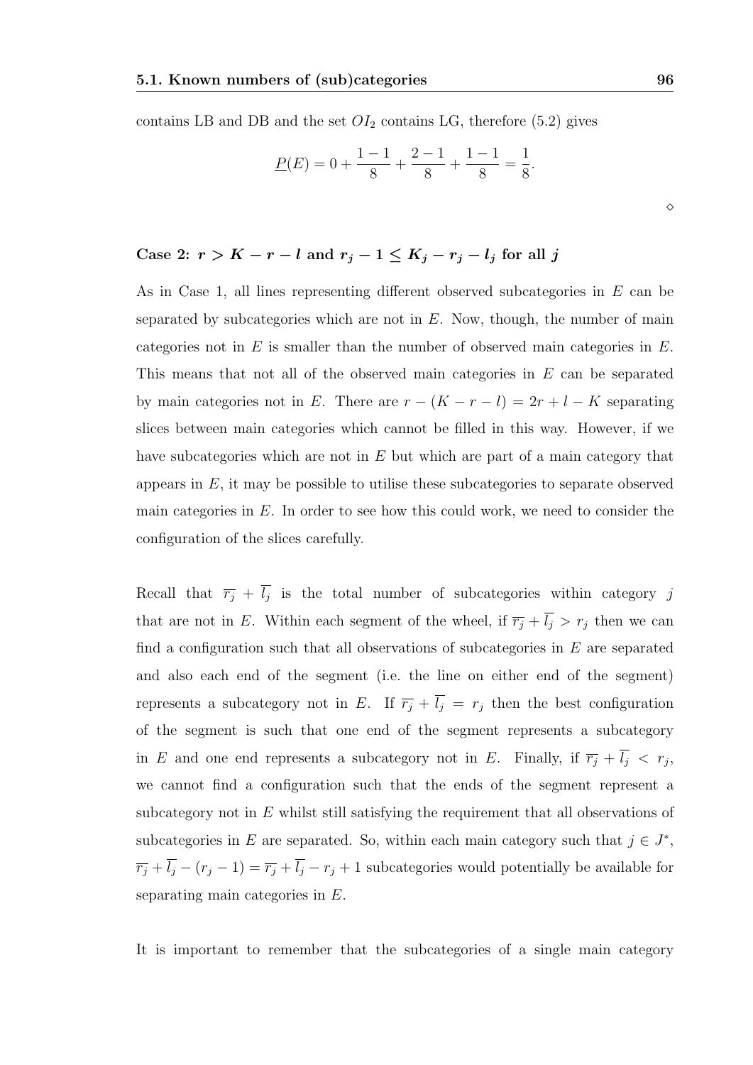contains LB and DB and the set $OI_2$ contains LG, therefore (5.2) gives

$$\underline{P}(E) = 0 + \frac{1-1}{8} + \frac{2-1}{8} + \frac{1-1}{8} = \frac{1}{8}.$$

$\diamond$

### Case 2: $r > K - r - l$ and $r_j - 1 \leq K_j - r_j - l_j$ for all $j$

As in Case 1, all lines representing different observed subcategories in $E$ can be separated by subcategories which are not in $E$. Now, though, the number of main categories not in $E$ is smaller than the number of observed main categories in $E$. This means that not all of the observed main categories in $E$ can be separated by main categories not in $E$. There are $r - (K - r - l) = 2r + l - K$ separating slices between main categories which cannot be filled in this way. However, if we have subcategories which are not in $E$ but which are part of a main category that appears in $E$, it may be possible to utilise these subcategories to separate observed main categories in $E$. In order to see how this could work, we need to consider the configuration of the slices carefully.

Recall that $\overline{r_j} + \overline{l_j}$ is the total number of subcategories within category $j$ that are not in $E$. Within each segment of the wheel, if $\overline{r_j} + \overline{l_j} > r_j$ then we can find a configuration such that all observations of subcategories in $E$ are separated and also each end of the segment (i.e. the line on either end of the segment) represents a subcategory not in $E$. If $\overline{r_j} + \overline{l_j} = r_j$ then the best configuration of the segment is such that one end of the segment represents a subcategory in $E$ and one end represents a subcategory not in $E$. Finally, if $\overline{r_j} + \overline{l_j} < r_j$, we cannot find a configuration such that the ends of the segment represent a subcategory not in $E$ whilst still satisfying the requirement that all observations of subcategories in $E$ are separated. So, within each main category such that $j \in J^*$, $\overline{r_j} + \overline{l_j} - (r_j - 1) = \overline{r_j} + \overline{l_j} - r_j + 1$ subcategories would potentially be available for separating main categories in $E$.

It is important to remember that the subcategories of a single main category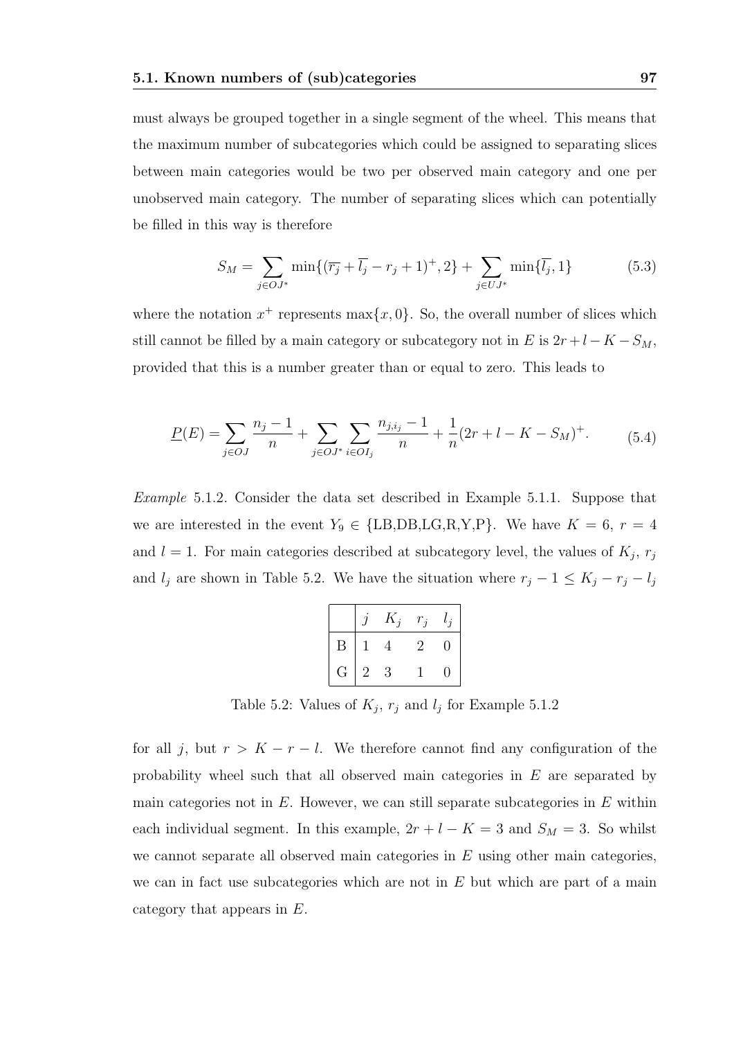must always be grouped together in a single segment of the wheel. This means that the maximum number of subcategories which could be assigned to separating slices between main categories would be two per observed main category and one per unobserved main category. The number of separating slices which can potentially be filled in this way is therefore

$$S_M = \sum_{j \in OJ^*} \min\{(\overline{r_j} + \overline{l_j} - r_j + 1)^+, 2\} + \sum_{j \in UJ^*} \min\{\overline{l_j}, 1\} \tag{5.3}$$

where the notation $x^+$ represents $\max\{x, 0\}$. So, the overall number of slices which still cannot be filled by a main category or subcategory not in $E$ is $2r + l - K - S_M$, provided that this is a number greater than or equal to zero. This leads to

$$\underline{P}(E) = \sum_{j \in OJ} \frac{n_j - 1}{n} + \sum_{j \in OJ^*} \sum_{i \in OI_j} \frac{n_{j,i_j} - 1}{n} + \frac{1}{n}(2r + l - K - S_M)^+. \tag{5.4}$$

*Example* 5.1.2. Consider the data set described in Example 5.1.1. Suppose that we are interested in the event $Y_9 \in \{\text{LB,DB,LG,R,Y,P}\}$. We have $K = 6$, $r = 4$ and $l = 1$. For main categories described at subcategory level, the values of $K_j$, $r_j$ and $l_j$ are shown in Table 5.2. We have the situation where $r_j - 1 \leq K_j - r_j - l_j$

| | $j$ | $K_j$ | $r_j$ | $l_j$ |
|---|---|---|---|---|
| B | 1 | 4 | 2 | 0 |
| G | 2 | 3 | 1 | 0 |

Table 5.2: Values of $K_j$, $r_j$ and $l_j$ for Example 5.1.2

for all $j$, but $r > K - r - l$. We therefore cannot find any configuration of the probability wheel such that all observed main categories in $E$ are separated by main categories not in $E$. However, we can still separate subcategories in $E$ within each individual segment. In this example, $2r + l - K = 3$ and $S_M = 3$. So whilst we cannot separate all observed main categories in $E$ using other main categories, we can in fact use subcategories which are not in $E$ but which are part of a main category that appears in $E$.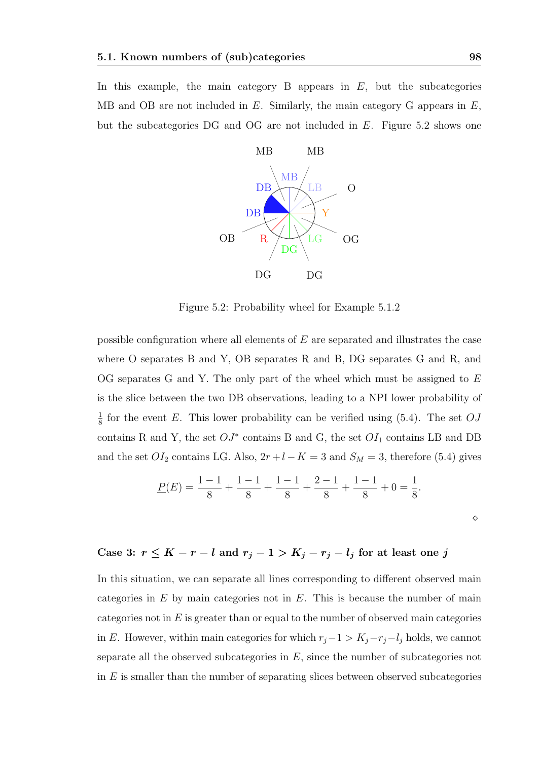In this example, the main category B appears in $E$, but the subcategories MB and OB are not included in $E$. Similarly, the main category G appears in $E$, but the subcategories DG and OG are not included in $E$. Figure 5.2 shows one

Figure 5.2: Probability wheel for Example 5.1.2

possible configuration where all elements of $E$ are separated and illustrates the case where O separates B and Y, OB separates R and B, DG separates G and R, and OG separates G and Y. The only part of the wheel which must be assigned to $E$ is the slice between the two DB observations, leading to a NPI lower probability of $\frac{1}{8}$ for the event $E$. This lower probability can be verified using (5.4). The set $OJ$ contains R and Y, the set $OJ^*$ contains B and G, the set $OI_1$ contains LB and DB and the set $OI_2$ contains LG. Also, $2r + l - K = 3$ and $S_M = 3$, therefore (5.4) gives

$$\underline{P}(E) = \frac{1-1}{8} + \frac{1-1}{8} + \frac{1-1}{8} + \frac{2-1}{8} + \frac{1-1}{8} + 0 = \frac{1}{8}.$$

$\diamond$

#### Case 3: $r \leq K - r - l$ and $r_j - 1 > K_j - r_j - l_j$ for at least one $j$

In this situation, we can separate all lines corresponding to different observed main categories in $E$ by main categories not in $E$. This is because the number of main categories not in $E$ is greater than or equal to the number of observed main categories in $E$. However, within main categories for which $r_j - 1 > K_j - r_j - l_j$ holds, we cannot separate all the observed subcategories in $E$, since the number of subcategories not in $E$ is smaller than the number of separating slices between observed subcategories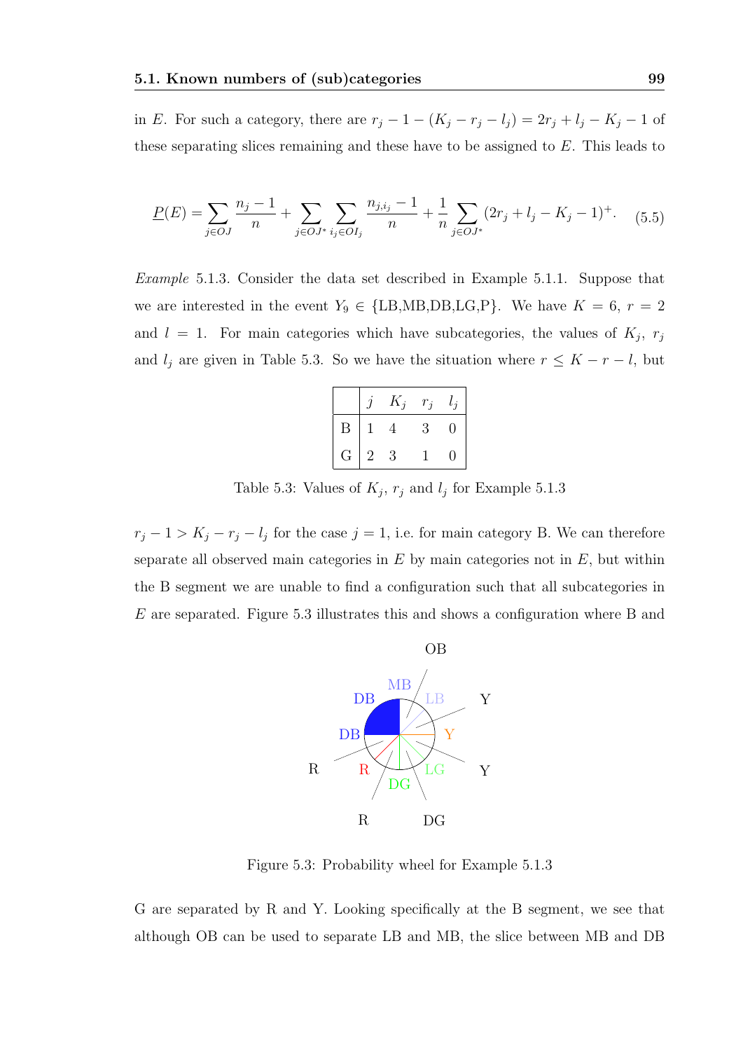in $E$. For such a category, there are $r_j - 1 - (K_j - r_j - l_j) = 2r_j + l_j - K_j - 1$ of these separating slices remaining and these have to be assigned to $E$. This leads to

$$\underline{P}(E) = \sum_{j \in OJ} \frac{n_j - 1}{n} + \sum_{j \in OJ^*} \sum_{i_j \in OI_j} \frac{n_{j,i_j} - 1}{n} + \frac{1}{n} \sum_{j \in OJ^*} (2r_j + l_j - K_j - 1)^+. \quad (5.5)$$

*Example* 5.1.3. Consider the data set described in Example 5.1.1. Suppose that we are interested in the event $Y_9 \in \{\text{LB,MB,DB,LG,P}\}$. We have $K = 6$, $r = 2$ and $l = 1$. For main categories which have subcategories, the values of $K_j$, $r_j$ and $l_j$ are given in Table 5.3. So we have the situation where $r \leq K - r - l$, but

| | $j$ | $K_j$ | $r_j$ | $l_j$ |
|---|---|---|---|---|
| B | 1 | 4 | 3 | 0 |
| G | 2 | 3 | 1 | 0 |

Table 5.3: Values of $K_j$, $r_j$ and $l_j$ for Example 5.1.3

$r_j - 1 > K_j - r_j - l_j$ for the case $j = 1$, i.e. for main category B. We can therefore separate all observed main categories in $E$ by main categories not in $E$, but within the B segment we are unable to find a configuration such that all subcategories in $E$ are separated. Figure 5.3 illustrates this and shows a configuration where B and

Figure 5.3: Probability wheel for Example 5.1.3

G are separated by R and Y. Looking specifically at the B segment, we see that although OB can be used to separate LB and MB, the slice between MB and DB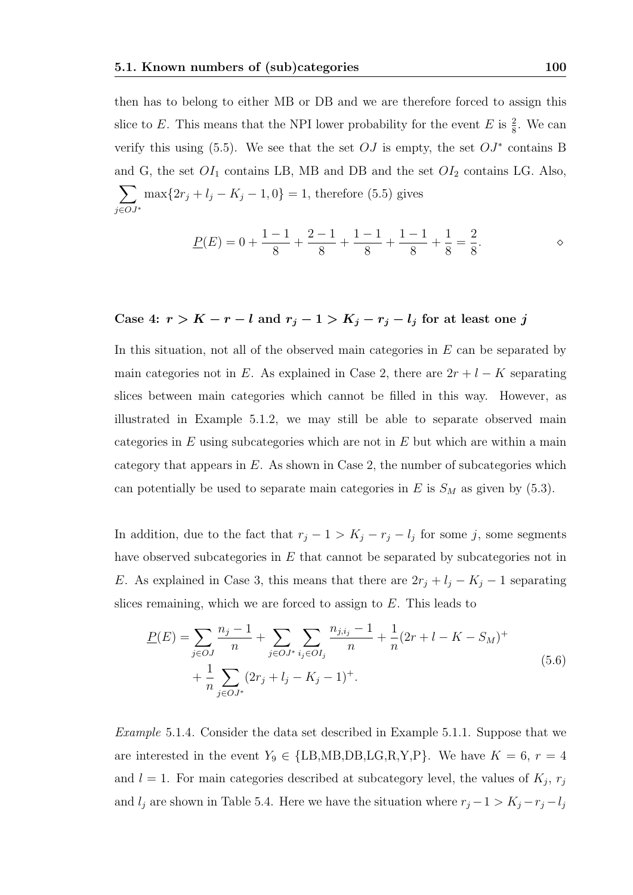then has to belong to either MB or DB and we are therefore forced to assign this slice to $E$. This means that the NPI lower probability for the event $E$ is $\frac{2}{8}$. We can verify this using (5.5). We see that the set $OJ$ is empty, the set $OJ^*$ contains B and G, the set $OI_1$ contains LB, MB and DB and the set $OI_2$ contains LG. Also, $\sum_{j \in OJ^*} \max\{2r_j + l_j - K_j - 1, 0\} = 1$, therefore (5.5) gives

$$\underline{P}(E) = 0 + \frac{1-1}{8} + \frac{2-1}{8} + \frac{1-1}{8} + \frac{1-1}{8} + \frac{1}{8} = \frac{2}{8}. \qquad \diamond$$

#### Case 4: $r > K - r - l$ and $r_j - 1 > K_j - r_j - l_j$ for at least one $j$

In this situation, not all of the observed main categories in $E$ can be separated by main categories not in $E$. As explained in Case 2, there are $2r + l - K$ separating slices between main categories which cannot be filled in this way. However, as illustrated in Example 5.1.2, we may still be able to separate observed main categories in $E$ using subcategories which are not in $E$ but which are within a main category that appears in $E$. As shown in Case 2, the number of subcategories which can potentially be used to separate main categories in $E$ is $S_M$ as given by (5.3).

In addition, due to the fact that $r_j - 1 > K_j - r_j - l_j$ for some $j$, some segments have observed subcategories in $E$ that cannot be separated by subcategories not in $E$. As explained in Case 3, this means that there are $2r_j + l_j - K_j - 1$ separating slices remaining, which we are forced to assign to $E$. This leads to

$$\begin{aligned}\underline{P}(E) = &\sum_{j \in OJ} \frac{n_j - 1}{n} + \sum_{j \in OJ^*} \sum_{i_j \in OI_j} \frac{n_{j,i_j} - 1}{n} + \frac{1}{n}(2r + l - K - S_M)^+ \\ &+ \frac{1}{n} \sum_{j \in OJ^*} (2r_j + l_j - K_j - 1)^+.\end{aligned} \tag{5.6}$$

*Example* 5.1.4. Consider the data set described in Example 5.1.1. Suppose that we are interested in the event $Y_9 \in \{\text{LB,MB,DB,LG,R,Y,P}\}$. We have $K = 6$, $r = 4$ and $l = 1$. For main categories described at subcategory level, the values of $K_j$, $r_j$ and $l_j$ are shown in Table 5.4. Here we have the situation where $r_j - 1 > K_j - r_j - l_j$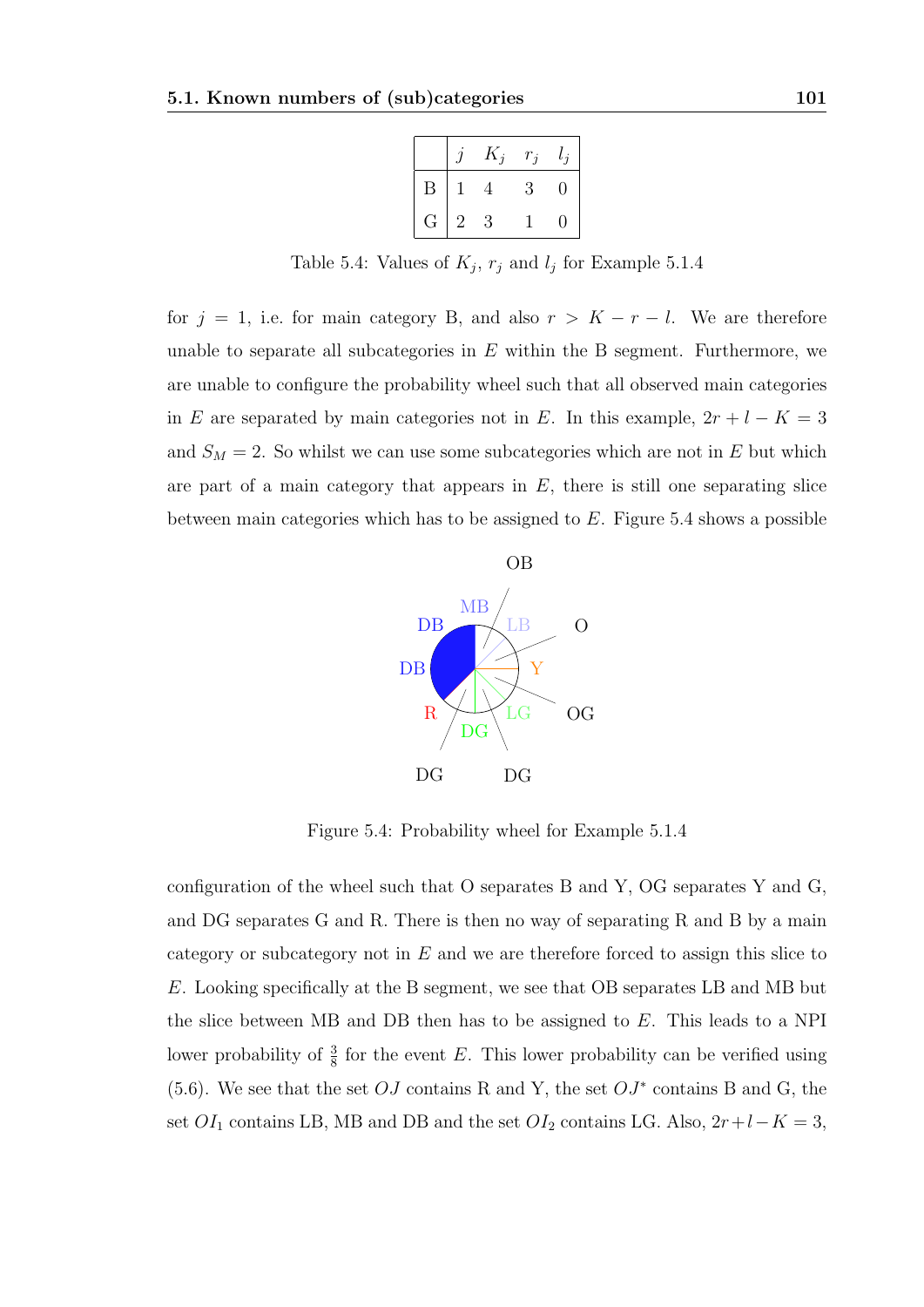|   | $j$ | $K_j$ | $r_j$ | $l_j$ |
|---|---|---|---|---|
| B | 1 | 4 | 3 | 0 |
| G | 2 | 3 | 1 | 0 |

Table 5.4: Values of $K_j$, $r_j$ and $l_j$ for Example 5.1.4

for $j = 1$, i.e. for main category B, and also $r > K - r - l$. We are therefore unable to separate all subcategories in $E$ within the B segment. Furthermore, we are unable to configure the probability wheel such that all observed main categories in $E$ are separated by main categories not in $E$. In this example, $2r + l - K = 3$ and $S_M = 2$. So whilst we can use some subcategories which are not in $E$ but which are part of a main category that appears in $E$, there is still one separating slice between main categories which has to be assigned to $E$. Figure 5.4 shows a possible

Figure 5.4: Probability wheel for Example 5.1.4

configuration of the wheel such that O separates B and Y, OG separates Y and G, and DG separates G and R. There is then no way of separating R and B by a main category or subcategory not in $E$ and we are therefore forced to assign this slice to $E$. Looking specifically at the B segment, we see that OB separates LB and MB but the slice between MB and DB then has to be assigned to $E$. This leads to a NPI lower probability of $\frac{3}{8}$ for the event $E$. This lower probability can be verified using (5.6). We see that the set $OJ$ contains R and Y, the set $OJ^*$ contains B and G, the set $OI_1$ contains LB, MB and DB and the set $OI_2$ contains LG. Also, $2r+l-K = 3$,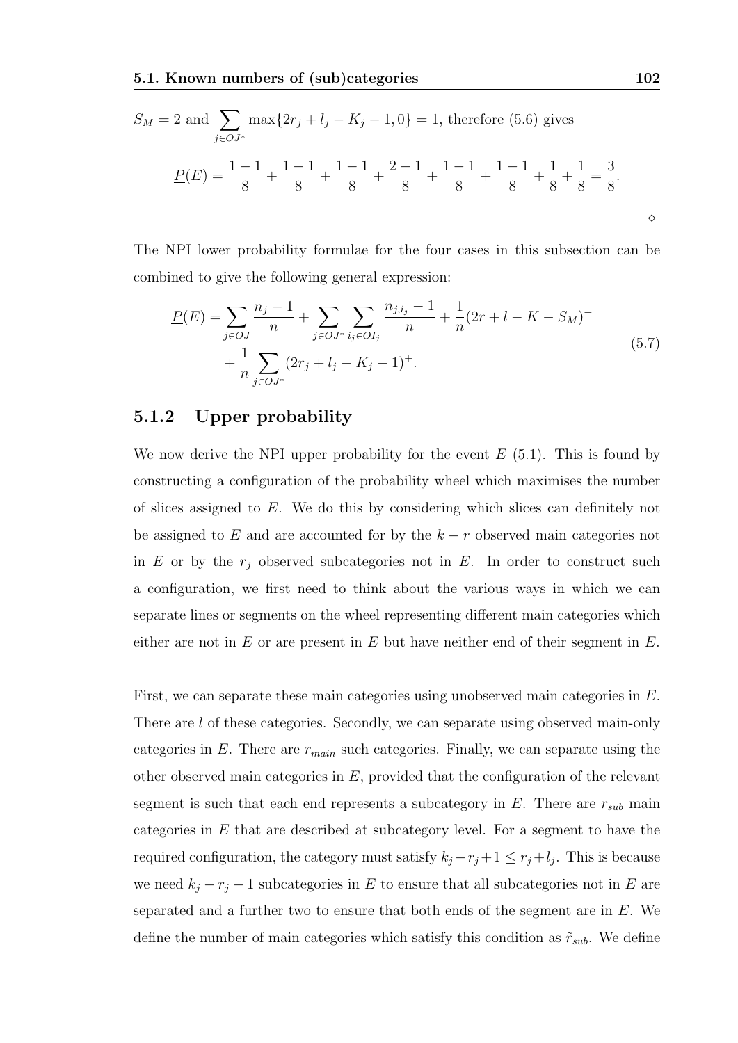$S_M = 2$ and $\sum_{j \in OJ^*} \max\{2r_j + l_j - K_j - 1, 0\} = 1$, therefore (5.6) gives

$$\underline{P}(E) = \frac{1-1}{8} + \frac{1-1}{8} + \frac{1-1}{8} + \frac{2-1}{8} + \frac{1-1}{8} + \frac{1-1}{8} + \frac{1}{8} + \frac{1}{8} = \frac{3}{8}.$$

$\diamond$

The NPI lower probability formulae for the four cases in this subsection can be combined to give the following general expression:

$$\begin{aligned}\underline{P}(E) = &\sum_{j \in OJ} \frac{n_j - 1}{n} + \sum_{j \in OJ^*} \sum_{i_j \in OI_j} \frac{n_{j,i_j} - 1}{n} + \frac{1}{n}(2r + l - K - S_M)^+ \\ &+ \frac{1}{n} \sum_{j \in OJ^*} (2r_j + l_j - K_j - 1)^+.\end{aligned} \tag{5.7}$$

### 5.1.2 Upper probability

We now derive the NPI upper probability for the event $E$ (5.1). This is found by constructing a configuration of the probability wheel which maximises the number of slices assigned to $E$. We do this by considering which slices can definitely not be assigned to $E$ and are accounted for by the $k - r$ observed main categories not in $E$ or by the $\overline{r_j}$ observed subcategories not in $E$. In order to construct such a configuration, we first need to think about the various ways in which we can separate lines or segments on the wheel representing different main categories which either are not in $E$ or are present in $E$ but have neither end of their segment in $E$.

First, we can separate these main categories using unobserved main categories in $E$. There are $l$ of these categories. Secondly, we can separate using observed main-only categories in $E$. There are $r_{main}$ such categories. Finally, we can separate using the other observed main categories in $E$, provided that the configuration of the relevant segment is such that each end represents a subcategory in $E$. There are $r_{sub}$ main categories in $E$ that are described at subcategory level. For a segment to have the required configuration, the category must satisfy $k_j - r_j + 1 \leq r_j + l_j$. This is because we need $k_j - r_j - 1$ subcategories in $E$ to ensure that all subcategories not in $E$ are separated and a further two to ensure that both ends of the segment are in $E$. We define the number of main categories which satisfy this condition as $\tilde{r}_{sub}$. We define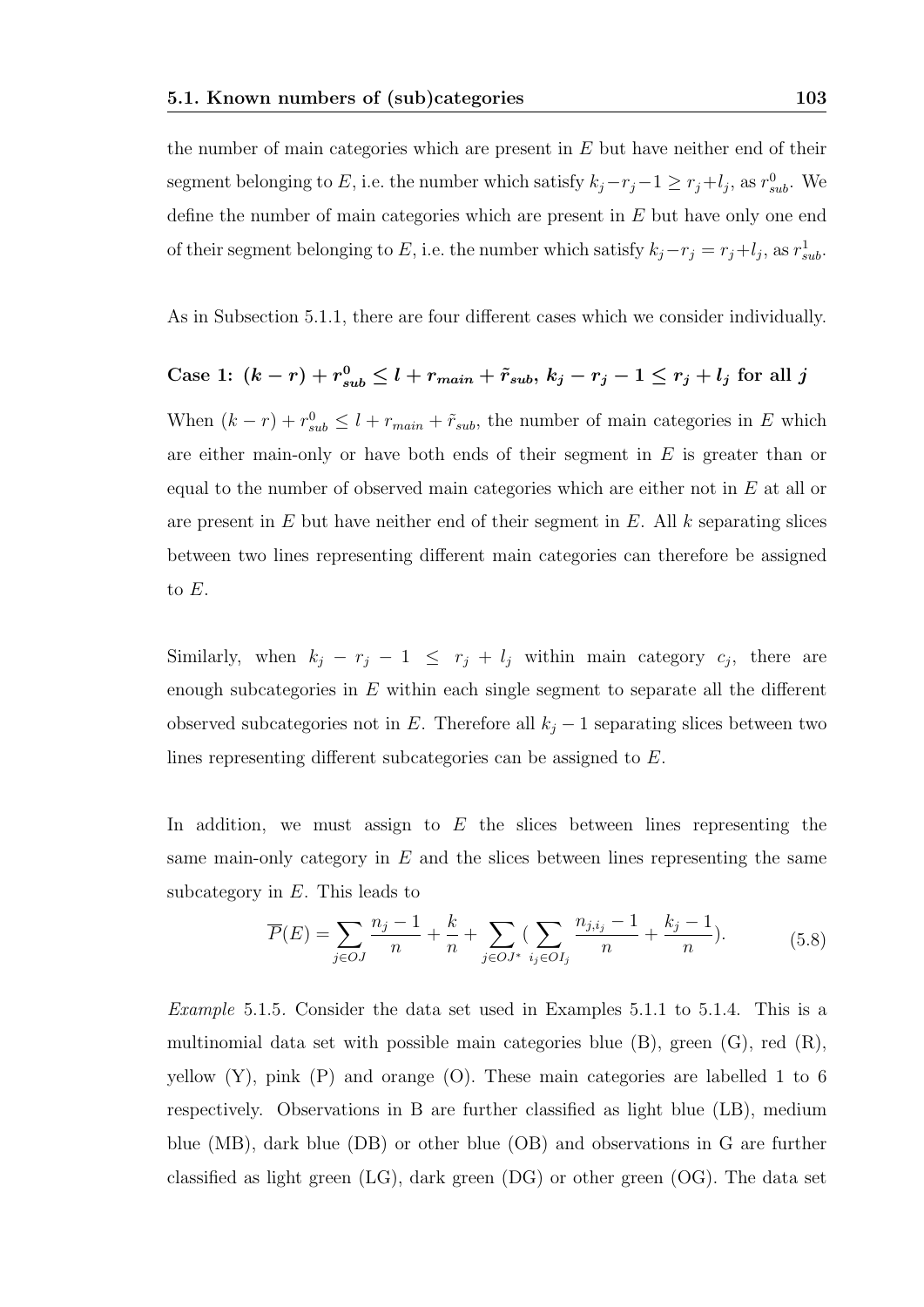the number of main categories which are present in $E$ but have neither end of their segment belonging to $E$, i.e. the number which satisfy $k_j - r_j - 1 \geq r_j + l_j$, as $r^0_{sub}$. We define the number of main categories which are present in $E$ but have only one end of their segment belonging to $E$, i.e. the number which satisfy $k_j - r_j = r_j + l_j$, as $r^1_{sub}$.

As in Subsection 5.1.1, there are four different cases which we consider individually.

### Case 1: $(k - r) + r^0_{sub} \leq l + r_{main} + \tilde{r}_{sub}$, $k_j - r_j - 1 \leq r_j + l_j$ for all $j$

When $(k - r) + r^0_{sub} \leq l + r_{main} + \tilde{r}_{sub}$, the number of main categories in $E$ which are either main-only or have both ends of their segment in $E$ is greater than or equal to the number of observed main categories which are either not in $E$ at all or are present in $E$ but have neither end of their segment in $E$. All $k$ separating slices between two lines representing different main categories can therefore be assigned to $E$.

Similarly, when $k_j - r_j - 1 \leq r_j + l_j$ within main category $c_j$, there are enough subcategories in $E$ within each single segment to separate all the different observed subcategories not in $E$. Therefore all $k_j - 1$ separating slices between two lines representing different subcategories can be assigned to $E$.

In addition, we must assign to $E$ the slices between lines representing the same main-only category in $E$ and the slices between lines representing the same subcategory in $E$. This leads to

$$\overline{P}(E) = \sum_{j \in OJ} \frac{n_j - 1}{n} + \frac{k}{n} + \sum_{j \in OJ^*} \left( \sum_{i_j \in OI_j} \frac{n_{j,i_j} - 1}{n} + \frac{k_j - 1}{n} \right). \tag{5.8}$$

*Example* 5.1.5. Consider the data set used in Examples 5.1.1 to 5.1.4. This is a multinomial data set with possible main categories blue (B), green (G), red (R), yellow (Y), pink (P) and orange (O). These main categories are labelled 1 to 6 respectively. Observations in B are further classified as light blue (LB), medium blue (MB), dark blue (DB) or other blue (OB) and observations in G are further classified as light green (LG), dark green (DG) or other green (OG). The data set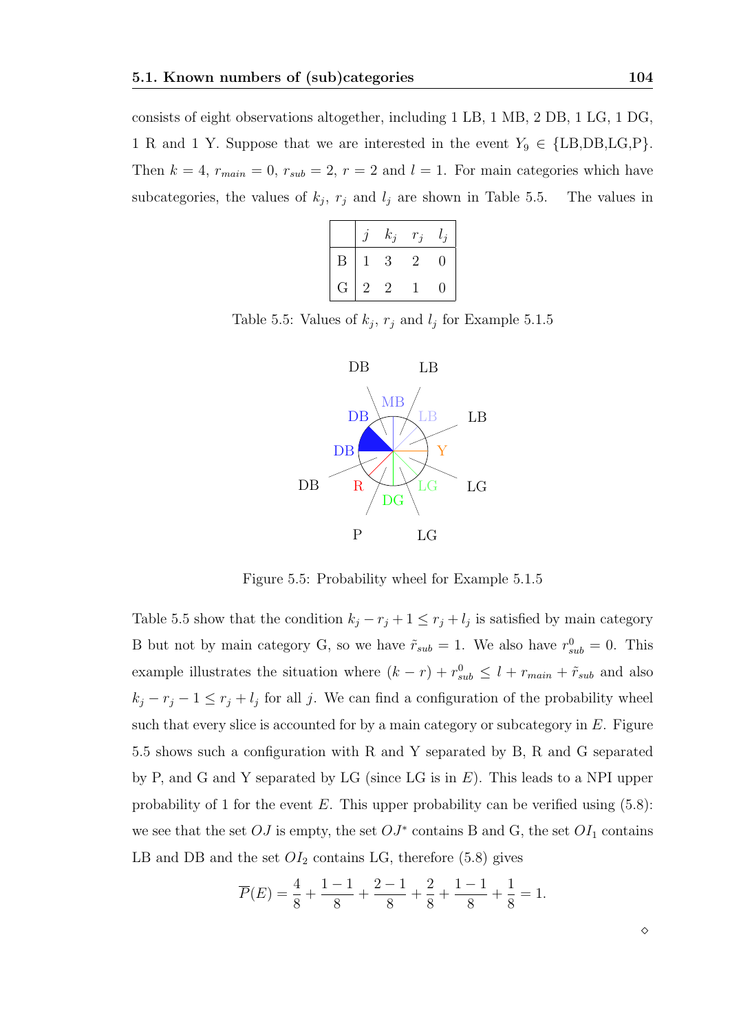consists of eight observations altogether, including 1 LB, 1 MB, 2 DB, 1 LG, 1 DG, 1 R and 1 Y. Suppose that we are interested in the event $Y_9 \in \{\text{LB,DB,LG,P}\}$. Then $k = 4$, $r_{main} = 0$, $r_{sub} = 2$, $r = 2$ and $l = 1$. For main categories which have subcategories, the values of $k_j$, $r_j$ and $l_j$ are shown in Table 5.5. The values in

|   | $j$ | $k_j$ | $r_j$ | $l_j$ |
|---|---|---|---|---|
| B | 1 | 3 | 2 | 0 |
| G | 2 | 2 | 1 | 0 |

Table 5.5: Values of $k_j$, $r_j$ and $l_j$ for Example 5.1.5

Figure 5.5: Probability wheel for Example 5.1.5

Table 5.5 show that the condition $k_j - r_j + 1 \leq r_j + l_j$ is satisfied by main category B but not by main category G, so we have $\tilde{r}_{sub} = 1$. We also have $r^0_{sub} = 0$. This example illustrates the situation where $(k - r) + r^0_{sub} \leq l + r_{main} + \tilde{r}_{sub}$ and also $k_j - r_j - 1 \leq r_j + l_j$ for all $j$. We can find a configuration of the probability wheel such that every slice is accounted for by a main category or subcategory in $E$. Figure 5.5 shows such a configuration with R and Y separated by B, R and G separated by P, and G and Y separated by LG (since LG is in $E$). This leads to a NPI upper probability of 1 for the event $E$. This upper probability can be verified using (5.8): we see that the set $OJ$ is empty, the set $OJ^*$ contains B and G, the set $OI_1$ contains LB and DB and the set $OI_2$ contains LG, therefore (5.8) gives

$$\overline{P}(E) = \frac{4}{8} + \frac{1-1}{8} + \frac{2-1}{8} + \frac{2}{8} + \frac{1-1}{8} + \frac{1}{8} = 1.$$

$\diamond$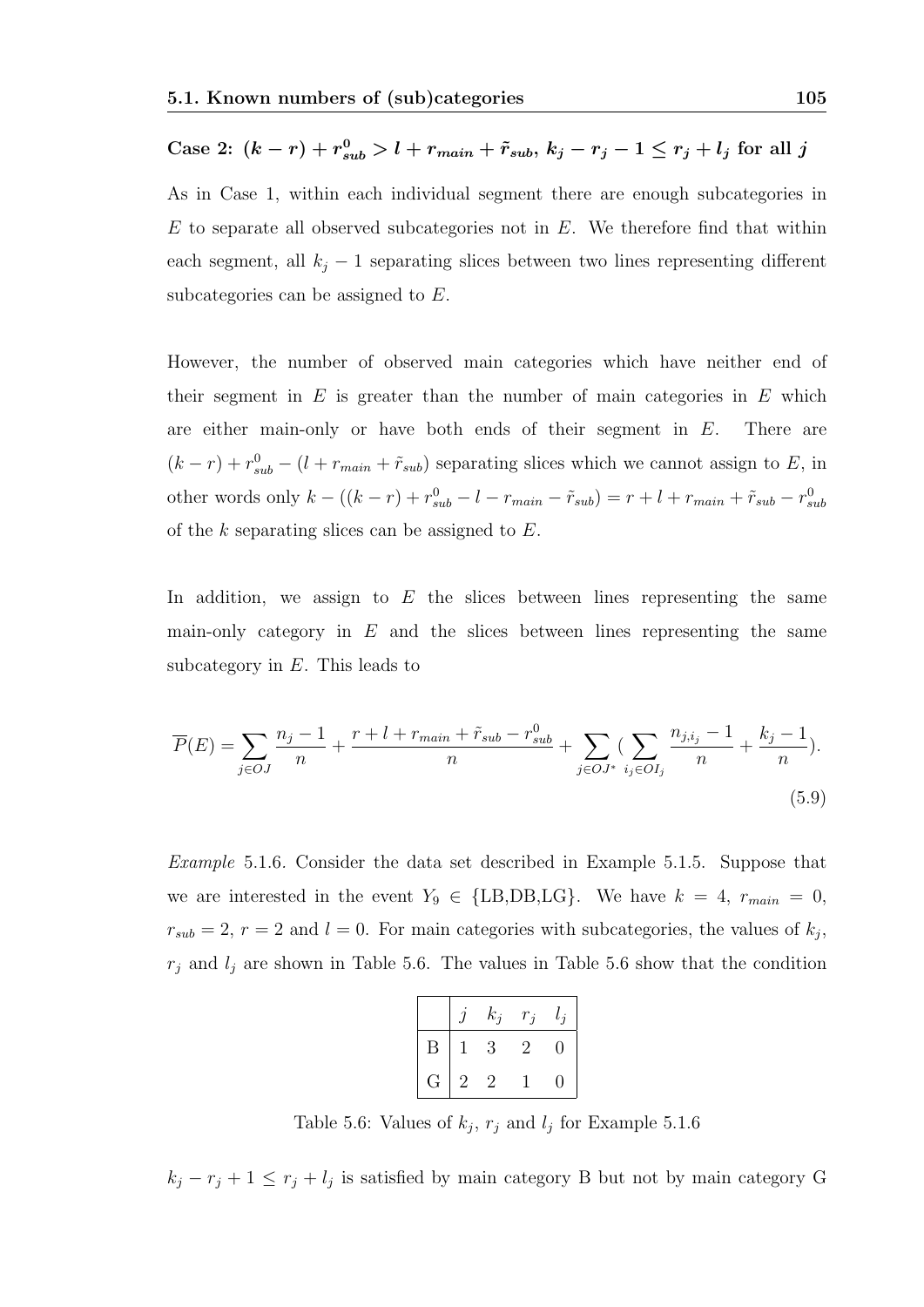### Case 2: $(k-r)+r^0_{sub} > l+r_{main}+\tilde{r}_{sub}$, $k_j - r_j - 1 \leq r_j + l_j$ for all $j$

As in Case 1, within each individual segment there are enough subcategories in $E$ to separate all observed subcategories not in $E$. We therefore find that within each segment, all $k_j - 1$ separating slices between two lines representing different subcategories can be assigned to $E$.

However, the number of observed main categories which have neither end of their segment in $E$ is greater than the number of main categories in $E$ which are either main-only or have both ends of their segment in $E$. There are $(k-r)+r^0_{sub}-(l+r_{main}+\tilde{r}_{sub})$ separating slices which we cannot assign to $E$, in other words only $k-((k-r)+r^0_{sub}-l-r_{main}-\tilde{r}_{sub}) = r+l+r_{main}+\tilde{r}_{sub}-r^0_{sub}$ of the $k$ separating slices can be assigned to $E$.

In addition, we assign to $E$ the slices between lines representing the same main-only category in $E$ and the slices between lines representing the same subcategory in $E$. This leads to

$$\overline{P}(E) = \sum_{j\in OJ} \frac{n_j - 1}{n} + \frac{r+l+r_{main}+\tilde{r}_{sub}-r^0_{sub}}{n} + \sum_{j\in OJ^*} (\sum_{i_j \in OI_j} \frac{n_{j,i_j}-1}{n} + \frac{k_j - 1}{n}). \tag{5.9}$$

*Example* 5.1.6. Consider the data set described in Example 5.1.5. Suppose that we are interested in the event $Y_9 \in \{\text{LB,DB,LG}\}$. We have $k=4$, $r_{main}=0$, $r_{sub}=2$, $r=2$ and $l=0$. For main categories with subcategories, the values of $k_j$, $r_j$ and $l_j$ are shown in Table 5.6. The values in Table 5.6 show that the condition

| | $j$ | $k_j$ | $r_j$ | $l_j$ |
|---|---|---|---|---|
| B | 1 | 3 | 2 | 0 |
| G | 2 | 2 | 1 | 0 |

Table 5.6: Values of $k_j$, $r_j$ and $l_j$ for Example 5.1.6

$k_j - r_j + 1 \leq r_j + l_j$ is satisfied by main category B but not by main category G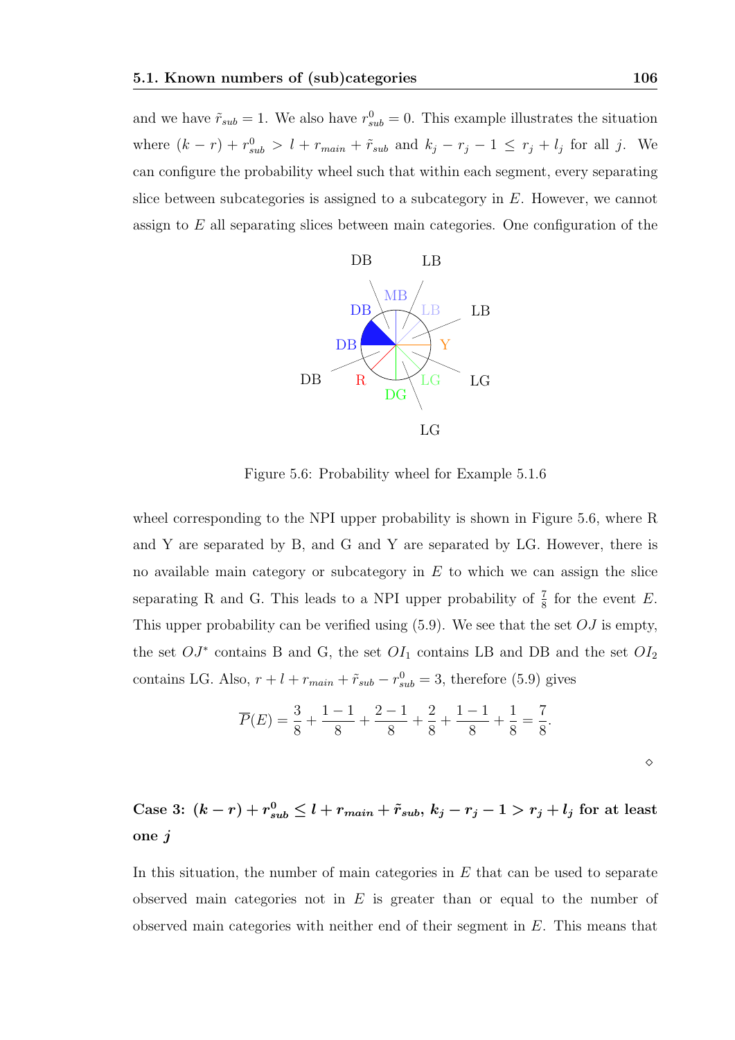and we have $\tilde{r}_{sub} = 1$. We also have $r^0_{sub} = 0$. This example illustrates the situation where $(k - r) + r^0_{sub} > l + r_{main} + \tilde{r}_{sub}$ and $k_j - r_j - 1 \leq r_j + l_j$ for all $j$. We can configure the probability wheel such that within each segment, every separating slice between subcategories is assigned to a subcategory in $E$. However, we cannot assign to $E$ all separating slices between main categories. One configuration of the

Figure 5.6: Probability wheel for Example 5.1.6

wheel corresponding to the NPI upper probability is shown in Figure 5.6, where R and Y are separated by B, and G and Y are separated by LG. However, there is no available main category or subcategory in $E$ to which we can assign the slice separating R and G. This leads to a NPI upper probability of $\frac{7}{8}$ for the event $E$. This upper probability can be verified using (5.9). We see that the set $OJ$ is empty, the set $OJ^*$ contains B and G, the set $OI_1$ contains LB and DB and the set $OI_2$ contains LG. Also, $r + l + r_{main} + \tilde{r}_{sub} - r^0_{sub} = 3$, therefore (5.9) gives

$$\overline{P}(E) = \frac{3}{8} + \frac{1-1}{8} + \frac{2-1}{8} + \frac{2}{8} + \frac{1-1}{8} + \frac{1}{8} = \frac{7}{8}.$$

$\diamond$

### Case 3: $(k - r) + r^0_{sub} \leq l + r_{main} + \tilde{r}_{sub}$, $k_j - r_j - 1 > r_j + l_j$ for at least one $j$

In this situation, the number of main categories in $E$ that can be used to separate observed main categories not in $E$ is greater than or equal to the number of observed main categories with neither end of their segment in $E$. This means that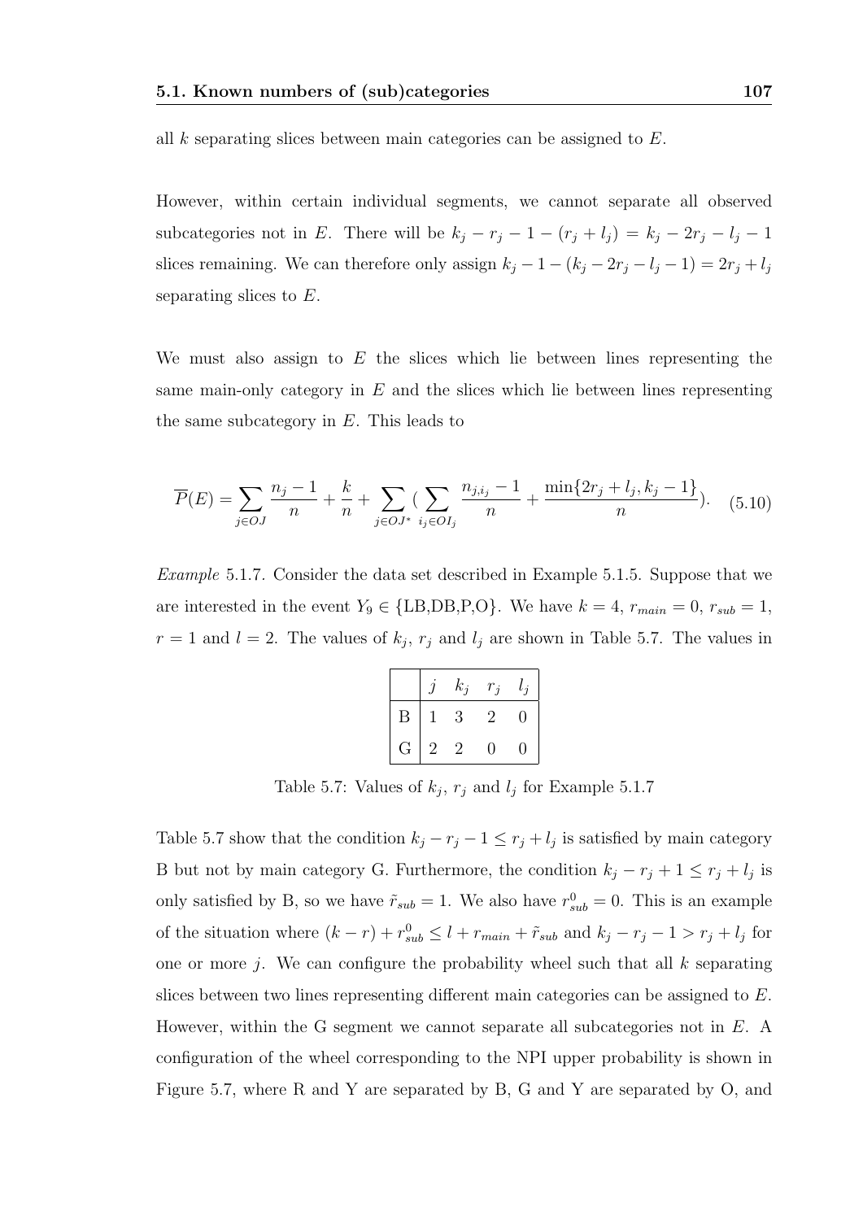all $k$ separating slices between main categories can be assigned to $E$.

However, within certain individual segments, we cannot separate all observed subcategories not in $E$. There will be $k_j - r_j - 1 - (r_j + l_j) = k_j - 2r_j - l_j - 1$ slices remaining. We can therefore only assign $k_j - 1 - (k_j - 2r_j - l_j - 1) = 2r_j + l_j$ separating slices to $E$.

We must also assign to $E$ the slices which lie between lines representing the same main-only category in $E$ and the slices which lie between lines representing the same subcategory in $E$. This leads to

$$\overline{P}(E) = \sum_{j \in OJ} \frac{n_j - 1}{n} + \frac{k}{n} + \sum_{j \in OJ^*} \left( \sum_{i_j \in OI_j} \frac{n_{j,i_j} - 1}{n} + \frac{\min\{2r_j + l_j, k_j - 1\}}{n} \right). \quad (5.10)$$

*Example* 5.1.7. Consider the data set described in Example 5.1.5. Suppose that we are interested in the event $Y_9 \in \{\text{LB,DB,P,O}\}$. We have $k = 4$, $r_{main} = 0$, $r_{sub} = 1$, $r = 1$ and $l = 2$. The values of $k_j$, $r_j$ and $l_j$ are shown in Table 5.7. The values in

| | $j$ | $k_j$ | $r_j$ | $l_j$ |
|---|---|---|---|---|
| B | 1 | 3 | 2 | 0 |
| G | 2 | 2 | 0 | 0 |

Table 5.7: Values of $k_j$, $r_j$ and $l_j$ for Example 5.1.7

Table 5.7 show that the condition $k_j - r_j - 1 \leq r_j + l_j$ is satisfied by main category B but not by main category G. Furthermore, the condition $k_j - r_j + 1 \leq r_j + l_j$ is only satisfied by B, so we have $\tilde{r}_{sub} = 1$. We also have $r^0_{sub} = 0$. This is an example of the situation where $(k - r) + r^0_{sub} \leq l + r_{main} + \tilde{r}_{sub}$ and $k_j - r_j - 1 > r_j + l_j$ for one or more $j$. We can configure the probability wheel such that all $k$ separating slices between two lines representing different main categories can be assigned to $E$. However, within the G segment we cannot separate all subcategories not in $E$. A configuration of the wheel corresponding to the NPI upper probability is shown in Figure 5.7, where R and Y are separated by B, G and Y are separated by O, and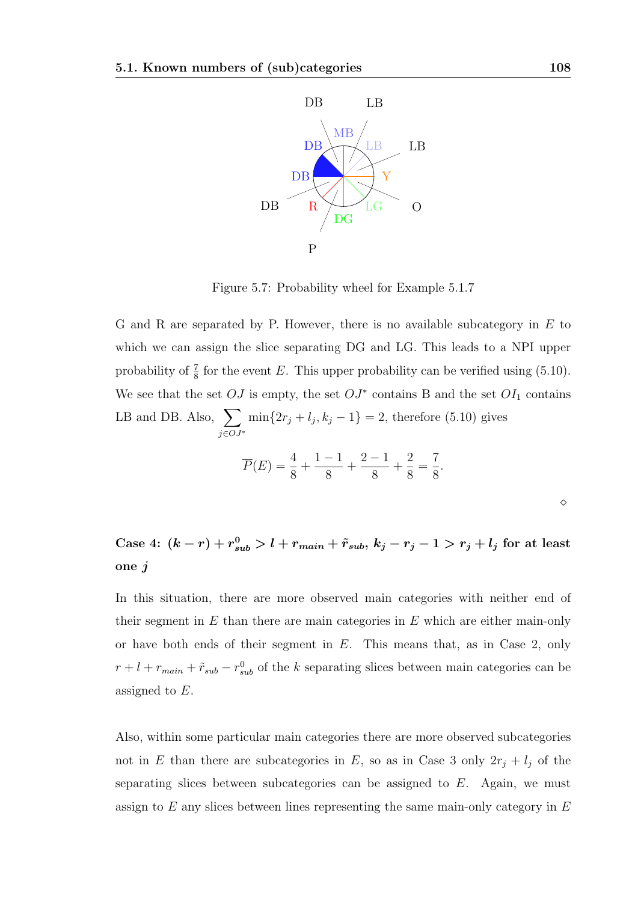Figure 5.7: Probability wheel for Example 5.1.7

G and R are separated by P. However, there is no available subcategory in $E$ to which we can assign the slice separating DG and LG. This leads to a NPI upper probability of $\frac{7}{8}$ for the event $E$. This upper probability can be verified using (5.10). We see that the set $OJ$ is empty, the set $OJ^*$ contains B and the set $OI_1$ contains LB and DB. Also, $\sum_{j \in OJ^*} \min\{2r_j + l_j, k_j - 1\} = 2$, therefore (5.10) gives

$$\overline{P}(E) = \frac{4}{8} + \frac{1-1}{8} + \frac{2-1}{8} + \frac{2}{8} = \frac{7}{8}.$$

$\diamond$

**Case 4: $(k - r) + r^0_{sub} > l + r_{main} + \tilde{r}_{sub}$, $k_j - r_j - 1 > r_j + l_j$ for at least one $j$**

In this situation, there are more observed main categories with neither end of their segment in $E$ than there are main categories in $E$ which are either main-only or have both ends of their segment in $E$. This means that, as in Case 2, only $r + l + r_{main} + \tilde{r}_{sub} - r^0_{sub}$ of the $k$ separating slices between main categories can be assigned to $E$.

Also, within some particular main categories there are more observed subcategories not in $E$ than there are subcategories in $E$, so as in Case 3 only $2r_j + l_j$ of the separating slices between subcategories can be assigned to $E$. Again, we must assign to $E$ any slices between lines representing the same main-only category in $E$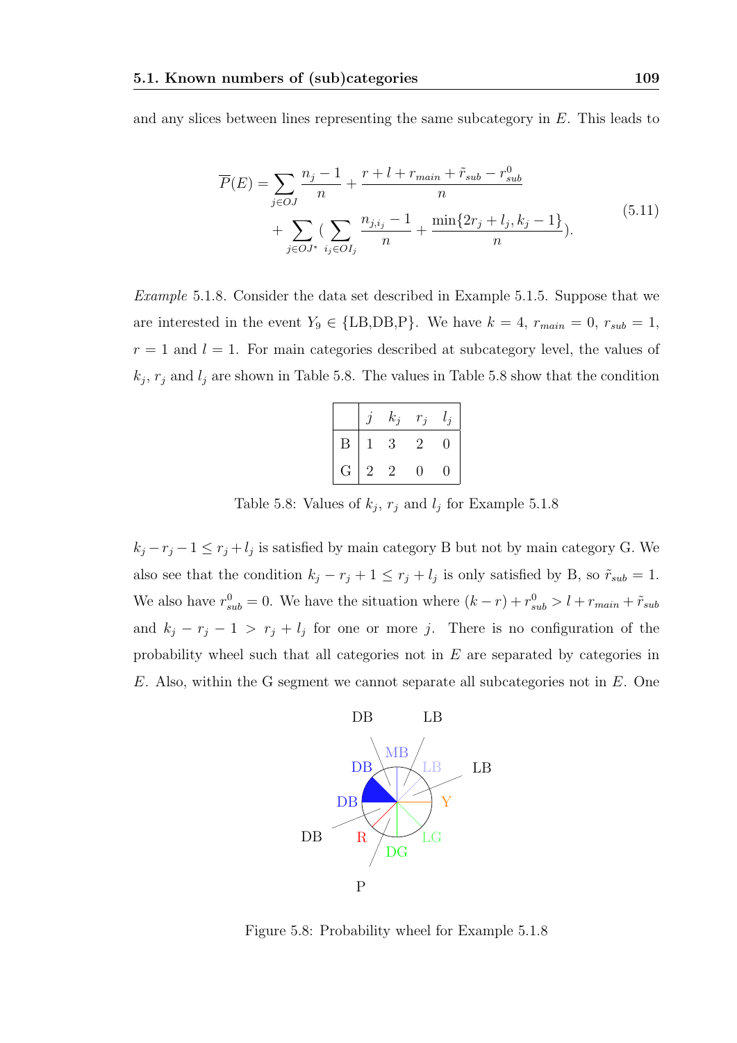and any slices between lines representing the same subcategory in $E$. This leads to

$$\overline{P}(E) = \sum_{j\in OJ} \frac{n_j - 1}{n} + \frac{r + l + r_{main} + \tilde{r}_{sub} - r^0_{sub}}{n} + \sum_{j\in OJ^*} \left( \sum_{i_j \in OI_j} \frac{n_{j,i_j} - 1}{n} + \frac{\min\{2r_j + l_j, k_j - 1\}}{n} \right). \tag{5.11}$$

*Example* 5.1.8. Consider the data set described in Example 5.1.5. Suppose that we are interested in the event $Y_9 \in \{\text{LB,DB,P}\}$. We have $k = 4$, $r_{main} = 0$, $r_{sub} = 1$, $r = 1$ and $l = 1$. For main categories described at subcategory level, the values of $k_j$, $r_j$ and $l_j$ are shown in Table 5.8. The values in Table 5.8 show that the condition

| | $j$ | $k_j$ | $r_j$ | $l_j$ |
|---|---|---|---|---|
| B | 1 | 3 | 2 | 0 |
| G | 2 | 2 | 0 | 0 |

Table 5.8: Values of $k_j$, $r_j$ and $l_j$ for Example 5.1.8

$k_j - r_j - 1 \leq r_j + l_j$ is satisfied by main category B but not by main category G. We also see that the condition $k_j - r_j + 1 \leq r_j + l_j$ is only satisfied by B, so $\tilde{r}_{sub} = 1$. We also have $r^0_{sub} = 0$. We have the situation where $(k - r) + r^0_{sub} > l + r_{main} + \tilde{r}_{sub}$ and $k_j - r_j - 1 > r_j + l_j$ for one or more $j$. There is no configuration of the probability wheel such that all categories not in $E$ are separated by categories in $E$. Also, within the G segment we cannot separate all subcategories not in $E$. One

Figure 5.8: Probability wheel for Example 5.1.8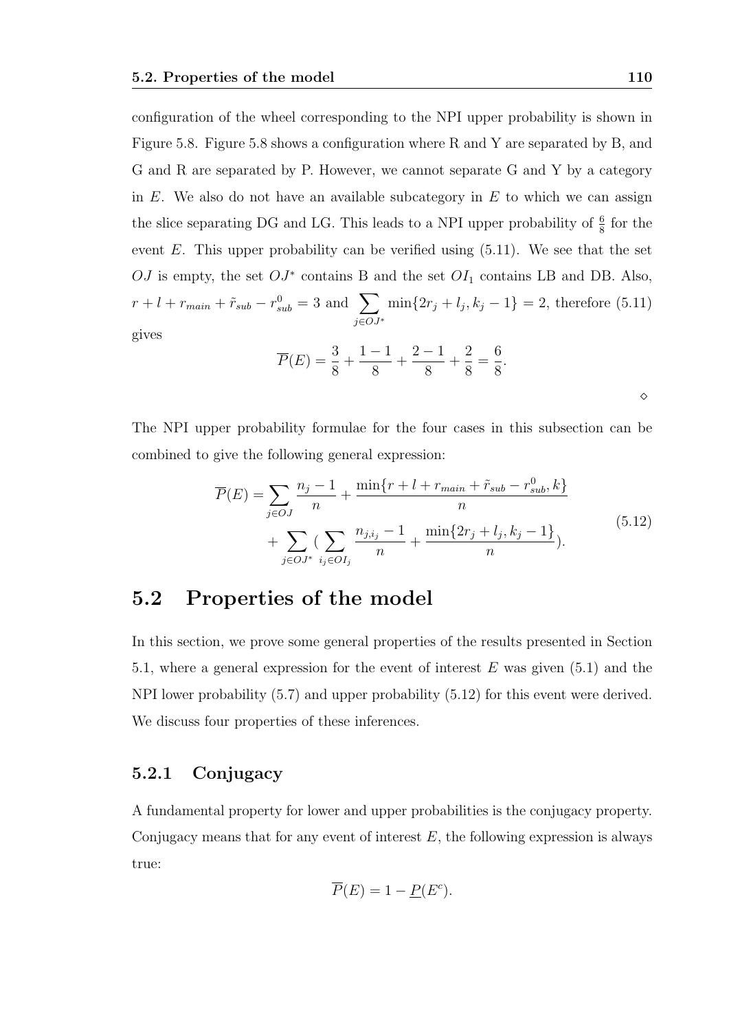configuration of the wheel corresponding to the NPI upper probability is shown in Figure 5.8. Figure 5.8 shows a configuration where R and Y are separated by B, and G and R are separated by P. However, we cannot separate G and Y by a category in $E$. We also do not have an available subcategory in $E$ to which we can assign the slice separating DG and LG. This leads to a NPI upper probability of $\frac{6}{8}$ for the event $E$. This upper probability can be verified using (5.11). We see that the set $OJ$ is empty, the set $OJ^*$ contains B and the set $OI_1$ contains LB and DB. Also, $r + l + r_{main} + \tilde{r}_{sub} - r^0_{sub} = 3$ and $\sum_{j \in OJ^*} \min\{2r_j + l_j, k_j - 1\} = 2$, therefore (5.11) gives

$$\overline{P}(E) = \frac{3}{8} + \frac{1-1}{8} + \frac{2-1}{8} + \frac{2}{8} = \frac{6}{8}.$$

$\diamond$

The NPI upper probability formulae for the four cases in this subsection can be combined to give the following general expression:

$$\begin{aligned} \overline{P}(E) = \sum_{j \in OJ} \frac{n_j - 1}{n} + \frac{\min\{r + l + r_{main} + \tilde{r}_{sub} - r^0_{sub}, k\}}{n} \\ + \sum_{j \in OJ^*} \left( \sum_{i_j \in OI_j} \frac{n_{j,i_j} - 1}{n} + \frac{\min\{2r_j + l_j, k_j - 1\}}{n} \right). \end{aligned} \tag{5.12}$$

## 5.2 Properties of the model

In this section, we prove some general properties of the results presented in Section 5.1, where a general expression for the event of interest $E$ was given (5.1) and the NPI lower probability (5.7) and upper probability (5.12) for this event were derived. We discuss four properties of these inferences.

### 5.2.1 Conjugacy

A fundamental property for lower and upper probabilities is the conjugacy property. Conjugacy means that for any event of interest $E$, the following expression is always true:

$$\overline{P}(E) = 1 - \underline{P}(E^c).$$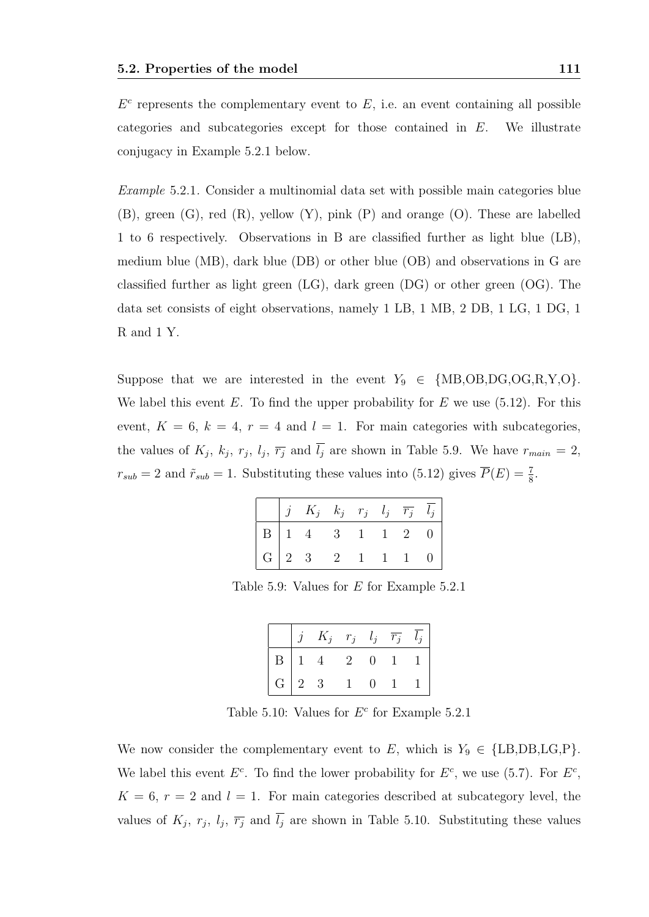$E^c$ represents the complementary event to $E$, i.e. an event containing all possible categories and subcategories except for those contained in $E$. We illustrate conjugacy in Example 5.2.1 below.

*Example* 5.2.1. Consider a multinomial data set with possible main categories blue (B), green (G), red (R), yellow (Y), pink (P) and orange (O). These are labelled 1 to 6 respectively. Observations in B are classified further as light blue (LB), medium blue (MB), dark blue (DB) or other blue (OB) and observations in G are classified further as light green (LG), dark green (DG) or other green (OG). The data set consists of eight observations, namely 1 LB, 1 MB, 2 DB, 1 LG, 1 DG, 1 R and 1 Y.

Suppose that we are interested in the event $Y_9 \in \{\text{MB,OB,DG,OG,R,Y,O}\}$. We label this event $E$. To find the upper probability for $E$ we use (5.12). For this event, $K = 6$, $k = 4$, $r = 4$ and $l = 1$. For main categories with subcategories, the values of $K_j$, $k_j$, $r_j$, $l_j$, $\overline{r_j}$ and $\overline{l_j}$ are shown in Table 5.9. We have $r_{main} = 2$, $r_{sub} = 2$ and $\tilde{r}_{sub} = 1$. Substituting these values into (5.12) gives $\overline{P}(E) = \frac{7}{8}$.

| | $j$ | $K_j$ | $k_j$ | $r_j$ | $l_j$ | $\overline{r_j}$ | $\overline{l_j}$ |
|---|---|---|---|---|---|---|---|
| B | 1 | 4 | 3 | 1 | 1 | 2 | 0 |
| G | 2 | 3 | 2 | 1 | 1 | 1 | 0 |

Table 5.9: Values for $E$ for Example 5.2.1

| | $j$ | $K_j$ | $r_j$ | $l_j$ | $\overline{r_j}$ | $\overline{l_j}$ |
|---|---|---|---|---|---|---|
| B | 1 | 4 | 2 | 0 | 1 | 1 |
| G | 2 | 3 | 1 | 0 | 1 | 1 |

Table 5.10: Values for $E^c$ for Example 5.2.1

We now consider the complementary event to $E$, which is $Y_9 \in \{\text{LB,DB,LG,P}\}$. We label this event $E^c$. To find the lower probability for $E^c$, we use (5.7). For $E^c$, $K = 6$, $r = 2$ and $l = 1$. For main categories described at subcategory level, the values of $K_j$, $r_j$, $l_j$, $\overline{r_j}$ and $\overline{l_j}$ are shown in Table 5.10. Substituting these values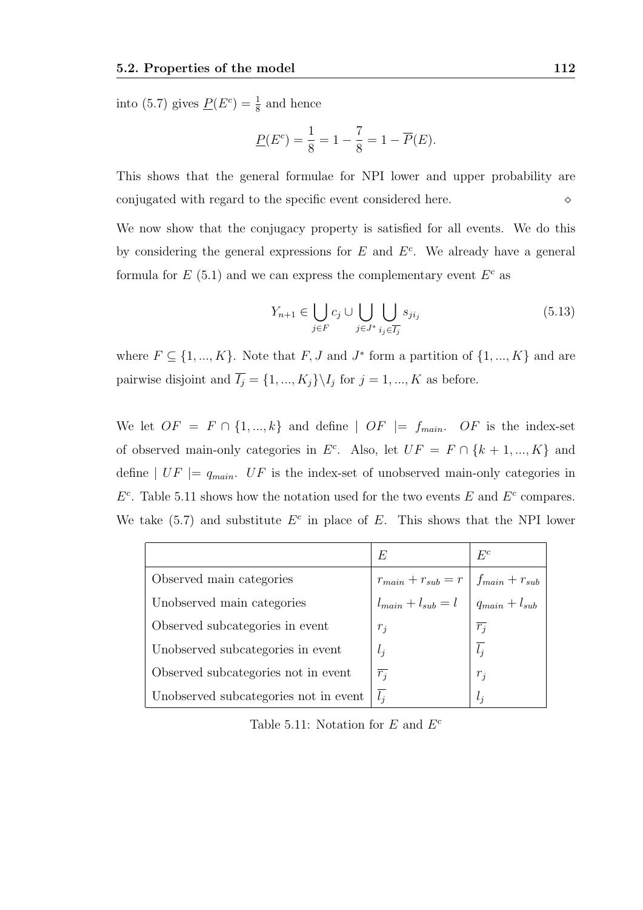into (5.7) gives $\underline{P}(E^c) = \frac{1}{8}$ and hence

$$\underline{P}(E^c) = \frac{1}{8} = 1 - \frac{7}{8} = 1 - \overline{P}(E).$$

This shows that the general formulae for NPI lower and upper probability are conjugated with regard to the specific event considered here. $\diamond$

We now show that the conjugacy property is satisfied for all events. We do this by considering the general expressions for $E$ and $E^c$. We already have a general formula for $E$ (5.1) and we can express the complementary event $E^c$ as

$$Y_{n+1} \in \bigcup_{j \in F} c_j \cup \bigcup_{j \in J^*} \bigcup_{i_j \in \overline{I_j}} s_{ji_j} \tag{5.13}$$

where $F \subseteq \{1, ..., K\}$. Note that $F, J$ and $J^*$ form a partition of $\{1, ..., K\}$ and are pairwise disjoint and $\overline{I_j} = \{1, ..., K_j\} \backslash I_j$ for $j = 1, ..., K$ as before.

We let $OF = F \cap \{1, ..., k\}$ and define $| \; OF \; |= f_{main}$. $OF$ is the index-set of observed main-only categories in $E^c$. Also, let $UF = F \cap \{k + 1, ..., K\}$ and define $| \; UF \; |= q_{main}$. $UF$ is the index-set of unobserved main-only categories in $E^c$. Table 5.11 shows how the notation used for the two events $E$ and $E^c$ compares. We take (5.7) and substitute $E^c$ in place of $E$. This shows that the NPI lower

| | $E$ | $E^c$ |
|---|---|---|
| Observed main categories | $r_{main} + r_{sub} = r$ | $f_{main} + r_{sub}$ |
| Unobserved main categories | $l_{main} + l_{sub} = l$ | $q_{main} + l_{sub}$ |
| Observed subcategories in event | $r_j$ | $\overline{r_j}$ |
| Unobserved subcategories in event | $l_j$ | $\overline{l_j}$ |
| Observed subcategories not in event | $\overline{r_j}$ | $r_j$ |
| Unobserved subcategories not in event | $\overline{l_j}$ | $l_j$ |

Table 5.11: Notation for $E$ and $E^c$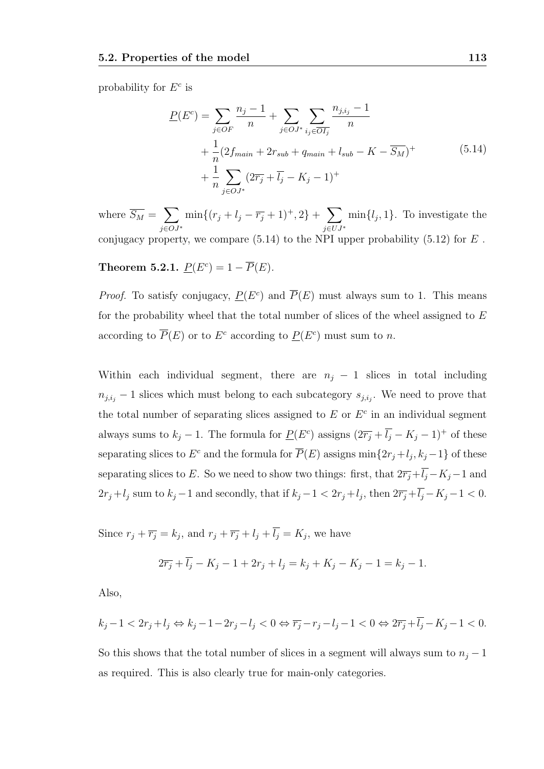probability for $E^c$ is

$$
\begin{aligned}
\underline{P}(E^c) = &\sum_{j \in OF} \frac{n_j - 1}{n} + \sum_{j \in OJ^*} \sum_{i_j \in \overline{OI_j}} \frac{n_{j,i_j} - 1}{n} \\
&+ \frac{1}{n}(2f_{main} + 2r_{sub} + q_{main} + l_{sub} - K - \overline{S_M})^+ \\
&+ \frac{1}{n} \sum_{j \in OJ^*} (2\overline{r_j} + \overline{l_j} - K_j - 1)^+
\end{aligned}
\tag{5.14}
$$

where $\overline{S_M} = \sum_{j \in OJ^*} \min\{(r_j + l_j - \overline{r_j} + 1)^+, 2\} + \sum_{j \in UJ^*} \min\{l_j, 1\}$. To investigate the conjugacy property, we compare (5.14) to the NPI upper probability (5.12) for $E$ .

**Theorem 5.2.1.** $\underline{P}(E^c) = 1 - \overline{P}(E)$.

*Proof.* To satisfy conjugacy, $\underline{P}(E^c)$ and $\overline{P}(E)$ must always sum to 1. This means for the probability wheel that the total number of slices of the wheel assigned to $E$ according to $\overline{P}(E)$ or to $E^c$ according to $\underline{P}(E^c)$ must sum to $n$.

Within each individual segment, there are $n_j - 1$ slices in total including $n_{j,i_j} - 1$ slices which must belong to each subcategory $s_{j,i_j}$. We need to prove that the total number of separating slices assigned to $E$ or $E^c$ in an individual segment always sums to $k_j - 1$. The formula for $\underline{P}(E^c)$ assigns $(2\overline{r_j} + \overline{l_j} - K_j - 1)^+$ of these separating slices to $E^c$ and the formula for $\overline{P}(E)$ assigns $\min\{2r_j + l_j, k_j - 1\}$ of these separating slices to $E$. So we need to show two things: first, that $2\overline{r_j} + \overline{l_j} - K_j - 1$ and $2r_j + l_j$ sum to $k_j - 1$ and secondly, that if $k_j - 1 < 2r_j + l_j$, then $2\overline{r_j} + \overline{l_j} - K_j - 1 < 0$.

Since $r_j + \overline{r_j} = k_j$, and $r_j + \overline{r_j} + l_j + \overline{l_j} = K_j$, we have

$$2\overline{r_j} + \overline{l_j} - K_j - 1 + 2r_j + l_j = k_j + K_j - K_j - 1 = k_j - 1.$$

Also,

$$k_j - 1 < 2r_j + l_j \Leftrightarrow k_j - 1 - 2r_j - l_j < 0 \Leftrightarrow \overline{r_j} - r_j - l_j - 1 < 0 \Leftrightarrow 2\overline{r_j} + \overline{l_j} - K_j - 1 < 0.$$

So this shows that the total number of slices in a segment will always sum to $n_j - 1$ as required. This is also clearly true for main-only categories.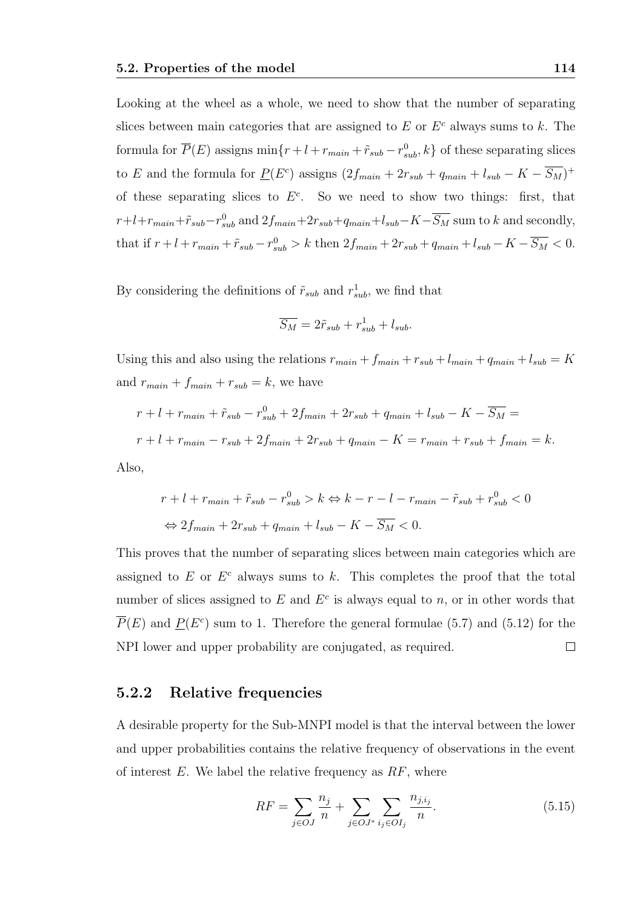Looking at the wheel as a whole, we need to show that the number of separating slices between main categories that are assigned to $E$ or $E^c$ always sums to $k$. The formula for $\overline{P}(E)$ assigns $\min\{r + l + r_{main} + \tilde{r}_{sub} - r^0_{sub}, k\}$ of these separating slices to $E$ and the formula for $\underline{P}(E^c)$ assigns $(2f_{main} + 2r_{sub} + q_{main} + l_{sub} - K - \overline{S_M})^+$ of these separating slices to $E^c$. So we need to show two things: first, that $r+l+r_{main}+\tilde{r}_{sub}-r^0_{sub}$ and $2f_{main}+2r_{sub}+q_{main}+l_{sub}-K-\overline{S_M}$ sum to $k$ and secondly, that if $r + l + r_{main} + \tilde{r}_{sub} - r^0_{sub} > k$ then $2f_{main} + 2r_{sub} + q_{main} + l_{sub} - K - \overline{S_M} < 0$.

By considering the definitions of $\tilde{r}_{sub}$ and $r^1_{sub}$, we find that

$$\overline{S_M} = 2\tilde{r}_{sub} + r^1_{sub} + l_{sub}.$$

Using this and also using the relations $r_{main} + f_{main} + r_{sub} + l_{main} + q_{main} + l_{sub} = K$ and $r_{main} + f_{main} + r_{sub} = k$, we have

$$r + l + r_{main} + \tilde{r}_{sub} - r^0_{sub} + 2f_{main} + 2r_{sub} + q_{main} + l_{sub} - K - \overline{S_M} =$$
$$r + l + r_{main} - r_{sub} + 2f_{main} + 2r_{sub} + q_{main} - K = r_{main} + r_{sub} + f_{main} = k.$$

Also,

$$r + l + r_{main} + \tilde{r}_{sub} - r^0_{sub} > k \Leftrightarrow k - r - l - r_{main} - \tilde{r}_{sub} + r^0_{sub} < 0$$
$$\Leftrightarrow 2f_{main} + 2r_{sub} + q_{main} + l_{sub} - K - \overline{S_M} < 0.$$

This proves that the number of separating slices between main categories which are assigned to $E$ or $E^c$ always sums to $k$. This completes the proof that the total number of slices assigned to $E$ and $E^c$ is always equal to $n$, or in other words that $\overline{P}(E)$ and $\underline{P}(E^c)$ sum to 1. Therefore the general formulae (5.7) and (5.12) for the NPI lower and upper probability are conjugated, as required. $\square$

### 5.2.2 Relative frequencies

A desirable property for the Sub-MNPI model is that the interval between the lower and upper probabilities contains the relative frequency of observations in the event of interest $E$. We label the relative frequency as $RF$, where

$$RF = \sum_{j \in OJ} \frac{n_j}{n} + \sum_{j \in OJ^*} \sum_{i_j \in OI_j} \frac{n_{j,i_j}}{n}. \tag{5.15}$$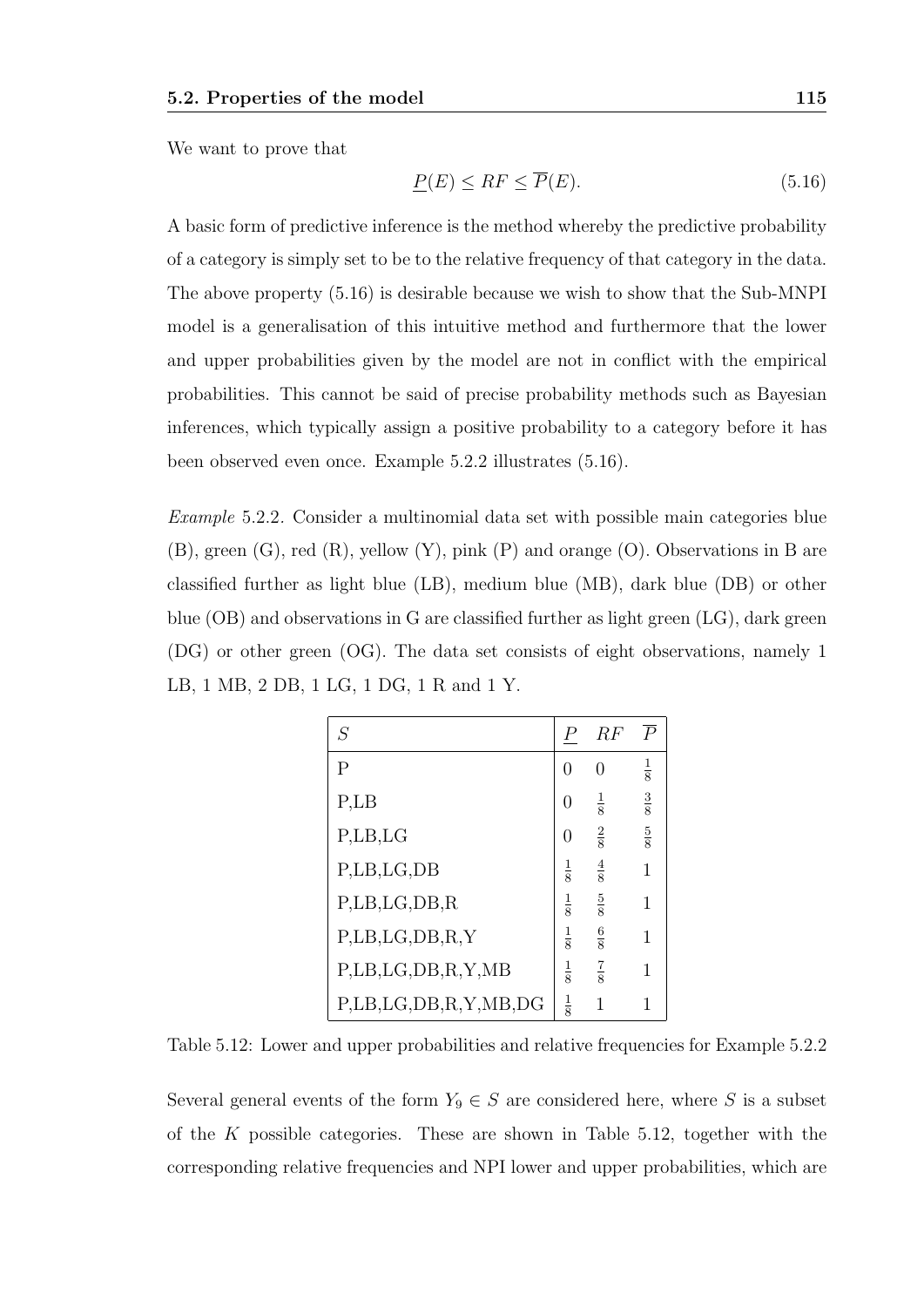We want to prove that

$$\underline{P}(E) \leq RF \leq \overline{P}(E). \tag{5.16}$$

A basic form of predictive inference is the method whereby the predictive probability of a category is simply set to be to the relative frequency of that category in the data. The above property (5.16) is desirable because we wish to show that the Sub-MNPI model is a generalisation of this intuitive method and furthermore that the lower and upper probabilities given by the model are not in conflict with the empirical probabilities. This cannot be said of precise probability methods such as Bayesian inferences, which typically assign a positive probability to a category before it has been observed even once. Example 5.2.2 illustrates (5.16).

*Example* 5.2.2. Consider a multinomial data set with possible main categories blue (B), green (G), red (R), yellow (Y), pink (P) and orange (O). Observations in B are classified further as light blue (LB), medium blue (MB), dark blue (DB) or other blue (OB) and observations in G are classified further as light green (LG), dark green (DG) or other green (OG). The data set consists of eight observations, namely 1 LB, 1 MB, 2 DB, 1 LG, 1 DG, 1 R and 1 Y.

| $S$ | $\underline{P}$ | $RF$ | $\overline{P}$ |
|---|---|---|---|
| P | $0$ | $0$ | $\frac{1}{8}$ |
| P,LB | $0$ | $\frac{1}{8}$ | $\frac{3}{8}$ |
| P,LB,LG | $0$ | $\frac{2}{8}$ | $\frac{5}{8}$ |
| P,LB,LG,DB | $\frac{1}{8}$ | $\frac{4}{8}$ | $1$ |
| P,LB,LG,DB,R | $\frac{1}{8}$ | $\frac{5}{8}$ | $1$ |
| P,LB,LG,DB,R,Y | $\frac{1}{8}$ | $\frac{6}{8}$ | $1$ |
| P,LB,LG,DB,R,Y,MB | $\frac{1}{8}$ | $\frac{7}{8}$ | $1$ |
| P,LB,LG,DB,R,Y,MB,DG | $\frac{1}{8}$ | $1$ | $1$ |

Table 5.12: Lower and upper probabilities and relative frequencies for Example 5.2.2

Several general events of the form $Y_9 \in S$ are considered here, where $S$ is a subset of the $K$ possible categories. These are shown in Table 5.12, together with the corresponding relative frequencies and NPI lower and upper probabilities, which are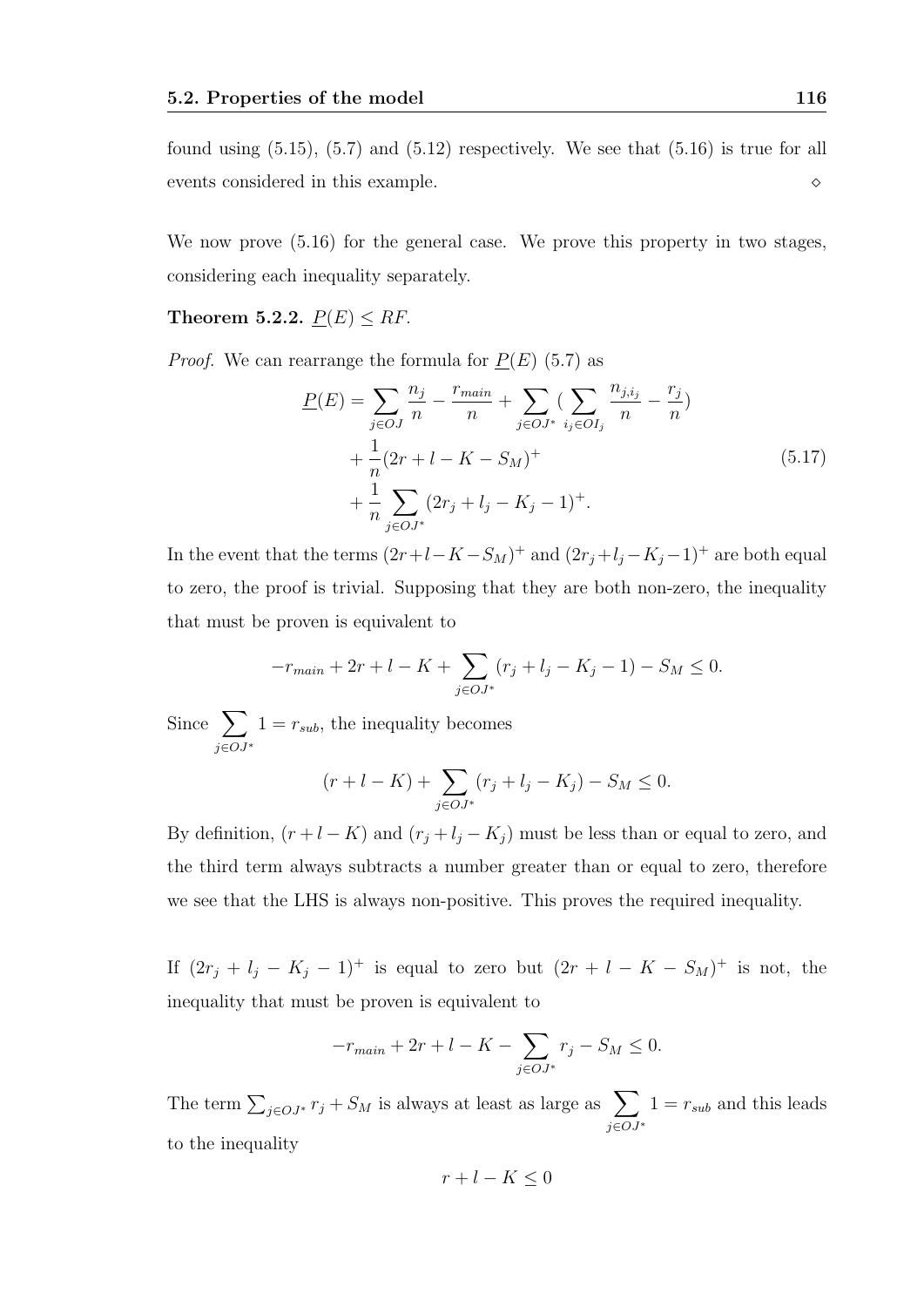found using (5.15), (5.7) and (5.12) respectively. We see that (5.16) is true for all events considered in this example. ◇

We now prove (5.16) for the general case. We prove this property in two stages, considering each inequality separately.

**Theorem 5.2.2.** *$\underline{P}(E) \leq RF$.*

*Proof.* We can rearrange the formula for $\underline{P}(E)$ (5.7) as

$$
\begin{aligned}
\underline{P}(E) = & \sum_{j \in OJ} \frac{n_j}{n} - \frac{r_{main}}{n} + \sum_{j \in OJ^*} \Big( \sum_{i_j \in OI_j} \frac{n_{j,i_j}}{n} - \frac{r_j}{n} \Big) \\
& + \frac{1}{n}(2r + l - K - S_M)^+ \\
& + \frac{1}{n} \sum_{j \in OJ^*} (2r_j + l_j - K_j - 1)^+.
\end{aligned}
\tag{5.17}
$$

In the event that the terms $(2r+l-K-S_M)^+$ and $(2r_j+l_j-K_j-1)^+$ are both equal to zero, the proof is trivial. Supposing that they are both non-zero, the inequality that must be proven is equivalent to

$$
-r_{main} + 2r + l - K + \sum_{j \in OJ^*} (r_j + l_j - K_j - 1) - S_M \leq 0.
$$

Since $\sum_{j \in OJ^*} 1 = r_{sub}$, the inequality becomes

$$
(r + l - K) + \sum_{j \in OJ^*} (r_j + l_j - K_j) - S_M \leq 0.
$$

By definition, $(r + l - K)$ and $(r_j + l_j - K_j)$ must be less than or equal to zero, and the third term always subtracts a number greater than or equal to zero, therefore we see that the LHS is always non-positive. This proves the required inequality.

If $(2r_j + l_j - K_j - 1)^+$ is equal to zero but $(2r + l - K - S_M)^+$ is not, the inequality that must be proven is equivalent to

$$
-r_{main} + 2r + l - K - \sum_{j \in OJ^*} r_j - S_M \leq 0.
$$

The term $\sum_{j \in OJ^*} r_j + S_M$ is always at least as large as $\sum_{j \in OJ^*} 1 = r_{sub}$ and this leads to the inequality

$$
r + l - K \leq 0
$$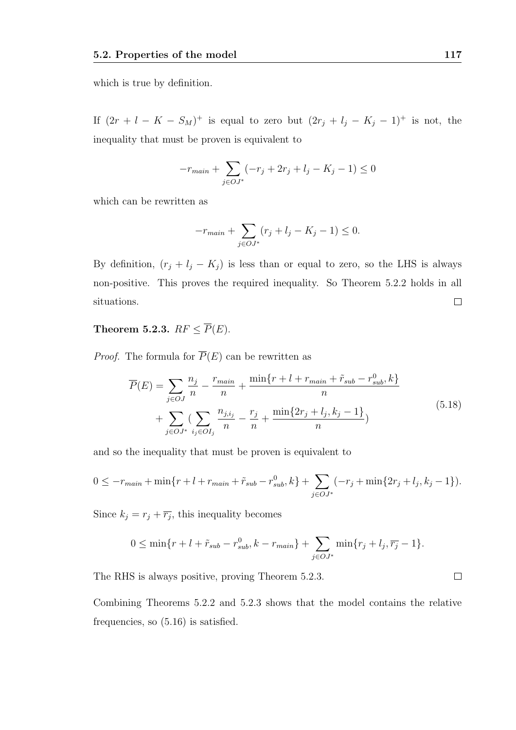which is true by definition.

If $(2r + l - K - S_M)^+$ is equal to zero but $(2r_j + l_j - K_j - 1)^+$ is not, the inequality that must be proven is equivalent to

$$-r_{main} + \sum_{j \in OJ^*} (-r_j + 2r_j + l_j - K_j - 1) \leq 0$$

which can be rewritten as

$$-r_{main} + \sum_{j \in OJ^*} (r_j + l_j - K_j - 1) \leq 0.$$

By definition, $(r_j + l_j - K_j)$ is less than or equal to zero, so the LHS is always non-positive. This proves the required inequality. So Theorem 5.2.2 holds in all situations. □

**Theorem 5.2.3.** $RF \leq \overline{P}(E)$.

*Proof.* The formula for $\overline{P}(E)$ can be rewritten as

$$\begin{aligned}
\overline{P}(E) = &\sum_{j \in OJ} \frac{n_j}{n} - \frac{r_{main}}{n} + \frac{\min\{r + l + r_{main} + \tilde{r}_{sub} - r^0_{sub}, k\}}{n} \\
&+ \sum_{j \in OJ^*} (\sum_{i_j \in OI_j} \frac{n_{j,i_j}}{n} - \frac{r_j}{n} + \frac{\min\{2r_j + l_j, k_j - 1\}}{n})
\end{aligned} \tag{5.18}$$

and so the inequality that must be proven is equivalent to

$$0 \leq -r_{main} + \min\{r + l + r_{main} + \tilde{r}_{sub} - r^0_{sub}, k\} + \sum_{j \in OJ^*} (-r_j + \min\{2r_j + l_j, k_j - 1\}).$$

Since $k_j = r_j + \overline{r_j}$, this inequality becomes

$$0 \leq \min\{r + l + \tilde{r}_{sub} - r^0_{sub}, k - r_{main}\} + \sum_{j \in OJ^*} \min\{r_j + l_j, \overline{r_j} - 1\}.$$

The RHS is always positive, proving Theorem 5.2.3. □

Combining Theorems 5.2.2 and 5.2.3 shows that the model contains the relative frequencies, so (5.16) is satisfied.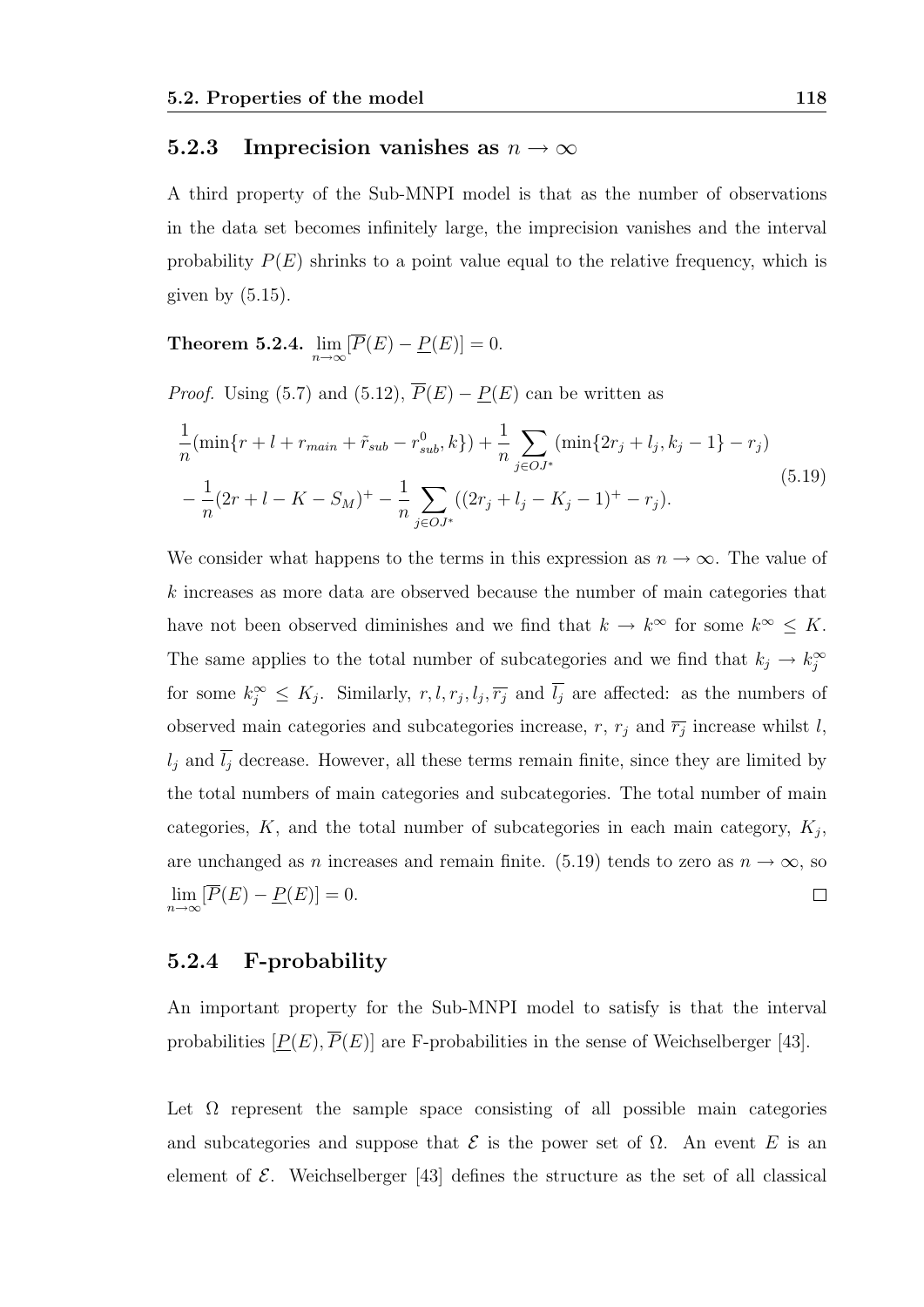### 5.2.3 Imprecision vanishes as $n \to \infty$

A third property of the Sub-MNPI model is that as the number of observations in the data set becomes infinitely large, the imprecision vanishes and the interval probability $P(E)$ shrinks to a point value equal to the relative frequency, which is given by (5.15).

**Theorem 5.2.4.** $\lim_{n\to\infty}[\overline{P}(E) - \underline{P}(E)] = 0.$

*Proof.* Using (5.7) and (5.12), $\overline{P}(E) - \underline{P}(E)$ can be written as

$$
\begin{aligned}
&\frac{1}{n}(\min\{r + l + r_{main} + \tilde{r}_{sub} - r^0_{sub}, k\}) + \frac{1}{n}\sum_{j\in OJ^*}(\min\{2r_j + l_j, k_j - 1\} - r_j) \\
&- \frac{1}{n}(2r + l - K - S_M)^+ - \frac{1}{n}\sum_{j\in OJ^*}((2r_j + l_j - K_j - 1)^+ - r_j).
\end{aligned}
\tag{5.19}
$$

We consider what happens to the terms in this expression as $n \to \infty$. The value of $k$ increases as more data are observed because the number of main categories that have not been observed diminishes and we find that $k \to k^\infty$ for some $k^\infty \leq K$. The same applies to the total number of subcategories and we find that $k_j \to k_j^\infty$ for some $k_j^\infty \leq K_j$. Similarly, $r, l, r_j, l_j, \overline{r_j}$ and $\overline{l_j}$ are affected: as the numbers of observed main categories and subcategories increase, $r$, $r_j$ and $\overline{r_j}$ increase whilst $l$, $l_j$ and $\overline{l_j}$ decrease. However, all these terms remain finite, since they are limited by the total numbers of main categories and subcategories. The total number of main categories, $K$, and the total number of subcategories in each main category, $K_j$, are unchanged as $n$ increases and remain finite. (5.19) tends to zero as $n \to \infty$, so $\lim_{n\to\infty}[\overline{P}(E) - \underline{P}(E)] = 0$. □

### 5.2.4 F-probability

An important property for the Sub-MNPI model to satisfy is that the interval probabilities $[\underline{P}(E), \overline{P}(E)]$ are F-probabilities in the sense of Weichselberger [43].

Let $\Omega$ represent the sample space consisting of all possible main categories and subcategories and suppose that $\mathcal{E}$ is the power set of $\Omega$. An event $E$ is an element of $\mathcal{E}$. Weichselberger [43] defines the structure as the set of all classical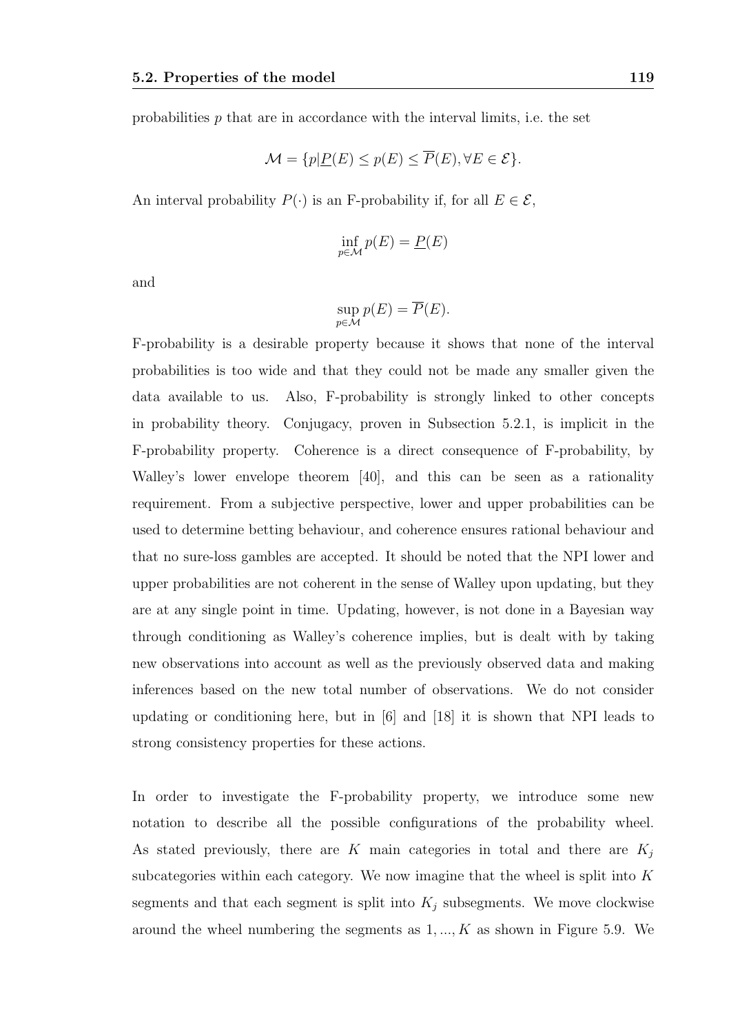probabilities $p$ that are in accordance with the interval limits, i.e. the set

$$\mathcal{M} = \{p | \underline{P}(E) \leq p(E) \leq \overline{P}(E), \forall E \in \mathcal{E}\}.$$

An interval probability $P(\cdot)$ is an F-probability if, for all $E \in \mathcal{E}$,

$$\inf_{p \in \mathcal{M}} p(E) = \underline{P}(E)$$

and

$$\sup_{p \in \mathcal{M}} p(E) = \overline{P}(E).$$

F-probability is a desirable property because it shows that none of the interval probabilities is too wide and that they could not be made any smaller given the data available to us. Also, F-probability is strongly linked to other concepts in probability theory. Conjugacy, proven in Subsection 5.2.1, is implicit in the F-probability property. Coherence is a direct consequence of F-probability, by Walley's lower envelope theorem [40], and this can be seen as a rationality requirement. From a subjective perspective, lower and upper probabilities can be used to determine betting behaviour, and coherence ensures rational behaviour and that no sure-loss gambles are accepted. It should be noted that the NPI lower and upper probabilities are not coherent in the sense of Walley upon updating, but they are at any single point in time. Updating, however, is not done in a Bayesian way through conditioning as Walley's coherence implies, but is dealt with by taking new observations into account as well as the previously observed data and making inferences based on the new total number of observations. We do not consider updating or conditioning here, but in [6] and [18] it is shown that NPI leads to strong consistency properties for these actions.

In order to investigate the F-probability property, we introduce some new notation to describe all the possible configurations of the probability wheel. As stated previously, there are $K$ main categories in total and there are $K_j$ subcategories within each category. We now imagine that the wheel is split into $K$ segments and that each segment is split into $K_j$ subsegments. We move clockwise around the wheel numbering the segments as $1, ..., K$ as shown in Figure 5.9. We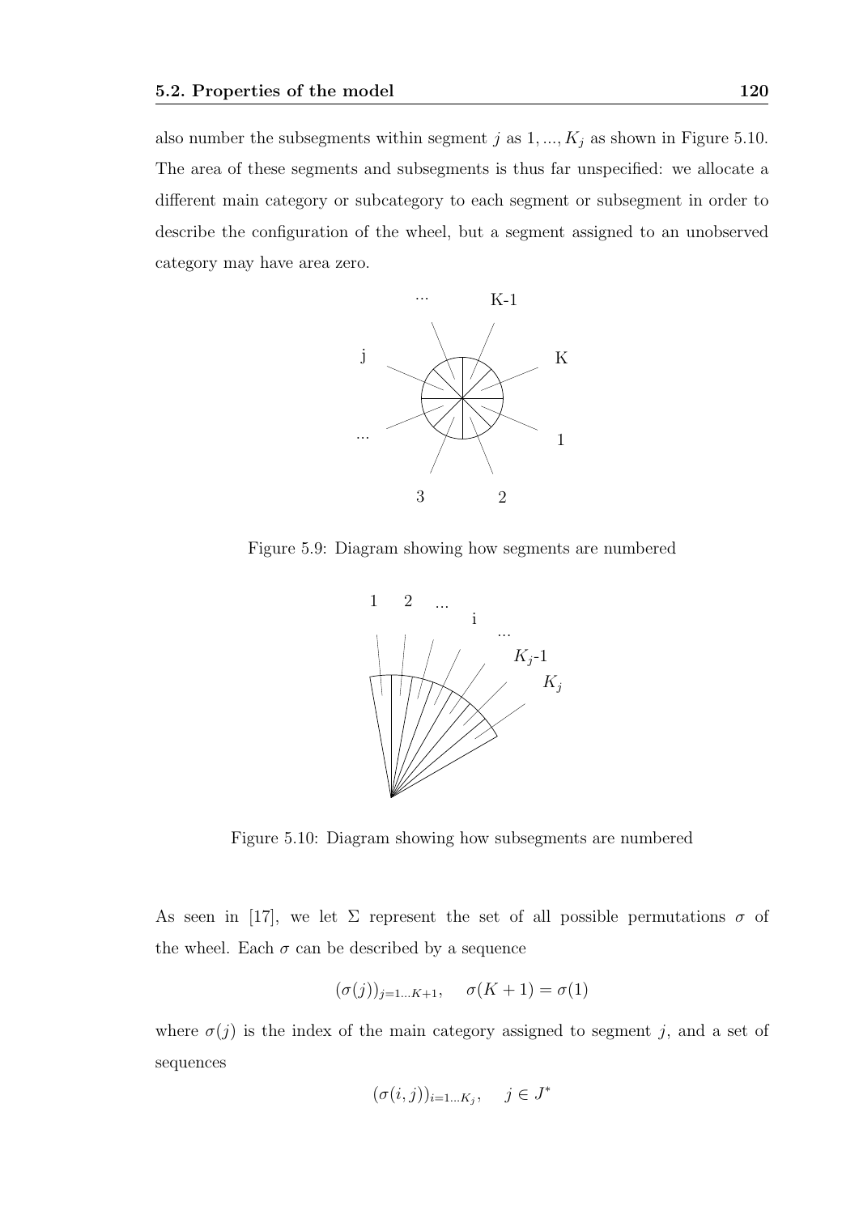also number the subsegments within segment $j$ as $1, ..., K_j$ as shown in Figure 5.10. The area of these segments and subsegments is thus far unspecified: we allocate a different main category or subcategory to each segment or subsegment in order to describe the configuration of the wheel, but a segment assigned to an unobserved category may have area zero.

Figure 5.9: Diagram showing how segments are numbered

Figure 5.10: Diagram showing how subsegments are numbered

As seen in [17], we let $\Sigma$ represent the set of all possible permutations $\sigma$ of the wheel. Each $\sigma$ can be described by a sequence

$$(\sigma(j))_{j=1...K+1}, \quad \sigma(K+1) = \sigma(1)$$

where $\sigma(j)$ is the index of the main category assigned to segment $j$, and a set of sequences

$$(\sigma(i,j))_{i=1...K_j}, \quad j \in J^*$$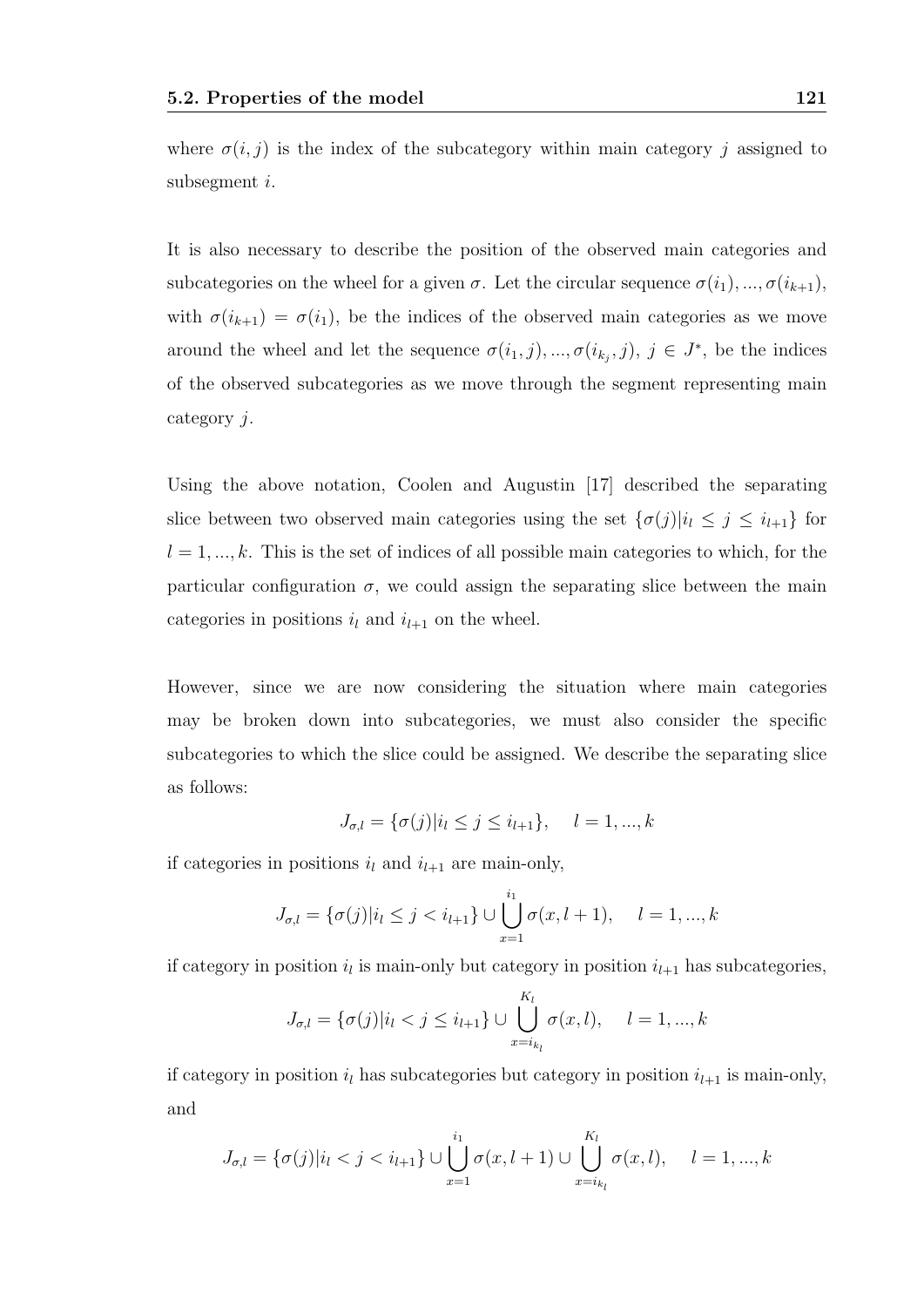where $\sigma(i, j)$ is the index of the subcategory within main category $j$ assigned to subsegment $i$.

It is also necessary to describe the position of the observed main categories and subcategories on the wheel for a given $\sigma$. Let the circular sequence $\sigma(i_1), ..., \sigma(i_{k+1})$, with $\sigma(i_{k+1}) = \sigma(i_1)$, be the indices of the observed main categories as we move around the wheel and let the sequence $\sigma(i_1, j), ..., \sigma(i_{k_j}, j)$, $j \in J^*$, be the indices of the observed subcategories as we move through the segment representing main category $j$.

Using the above notation, Coolen and Augustin [17] described the separating slice between two observed main categories using the set $\{\sigma(j)|i_l \leq j \leq i_{l+1}\}$ for $l = 1, ..., k$. This is the set of indices of all possible main categories to which, for the particular configuration $\sigma$, we could assign the separating slice between the main categories in positions $i_l$ and $i_{l+1}$ on the wheel.

However, since we are now considering the situation where main categories may be broken down into subcategories, we must also consider the specific subcategories to which the slice could be assigned. We describe the separating slice as follows:

$$J_{\sigma,l} = \{\sigma(j)|i_l \leq j \leq i_{l+1}\}, \quad l = 1, ..., k$$

if categories in positions $i_l$ and $i_{l+1}$ are main-only,

$$J_{\sigma,l} = \{\sigma(j)|i_l \leq j < i_{l+1}\} \cup \bigcup_{x=1}^{i_1} \sigma(x, l+1), \quad l = 1, ..., k$$

if category in position $i_l$ is main-only but category in position $i_{l+1}$ has subcategories,

$$J_{\sigma,l} = \{\sigma(j)|i_l < j \leq i_{l+1}\} \cup \bigcup_{x=i_{k_l}}^{K_l} \sigma(x, l), \quad l = 1, ..., k$$

if category in position $i_l$ has subcategories but category in position $i_{l+1}$ is main-only, and

$$J_{\sigma,l} = \{\sigma(j)|i_l < j < i_{l+1}\} \cup \bigcup_{x=1}^{i_1} \sigma(x, l+1) \cup \bigcup_{x=i_{k_l}}^{K_l} \sigma(x, l), \quad l = 1, ..., k$$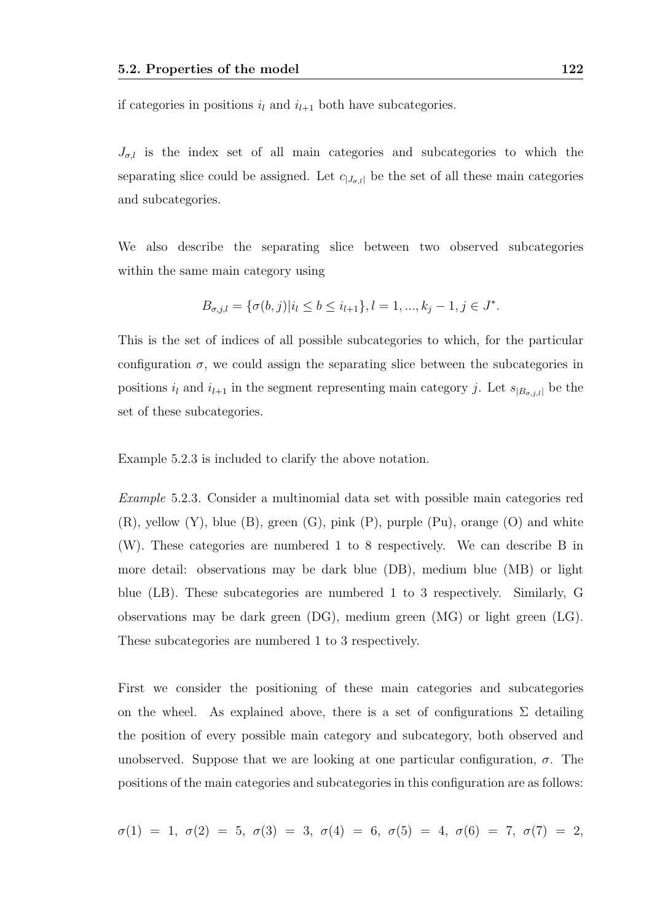if categories in positions $i_l$ and $i_{l+1}$ both have subcategories.

$J_{\sigma,l}$ is the index set of all main categories and subcategories to which the separating slice could be assigned. Let $c_{|J_{\sigma,l}|}$ be the set of all these main categories and subcategories.

We also describe the separating slice between two observed subcategories within the same main category using

$$B_{\sigma,j,l} = \{\sigma(b,j) | i_l \leq b \leq i_{l+1}\}, l = 1, ..., k_j - 1, j \in J^*.$$

This is the set of indices of all possible subcategories to which, for the particular configuration $\sigma$, we could assign the separating slice between the subcategories in positions $i_l$ and $i_{l+1}$ in the segment representing main category $j$. Let $s_{|B_{\sigma,j,l}|}$ be the set of these subcategories.

Example 5.2.3 is included to clarify the above notation.

*Example* 5.2.3. Consider a multinomial data set with possible main categories red (R), yellow (Y), blue (B), green (G), pink (P), purple (Pu), orange (O) and white (W). These categories are numbered 1 to 8 respectively. We can describe B in more detail: observations may be dark blue (DB), medium blue (MB) or light blue (LB). These subcategories are numbered 1 to 3 respectively. Similarly, G observations may be dark green (DG), medium green (MG) or light green (LG). These subcategories are numbered 1 to 3 respectively.

First we consider the positioning of these main categories and subcategories on the wheel. As explained above, there is a set of configurations $\Sigma$ detailing the position of every possible main category and subcategory, both observed and unobserved. Suppose that we are looking at one particular configuration, $\sigma$. The positions of the main categories and subcategories in this configuration are as follows:

$\sigma(1) = 1,\ \sigma(2) = 5,\ \sigma(3) = 3,\ \sigma(4) = 6,\ \sigma(5) = 4,\ \sigma(6) = 7,\ \sigma(7) = 2,$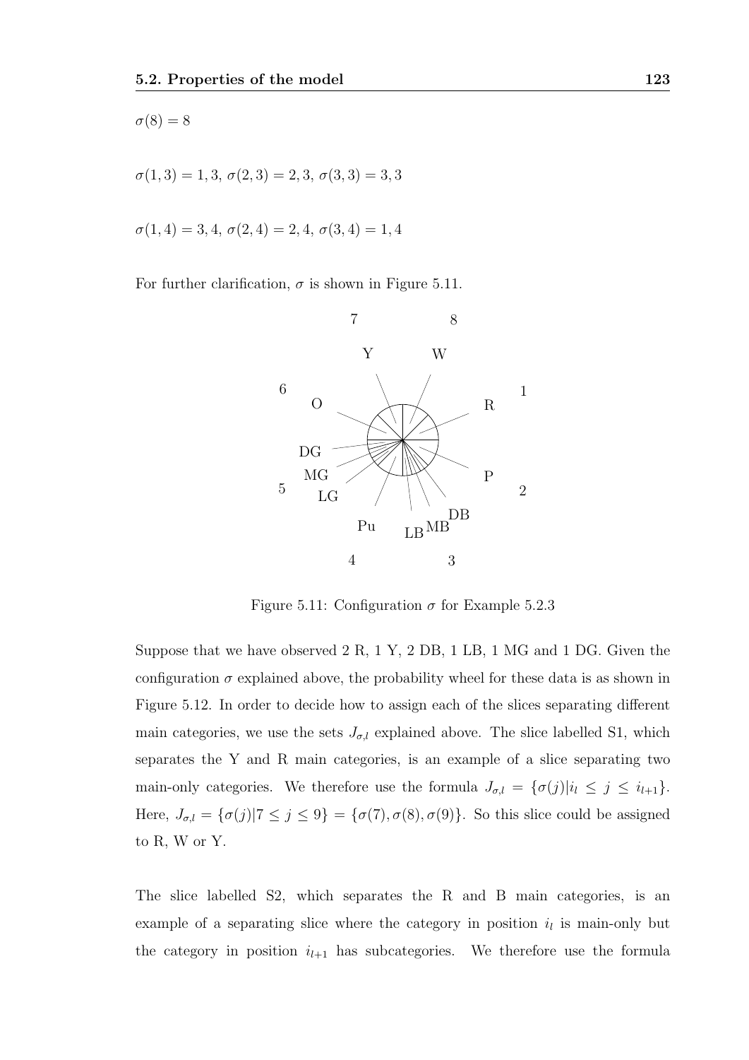$\sigma(8) = 8$

$\sigma(1,3) = 1,3$, $\sigma(2,3) = 2,3$, $\sigma(3,3) = 3,3$

$\sigma(1,4) = 3,4$, $\sigma(2,4) = 2,4$, $\sigma(3,4) = 1,4$

For further clarification, $\sigma$ is shown in Figure 5.11.

Figure 5.11: Configuration $\sigma$ for Example 5.2.3

Suppose that we have observed 2 R, 1 Y, 2 DB, 1 LB, 1 MG and 1 DG. Given the configuration $\sigma$ explained above, the probability wheel for these data is as shown in Figure 5.12. In order to decide how to assign each of the slices separating different main categories, we use the sets $J_{\sigma,l}$ explained above. The slice labelled S1, which separates the Y and R main categories, is an example of a slice separating two main-only categories. We therefore use the formula $J_{\sigma,l} = \{\sigma(j)|i_l \leq j \leq i_{l+1}\}$. Here, $J_{\sigma,l} = \{\sigma(j)|7 \leq j \leq 9\} = \{\sigma(7), \sigma(8), \sigma(9)\}$. So this slice could be assigned to R, W or Y.

The slice labelled S2, which separates the R and B main categories, is an example of a separating slice where the category in position $i_l$ is main-only but the category in position $i_{l+1}$ has subcategories. We therefore use the formula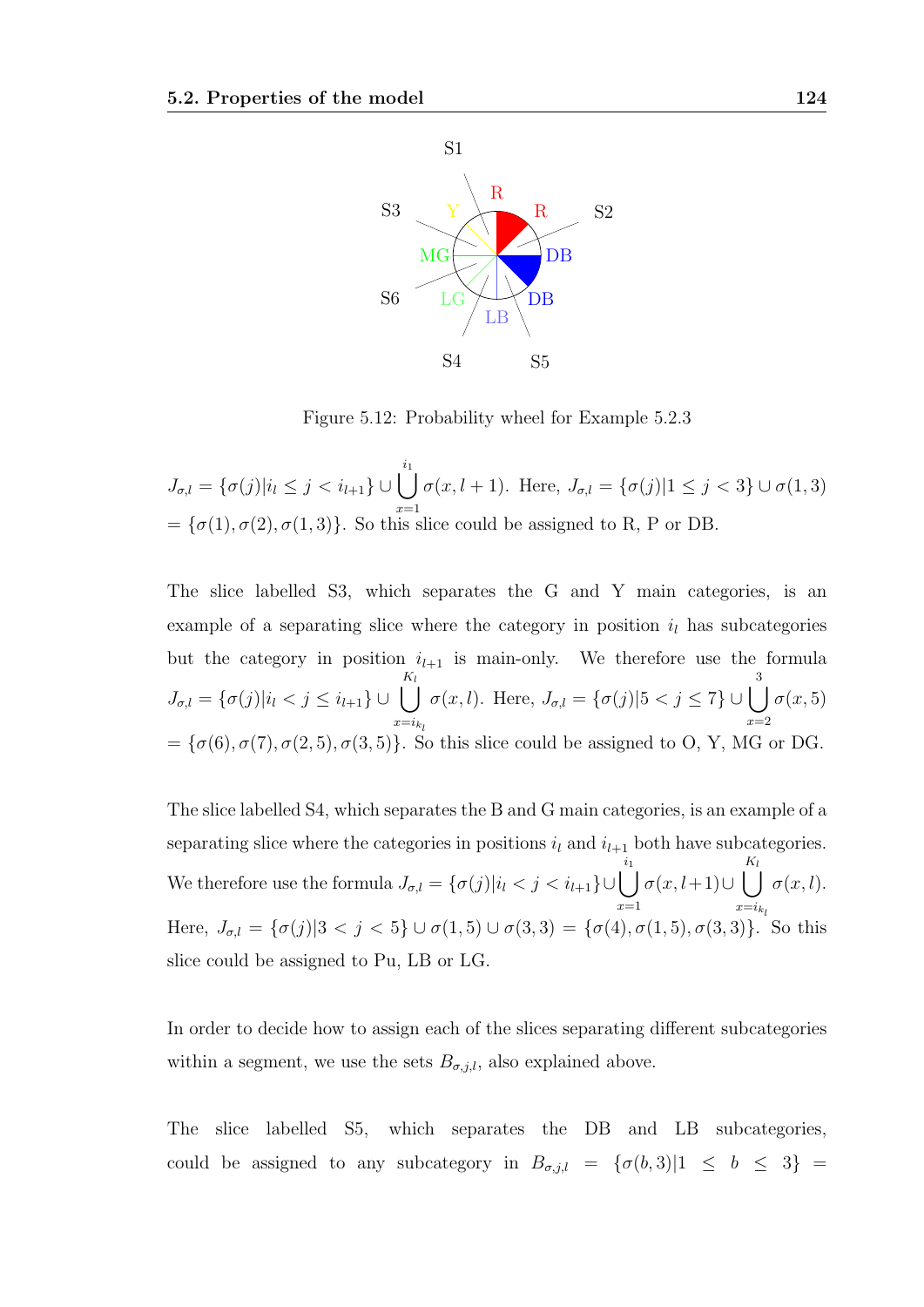Figure 5.12: Probability wheel for Example 5.2.3

$J_{\sigma,l} = \{\sigma(j)|i_l \leq j < i_{l+1}\} \cup \bigcup_{x=1}^{i_1} \sigma(x, l+1)$. Here, $J_{\sigma,l} = \{\sigma(j)|1 \leq j < 3\} \cup \sigma(1,3)$ $= \{\sigma(1), \sigma(2), \sigma(1,3)\}$. So this slice could be assigned to R, P or DB.

The slice labelled S3, which separates the G and Y main categories, is an example of a separating slice where the category in position $i_l$ has subcategories but the category in position $i_{l+1}$ is main-only. We therefore use the formula $J_{\sigma,l} = \{\sigma(j)|i_l < j \leq i_{l+1}\} \cup \bigcup_{x=i_{k_l}}^{K_l} \sigma(x, l)$. Here, $J_{\sigma,l} = \{\sigma(j)|5 < j \leq 7\} \cup \bigcup_{x=2}^{3} \sigma(x, 5)$ $= \{\sigma(6), \sigma(7), \sigma(2,5), \sigma(3,5)\}$. So this slice could be assigned to O, Y, MG or DG.

The slice labelled S4, which separates the B and G main categories, is an example of a separating slice where the categories in positions $i_l$ and $i_{l+1}$ both have subcategories. We therefore use the formula $J_{\sigma,l} = \{\sigma(j)|i_l < j < i_{l+1}\} \cup \bigcup_{x=1}^{i_1} \sigma(x, l+1) \cup \bigcup_{x=i_{k_l}}^{K_l} \sigma(x, l)$. Here, $J_{\sigma,l} = \{\sigma(j)|3 < j < 5\} \cup \sigma(1,5) \cup \sigma(3,3) = \{\sigma(4), \sigma(1,5), \sigma(3,3)\}$. So this slice could be assigned to Pu, LB or LG.

In order to decide how to assign each of the slices separating different subcategories within a segment, we use the sets $B_{\sigma,j,l}$, also explained above.

The slice labelled S5, which separates the DB and LB subcategories, could be assigned to any subcategory in $B_{\sigma,j,l} = \{\sigma(b,3)|1 \leq b \leq 3\} =$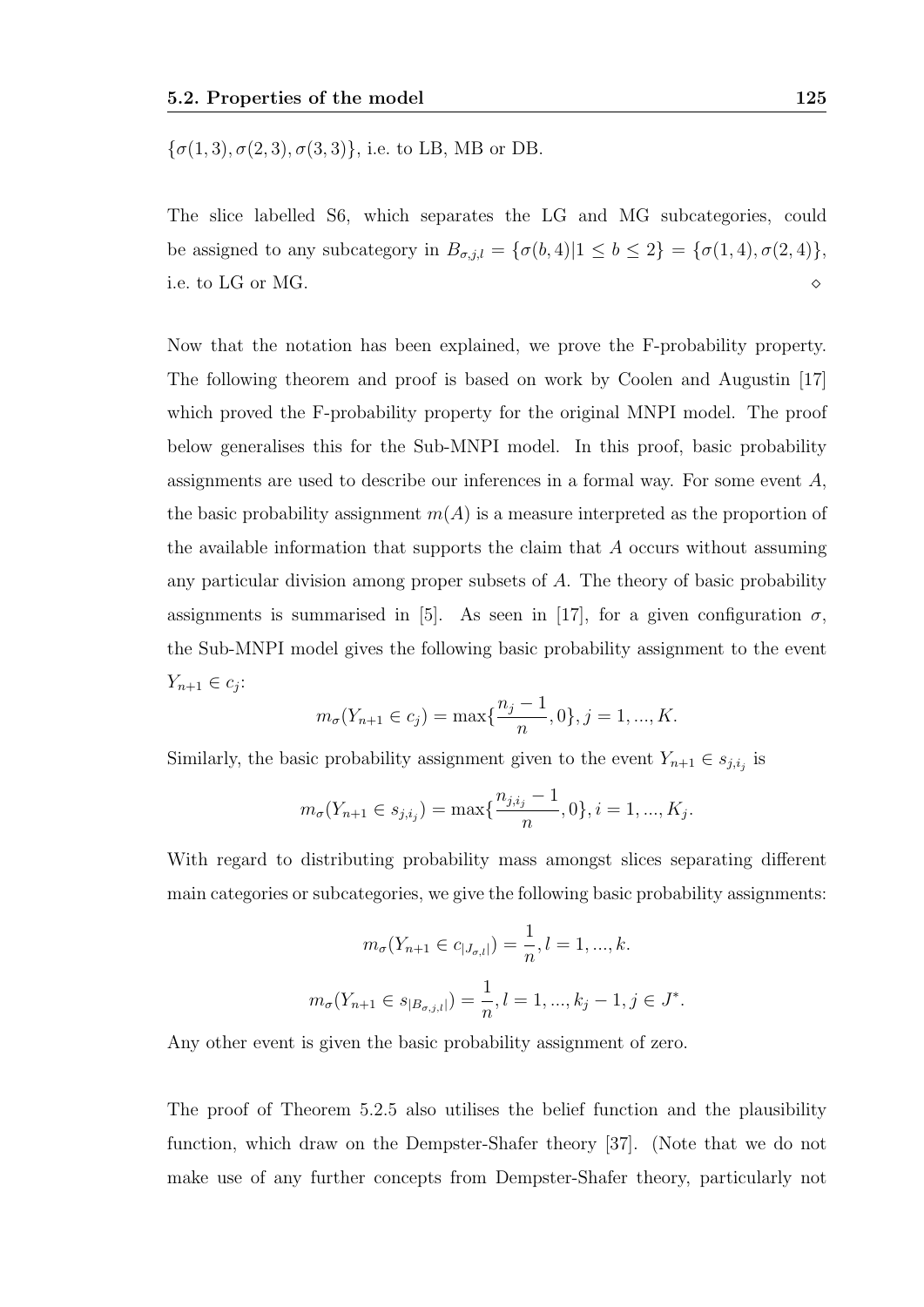$\{\sigma(1,3), \sigma(2,3), \sigma(3,3)\}$, i.e. to LB, MB or DB.

The slice labelled S6, which separates the LG and MG subcategories, could be assigned to any subcategory in $B_{\sigma,j,l} = \{\sigma(b,4)|1 \leq b \leq 2\} = \{\sigma(1,4), \sigma(2,4)\}$, i.e. to LG or MG. $\diamond$

Now that the notation has been explained, we prove the F-probability property. The following theorem and proof is based on work by Coolen and Augustin [17] which proved the F-probability property for the original MNPI model. The proof below generalises this for the Sub-MNPI model. In this proof, basic probability assignments are used to describe our inferences in a formal way. For some event $A$, the basic probability assignment $m(A)$ is a measure interpreted as the proportion of the available information that supports the claim that $A$ occurs without assuming any particular division among proper subsets of $A$. The theory of basic probability assignments is summarised in [5]. As seen in [17], for a given configuration $\sigma$, the Sub-MNPI model gives the following basic probability assignment to the event $Y_{n+1} \in c_j$:

$$m_\sigma(Y_{n+1} \in c_j) = \max\{\frac{n_j - 1}{n}, 0\}, j = 1, ..., K.$$

Similarly, the basic probability assignment given to the event $Y_{n+1} \in s_{j,i_j}$ is

$$m_\sigma(Y_{n+1} \in s_{j,i_j}) = \max\{\frac{n_{j,i_j} - 1}{n}, 0\}, i = 1, ..., K_j.$$

With regard to distributing probability mass amongst slices separating different main categories or subcategories, we give the following basic probability assignments:

$$m_\sigma(Y_{n+1} \in c_{|J_{\sigma,l}|}) = \frac{1}{n}, l = 1, ..., k.$$

$$m_\sigma(Y_{n+1} \in s_{|B_{\sigma,j,l}|}) = \frac{1}{n}, l = 1, ..., k_j - 1, j \in J^*.$$

Any other event is given the basic probability assignment of zero.

The proof of Theorem 5.2.5 also utilises the belief function and the plausibility function, which draw on the Dempster-Shafer theory [37]. (Note that we do not make use of any further concepts from Dempster-Shafer theory, particularly not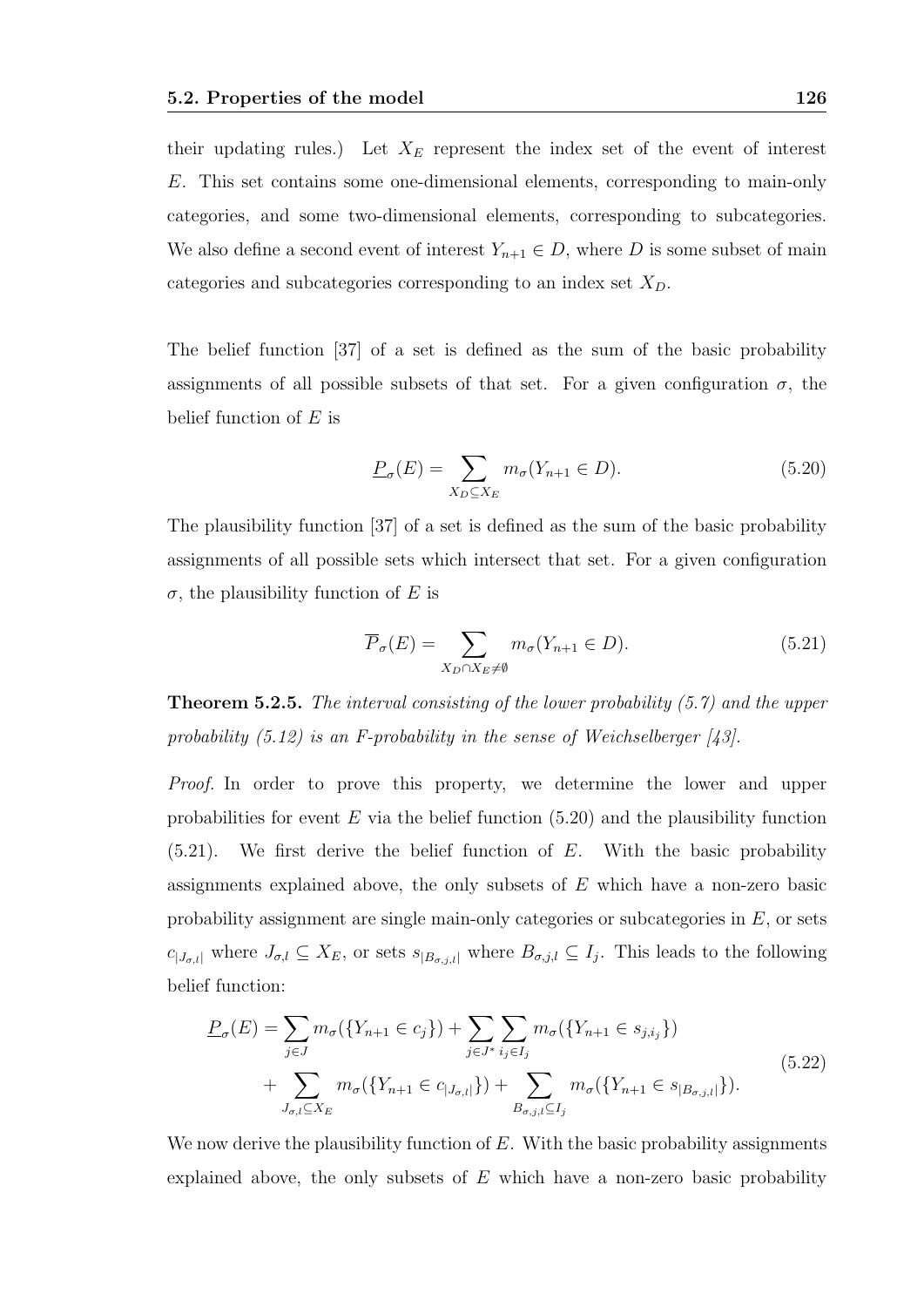their updating rules.) Let $X_E$ represent the index set of the event of interest $E$. This set contains some one-dimensional elements, corresponding to main-only categories, and some two-dimensional elements, corresponding to subcategories. We also define a second event of interest $Y_{n+1} \in D$, where $D$ is some subset of main categories and subcategories corresponding to an index set $X_D$.

The belief function [37] of a set is defined as the sum of the basic probability assignments of all possible subsets of that set. For a given configuration $\sigma$, the belief function of $E$ is

$$\underline{P}_\sigma(E) = \sum_{X_D \subseteq X_E} m_\sigma(Y_{n+1} \in D). \tag{5.20}$$

The plausibility function [37] of a set is defined as the sum of the basic probability assignments of all possible sets which intersect that set. For a given configuration $\sigma$, the plausibility function of $E$ is

$$\overline{P}_\sigma(E) = \sum_{X_D \cap X_E \neq \emptyset} m_\sigma(Y_{n+1} \in D). \tag{5.21}$$

**Theorem 5.2.5.** *The interval consisting of the lower probability (5.7) and the upper probability (5.12) is an F-probability in the sense of Weichselberger [43].*

*Proof.* In order to prove this property, we determine the lower and upper probabilities for event $E$ via the belief function (5.20) and the plausibility function (5.21). We first derive the belief function of $E$. With the basic probability assignments explained above, the only subsets of $E$ which have a non-zero basic probability assignment are single main-only categories or subcategories in $E$, or sets $c_{|J_{\sigma,l}|}$ where $J_{\sigma,l} \subseteq X_E$, or sets $s_{|B_{\sigma,j,l}|}$ where $B_{\sigma,j,l} \subseteq I_j$. This leads to the following belief function:

$$\begin{aligned}
\underline{P}_\sigma(E) = &\sum_{j \in J} m_\sigma(\{Y_{n+1} \in c_j\}) + \sum_{j \in J^*} \sum_{i_j \in I_j} m_\sigma(\{Y_{n+1} \in s_{j,i_j}\}) \\
&+ \sum_{J_{\sigma,l} \subseteq X_E} m_\sigma(\{Y_{n+1} \in c_{|J_{\sigma,l}|}\}) + \sum_{B_{\sigma,j,l} \subseteq I_j} m_\sigma(\{Y_{n+1} \in s_{|B_{\sigma,j,l}|}\}).
\end{aligned} \tag{5.22}$$

We now derive the plausibility function of $E$. With the basic probability assignments explained above, the only subsets of $E$ which have a non-zero basic probability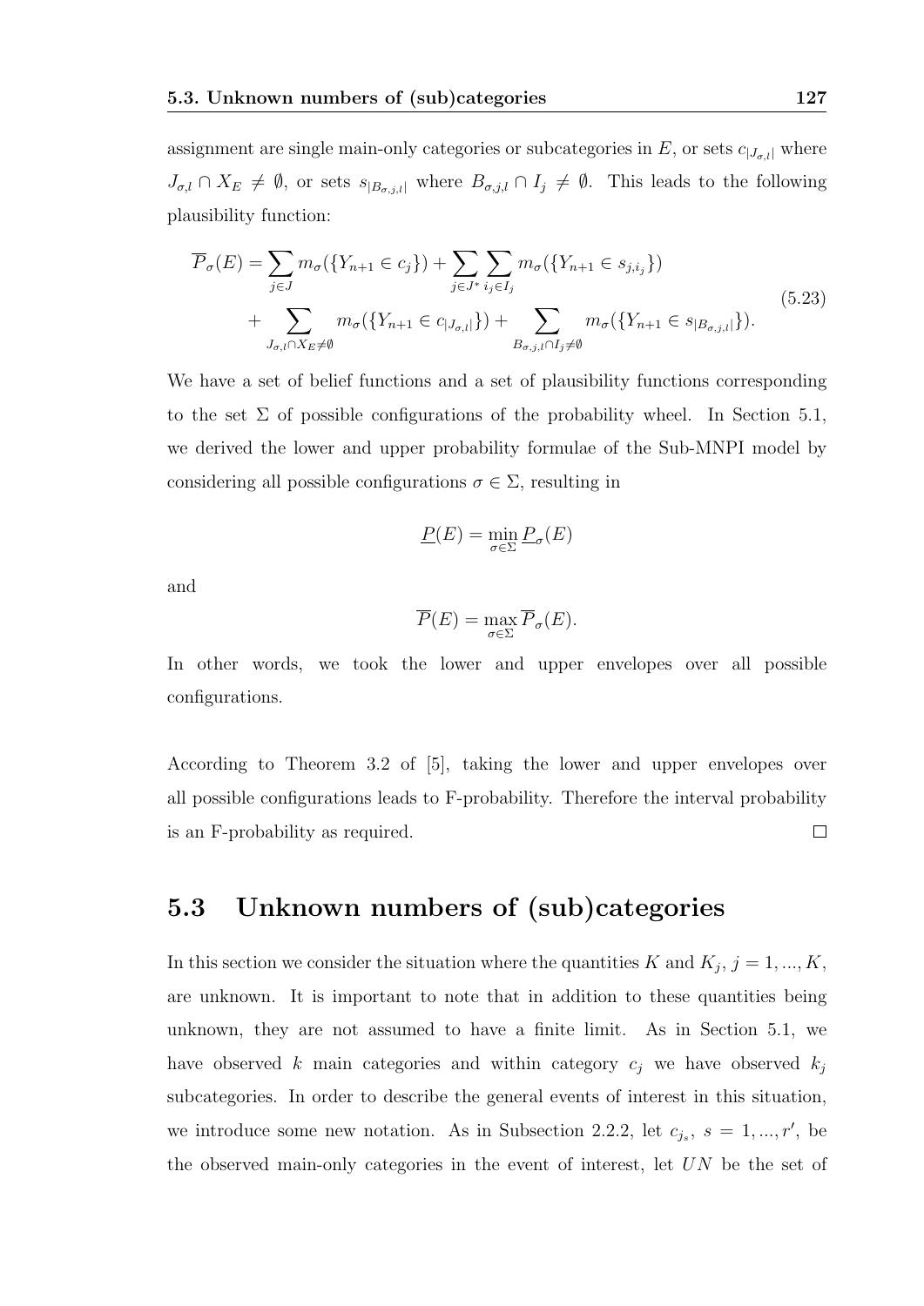assignment are single main-only categories or subcategories in $E$, or sets $c_{|J_{\sigma,l}|}$ where $J_{\sigma,l} \cap X_E \neq \emptyset$, or sets $s_{|B_{\sigma,j,l}|}$ where $B_{\sigma,j,l} \cap I_j \neq \emptyset$. This leads to the following plausibility function:

$$
\begin{aligned}
\overline{P}_\sigma(E) = &\sum_{j \in J} m_\sigma(\{Y_{n+1} \in c_j\}) + \sum_{j \in J^*} \sum_{i_j \in I_j} m_\sigma(\{Y_{n+1} \in s_{j,i_j}\}) \\
&+ \sum_{J_{\sigma,l} \cap X_E \neq \emptyset} m_\sigma(\{Y_{n+1} \in c_{|J_{\sigma,l}|}\}) + \sum_{B_{\sigma,j,l} \cap I_j \neq \emptyset} m_\sigma(\{Y_{n+1} \in s_{|B_{\sigma,j,l}|}\}).
\end{aligned}
\tag{5.23}
$$

We have a set of belief functions and a set of plausibility functions corresponding to the set $\Sigma$ of possible configurations of the probability wheel. In Section 5.1, we derived the lower and upper probability formulae of the Sub-MNPI model by considering all possible configurations $\sigma \in \Sigma$, resulting in

$$\underline{P}(E) = \min_{\sigma \in \Sigma} \underline{P}_\sigma(E)$$

and

$$\overline{P}(E) = \max_{\sigma \in \Sigma} \overline{P}_\sigma(E).$$

In other words, we took the lower and upper envelopes over all possible configurations.

According to Theorem 3.2 of [5], taking the lower and upper envelopes over all possible configurations leads to F-probability. Therefore the interval probability is an F-probability as required. □

## 5.3 Unknown numbers of (sub)categories

In this section we consider the situation where the quantities $K$ and $K_j$, $j = 1, ..., K$, are unknown. It is important to note that in addition to these quantities being unknown, they are not assumed to have a finite limit. As in Section 5.1, we have observed $k$ main categories and within category $c_j$ we have observed $k_j$ subcategories. In order to describe the general events of interest in this situation, we introduce some new notation. As in Subsection 2.2.2, let $c_{j_s}$, $s = 1, ..., r'$, be the observed main-only categories in the event of interest, let $UN$ be the set of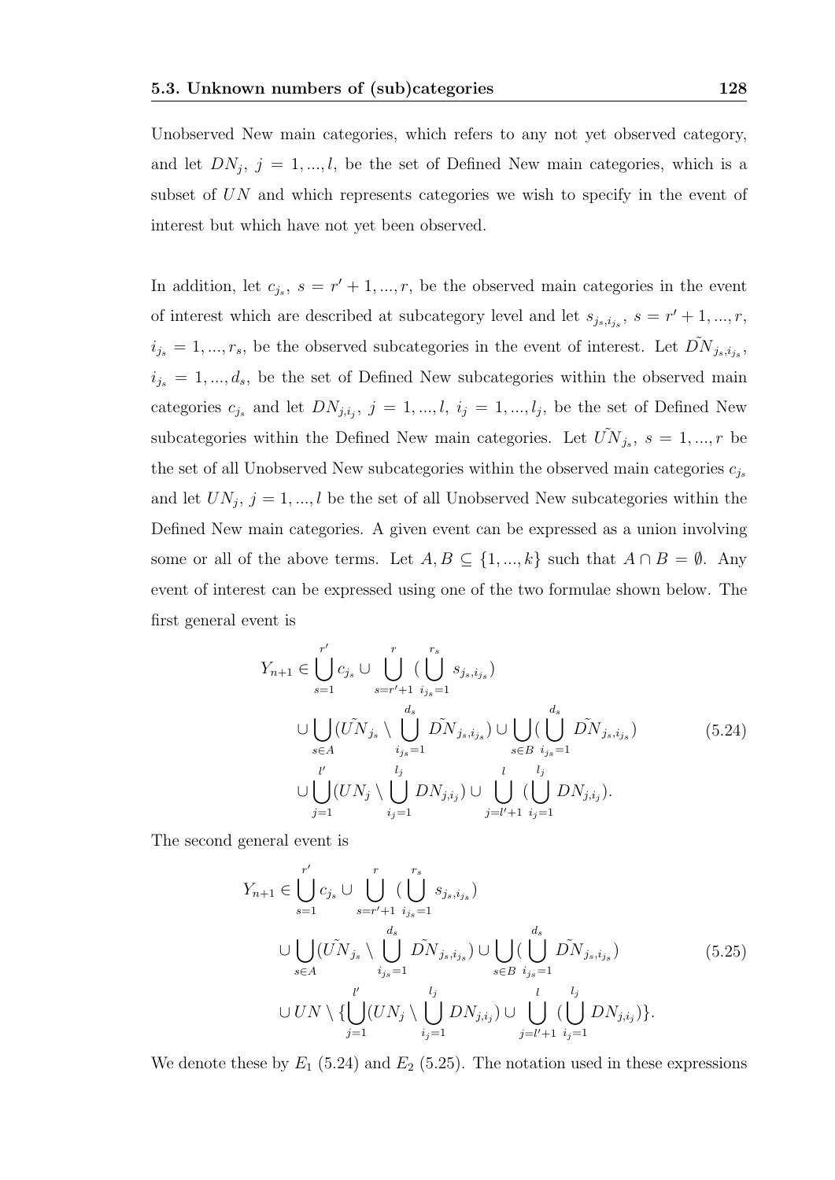Unobserved New main categories, which refers to any not yet observed category, and let $DN_j$, $j = 1, ..., l$, be the set of Defined New main categories, which is a subset of $UN$ and which represents categories we wish to specify in the event of interest but which have not yet been observed.

In addition, let $c_{j_s}$, $s = r' + 1, ..., r$, be the observed main categories in the event of interest which are described at subcategory level and let $s_{j_s, i_{j_s}}$, $s = r' + 1, ..., r$, $i_{j_s} = 1, ..., r_s$, be the observed subcategories in the event of interest. Let $\tilde{DN}_{j_s, i_{j_s}}$, $i_{j_s} = 1, ..., d_s$, be the set of Defined New subcategories within the observed main categories $c_{j_s}$ and let $DN_{j, i_j}$, $j = 1, ..., l$, $i_j = 1, ..., l_j$, be the set of Defined New subcategories within the Defined New main categories. Let $\tilde{UN}_{j_s}$, $s = 1, ..., r$ be the set of all Unobserved New subcategories within the observed main categories $c_{j_s}$ and let $UN_j$, $j = 1, ..., l$ be the set of all Unobserved New subcategories within the Defined New main categories. A given event can be expressed as a union involving some or all of the above terms. Let $A, B \subseteq \{1, ..., k\}$ such that $A \cap B = \emptyset$. Any event of interest can be expressed using one of the two formulae shown below. The first general event is

$$
\begin{aligned}
Y_{n+1} \in & \bigcup_{s=1}^{r'} c_{j_s} \cup \bigcup_{s=r'+1}^{r} (\bigcup_{i_{j_s}=1}^{r_s} s_{j_s, i_{j_s}}) \\
& \cup \bigcup_{s \in A} (\tilde{UN}_{j_s} \setminus \bigcup_{i_{j_s}=1}^{d_s} \tilde{DN}_{j_s, i_{j_s}}) \cup \bigcup_{s \in B} (\bigcup_{i_{j_s}=1}^{d_s} \tilde{DN}_{j_s, i_{j_s}}) \\
& \cup \bigcup_{j=1}^{l'} (UN_j \setminus \bigcup_{i_j=1}^{l_j} DN_{j, i_j}) \cup \bigcup_{j=l'+1}^{l} (\bigcup_{i_j=1}^{l_j} DN_{j, i_j}).
\end{aligned} \tag{5.24}
$$

The second general event is

$$
\begin{aligned}
Y_{n+1} \in & \bigcup_{s=1}^{r'} c_{j_s} \cup \bigcup_{s=r'+1}^{r} (\bigcup_{i_{j_s}=1}^{r_s} s_{j_s, i_{j_s}}) \\
& \cup \bigcup_{s \in A} (\tilde{UN}_{j_s} \setminus \bigcup_{i_{j_s}=1}^{d_s} \tilde{DN}_{j_s, i_{j_s}}) \cup \bigcup_{s \in B} (\bigcup_{i_{j_s}=1}^{d_s} \tilde{DN}_{j_s, i_{j_s}}) \\
& \cup UN \setminus \{ \bigcup_{j=1}^{l'} (UN_j \setminus \bigcup_{i_j=1}^{l_j} DN_{j, i_j}) \cup \bigcup_{j=l'+1}^{l} (\bigcup_{i_j=1}^{l_j} DN_{j, i_j}) \}.
\end{aligned} \tag{5.25}
$$

We denote these by $E_1$ (5.24) and $E_2$ (5.25). The notation used in these expressions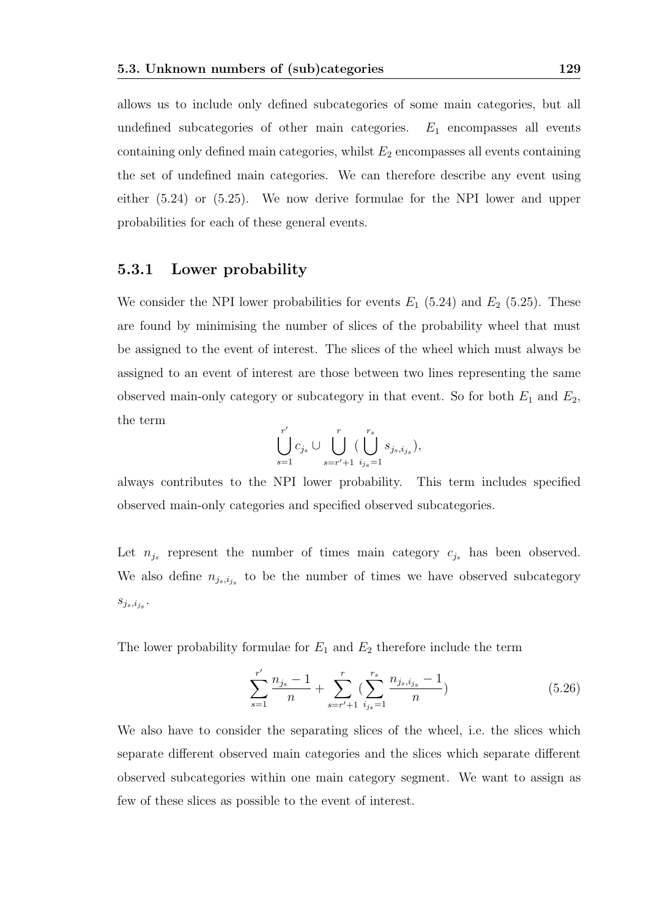allows us to include only defined subcategories of some main categories, but all undefined subcategories of other main categories. $E_1$ encompasses all events containing only defined main categories, whilst $E_2$ encompasses all events containing the set of undefined main categories. We can therefore describe any event using either (5.24) or (5.25). We now derive formulae for the NPI lower and upper probabilities for each of these general events.

### 5.3.1 Lower probability

We consider the NPI lower probabilities for events $E_1$ (5.24) and $E_2$ (5.25). These are found by minimising the number of slices of the probability wheel that must be assigned to the event of interest. The slices of the wheel which must always be assigned to an event of interest are those between two lines representing the same observed main-only category or subcategory in that event. So for both $E_1$ and $E_2$, the term

$$\bigcup_{s=1}^{r'} c_{j_s} \cup \bigcup_{s=r'+1}^{r} (\bigcup_{i_{j_s}=1}^{r_s} s_{j_s,i_{j_s}}),$$

always contributes to the NPI lower probability. This term includes specified observed main-only categories and specified observed subcategories.

Let $n_{j_s}$ represent the number of times main category $c_{j_s}$ has been observed. We also define $n_{j_s,i_{j_s}}$ to be the number of times we have observed subcategory $s_{j_s,i_{j_s}}$.

The lower probability formulae for $E_1$ and $E_2$ therefore include the term

$$\sum_{s=1}^{r'} \frac{n_{j_s}-1}{n} + \sum_{s=r'+1}^{r} (\sum_{i_{j_s}=1}^{r_s} \frac{n_{j_s,i_{j_s}}-1}{n}) \tag{5.26}$$

We also have to consider the separating slices of the wheel, i.e. the slices which separate different observed main categories and the slices which separate different observed subcategories within one main category segment. We want to assign as few of these slices as possible to the event of interest.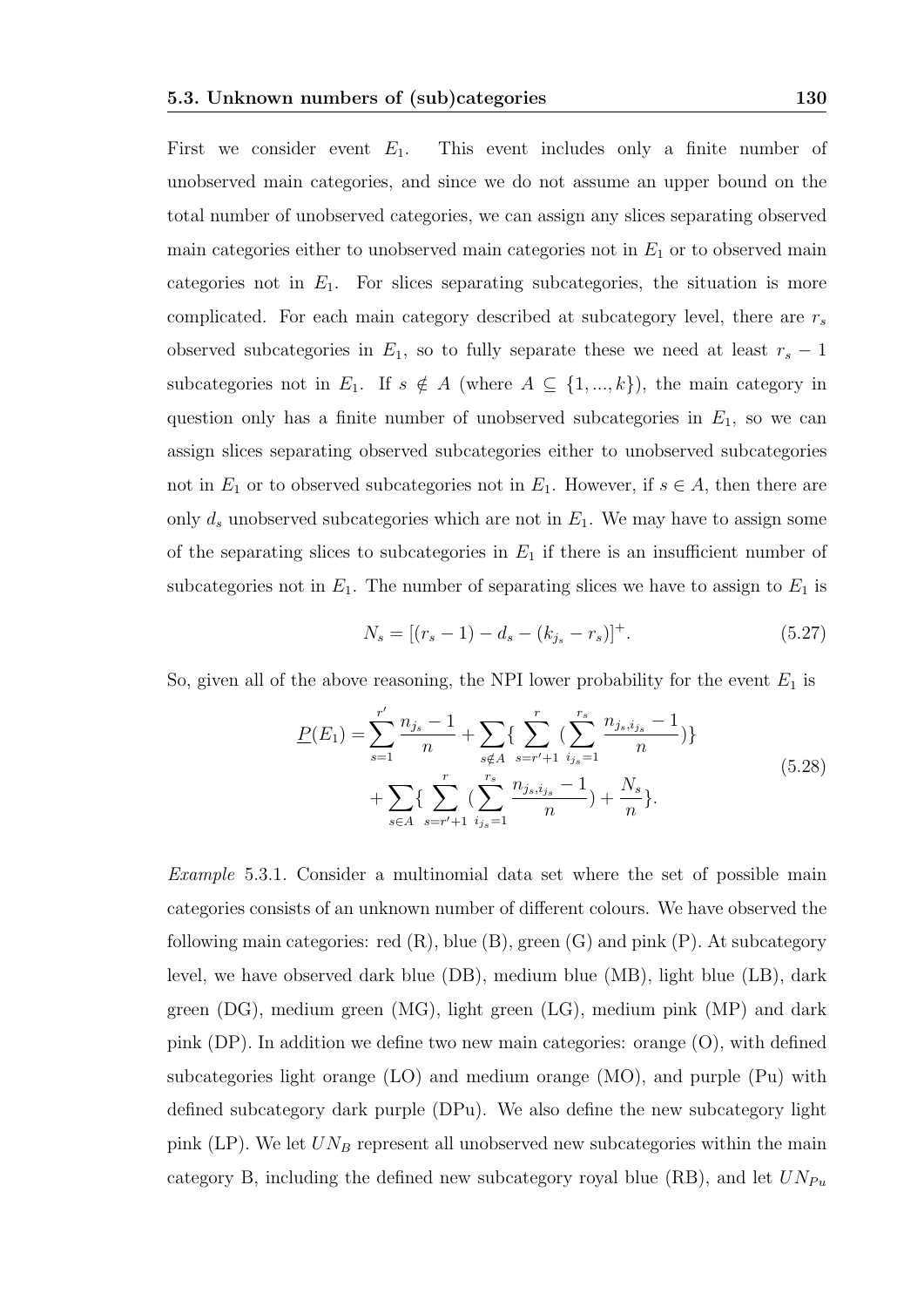First we consider event $E_1$. This event includes only a finite number of unobserved main categories, and since we do not assume an upper bound on the total number of unobserved categories, we can assign any slices separating observed main categories either to unobserved main categories not in $E_1$ or to observed main categories not in $E_1$. For slices separating subcategories, the situation is more complicated. For each main category described at subcategory level, there are $r_s$ observed subcategories in $E_1$, so to fully separate these we need at least $r_s - 1$ subcategories not in $E_1$. If $s \notin A$ (where $A \subseteq \{1, ..., k\}$), the main category in question only has a finite number of unobserved subcategories in $E_1$, so we can assign slices separating observed subcategories either to unobserved subcategories not in $E_1$ or to observed subcategories not in $E_1$. However, if $s \in A$, then there are only $d_s$ unobserved subcategories which are not in $E_1$. We may have to assign some of the separating slices to subcategories in $E_1$ if there is an insufficient number of subcategories not in $E_1$. The number of separating slices we have to assign to $E_1$ is

$$N_s = [(r_s - 1) - d_s - (k_{j_s} - r_s)]^+. \tag{5.27}$$

So, given all of the above reasoning, the NPI lower probability for the event $E_1$ is

$$\begin{aligned}\underline{P}(E_1) = &\sum_{s=1}^{r'} \frac{n_{j_s} - 1}{n} + \sum_{s \notin A} \{ \sum_{s=r'+1}^{r} (\sum_{i_{j_s}=1}^{r_s} \frac{n_{j_s,i_{j_s}} - 1}{n}) \} \\ &+ \sum_{s \in A} \{ \sum_{s=r'+1}^{r} (\sum_{i_{j_s}=1}^{r_s} \frac{n_{j_s,i_{j_s}} - 1}{n}) + \frac{N_s}{n} \}.\end{aligned} \tag{5.28}$$

*Example* 5.3.1. Consider a multinomial data set where the set of possible main categories consists of an unknown number of different colours. We have observed the following main categories: red (R), blue (B), green (G) and pink (P). At subcategory level, we have observed dark blue (DB), medium blue (MB), light blue (LB), dark green (DG), medium green (MG), light green (LG), medium pink (MP) and dark pink (DP). In addition we define two new main categories: orange (O), with defined subcategories light orange (LO) and medium orange (MO), and purple (Pu) with defined subcategory dark purple (DPu). We also define the new subcategory light pink (LP). We let $UN_B$ represent all unobserved new subcategories within the main category B, including the defined new subcategory royal blue (RB), and let $UN_{Pu}$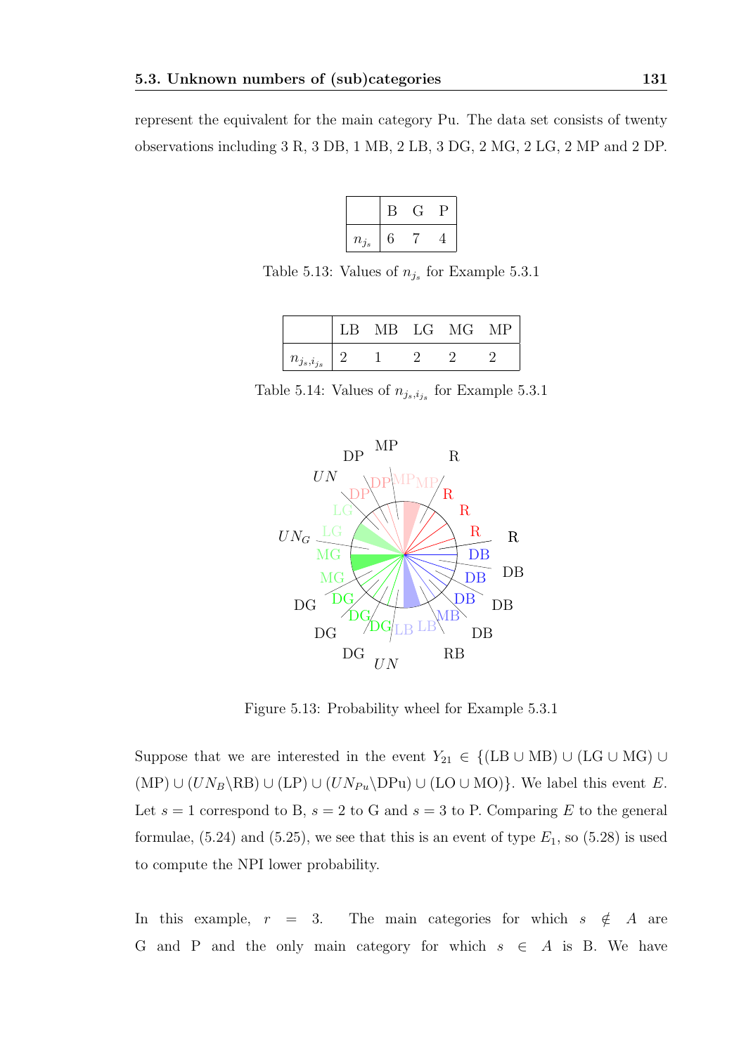represent the equivalent for the main category Pu. The data set consists of twenty observations including 3 R, 3 DB, 1 MB, 2 LB, 3 DG, 2 MG, 2 LG, 2 MP and 2 DP.

| | B | G | P |
|---|---|---|---|
| $n_{j_s}$ | 6 | 7 | 4 |

Table 5.13: Values of $n_{j_s}$ for Example 5.3.1

| | LB | MB | LG | MG | MP |
|---|---|---|---|---|---|
| $n_{j_s,i_{j_s}}$ | 2 | 1 | 2 | 2 | 2 |

Table 5.14: Values of $n_{j_s,i_{j_s}}$ for Example 5.3.1

Figure 5.13: Probability wheel for Example 5.3.1

Suppose that we are interested in the event $Y_{21} \in \{(\text{LB} \cup \text{MB}) \cup (\text{LG} \cup \text{MG}) \cup (\text{MP}) \cup (UN_B \backslash \text{RB}) \cup (\text{LP}) \cup (UN_{Pu} \backslash \text{DPu}) \cup (\text{LO} \cup \text{MO})\}$. We label this event $E$. Let $s = 1$ correspond to B, $s = 2$ to G and $s = 3$ to P. Comparing $E$ to the general formulae, (5.24) and (5.25), we see that this is an event of type $E_1$, so (5.28) is used to compute the NPI lower probability.

In this example, $r = 3$. The main categories for which $s \notin A$ are G and P and the only main category for which $s \in A$ is B. We have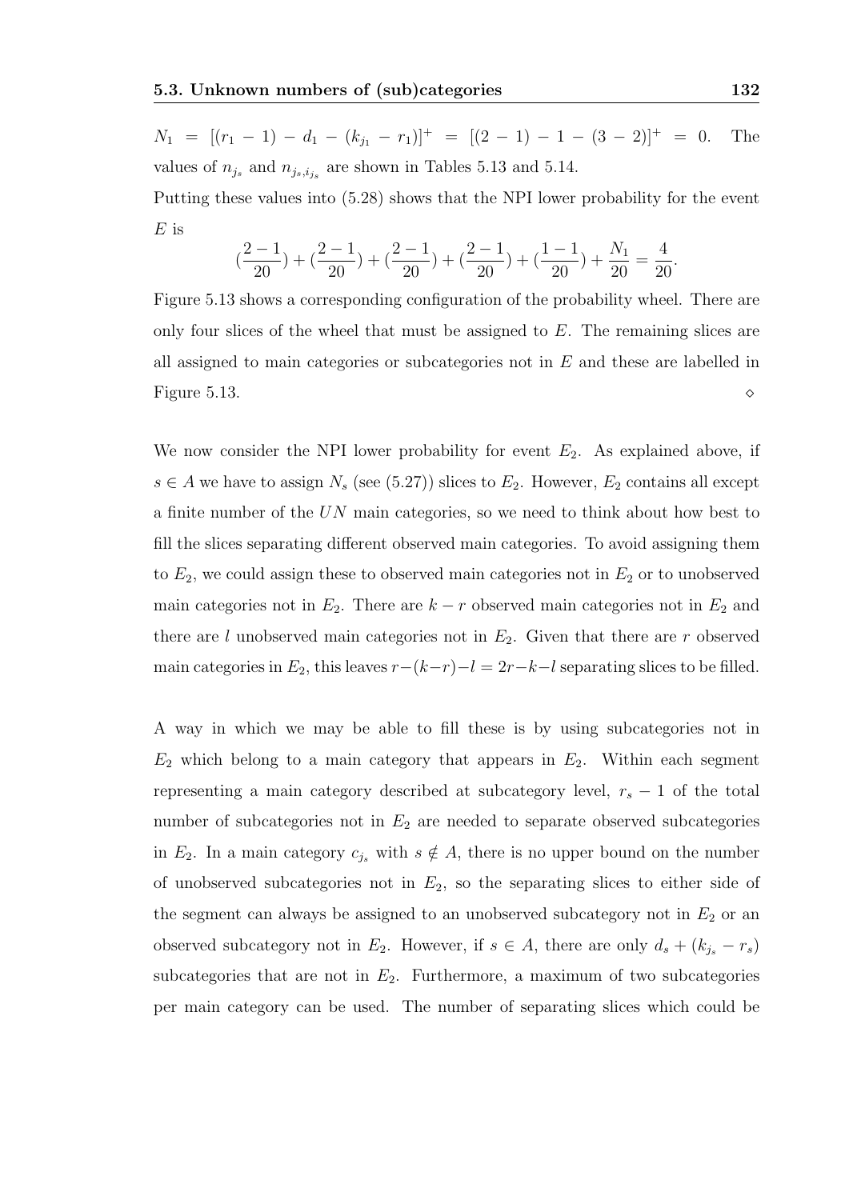$N_1 = [(r_1 - 1) - d_1 - (k_{j_1} - r_1)]^+ = [(2-1) - 1 - (3-2)]^+ = 0$. The values of $n_{j_s}$ and $n_{j_s,i_{j_s}}$ are shown in Tables 5.13 and 5.14.

Putting these values into (5.28) shows that the NPI lower probability for the event $E$ is

$$(\frac{2-1}{20}) + (\frac{2-1}{20}) + (\frac{2-1}{20}) + (\frac{2-1}{20}) + (\frac{1-1}{20}) + \frac{N_1}{20} = \frac{4}{20}.$$

Figure 5.13 shows a corresponding configuration of the probability wheel. There are only four slices of the wheel that must be assigned to $E$. The remaining slices are all assigned to main categories or subcategories not in $E$ and these are labelled in Figure 5.13. $\diamond$

We now consider the NPI lower probability for event $E_2$. As explained above, if $s \in A$ we have to assign $N_s$ (see (5.27)) slices to $E_2$. However, $E_2$ contains all except a finite number of the $UN$ main categories, so we need to think about how best to fill the slices separating different observed main categories. To avoid assigning them to $E_2$, we could assign these to observed main categories not in $E_2$ or to unobserved main categories not in $E_2$. There are $k - r$ observed main categories not in $E_2$ and there are $l$ unobserved main categories not in $E_2$. Given that there are $r$ observed main categories in $E_2$, this leaves $r-(k-r)-l = 2r-k-l$ separating slices to be filled.

A way in which we may be able to fill these is by using subcategories not in $E_2$ which belong to a main category that appears in $E_2$. Within each segment representing a main category described at subcategory level, $r_s - 1$ of the total number of subcategories not in $E_2$ are needed to separate observed subcategories in $E_2$. In a main category $c_{j_s}$ with $s \notin A$, there is no upper bound on the number of unobserved subcategories not in $E_2$, so the separating slices to either side of the segment can always be assigned to an unobserved subcategory not in $E_2$ or an observed subcategory not in $E_2$. However, if $s \in A$, there are only $d_s + (k_{j_s} - r_s)$ subcategories that are not in $E_2$. Furthermore, a maximum of two subcategories per main category can be used. The number of separating slices which could be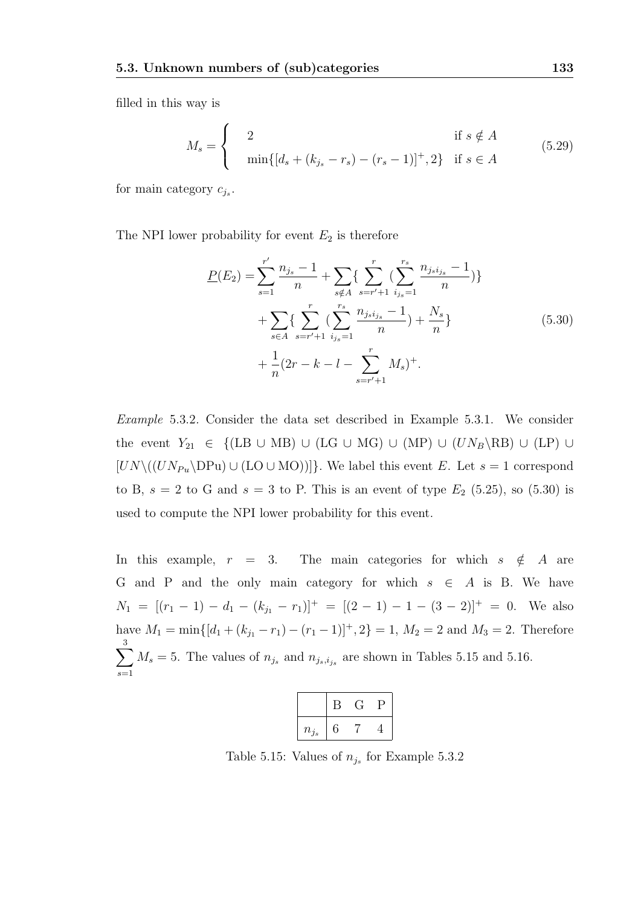filled in this way is

$$
M_s = \begin{cases} 2 & \text{if } s \notin A \\ \min\{[d_s + (k_{j_s} - r_s) - (r_s - 1)]^+, 2\} & \text{if } s \in A \end{cases} \tag{5.29}
$$

for main category $c_{j_s}$.

The NPI lower probability for event $E_2$ is therefore

$$
\begin{aligned}
\underline{P}(E_2) = & \sum_{s=1}^{r'} \frac{n_{j_s} - 1}{n} + \sum_{s \notin A} \{ \sum_{s=r'+1}^{r} ( \sum_{i_{j_s}=1}^{r_s} \frac{n_{j_s i_{j_s}} - 1}{n} ) \} \\
& + \sum_{s \in A} \{ \sum_{s=r'+1}^{r} ( \sum_{i_{j_s}=1}^{r_s} \frac{n_{j_s i_{j_s}} - 1}{n} ) + \frac{N_s}{n} \} \\
& + \frac{1}{n} (2r - k - l - \sum_{s=r'+1}^{r} M_s)^+.
\end{aligned} \tag{5.30}
$$

*Example* 5.3.2. Consider the data set described in Example 5.3.1. We consider the event $Y_{21} \in \{(\text{LB} \cup \text{MB}) \cup (\text{LG} \cup \text{MG}) \cup (\text{MP}) \cup (UN_B \backslash \text{RB}) \cup (\text{LP}) \cup [UN \backslash ((UN_{Pu} \backslash \text{DPu}) \cup (\text{LO} \cup \text{MO}))]\}$. We label this event $E$. Let $s = 1$ correspond to B, $s = 2$ to G and $s = 3$ to P. This is an event of type $E_2$ (5.25), so (5.30) is used to compute the NPI lower probability for this event.

In this example, $r = 3$. The main categories for which $s \notin A$ are G and P and the only main category for which $s \in A$ is B. We have $N_1 = [(r_1 - 1) - d_1 - (k_{j_1} - r_1)]^+ = [(2 - 1) - 1 - (3 - 2)]^+ = 0$. We also have $M_1 = \min\{[d_1 + (k_{j_1} - r_1) - (r_1 - 1)]^+, 2\} = 1$, $M_2 = 2$ and $M_3 = 2$. Therefore $\sum_{s=1}^{3} M_s = 5$. The values of $n_{j_s}$ and $n_{j_s, i_{j_s}}$ are shown in Tables 5.15 and 5.16.

| | B | G | P |
|---|---|---|---|
| $n_{j_s}$ | 6 | 7 | 4 |

Table 5.15: Values of $n_{j_s}$ for Example 5.3.2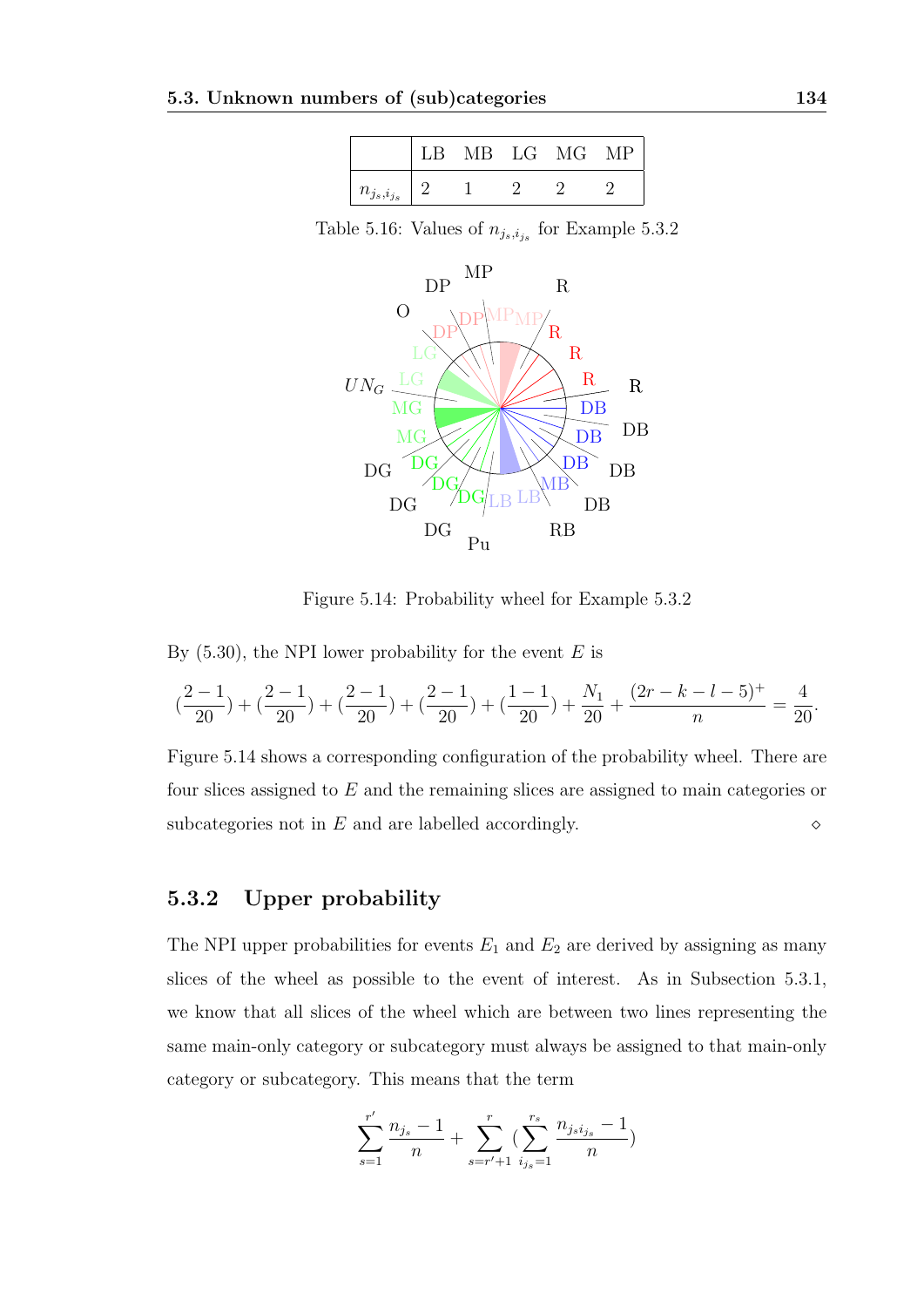|  | LB | MB | LG | MG | MP |
|---|---|---|---|---|---|
| $n_{j_s,i_{j_s}}$ | 2 | 1 | 2 | 2 | 2 |

Table 5.16: Values of $n_{j_s,i_{j_s}}$ for Example 5.3.2

Figure 5.14: Probability wheel for Example 5.3.2

By (5.30), the NPI lower probability for the event $E$ is

$$(\frac{2-1}{20}) + (\frac{2-1}{20}) + (\frac{2-1}{20}) + (\frac{2-1}{20}) + (\frac{1-1}{20}) + \frac{N_1}{20} + \frac{(2r-k-l-5)^+}{n} = \frac{4}{20}.$$

Figure 5.14 shows a corresponding configuration of the probability wheel. There are four slices assigned to $E$ and the remaining slices are assigned to main categories or subcategories not in $E$ and are labelled accordingly. $\diamond$

### 5.3.2 Upper probability

The NPI upper probabilities for events $E_1$ and $E_2$ are derived by assigning as many slices of the wheel as possible to the event of interest. As in Subsection 5.3.1, we know that all slices of the wheel which are between two lines representing the same main-only category or subcategory must always be assigned to that main-only category or subcategory. This means that the term

$$\sum_{s=1}^{r'} \frac{n_{j_s}-1}{n} + \sum_{s=r'+1}^{r} (\sum_{i_{j_s}=1}^{r_s} \frac{n_{j_s i_{j_s}}-1}{n})$$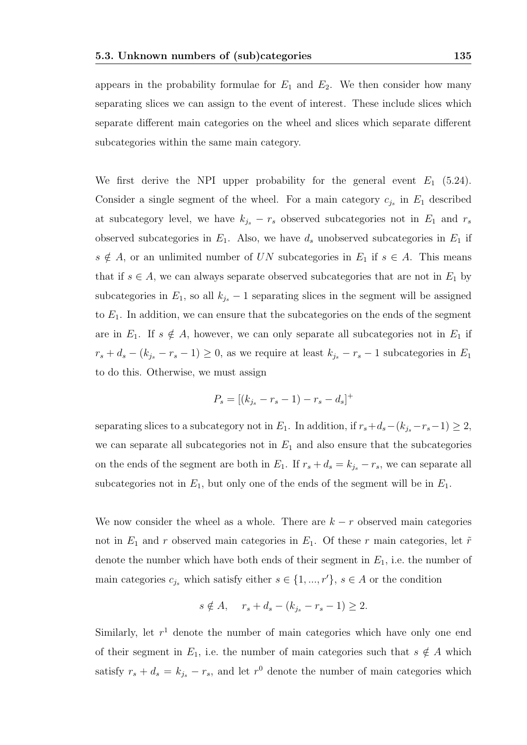appears in the probability formulae for $E_1$ and $E_2$. We then consider how many separating slices we can assign to the event of interest. These include slices which separate different main categories on the wheel and slices which separate different subcategories within the same main category.

We first derive the NPI upper probability for the general event $E_1$ (5.24). Consider a single segment of the wheel. For a main category $c_{j_s}$ in $E_1$ described at subcategory level, we have $k_{j_s} - r_s$ observed subcategories not in $E_1$ and $r_s$ observed subcategories in $E_1$. Also, we have $d_s$ unobserved subcategories in $E_1$ if $s \notin A$, or an unlimited number of $UN$ subcategories in $E_1$ if $s \in A$. This means that if $s \in A$, we can always separate observed subcategories that are not in $E_1$ by subcategories in $E_1$, so all $k_{j_s} - 1$ separating slices in the segment will be assigned to $E_1$. In addition, we can ensure that the subcategories on the ends of the segment are in $E_1$. If $s \notin A$, however, we can only separate all subcategories not in $E_1$ if $r_s + d_s - (k_{j_s} - r_s - 1) \geq 0$, as we require at least $k_{j_s} - r_s - 1$ subcategories in $E_1$ to do this. Otherwise, we must assign

$$P_s = [(k_{j_s} - r_s - 1) - r_s - d_s]^+$$

separating slices to a subcategory not in $E_1$. In addition, if $r_s + d_s - (k_{j_s} - r_s - 1) \geq 2$, we can separate all subcategories not in $E_1$ and also ensure that the subcategories on the ends of the segment are both in $E_1$. If $r_s + d_s = k_{j_s} - r_s$, we can separate all subcategories not in $E_1$, but only one of the ends of the segment will be in $E_1$.

We now consider the wheel as a whole. There are $k - r$ observed main categories not in $E_1$ and $r$ observed main categories in $E_1$. Of these $r$ main categories, let $\tilde{r}$ denote the number which have both ends of their segment in $E_1$, i.e. the number of main categories $c_{j_s}$ which satisfy either $s \in \{1, ..., r'\}$, $s \in A$ or the condition

$$s \notin A, \quad r_s + d_s - (k_{j_s} - r_s - 1) \geq 2.$$

Similarly, let $r^1$ denote the number of main categories which have only one end of their segment in $E_1$, i.e. the number of main categories such that $s \notin A$ which satisfy $r_s + d_s = k_{j_s} - r_s$, and let $r^0$ denote the number of main categories which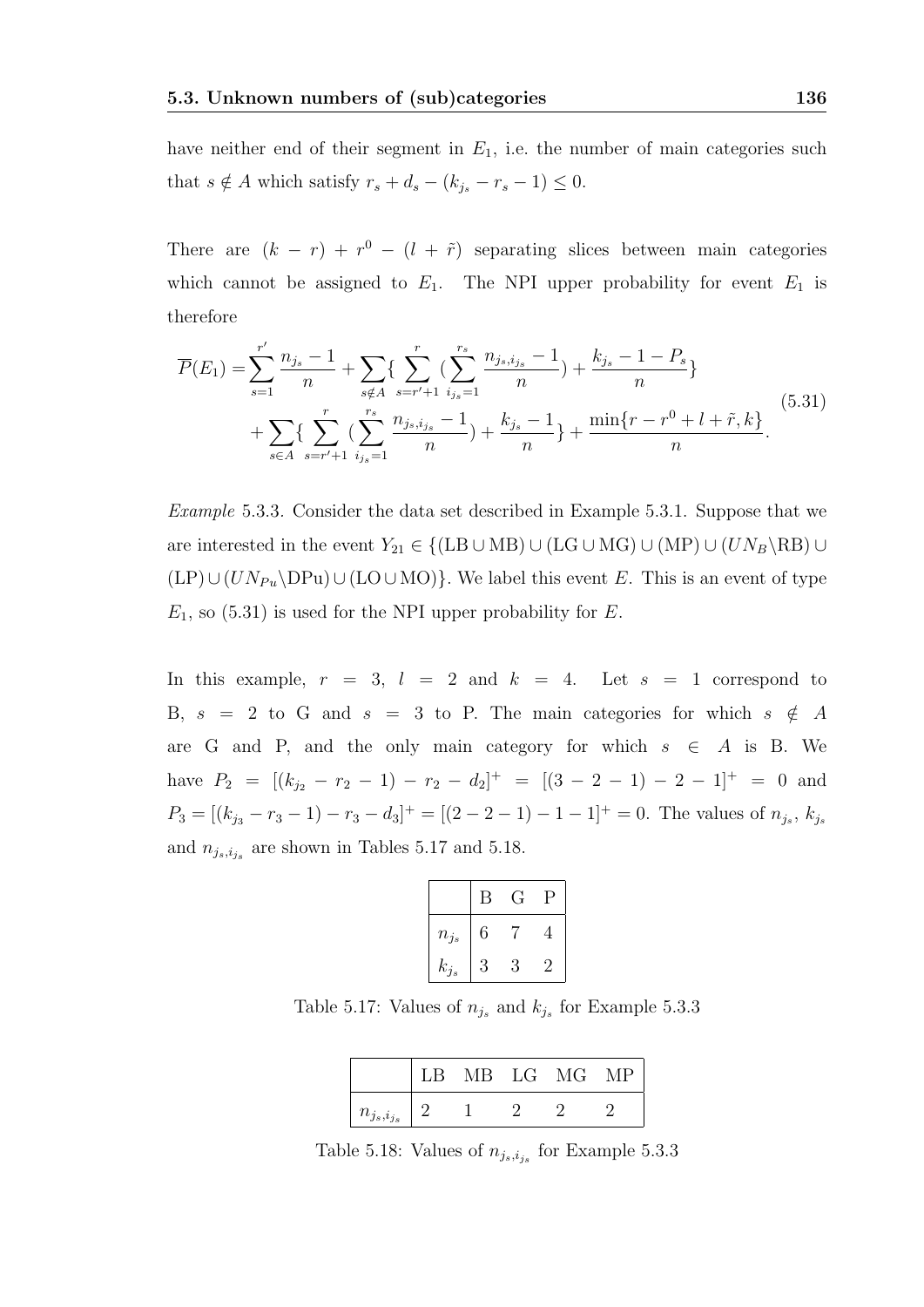have neither end of their segment in $E_1$, i.e. the number of main categories such that $s \notin A$ which satisfy $r_s + d_s - (k_{j_s} - r_s - 1) \leq 0$.

There are $(k - r) + r^0 - (l + \tilde{r})$ separating slices between main categories which cannot be assigned to $E_1$. The NPI upper probability for event $E_1$ is therefore

$$\overline{P}(E_1) = \sum_{s=1}^{r'} \frac{n_{j_s} - 1}{n} + \sum_{s \notin A} \{ \sum_{s=r'+1}^{r} (\sum_{i_{j_s}=1}^{r_s} \frac{n_{j_s, i_{j_s}} - 1}{n}) + \frac{k_{j_s} - 1 - P_s}{n} \}$$
$$+ \sum_{s \in A} \{ \sum_{s=r'+1}^{r} (\sum_{i_{j_s}=1}^{r_s} \frac{n_{j_s, i_{j_s}} - 1}{n}) + \frac{k_{j_s} - 1}{n} \} + \frac{\min\{r - r^0 + l + \tilde{r}, k\}}{n}. \quad (5.31)$$

*Example* 5.3.3. Consider the data set described in Example 5.3.1. Suppose that we are interested in the event $Y_{21} \in \{(\text{LB} \cup \text{MB}) \cup (\text{LG} \cup \text{MG}) \cup (\text{MP}) \cup (UN_B \backslash \text{RB}) \cup (\text{LP}) \cup (UN_{Pu} \backslash \text{DPu}) \cup (\text{LO} \cup \text{MO})\}$. We label this event $E$. This is an event of type $E_1$, so (5.31) is used for the NPI upper probability for $E$.

In this example, $r = 3$, $l = 2$ and $k = 4$. Let $s = 1$ correspond to B, $s = 2$ to G and $s = 3$ to P. The main categories for which $s \notin A$ are G and P, and the only main category for which $s \in A$ is B. We have $P_2 = [(k_{j_2} - r_2 - 1) - r_2 - d_2]^+ = [(3 - 2 - 1) - 2 - 1]^+ = 0$ and $P_3 = [(k_{j_3} - r_3 - 1) - r_3 - d_3]^+ = [(2 - 2 - 1) - 1 - 1]^+ = 0$. The values of $n_{j_s}$, $k_{j_s}$ and $n_{j_s, i_{j_s}}$ are shown in Tables 5.17 and 5.18.

| | B | G | P |
|---|---|---|---|
| $n_{j_s}$ | 6 | 7 | 4 |
| $k_{j_s}$ | 3 | 3 | 2 |

Table 5.17: Values of $n_{j_s}$ and $k_{j_s}$ for Example 5.3.3

| | LB | MB | LG | MG | MP |
|---|---|---|---|---|---|
| $n_{j_s, i_{j_s}}$ | 2 | 1 | 2 | 2 | 2 |

Table 5.18: Values of $n_{j_s, i_{j_s}}$ for Example 5.3.3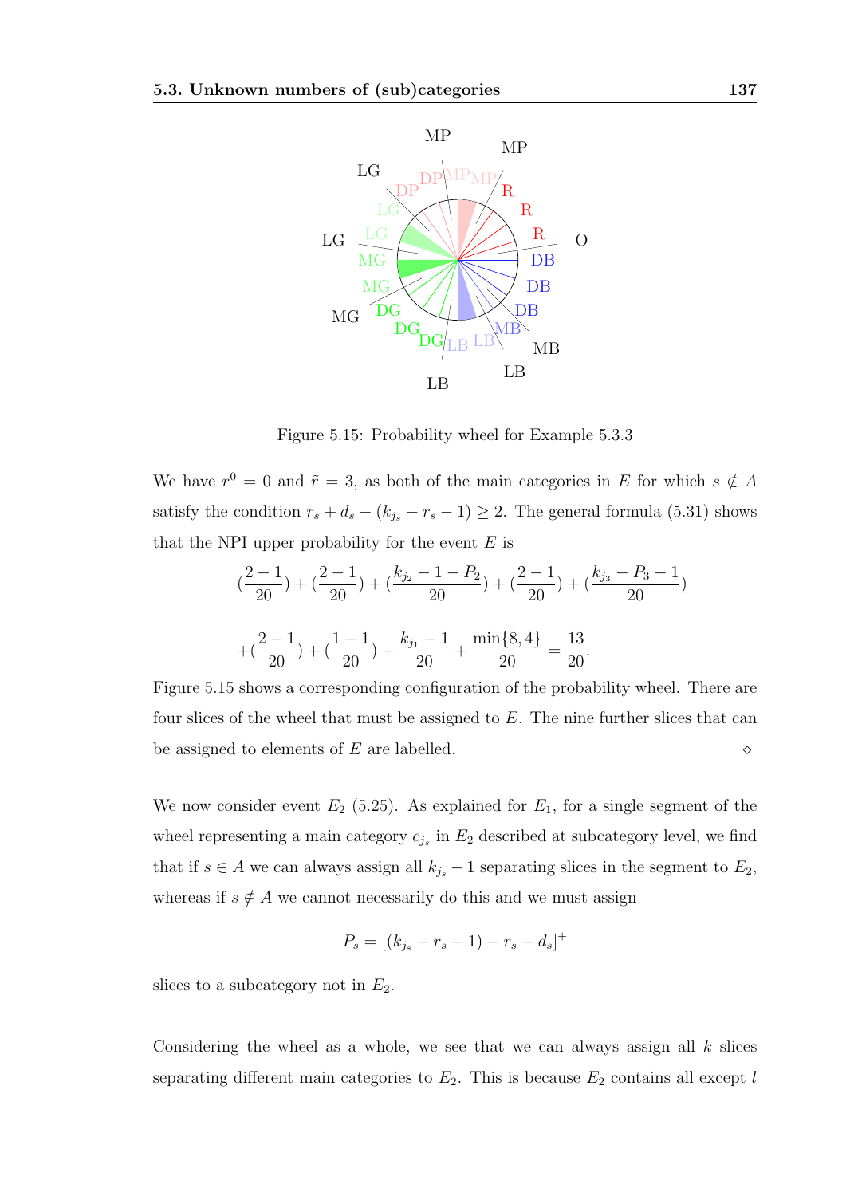Figure 5.15: Probability wheel for Example 5.3.3

We have $r^0 = 0$ and $\tilde{r} = 3$, as both of the main categories in $E$ for which $s \notin A$ satisfy the condition $r_s + d_s - (k_{j_s} - r_s - 1) \geq 2$. The general formula (5.31) shows that the NPI upper probability for the event $E$ is

$$(\frac{2-1}{20}) + (\frac{2-1}{20}) + (\frac{k_{j_2} - 1 - P_2}{20}) + (\frac{2-1}{20}) + (\frac{k_{j_3} - P_3 - 1}{20})$$

$$+(\frac{2-1}{20}) + (\frac{1-1}{20}) + \frac{k_{j_1} - 1}{20} + \frac{\min\{8, 4\}}{20} = \frac{13}{20}.$$

Figure 5.15 shows a corresponding configuration of the probability wheel. There are four slices of the wheel that must be assigned to $E$. The nine further slices that can be assigned to elements of $E$ are labelled. $\diamond$

We now consider event $E_2$ (5.25). As explained for $E_1$, for a single segment of the wheel representing a main category $c_{j_s}$ in $E_2$ described at subcategory level, we find that if $s \in A$ we can always assign all $k_{j_s} - 1$ separating slices in the segment to $E_2$, whereas if $s \notin A$ we cannot necessarily do this and we must assign

$$P_s = [(k_{j_s} - r_s - 1) - r_s - d_s]^+$$

slices to a subcategory not in $E_2$.

Considering the wheel as a whole, we see that we can always assign all $k$ slices separating different main categories to $E_2$. This is because $E_2$ contains all except $l$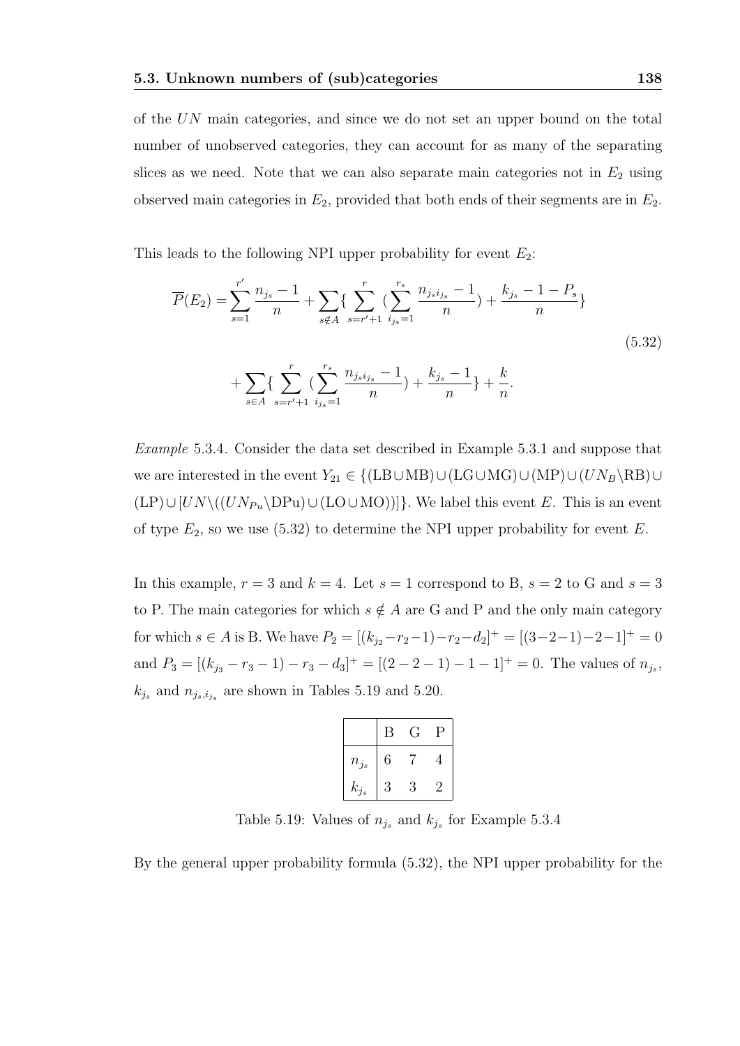of the $UN$ main categories, and since we do not set an upper bound on the total number of unobserved categories, they can account for as many of the separating slices as we need. Note that we can also separate main categories not in $E_2$ using observed main categories in $E_2$, provided that both ends of their segments are in $E_2$.

This leads to the following NPI upper probability for event $E_2$:

$$\overline{P}(E_2) = \sum_{s=1}^{r'} \frac{n_{j_s}-1}{n} + \sum_{s \notin A} \{ \sum_{s=r'+1}^{r} (\sum_{i_{j_s}=1}^{r_s} \frac{n_{j_s i_{j_s}}-1}{n}) + \frac{k_{j_s}-1-P_s}{n} \}$$

$$+ \sum_{s \in A} \{ \sum_{s=r'+1}^{r} (\sum_{i_{j_s}=1}^{r_s} \frac{n_{j_s i_{j_s}}-1}{n}) + \frac{k_{j_s}-1}{n} \} + \frac{k}{n}. \tag{5.32}$$

*Example* 5.3.4. Consider the data set described in Example 5.3.1 and suppose that we are interested in the event $Y_{21} \in \{(\text{LB} \cup \text{MB}) \cup (\text{LG} \cup \text{MG}) \cup (\text{MP}) \cup (UN_B \backslash \text{RB}) \cup (\text{LP}) \cup [UN \backslash ((UN_{Pu} \backslash \text{DPu}) \cup (\text{LO} \cup \text{MO}))]\}$. We label this event $E$. This is an event of type $E_2$, so we use (5.32) to determine the NPI upper probability for event $E$.

In this example, $r = 3$ and $k = 4$. Let $s = 1$ correspond to B, $s = 2$ to G and $s = 3$ to P. The main categories for which $s \notin A$ are G and P and the only main category for which $s \in A$ is B. We have $P_2 = [(k_{j_2} - r_2 - 1) - r_2 - d_2]^+ = [(3-2-1)-2-1]^+ = 0$ and $P_3 = [(k_{j_3} - r_3 - 1) - r_3 - d_3]^+ = [(2-2-1)-1-1]^+ = 0$. The values of $n_{j_s}$, $k_{j_s}$ and $n_{j_s,i_{j_s}}$ are shown in Tables 5.19 and 5.20.

| | B | G | P |
|---|---|---|---|
| $n_{j_s}$ | 6 | 7 | 4 |
| $k_{j_s}$ | 3 | 3 | 2 |

Table 5.19: Values of $n_{j_s}$ and $k_{j_s}$ for Example 5.3.4

By the general upper probability formula (5.32), the NPI upper probability for the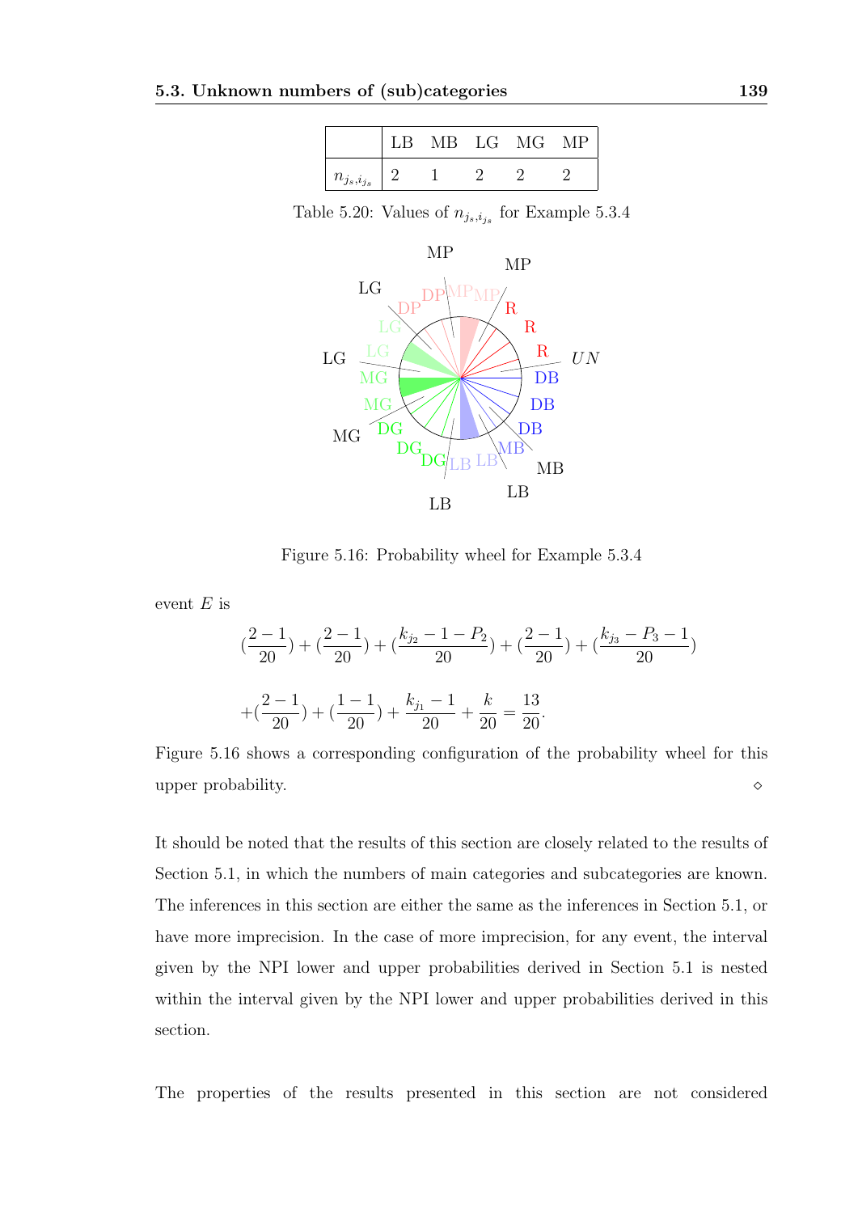| | LB | MB | LG | MG | MP |
|---|---|---|---|---|---|
| $n_{j_s,i_{j_s}}$ | 2 | 1 | 2 | 2 | 2 |

Table 5.20: Values of $n_{j_s,i_{j_s}}$ for Example 5.3.4

Figure 5.16: Probability wheel for Example 5.3.4

event $E$ is

$$(\frac{2-1}{20}) + (\frac{2-1}{20}) + (\frac{k_{j_2}-1-P_2}{20}) + (\frac{2-1}{20}) + (\frac{k_{j_3}-P_3-1}{20})$$

$$+(\frac{2-1}{20}) + (\frac{1-1}{20}) + \frac{k_{j_1}-1}{20} + \frac{k}{20} = \frac{13}{20}.$$

Figure 5.16 shows a corresponding configuration of the probability wheel for this upper probability. $\diamond$

It should be noted that the results of this section are closely related to the results of Section 5.1, in which the numbers of main categories and subcategories are known. The inferences in this section are either the same as the inferences in Section 5.1, or have more imprecision. In the case of more imprecision, for any event, the interval given by the NPI lower and upper probabilities derived in Section 5.1 is nested within the interval given by the NPI lower and upper probabilities derived in this section.

The properties of the results presented in this section are not considered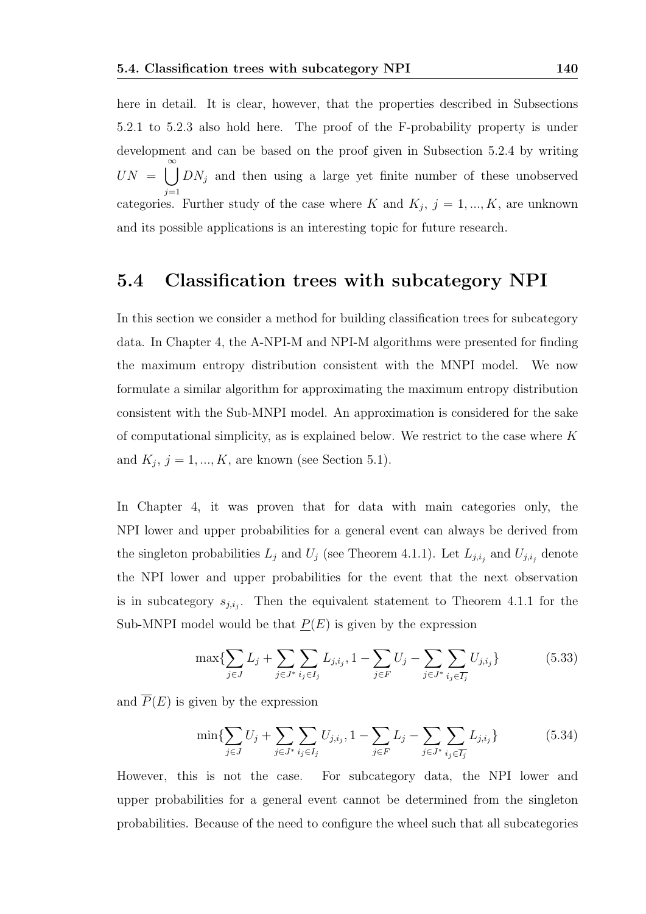here in detail. It is clear, however, that the properties described in Subsections 5.2.1 to 5.2.3 also hold here. The proof of the F-probability property is under development and can be based on the proof given in Subsection 5.2.4 by writing $UN = \bigcup_{j=1}^{\infty} DN_j$ and then using a large yet finite number of these unobserved categories. Further study of the case where $K$ and $K_j$, $j = 1, ..., K$, are unknown and its possible applications is an interesting topic for future research.

## 5.4 Classification trees with subcategory NPI

In this section we consider a method for building classification trees for subcategory data. In Chapter 4, the A-NPI-M and NPI-M algorithms were presented for finding the maximum entropy distribution consistent with the MNPI model. We now formulate a similar algorithm for approximating the maximum entropy distribution consistent with the Sub-MNPI model. An approximation is considered for the sake of computational simplicity, as is explained below. We restrict to the case where $K$ and $K_j$, $j = 1, ..., K$, are known (see Section 5.1).

In Chapter 4, it was proven that for data with main categories only, the NPI lower and upper probabilities for a general event can always be derived from the singleton probabilities $L_j$ and $U_j$ (see Theorem 4.1.1). Let $L_{j,i_j}$ and $U_{j,i_j}$ denote the NPI lower and upper probabilities for the event that the next observation is in subcategory $s_{j,i_j}$. Then the equivalent statement to Theorem 4.1.1 for the Sub-MNPI model would be that $\underline{P}(E)$ is given by the expression

$$\max\{\sum_{j \in J} L_j + \sum_{j \in J^*} \sum_{i_j \in I_j} L_{j,i_j}, 1 - \sum_{j \in F} U_j - \sum_{j \in J^*} \sum_{i_j \in \overline{I_j}} U_{j,i_j}\} \tag{5.33}$$

and $\overline{P}(E)$ is given by the expression

$$\min\{\sum_{j \in J} U_j + \sum_{j \in J^*} \sum_{i_j \in I_j} U_{j,i_j}, 1 - \sum_{j \in F} L_j - \sum_{j \in J^*} \sum_{i_j \in \overline{I_j}} L_{j,i_j}\} \tag{5.34}$$

However, this is not the case. For subcategory data, the NPI lower and upper probabilities for a general event cannot be determined from the singleton probabilities. Because of the need to configure the wheel such that all subcategories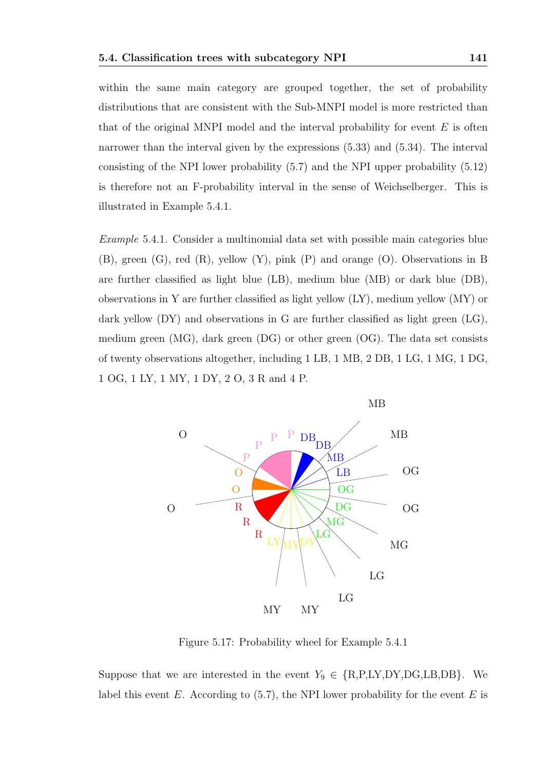within the same main category are grouped together, the set of probability distributions that are consistent with the Sub-MNPI model is more restricted than that of the original MNPI model and the interval probability for event $E$ is often narrower than the interval given by the expressions (5.33) and (5.34). The interval consisting of the NPI lower probability (5.7) and the NPI upper probability (5.12) is therefore not an F-probability interval in the sense of Weichselberger. This is illustrated in Example 5.4.1.

*Example* 5.4.1. Consider a multinomial data set with possible main categories blue (B), green (G), red (R), yellow (Y), pink (P) and orange (O). Observations in B are further classified as light blue (LB), medium blue (MB) or dark blue (DB), observations in Y are further classified as light yellow (LY), medium yellow (MY) or dark yellow (DY) and observations in G are further classified as light green (LG), medium green (MG), dark green (DG) or other green (OG). The data set consists of twenty observations altogether, including 1 LB, 1 MB, 2 DB, 1 LG, 1 MG, 1 DG, 1 OG, 1 LY, 1 MY, 1 DY, 2 O, 3 R and 4 P.

Figure 5.17: Probability wheel for Example 5.4.1

Suppose that we are interested in the event $Y_9 \in$ {R,P,LY,DY,DG,LB,DB}. We label this event $E$. According to (5.7), the NPI lower probability for the event $E$ is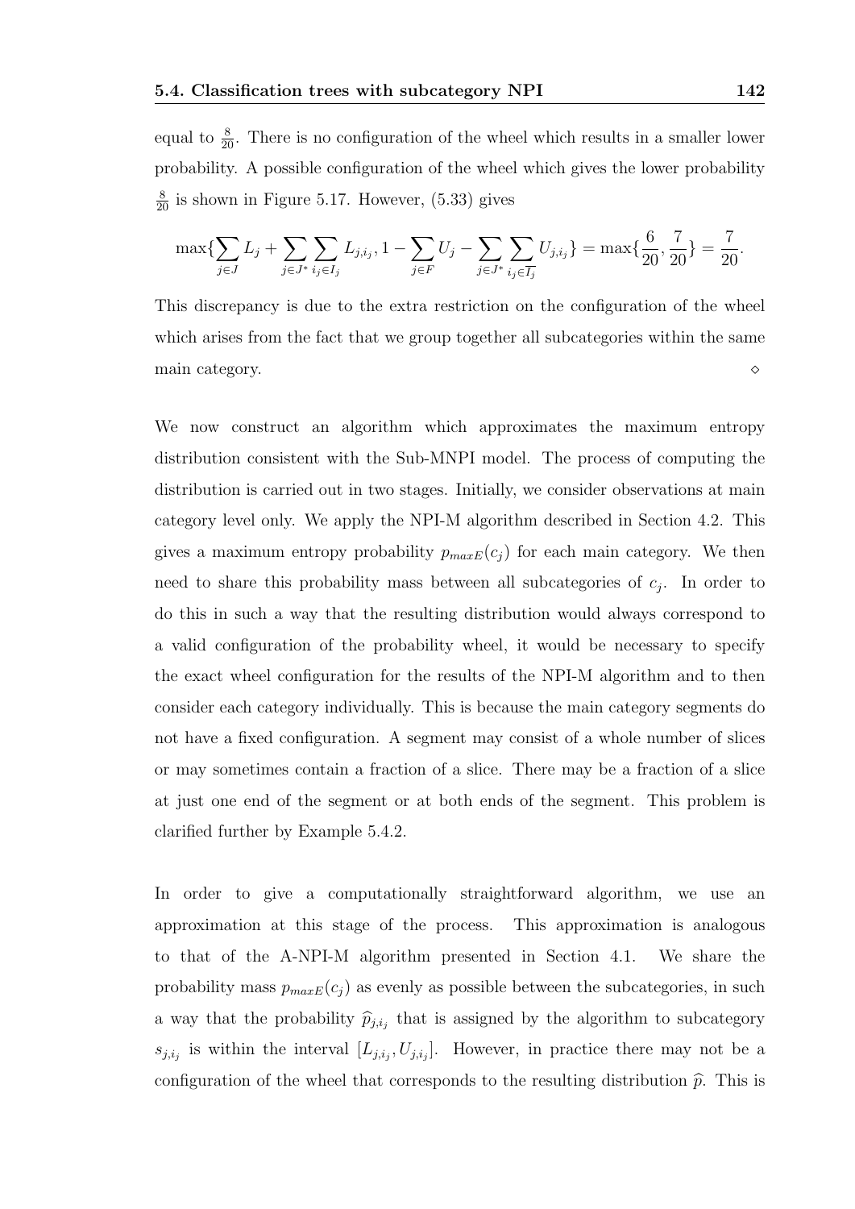equal to $\frac{8}{20}$. There is no configuration of the wheel which results in a smaller lower probability. A possible configuration of the wheel which gives the lower probability $\frac{8}{20}$ is shown in Figure 5.17. However, (5.33) gives

$$\max\{\sum_{j\in J} L_j + \sum_{j\in J^*}\sum_{i_j\in I_j} L_{j,i_j}, 1 - \sum_{j\in F} U_j - \sum_{j\in J^*}\sum_{i_j\in \overline{I_j}} U_{j,i_j}\} = \max\{\frac{6}{20}, \frac{7}{20}\} = \frac{7}{20}.$$

This discrepancy is due to the extra restriction on the configuration of the wheel which arises from the fact that we group together all subcategories within the same main category. ⋄

We now construct an algorithm which approximates the maximum entropy distribution consistent with the Sub-MNPI model. The process of computing the distribution is carried out in two stages. Initially, we consider observations at main category level only. We apply the NPI-M algorithm described in Section 4.2. This gives a maximum entropy probability $p_{maxE}(c_j)$ for each main category. We then need to share this probability mass between all subcategories of $c_j$. In order to do this in such a way that the resulting distribution would always correspond to a valid configuration of the probability wheel, it would be necessary to specify the exact wheel configuration for the results of the NPI-M algorithm and to then consider each category individually. This is because the main category segments do not have a fixed configuration. A segment may consist of a whole number of slices or may sometimes contain a fraction of a slice. There may be a fraction of a slice at just one end of the segment or at both ends of the segment. This problem is clarified further by Example 5.4.2.

In order to give a computationally straightforward algorithm, we use an approximation at this stage of the process. This approximation is analogous to that of the A-NPI-M algorithm presented in Section 4.1. We share the probability mass $p_{maxE}(c_j)$ as evenly as possible between the subcategories, in such a way that the probability $\widehat{p}_{j,i_j}$ that is assigned by the algorithm to subcategory $s_{j,i_j}$ is within the interval $[L_{j,i_j}, U_{j,i_j}]$. However, in practice there may not be a configuration of the wheel that corresponds to the resulting distribution $\widehat{p}$. This is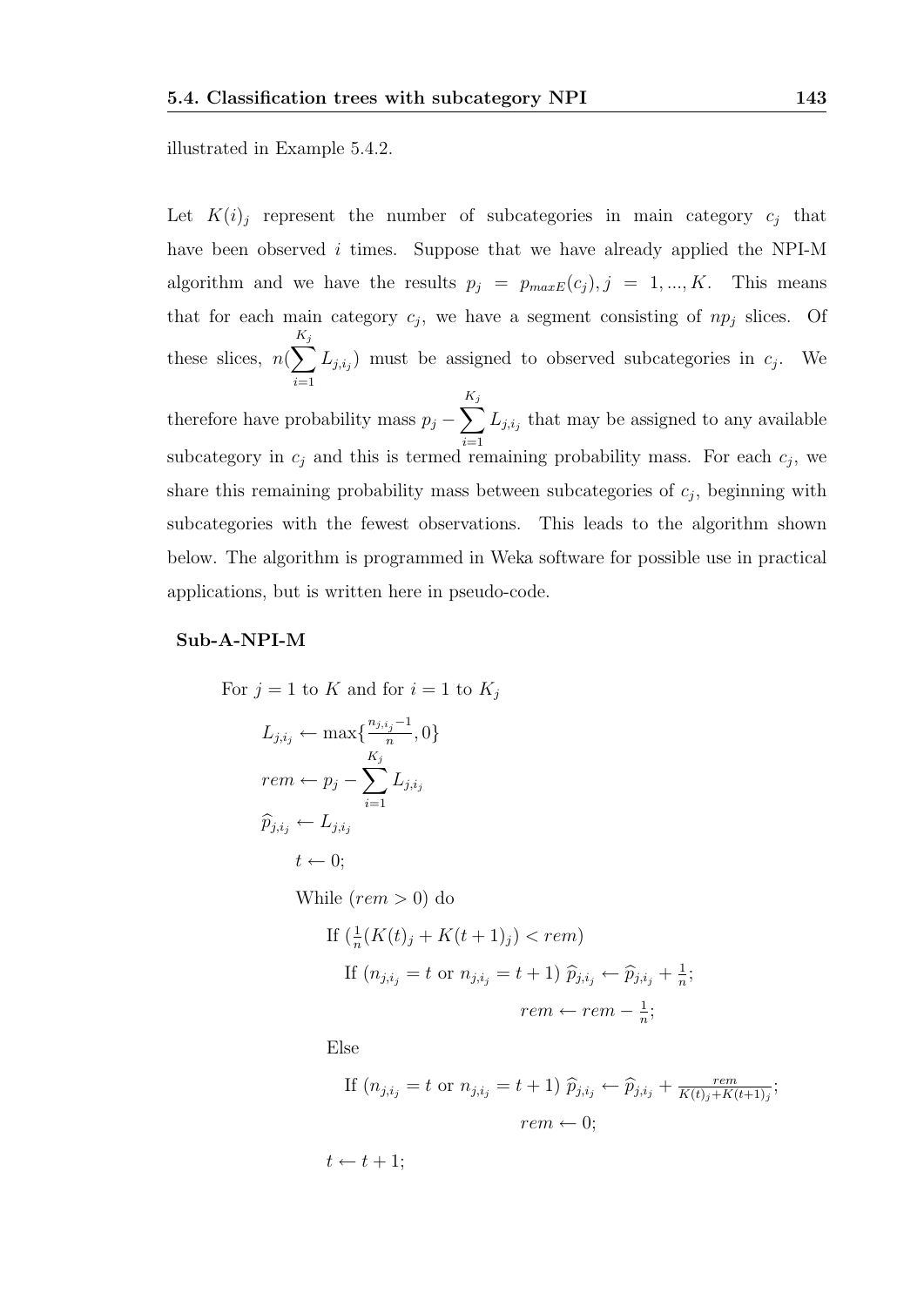illustrated in Example 5.4.2.

Let $K(i)_j$ represent the number of subcategories in main category $c_j$ that have been observed $i$ times. Suppose that we have already applied the NPI-M algorithm and we have the results $p_j = p_{maxE}(c_j), j = 1, ..., K$. This means that for each main category $c_j$, we have a segment consisting of $np_j$ slices. Of these slices, $n(\sum_{i=1}^{K_j} L_{j,i_j})$ must be assigned to observed subcategories in $c_j$. We therefore have probability mass $p_j - \sum_{i=1}^{K_j} L_{j,i_j}$ that may be assigned to any available subcategory in $c_j$ and this is termed remaining probability mass. For each $c_j$, we share this remaining probability mass between subcategories of $c_j$, beginning with subcategories with the fewest observations. This leads to the algorithm shown below. The algorithm is programmed in Weka software for possible use in practical applications, but is written here in pseudo-code.

**Sub-A-NPI-M**

For $j = 1$ to $K$ and for $i = 1$ to $K_j$

$L_{j,i_j} \leftarrow \max\{\frac{n_{j,i_j}-1}{n}, 0\}$

$rem \leftarrow p_j - \sum_{i=1}^{K_j} L_{j,i_j}$

$\widehat{p}_{j,i_j} \leftarrow L_{j,i_j}$

$t \leftarrow 0$;

While $(rem > 0)$ do

If $(\frac{1}{n}(K(t)_j + K(t+1)_j) < rem)$

If $(n_{j,i_j} = t$ or $n_{j,i_j} = t+1)$ $\widehat{p}_{j,i_j} \leftarrow \widehat{p}_{j,i_j} + \frac{1}{n}$;

$rem \leftarrow rem - \frac{1}{n}$;

Else

If $(n_{j,i_j} = t$ or $n_{j,i_j} = t+1)$ $\widehat{p}_{j,i_j} \leftarrow \widehat{p}_{j,i_j} + \frac{rem}{K(t)_j + K(t+1)_j}$;

$rem \leftarrow 0$;

$t \leftarrow t + 1$;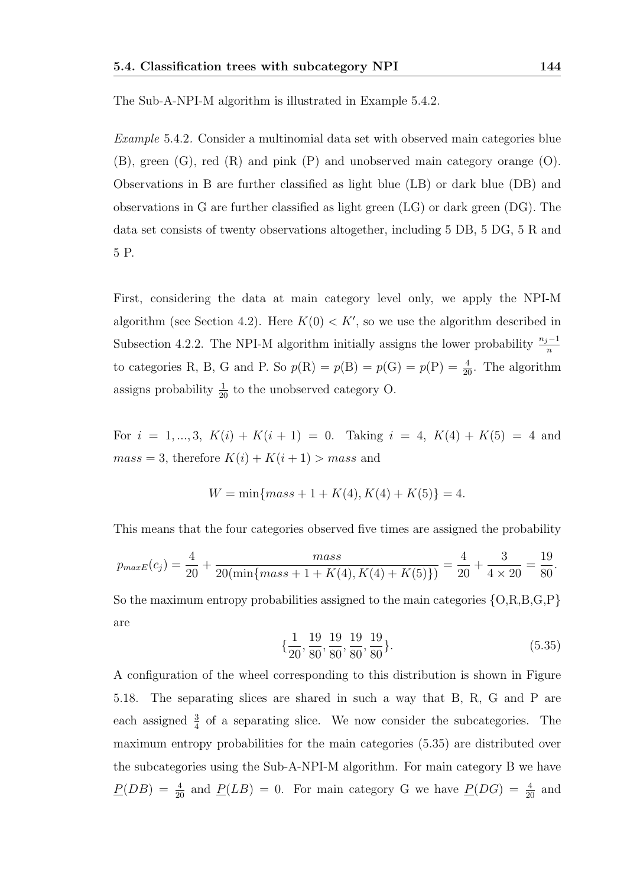The Sub-A-NPI-M algorithm is illustrated in Example 5.4.2.

*Example* 5.4.2. Consider a multinomial data set with observed main categories blue (B), green (G), red (R) and pink (P) and unobserved main category orange (O). Observations in B are further classified as light blue (LB) or dark blue (DB) and observations in G are further classified as light green (LG) or dark green (DG). The data set consists of twenty observations altogether, including 5 DB, 5 DG, 5 R and 5 P.

First, considering the data at main category level only, we apply the NPI-M algorithm (see Section 4.2). Here $K(0) < K'$, so we use the algorithm described in Subsection 4.2.2. The NPI-M algorithm initially assigns the lower probability $\frac{n_j - 1}{n}$ to categories R, B, G and P. So $p(\text{R}) = p(\text{B}) = p(\text{G}) = p(\text{P}) = \frac{4}{20}$. The algorithm assigns probability $\frac{1}{20}$ to the unobserved category O.

For $i = 1, ..., 3$, $K(i) + K(i+1) = 0$. Taking $i = 4$, $K(4) + K(5) = 4$ and $mass = 3$, therefore $K(i) + K(i+1) > mass$ and

$$W = \min\{mass + 1 + K(4), K(4) + K(5)\} = 4.$$

This means that the four categories observed five times are assigned the probability

$$p_{maxE}(c_j) = \frac{4}{20} + \frac{mass}{20(\min\{mass + 1 + K(4), K(4) + K(5)\})} = \frac{4}{20} + \frac{3}{4 \times 20} = \frac{19}{80}.$$

So the maximum entropy probabilities assigned to the main categories {O,R,B,G,P} are

$$\{\frac{1}{20}, \frac{19}{80}, \frac{19}{80}, \frac{19}{80}, \frac{19}{80}\}. \tag{5.35}$$

A configuration of the wheel corresponding to this distribution is shown in Figure 5.18. The separating slices are shared in such a way that B, R, G and P are each assigned $\frac{3}{4}$ of a separating slice. We now consider the subcategories. The maximum entropy probabilities for the main categories (5.35) are distributed over the subcategories using the Sub-A-NPI-M algorithm. For main category B we have $\underline{P}(DB) = \frac{4}{20}$ and $\underline{P}(LB) = 0$. For main category G we have $\underline{P}(DG) = \frac{4}{20}$ and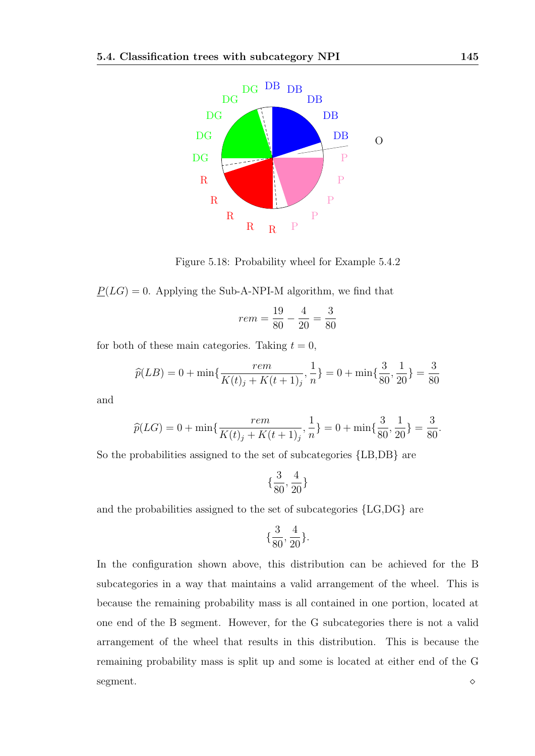Figure 5.18: Probability wheel for Example 5.4.2

$\underline{P}(LG) = 0$. Applying the Sub-A-NPI-M algorithm, we find that

$$rem = \frac{19}{80} - \frac{4}{20} = \frac{3}{80}$$

for both of these main categories. Taking $t = 0$,

$$\widehat{p}(LB) = 0 + \min\{\frac{rem}{K(t)_j + K(t+1)_j}, \frac{1}{n}\} = 0 + \min\{\frac{3}{80}, \frac{1}{20}\} = \frac{3}{80}$$

and

$$\widehat{p}(LG) = 0 + \min\{\frac{rem}{K(t)_j + K(t+1)_j}, \frac{1}{n}\} = 0 + \min\{\frac{3}{80}, \frac{1}{20}\} = \frac{3}{80}.$$

So the probabilities assigned to the set of subcategories {LB,DB} are

$$\{\frac{3}{80}, \frac{4}{20}\}$$

and the probabilities assigned to the set of subcategories {LG,DG} are

$$\{\frac{3}{80}, \frac{4}{20}\}.$$

In the configuration shown above, this distribution can be achieved for the B subcategories in a way that maintains a valid arrangement of the wheel. This is because the remaining probability mass is all contained in one portion, located at one end of the B segment. However, for the G subcategories there is not a valid arrangement of the wheel that results in this distribution. This is because the remaining probability mass is split up and some is located at either end of the G segment. ⋄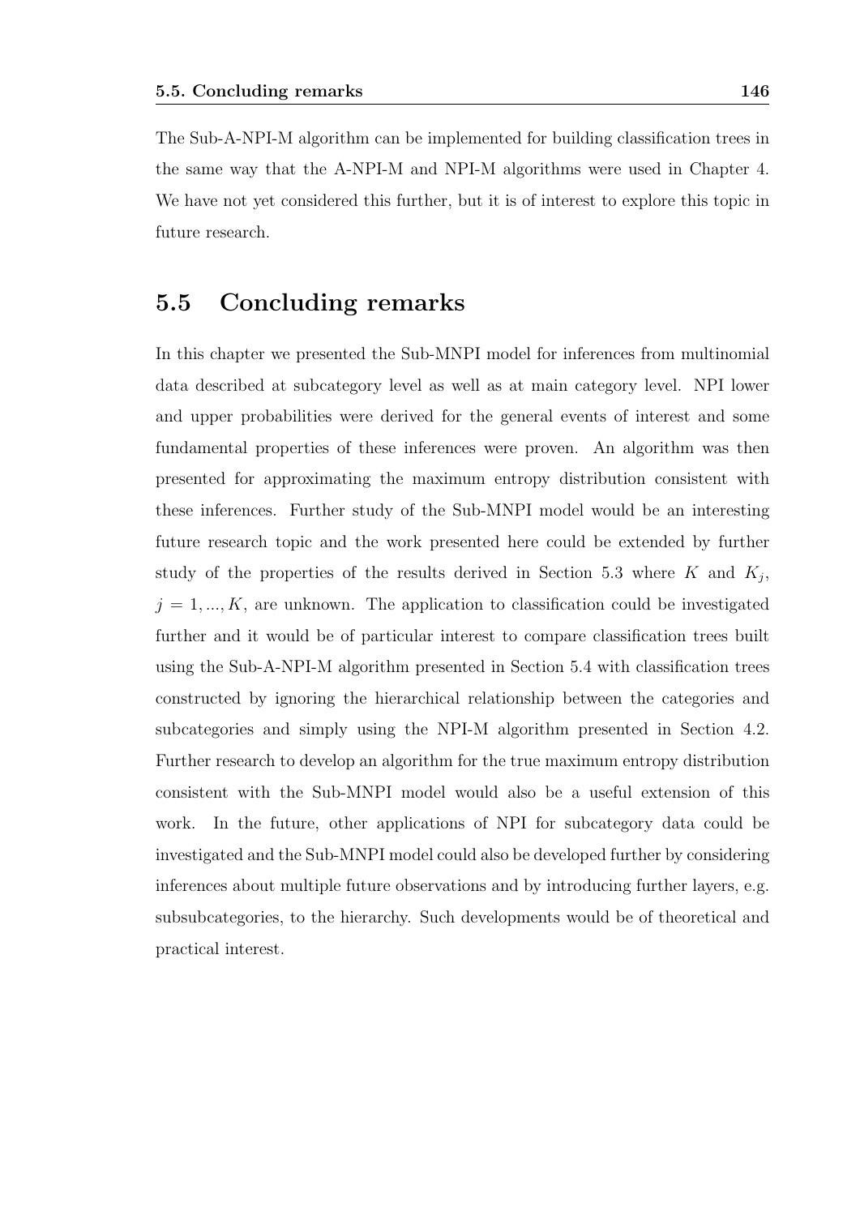The Sub-A-NPI-M algorithm can be implemented for building classification trees in the same way that the A-NPI-M and NPI-M algorithms were used in Chapter 4. We have not yet considered this further, but it is of interest to explore this topic in future research.

## 5.5 Concluding remarks

In this chapter we presented the Sub-MNPI model for inferences from multinomial data described at subcategory level as well as at main category level. NPI lower and upper probabilities were derived for the general events of interest and some fundamental properties of these inferences were proven. An algorithm was then presented for approximating the maximum entropy distribution consistent with these inferences. Further study of the Sub-MNPI model would be an interesting future research topic and the work presented here could be extended by further study of the properties of the results derived in Section 5.3 where $K$ and $K_j$, $j = 1, ..., K$, are unknown. The application to classification could be investigated further and it would be of particular interest to compare classification trees built using the Sub-A-NPI-M algorithm presented in Section 5.4 with classification trees constructed by ignoring the hierarchical relationship between the categories and subcategories and simply using the NPI-M algorithm presented in Section 4.2. Further research to develop an algorithm for the true maximum entropy distribution consistent with the Sub-MNPI model would also be a useful extension of this work. In the future, other applications of NPI for subcategory data could be investigated and the Sub-MNPI model could also be developed further by considering inferences about multiple future observations and by introducing further layers, e.g. subsubcategories, to the hierarchy. Such developments would be of theoretical and practical interest.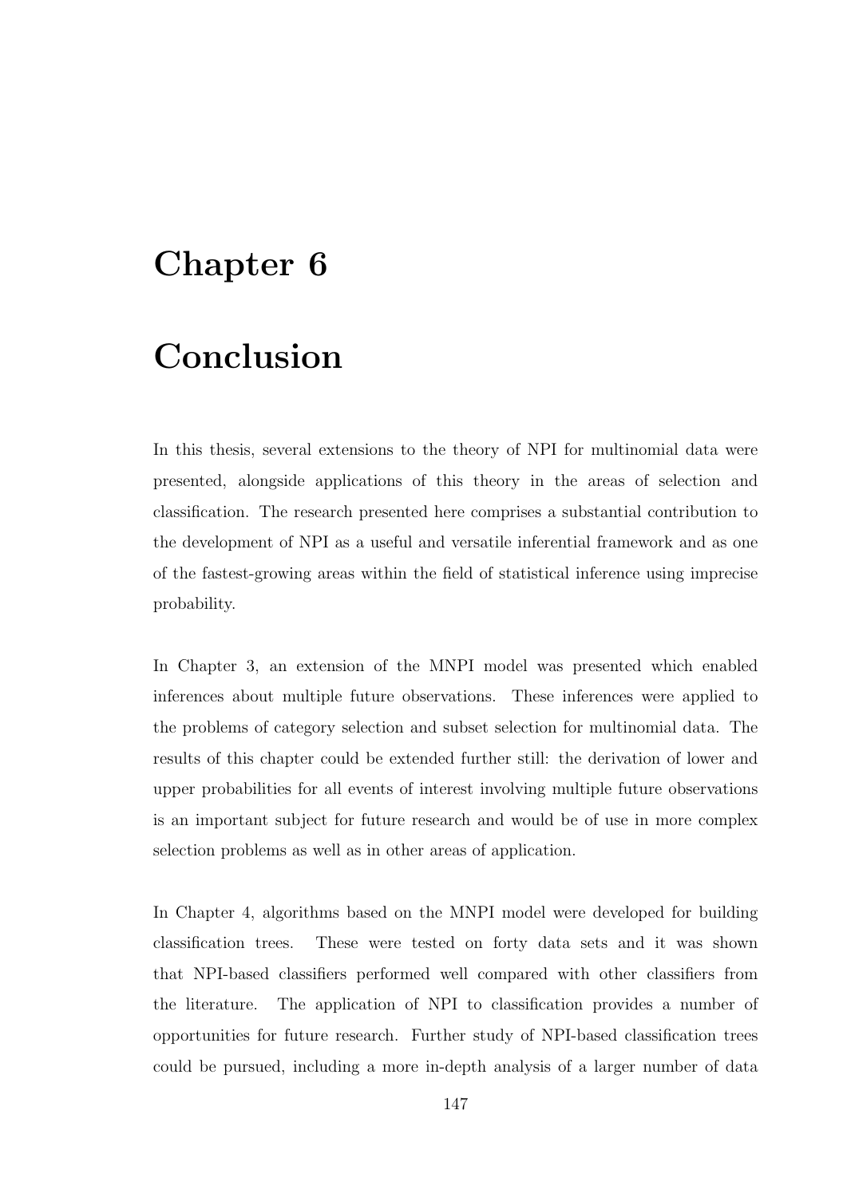# Chapter 6

# Conclusion

In this thesis, several extensions to the theory of NPI for multinomial data were presented, alongside applications of this theory in the areas of selection and classification. The research presented here comprises a substantial contribution to the development of NPI as a useful and versatile inferential framework and as one of the fastest-growing areas within the field of statistical inference using imprecise probability.

In Chapter 3, an extension of the MNPI model was presented which enabled inferences about multiple future observations. These inferences were applied to the problems of category selection and subset selection for multinomial data. The results of this chapter could be extended further still: the derivation of lower and upper probabilities for all events of interest involving multiple future observations is an important subject for future research and would be of use in more complex selection problems as well as in other areas of application.

In Chapter 4, algorithms based on the MNPI model were developed for building classification trees. These were tested on forty data sets and it was shown that NPI-based classifiers performed well compared with other classifiers from the literature. The application of NPI to classification provides a number of opportunities for future research. Further study of NPI-based classification trees could be pursued, including a more in-depth analysis of a larger number of data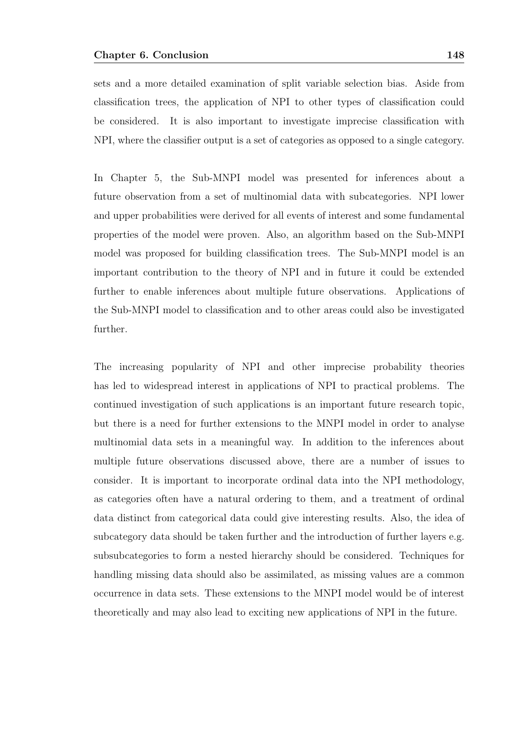sets and a more detailed examination of split variable selection bias. Aside from classification trees, the application of NPI to other types of classification could be considered. It is also important to investigate imprecise classification with NPI, where the classifier output is a set of categories as opposed to a single category.

In Chapter 5, the Sub-MNPI model was presented for inferences about a future observation from a set of multinomial data with subcategories. NPI lower and upper probabilities were derived for all events of interest and some fundamental properties of the model were proven. Also, an algorithm based on the Sub-MNPI model was proposed for building classification trees. The Sub-MNPI model is an important contribution to the theory of NPI and in future it could be extended further to enable inferences about multiple future observations. Applications of the Sub-MNPI model to classification and to other areas could also be investigated further.

The increasing popularity of NPI and other imprecise probability theories has led to widespread interest in applications of NPI to practical problems. The continued investigation of such applications is an important future research topic, but there is a need for further extensions to the MNPI model in order to analyse multinomial data sets in a meaningful way. In addition to the inferences about multiple future observations discussed above, there are a number of issues to consider. It is important to incorporate ordinal data into the NPI methodology, as categories often have a natural ordering to them, and a treatment of ordinal data distinct from categorical data could give interesting results. Also, the idea of subcategory data should be taken further and the introduction of further layers e.g. subsubcategories to form a nested hierarchy should be considered. Techniques for handling missing data should also be assimilated, as missing values are a common occurrence in data sets. These extensions to the MNPI model would be of interest theoretically and may also lead to exciting new applications of NPI in the future.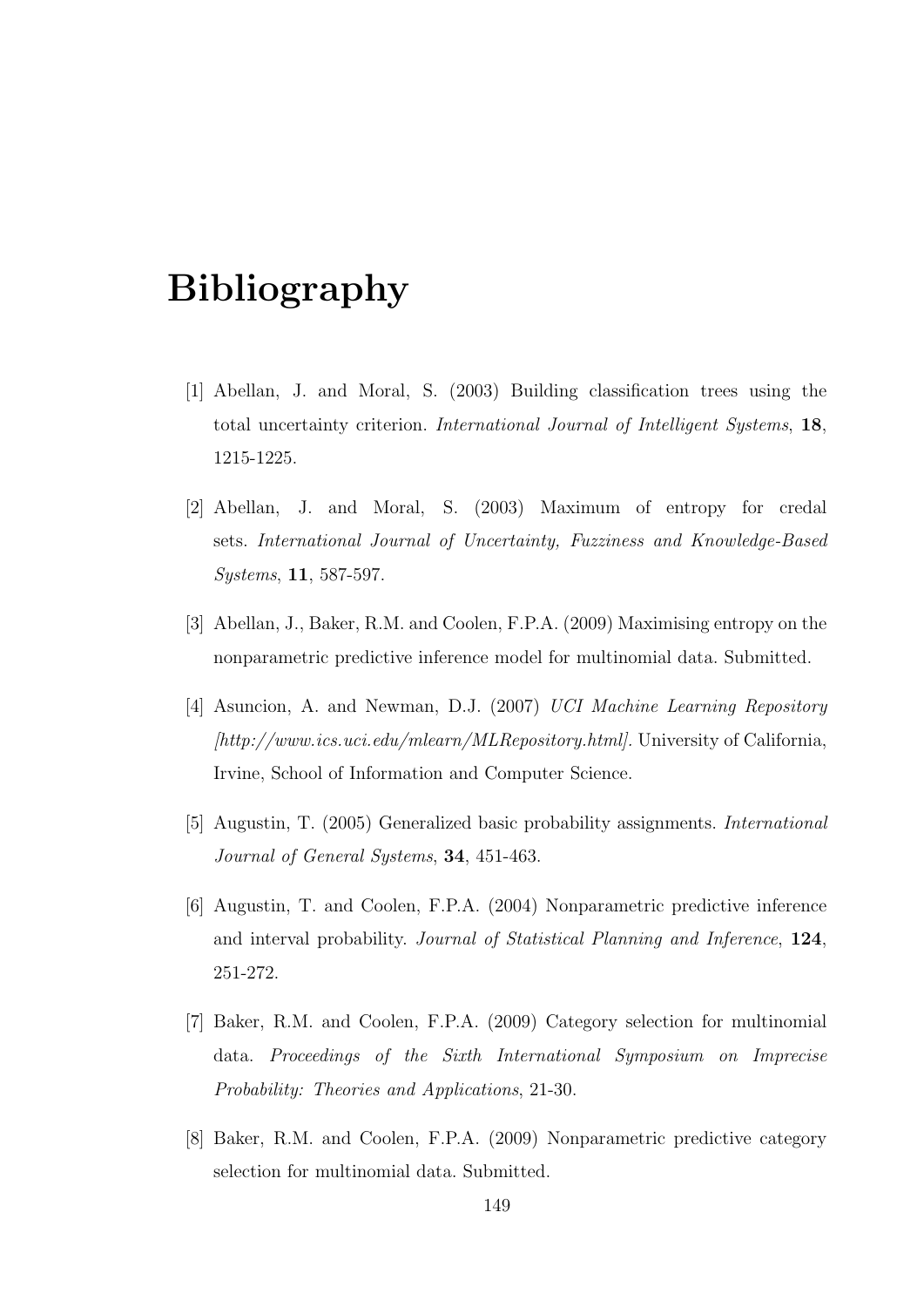# Bibliography

[1] Abellan, J. and Moral, S. (2003) Building classification trees using the total uncertainty criterion. *International Journal of Intelligent Systems*, **18**, 1215-1225.

[2] Abellan, J. and Moral, S. (2003) Maximum of entropy for credal sets. *International Journal of Uncertainty, Fuzziness and Knowledge-Based Systems*, **11**, 587-597.

[3] Abellan, J., Baker, R.M. and Coolen, F.P.A. (2009) Maximising entropy on the nonparametric predictive inference model for multinomial data. Submitted.

[4] Asuncion, A. and Newman, D.J. (2007) *UCI Machine Learning Repository [http://www.ics.uci.edu/mlearn/MLRepository.html]*. University of California, Irvine, School of Information and Computer Science.

[5] Augustin, T. (2005) Generalized basic probability assignments. *International Journal of General Systems*, **34**, 451-463.

[6] Augustin, T. and Coolen, F.P.A. (2004) Nonparametric predictive inference and interval probability. *Journal of Statistical Planning and Inference*, **124**, 251-272.

[7] Baker, R.M. and Coolen, F.P.A. (2009) Category selection for multinomial data. *Proceedings of the Sixth International Symposium on Imprecise Probability: Theories and Applications*, 21-30.

[8] Baker, R.M. and Coolen, F.P.A. (2009) Nonparametric predictive category selection for multinomial data. Submitted.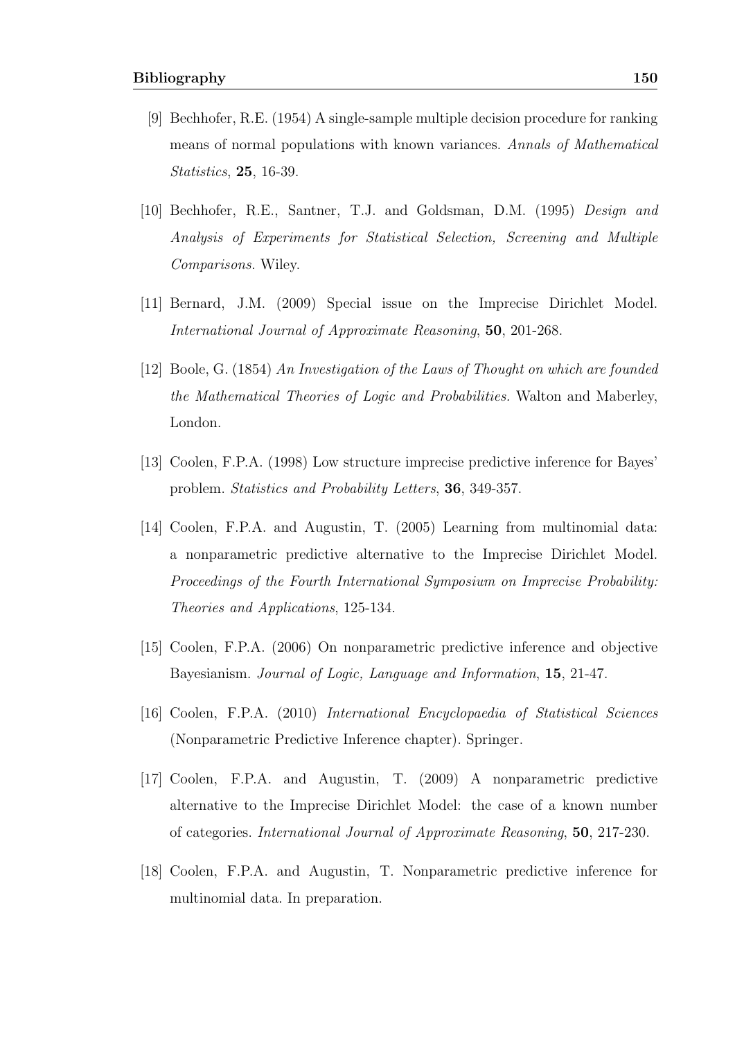[9] Bechhofer, R.E. (1954) A single-sample multiple decision procedure for ranking means of normal populations with known variances. *Annals of Mathematical Statistics*, **25**, 16-39.

[10] Bechhofer, R.E., Santner, T.J. and Goldsman, D.M. (1995) *Design and Analysis of Experiments for Statistical Selection, Screening and Multiple Comparisons.* Wiley.

[11] Bernard, J.M. (2009) Special issue on the Imprecise Dirichlet Model. *International Journal of Approximate Reasoning*, **50**, 201-268.

[12] Boole, G. (1854) *An Investigation of the Laws of Thought on which are founded the Mathematical Theories of Logic and Probabilities.* Walton and Maberley, London.

[13] Coolen, F.P.A. (1998) Low structure imprecise predictive inference for Bayes' problem. *Statistics and Probability Letters*, **36**, 349-357.

[14] Coolen, F.P.A. and Augustin, T. (2005) Learning from multinomial data: a nonparametric predictive alternative to the Imprecise Dirichlet Model. *Proceedings of the Fourth International Symposium on Imprecise Probability: Theories and Applications*, 125-134.

[15] Coolen, F.P.A. (2006) On nonparametric predictive inference and objective Bayesianism. *Journal of Logic, Language and Information*, **15**, 21-47.

[16] Coolen, F.P.A. (2010) *International Encyclopaedia of Statistical Sciences* (Nonparametric Predictive Inference chapter). Springer.

[17] Coolen, F.P.A. and Augustin, T. (2009) A nonparametric predictive alternative to the Imprecise Dirichlet Model: the case of a known number of categories. *International Journal of Approximate Reasoning*, **50**, 217-230.

[18] Coolen, F.P.A. and Augustin, T. Nonparametric predictive inference for multinomial data. In preparation.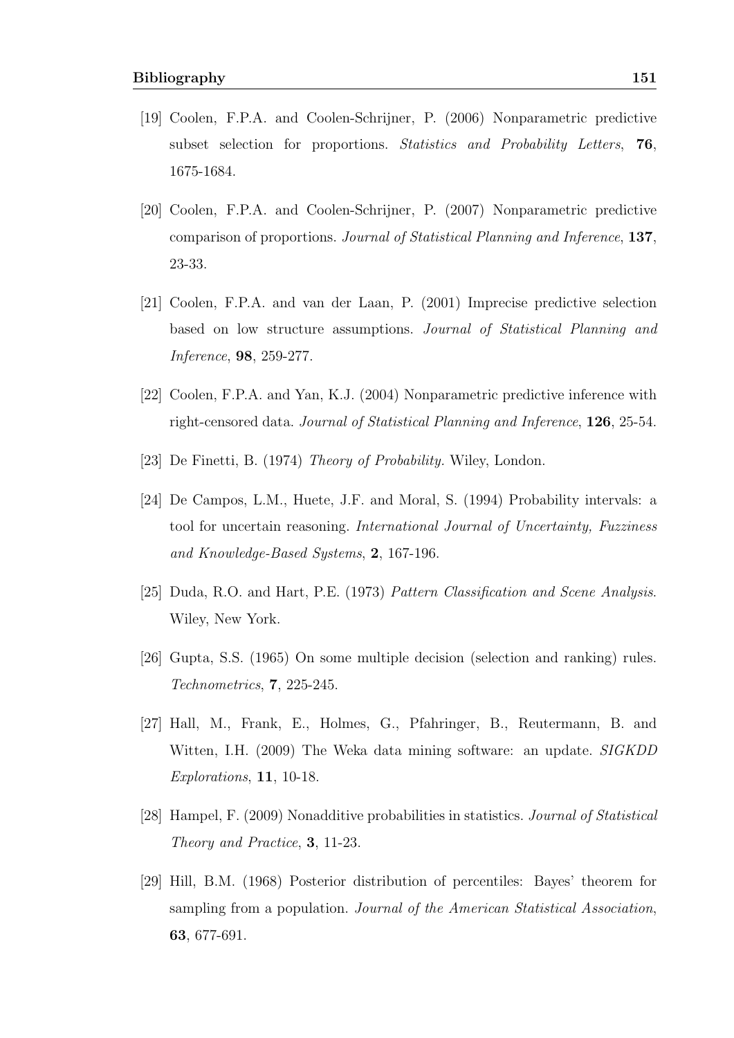[19] Coolen, F.P.A. and Coolen-Schrijner, P. (2006) Nonparametric predictive subset selection for proportions. *Statistics and Probability Letters*, **76**, 1675-1684.

[20] Coolen, F.P.A. and Coolen-Schrijner, P. (2007) Nonparametric predictive comparison of proportions. *Journal of Statistical Planning and Inference*, **137**, 23-33.

[21] Coolen, F.P.A. and van der Laan, P. (2001) Imprecise predictive selection based on low structure assumptions. *Journal of Statistical Planning and Inference*, **98**, 259-277.

[22] Coolen, F.P.A. and Yan, K.J. (2004) Nonparametric predictive inference with right-censored data. *Journal of Statistical Planning and Inference*, **126**, 25-54.

[23] De Finetti, B. (1974) *Theory of Probability.* Wiley, London.

[24] De Campos, L.M., Huete, J.F. and Moral, S. (1994) Probability intervals: a tool for uncertain reasoning. *International Journal of Uncertainty, Fuzziness and Knowledge-Based Systems*, **2**, 167-196.

[25] Duda, R.O. and Hart, P.E. (1973) *Pattern Classification and Scene Analysis*. Wiley, New York.

[26] Gupta, S.S. (1965) On some multiple decision (selection and ranking) rules. *Technometrics*, **7**, 225-245.

[27] Hall, M., Frank, E., Holmes, G., Pfahringer, B., Reutermann, B. and Witten, I.H. (2009) The Weka data mining software: an update. *SIGKDD Explorations*, **11**, 10-18.

[28] Hampel, F. (2009) Nonadditive probabilities in statistics. *Journal of Statistical Theory and Practice*, **3**, 11-23.

[29] Hill, B.M. (1968) Posterior distribution of percentiles: Bayes' theorem for sampling from a population. *Journal of the American Statistical Association*, **63**, 677-691.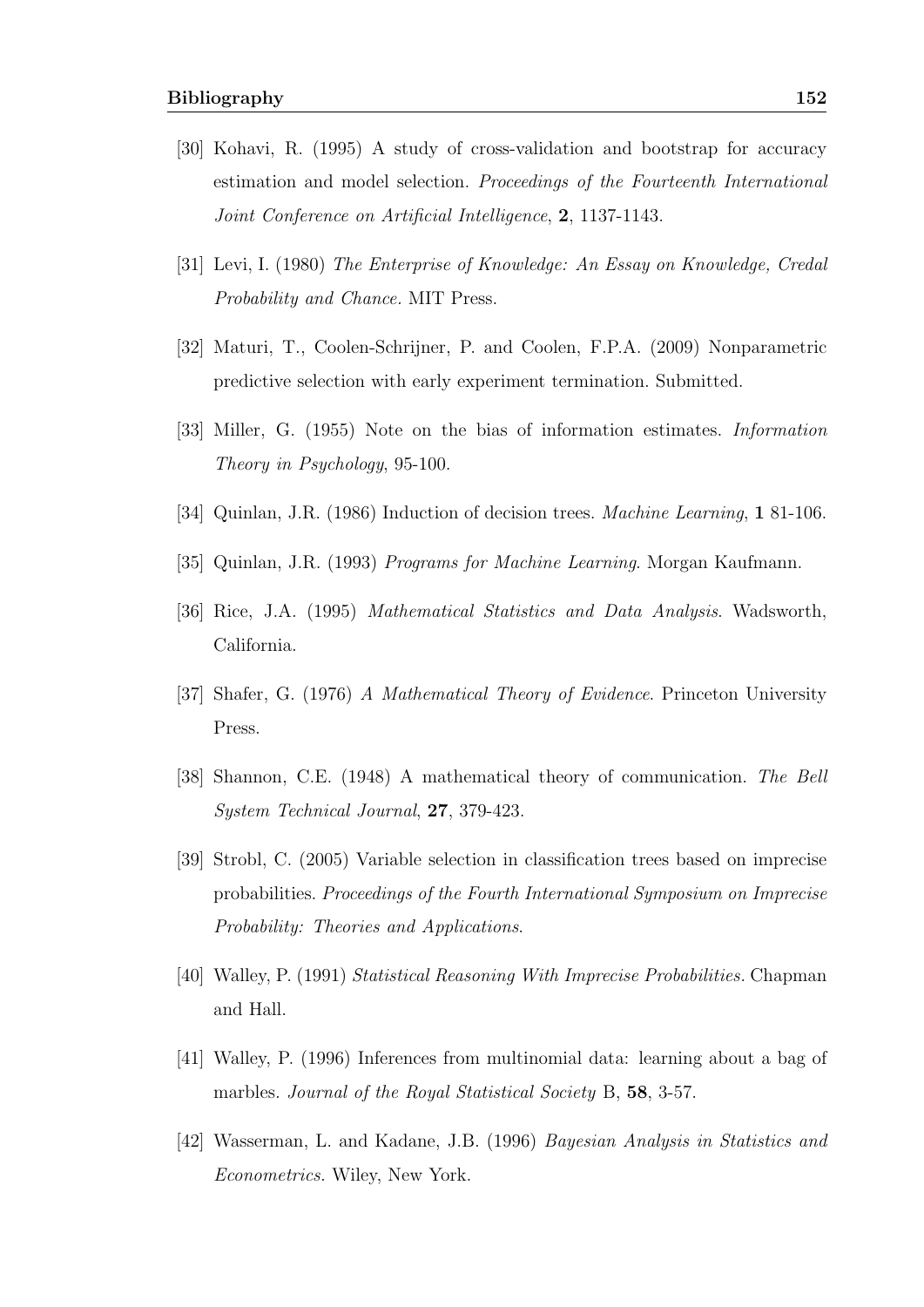[30] Kohavi, R. (1995) A study of cross-validation and bootstrap for accuracy estimation and model selection. *Proceedings of the Fourteenth International Joint Conference on Artificial Intelligence*, **2**, 1137-1143.

[31] Levi, I. (1980) *The Enterprise of Knowledge: An Essay on Knowledge, Credal Probability and Chance*. MIT Press.

[32] Maturi, T., Coolen-Schrijner, P. and Coolen, F.P.A. (2009) Nonparametric predictive selection with early experiment termination. Submitted.

[33] Miller, G. (1955) Note on the bias of information estimates. *Information Theory in Psychology*, 95-100.

[34] Quinlan, J.R. (1986) Induction of decision trees. *Machine Learning*, **1** 81-106.

[35] Quinlan, J.R. (1993) *Programs for Machine Learning*. Morgan Kaufmann.

[36] Rice, J.A. (1995) *Mathematical Statistics and Data Analysis*. Wadsworth, California.

[37] Shafer, G. (1976) *A Mathematical Theory of Evidence*. Princeton University Press.

[38] Shannon, C.E. (1948) A mathematical theory of communication. *The Bell System Technical Journal*, **27**, 379-423.

[39] Strobl, C. (2005) Variable selection in classification trees based on imprecise probabilities. *Proceedings of the Fourth International Symposium on Imprecise Probability: Theories and Applications*.

[40] Walley, P. (1991) *Statistical Reasoning With Imprecise Probabilities*. Chapman and Hall.

[41] Walley, P. (1996) Inferences from multinomial data: learning about a bag of marbles. *Journal of the Royal Statistical Society* B, **58**, 3-57.

[42] Wasserman, L. and Kadane, J.B. (1996) *Bayesian Analysis in Statistics and Econometrics*. Wiley, New York.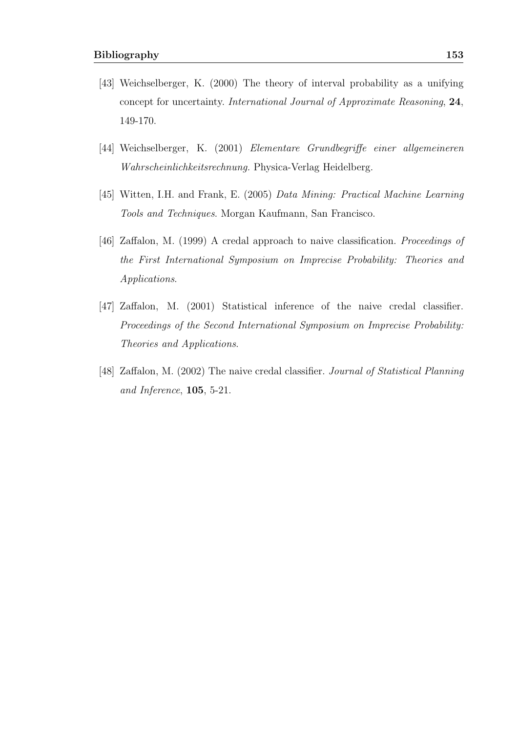[43] Weichselberger, K. (2000) The theory of interval probability as a unifying concept for uncertainty. *International Journal of Approximate Reasoning*, **24**, 149-170.

[44] Weichselberger, K. (2001) *Elementare Grundbegriffe einer allgemeineren Wahrscheinlichkeitsrechnung*. Physica-Verlag Heidelberg.

[45] Witten, I.H. and Frank, E. (2005) *Data Mining: Practical Machine Learning Tools and Techniques*. Morgan Kaufmann, San Francisco.

[46] Zaffalon, M. (1999) A credal approach to naive classification. *Proceedings of the First International Symposium on Imprecise Probability: Theories and Applications*.

[47] Zaffalon, M. (2001) Statistical inference of the naive credal classifier. *Proceedings of the Second International Symposium on Imprecise Probability: Theories and Applications*.

[48] Zaffalon, M. (2002) The naive credal classifier. *Journal of Statistical Planning and Inference*, **105**, 5-21.